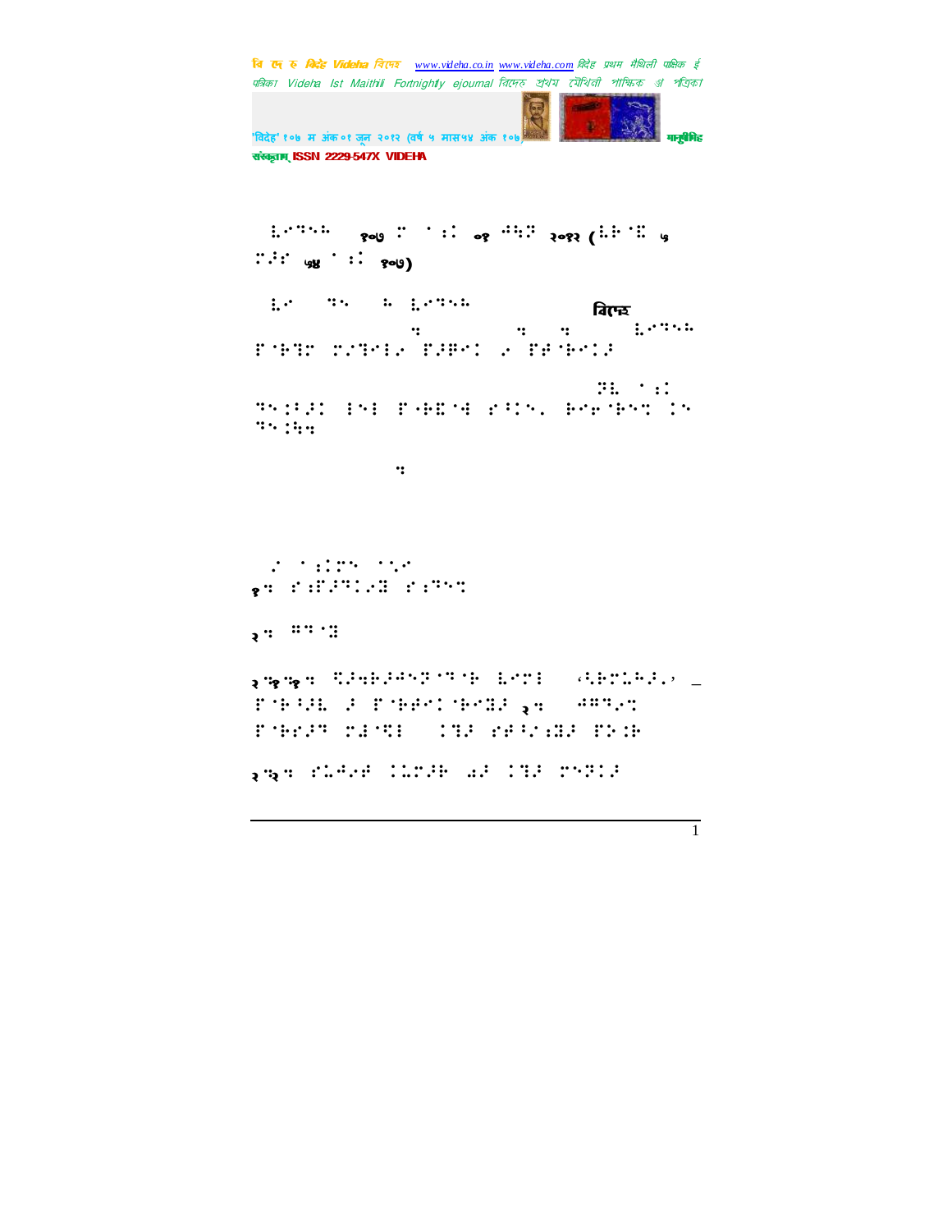⠈⠧⠊⠙⠑⠓⠈ १०७ ⠍ ⠁⠝⠅ ०१ ⠚⠥⠝ २०१२ (⠧⠗⠱ ५ ⠍⠁⠎ ५४ ⠁⠝⠅ १०७)

⠧⠊ ⠙⠑ ⠓ ⠧⠊⠙⠑⠓ **बिदेह** ⠂ ⠂ ⠂ ⠧⠊⠙⠑⠓ ⠏⠗⠮⠍ ⠍⠌⠮⠊⠇⠊ ⠏⠁⠅⠊⠅ ⠊ ⠏⠞⠗⠊⠅⠁

⠎⠓ ⠁⠝⠅ ⠙⠑⠉⠁⠝ ⠜⠑⠜ ⠏⠗⠓⠍⠗⠊ ⠎⠁⠝⠑ ⠓⠊⠗⠕⠓⠑⠞ ⠅⠑ ⠙⠑⠉⠓⠂

⠂

⠊ ⠁⠝⠅⠍⠑ ⠁⠑⠊
१. ⠎⠁⠏⠁⠙⠅⠊⠽ ⠎⠁⠙⠑⠞

२. ⠛⠙⠁⠽

२.१.१. ⠉⠁⠂⠓⠁⠛⠑⠏⠙⠁⠓ ⠇⠊⠍⠇ ‘⠣⠓⠍⠇⠓⠁⠊’ – ⠏⠁⠓⠣⠁⠇ ⠁ ⠏⠁⠓⠗⠊⠅⠁⠓⠊⠽⠁ २. ⠚⠛⠙⠊⠞ ⠏⠁⠓⠊⠁⠙ ⠍⠥⠁⠙⠇ ⠅⠙⠁ ⠎⠗⠣⠊⠥⠽⠁ ⠏⠕⠥⠓

२.२. ⠎⠇⠚⠊⠗ ⠅⠇⠍⠁⠓ ⠫⠁ ⠅⠙⠁ ⠍⠑⠏⠅⠁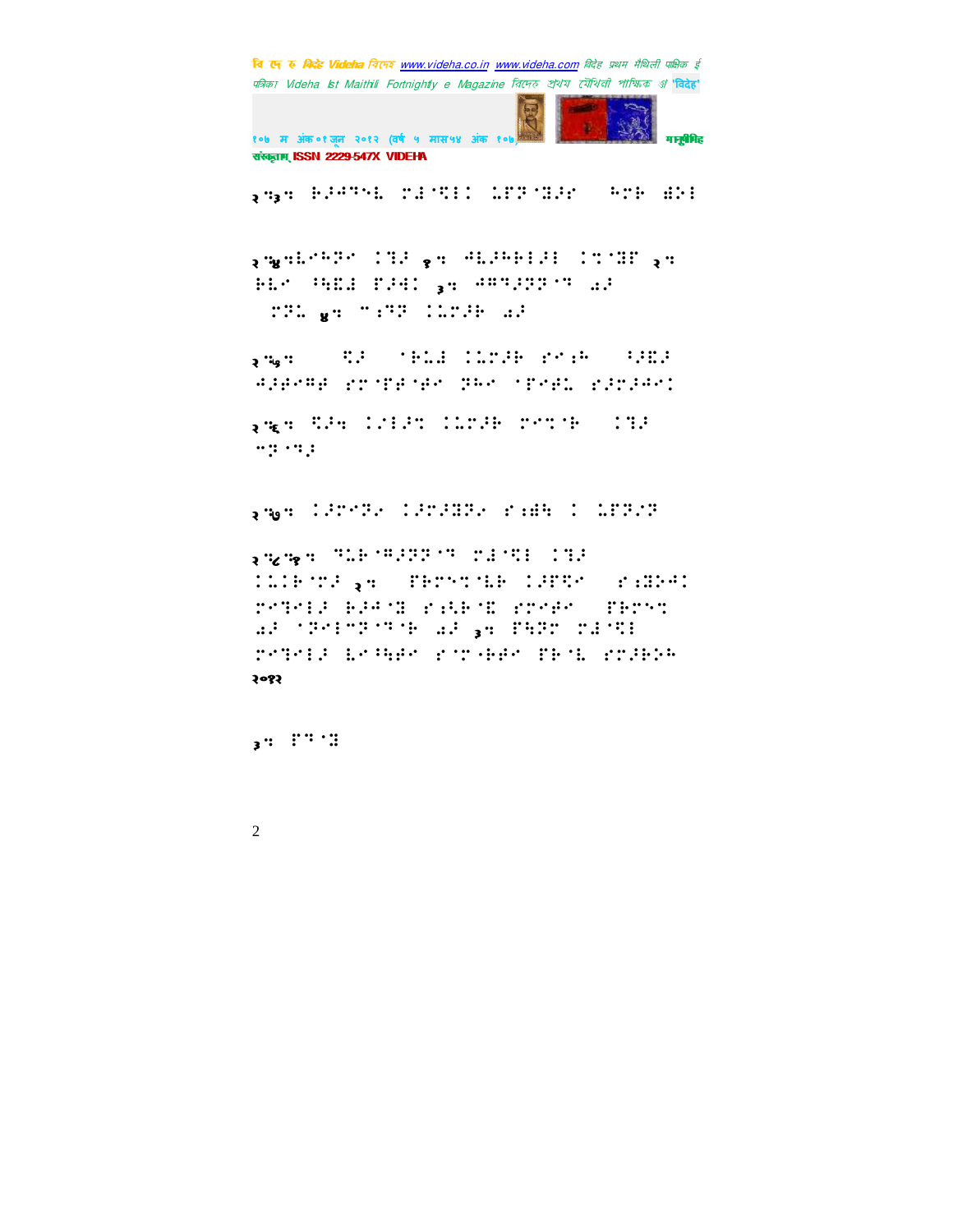२.३. ⠗�plus braille...

२.३.

२.४.

१.

२.

३.

४.

२.५.

२.६.

२.७.

२.८.१.

२.

३.

२०१२

३.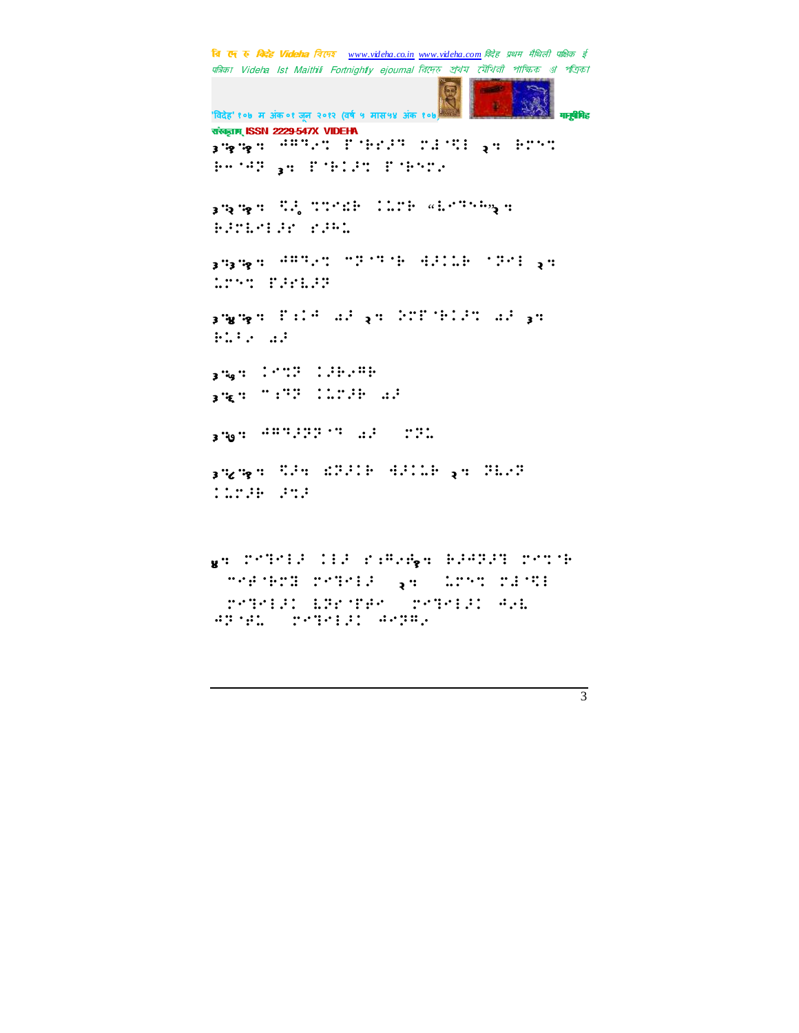३.१.१. २. ३.

३.२.१. २.

३.३.१. २.

३.४.१. २. ३.

३.५.

३.६.

३.७.

३.८.१. २.

४. १. २.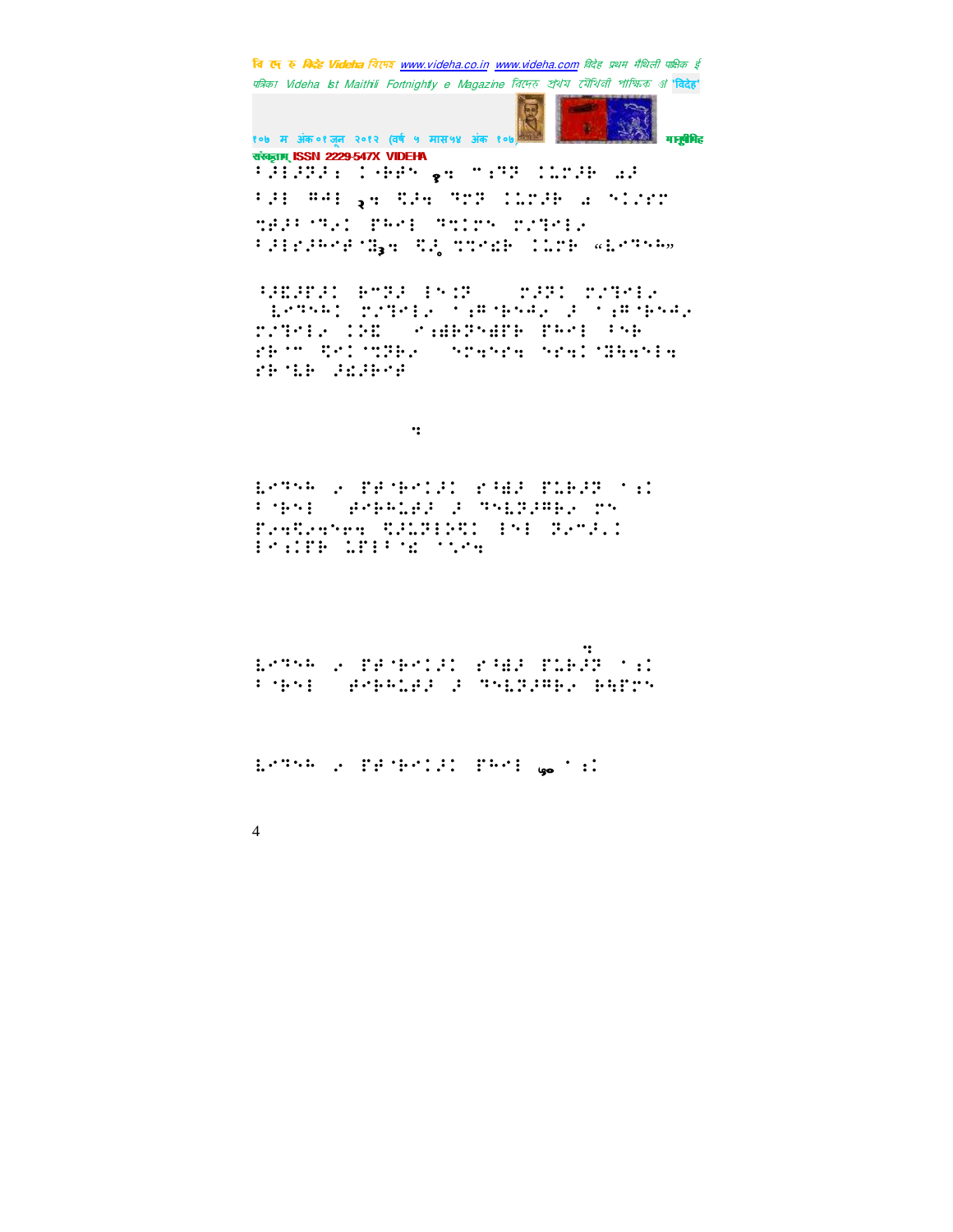⠃⠚⠇⠉⠗⠚⠆⠀⠉⠐⠗⠋⠝⠀१⠒⠀⠉⠆⠙⠕⠀⠉⠥⠍⠚⠗⠀⠪⠚

⠃⠚⠇⠀⠛⠓⠇⠀२⠒⠀⠧⠚⠒⠀⠙⠍⠕⠀⠉⠥⠍⠚⠗⠀⠪⠀⠝⠉⠌⠎⠍

⠹⠿⠚⠃⠈⠙⠂⠉⠀⠋⠓⠑⠇⠀⠙⠒⠉⠍⠝⠀⠍⠌⠙⠑⠇⠂

⠃⠚⠇⠎⠚⠓⠑⠋⠈⠿३⠒⠀⠧⠚०⠀⠒⠍⠑⠫⠗⠀⠉⠥⠍⠗⠀«⠇⠑⠙⠝⠓»

⠘⠚⠿⠚⠋⠚⠉⠀⠗⠑⠕⠚⠀⠇⠝⠉⠕⠀⠀⠀⠀⠍⠚⠕⠉⠀⠍⠌⠙⠑⠇⠂

⠀⠇⠑⠙⠝⠓⠉⠀⠍⠌⠙⠑⠇⠂⠀⠁⠆⠛⠈⠗⠝⠙⠂⠀⠚⠀⠁⠆⠛⠈⠗⠝⠙⠂

⠍⠌⠙⠑⠇⠂⠀⠉⠝⠿⠀⠀⠁⠆⠿⠗⠕⠝⠿⠋⠗⠀⠋⠓⠑⠇⠀⠃⠝⠗

⠎⠗⠈⠍⠀⠧⠑⠉⠈⠒⠕⠗⠂⠀⠀⠝⠑⠒⠝⠑⠒⠀⠝⠑⠒⠉⠈⠿⠒⠒⠝⠇⠒

⠎⠗⠈⠇⠗⠀⠚⠫⠚⠗⠑⠋

⠒

⠇⠑⠙⠝⠓⠀⠂⠀⠋⠋⠈⠗⠑⠉⠚⠉⠀⠎⠘⠿⠚⠀⠋⠥⠗⠚⠕⠀⠁⠆⠉

⠃⠈⠗⠝⠇⠀⠀⠀⠋⠑⠗⠓⠥⠿⠚⠀⠚⠀⠙⠝⠇⠕⠚⠛⠗⠂⠀⠍⠝

⠋⠂⠒⠧⠂⠒⠝⠑⠒⠀⠧⠚⠥⠕⠇⠗⠧⠉⠀⠇⠝⠇⠀⠕⠂⠍⠚⠌⠉

⠇⠑⠆⠉⠋⠗⠀⠥⠋⠇⠃⠈⠫⠀⠁⠌⠑⠒

⠒

⠇⠑⠙⠝⠓⠀⠂⠀⠋⠋⠈⠗⠑⠉⠚⠉⠀⠎⠘⠿⠚⠀⠋⠥⠗⠚⠕⠀⠁⠆⠉

⠃⠈⠗⠝⠇⠀⠀⠀⠋⠑⠗⠓⠥⠿⠚⠀⠚⠀⠙⠝⠇⠕⠚⠛⠗⠂⠀⠗⠓⠋⠍⠝

⠇⠑⠙⠝⠓⠀⠂⠀⠋⠋⠈⠗⠑⠉⠚⠉⠀⠋⠓⠑⠇⠀७०⠀⠁⠆⠉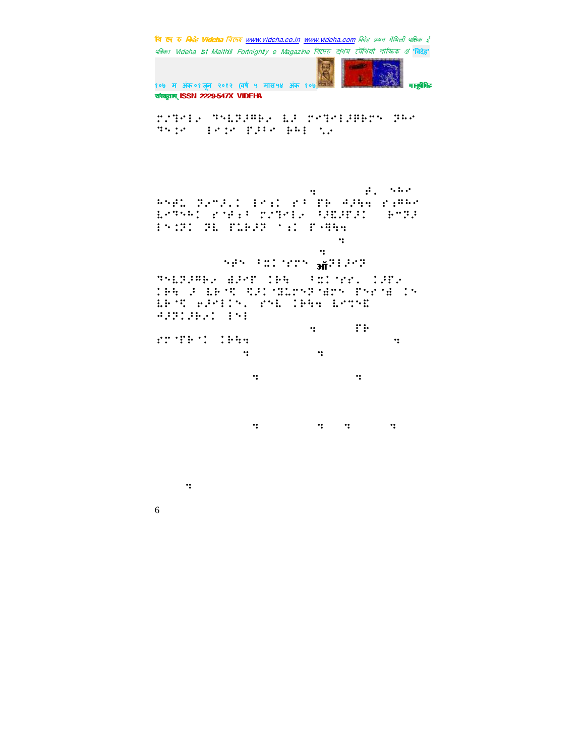⠭�İ⠙⠊⠇⠦ ⠙⠓⠇⠝⠨⠛⠗⠦ ⠇⠨ ⠗⠊⠙⠊⠇⠨⠛⠗⠗⠓ ⠝⠓⠊ ⠙⠓�i⠊ ⠂⠊⠾⠊ ⠏⠨⠃⠊ ⠗⠓⠂ ⠌⠦

⠹ ⠰⠂ ⠒⠓⠊

⠓⠒⠰⠇ ⠝⠦⠉⠨⠂⠅ ⠂⠊⠾⠅ ⠗⠁ ⠏⠗ ⠲⠨⠓⠹ ⠗⠾⠛⠓⠊ ⠇⠊⠙⠒⠓⠅ ⠗⠈⠰⠾⠁ ⠭⠨⠙⠊⠇⠦ ⠁⠨⠪⠨⠏⠨⠅ ⠗⠉⠝⠨ ⠂⠒⠵⠝⠅ ⠝⠇ ⠏⠇⠗⠨⠝ ⠁⠾⠅ ⠏⠲⠻⠹ ⠹

⠹

⠒⠰⠒ ⠁⠭⠅ ⠈⠗⠗⠒ ऑ⠝⠂⠨⠊⠝

⠙⠓⠇⠝⠨⠛⠗⠦ ⠻⠨⠊⠏ ⠅⠗⠹ ⠁⠭⠅ ⠈⠗⠗⠂ ⠅⠨⠏⠦ ⠅⠗⠹ ⠨ ⠇⠗⠈⠩ ⠩⠨⠅⠈⠪⠇⠗⠒⠝⠈⠻⠗⠒ ⠏⠒⠗⠈⠻ ⠅⠒ ⠇⠗⠈⠩ ⠢⠨⠊⠂⠅⠒⠂ ⠗⠒⠇ ⠅⠗⠹⠹ ⠇⠊⠉⠒⠪ ⠲⠨⠝⠅⠨⠗⠦⠅ ⠂⠒⠂

⠹ ⠏⠗

⠗⠉⠈⠏⠗⠈⠅ ⠅⠗⠹⠹ ⠹

⠹ ⠹

⠹ ⠹

⠹ ⠹ ⠹ ⠹

⠹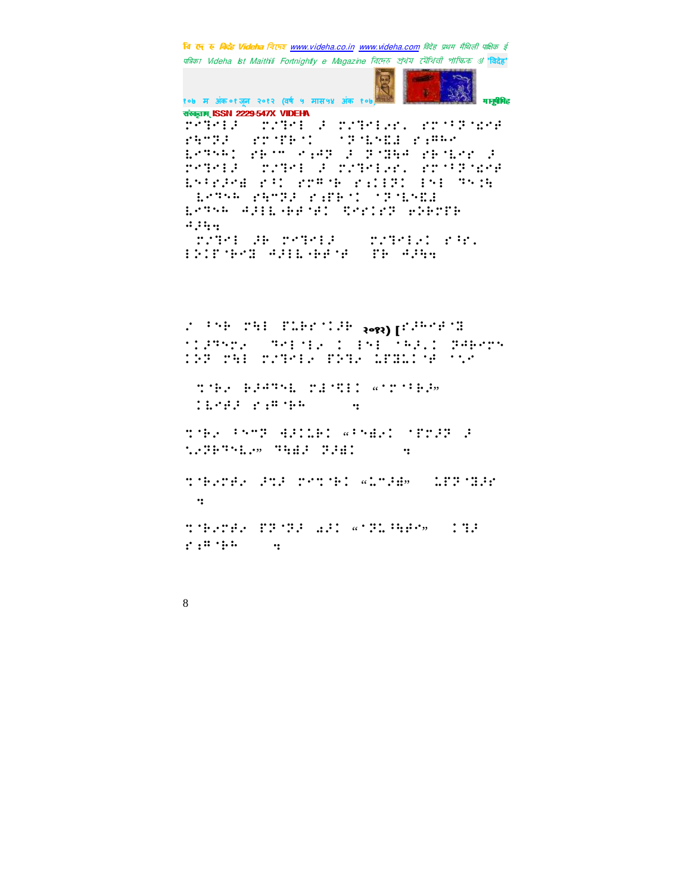संस्कृताम् ISSN 2229-547X VIDEHA

२०१२)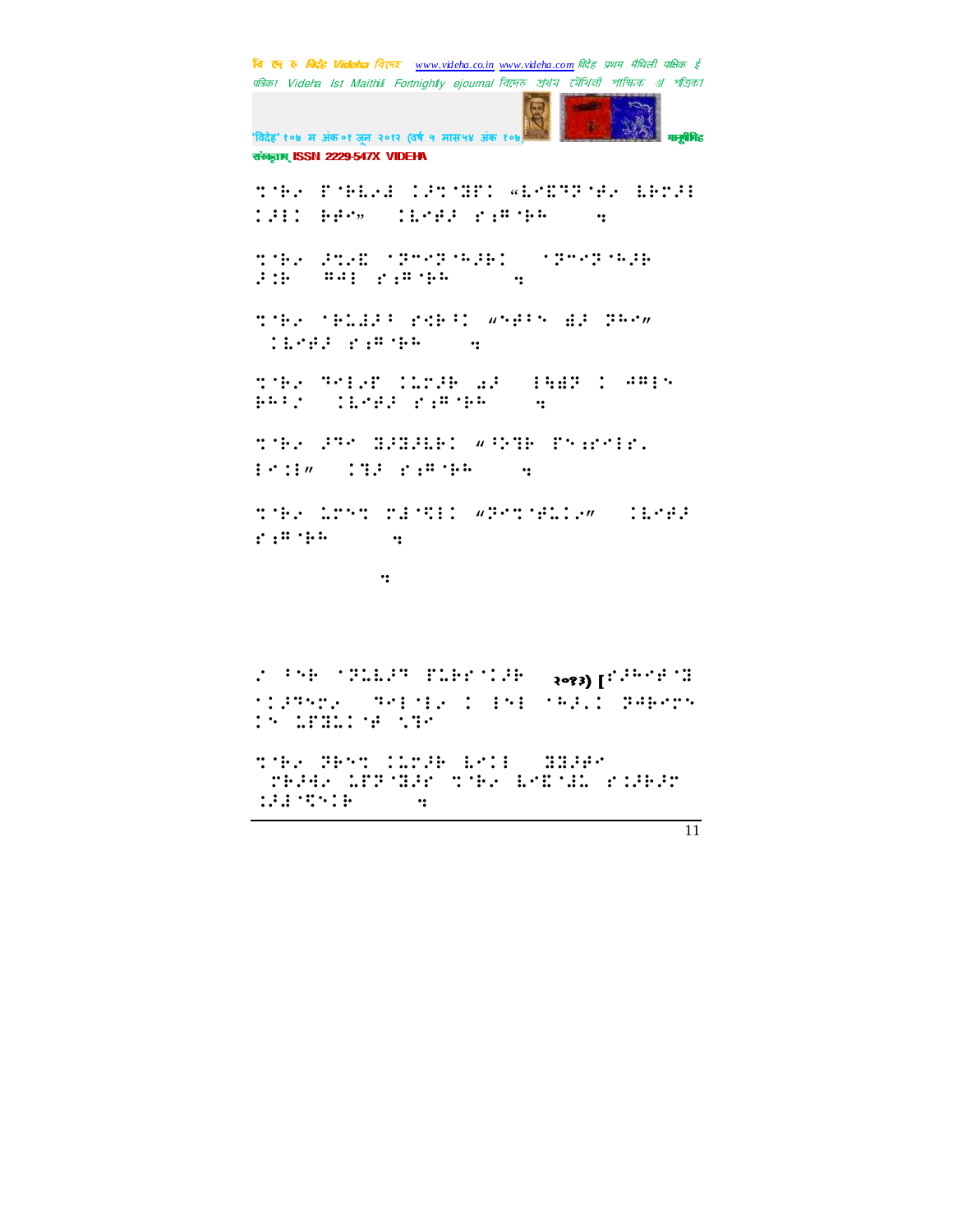⠙⠁⠗⠂ ⠋⠁⠗⠇⠂⠙ ⠅⠚⠙⠈⠝⠋⠅ «⠇⠊⠑⠝⠝⠁⠞⠂ ⠇⠗⠍⠚⠇ ⠅⠚⠇⠅ ⠗⠞⠊» ⠀⠅⠇⠊⠞⠚ ⠎⠆⠛⠁⠗⠓ ⠀⠀⠀⠀⠀⠲

⠙⠁⠗⠂ ⠚⠙⠂⠑ ⠁⠝⠉⠊⠝⠁⠓⠚⠗⠅ ⠀⠁⠝⠉⠊⠝⠁⠓⠚⠗ ⠚⠅⠗ ⠀⠛⠚⠇ ⠎⠆⠛⠁⠗⠓ ⠀⠀⠀⠀⠀⠀⠲

⠙⠁⠗⠂ ⠁⠗⠇⠙⠚⠄ ⠎⠹⠗⠄⠅ ⠶⠊⠞⠄⠝ ⠙⠚ ⠝⠓⠊⠶ ⠀⠅⠇⠊⠞⠚ ⠎⠆⠛⠁⠗⠓ ⠀⠀⠀⠀⠲

⠙⠁⠗⠂ ⠝⠊⠇⠂⠋ ⠅⠇⠍⠚⠗ ⠺⠚ ⠀⠇⠓⠙⠝ ⠅ ⠚⠛⠇⠝ ⠗⠓⠄⠌ ⠀⠅⠇⠊⠞⠚ ⠎⠆⠛⠁⠗⠓ ⠀⠀⠀⠀⠲

⠙⠁⠗⠂ ⠚⠝⠊ ⠙⠚⠙⠚⠇⠗⠅ ⠶⠄⠕⠙⠗ ⠋⠝⠆⠎⠊⠇⠎⠄ ⠇⠊⠅⠇⠶ ⠀⠅⠙⠚ ⠎⠆⠛⠁⠗⠓ ⠀⠀⠀⠀⠲

⠙⠁⠗⠂ ⠇⠍⠊⠙ ⠎⠙⠈⠹⠇⠅ ⠶⠝⠊⠙⠁⠋⠇⠅⠂⠶ ⠀⠅⠇⠊⠞⠚ ⠎⠆⠛⠁⠗⠓ ⠀⠀⠀⠀⠀⠲

⠲

⠌ ⠄⠝⠗ ⠁⠝⠇⠇⠚⠝ ⠋⠇⠗⠎⠁⠅⠚⠗ २०१३) [⠎⠚⠓⠊⠞⠁⠙ ⠁⠅⠚⠝⠊⠍⠂ ⠝⠊⠇⠁⠇⠂ ⠅ ⠇⠝⠇ ⠁⠓⠚⠄⠅ ⠝⠚⠗⠊⠍⠝ ⠅⠝ ⠇⠋⠙⠇⠅⠁⠋ ⠁⠙⠊

⠙⠁⠗⠂ ⠝⠗⠊⠙ ⠅⠇⠍⠚⠗ ⠇⠊⠅⠇ ⠀⠙⠙⠚⠋⠊ ⠍⠗⠚⠛⠂ ⠇⠋⠝⠈⠙⠚⠎ ⠙⠁⠗⠂ ⠇⠊⠑⠈⠙⠇ ⠎⠅⠚⠗⠚⠍ ⠅⠚⠙⠈⠹⠝⠅⠗ ⠀⠀⠀⠀⠀⠲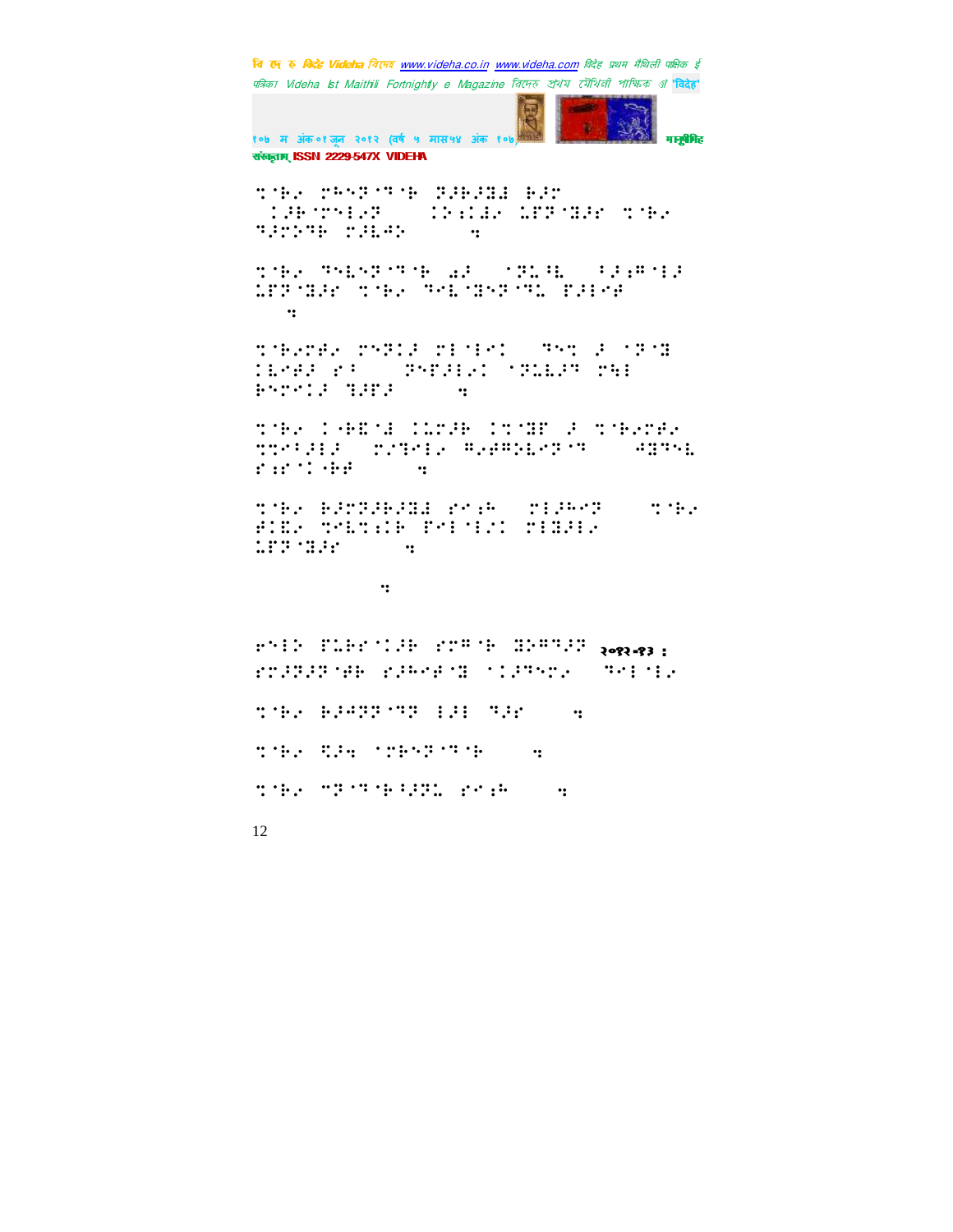⠉⠁⠃⠄ ⠗⠓⠇⠝⠁⠃ ⠝⠚⠃⠚⠽⠼ ⠓⠚⠗ ⠀⠅⠚⠃⠁⠗⠇⠇⠚⠝ ⠀⠀⠅⠕⠎⠅⠼⠄ ⠥⠋⠝⠁⠽⠚⠎ ⠉⠁⠃⠄ ⠙⠚⠗⠝⠙⠃ ⠗⠚⠾⠩⠕ ⠀⠀⠀⠀⠀⠲

⠉⠁⠃⠄ ⠙⠇⠾⠝⠁⠙⠁⠃ ⠜⠚ ⠀⠁⠝⠥⠁⠳ ⠀⠂⠚⠆⠻⠁⠇⠚ ⠥⠋⠝⠁⠽⠚⠎ ⠉⠁⠃⠄ ⠙⠇⠾⠁⠽⠇⠝⠁⠙⠥ ⠋⠚⠇⠁⠋ ⠀⠀⠀⠀⠲

⠉⠁⠃⠄⠗⠋⠄ ⠗⠇⠝⠅⠚ ⠗⠇⠁⠇⠁⠅ ⠀⠙⠇⠉ ⠚ ⠁⠝⠁⠽ ⠅⠾⠁⠋⠚ ⠎⠒ ⠀⠝⠇⠋⠚⠇⠄⠅ ⠁⠝⠥⠾⠚⠙ ⠗⠳⠇ ⠓⠇⠗⠁⠅⠚ ⠙⠚⠋⠚ ⠀⠀⠀⠀⠲

⠉⠁⠃⠄ ⠅⠁⠃⠿⠁⠼ ⠅⠾⠗⠚⠃ ⠅⠉⠁⠽⠋ ⠚ ⠉⠁⠃⠄⠗⠋⠄ ⠉⠉⠁⠂⠚⠇⠚ ⠀⠗⠌⠙⠁⠇⠄ ⠻⠄⠋⠻⠕⠾⠁⠝⠁⠙ ⠀⠀⠀⠩⠽⠙⠁⠾ ⠎⠱⠎⠁⠅⠁⠃⠋ ⠀⠀⠀⠀⠲

⠉⠁⠃⠄ ⠓⠚⠗⠝⠚⠃⠚⠽⠼ ⠎⠁⠱⠓ ⠀⠗⠇⠚⠓⠁⠝ ⠀⠀⠀⠉⠁⠃⠄ ⠋⠅⠿⠄ ⠙⠁⠾⠉⠱⠃ ⠋⠁⠇⠁⠇⠌⠅ ⠗⠇⠽⠚⠇⠄ ⠥⠋⠝⠁⠽⠚⠎ ⠀⠀⠀⠀⠲

⠀⠀⠀⠀⠀⠀⠀⠀⠀⠲

⠐⠁⠇⠕ ⠋⠥⠃⠎⠁⠅⠚⠃ ⠎⠗⠻⠁⠃ ⠽⠕⠻⠙⠚⠝ २०१२-१३ : ⠎⠗⠚⠝⠚⠝⠁⠋⠃ ⠎⠚⠓⠁⠋⠁⠽ ⠁⠅⠚⠙⠝⠗⠄ ⠀⠙⠁⠇⠁⠇⠄

⠉⠁⠃⠄ ⠓⠚⠩⠝⠝⠁⠙⠝ ⠇⠚⠇ ⠙⠚⠎ ⠀⠀⠀⠲

⠉⠁⠃⠄ ⠫⠚⠲ ⠁⠗⠃⠝⠝⠁⠙⠁⠃ ⠀⠀⠀⠲

⠉⠁⠃⠄ ⠉⠝⠁⠙⠁⠃⠂⠚⠝⠥ ⠎⠁⠱⠓ ⠀⠀⠀⠲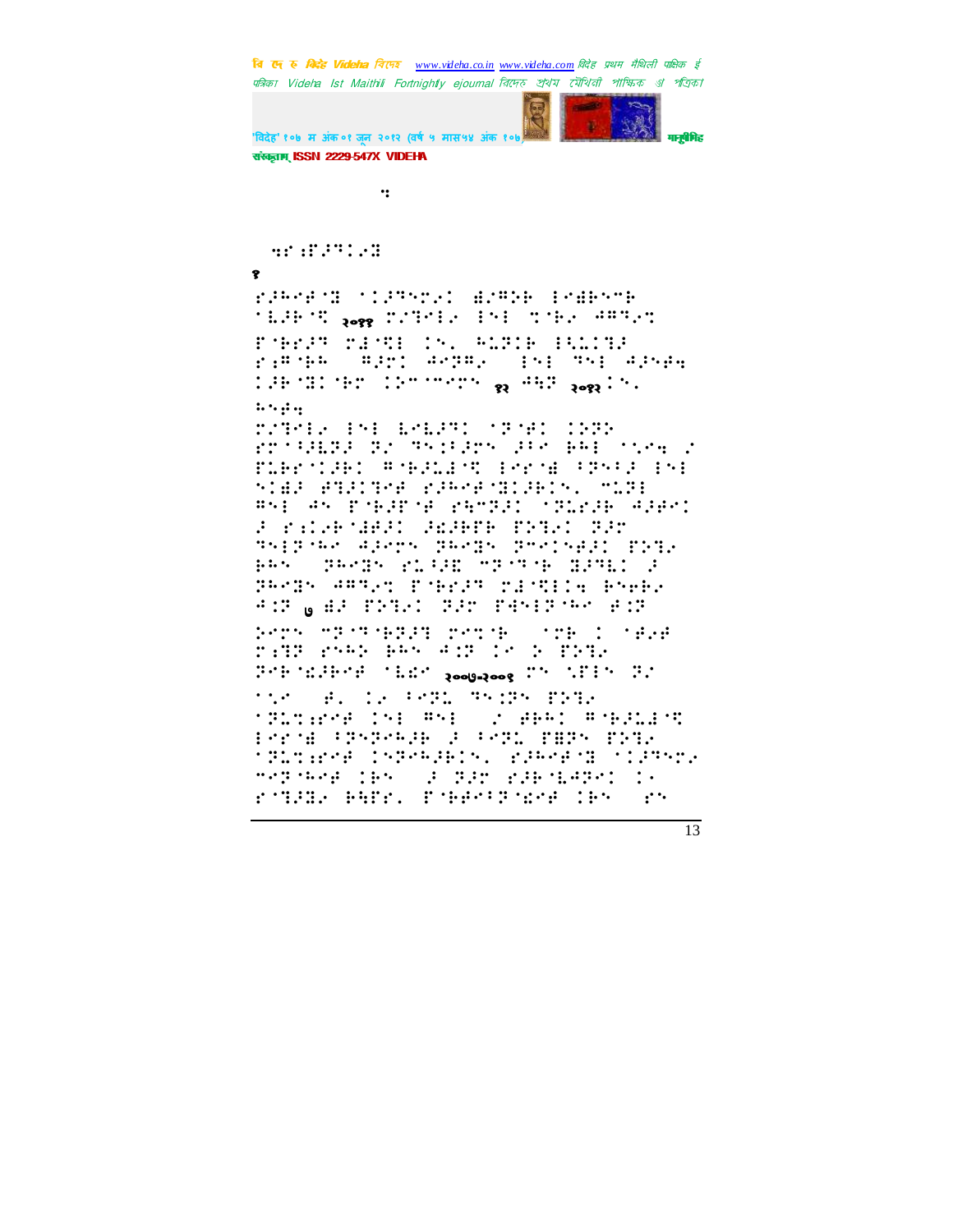१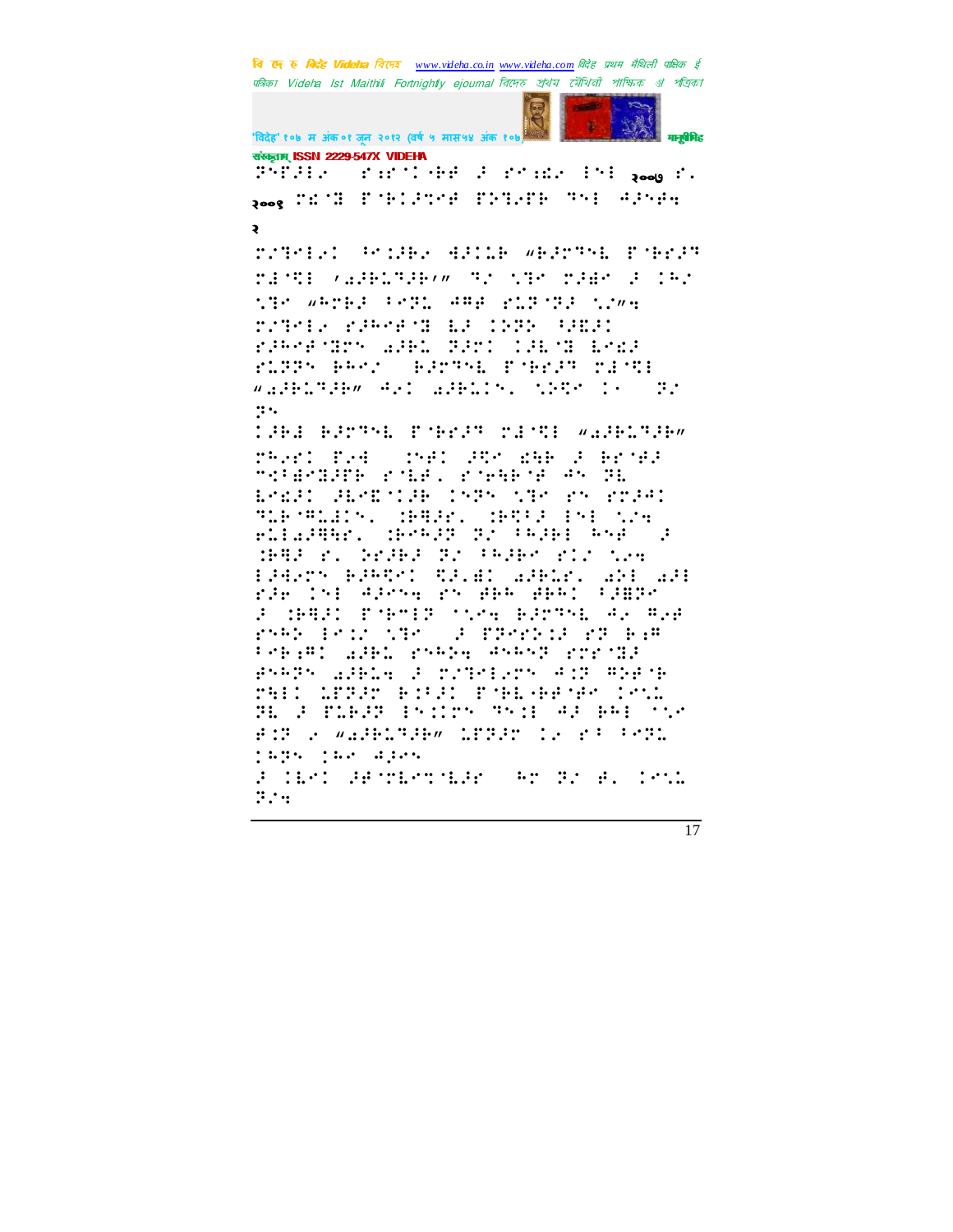२००७

२००९

२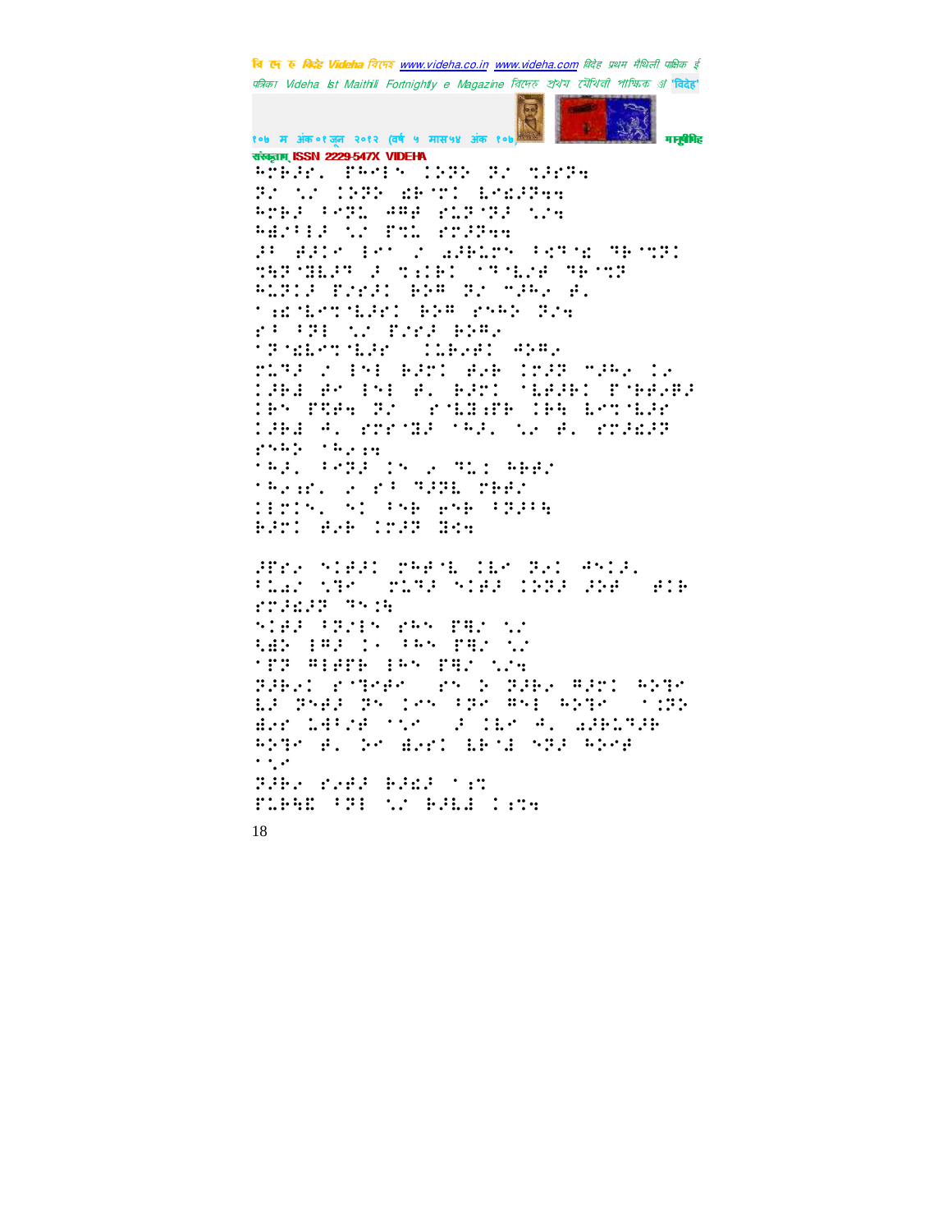ISSN 2229-547X VIDEHA

⠓⠗⠃⠚⠗⠄ ⠋⠓⠑⠇⠑ ⠇⠕⠝⠕ ⠝⠌ ⠹⠚⠗⠝⠹
⠝⠌ ⠡⠌ ⠇⠕⠝⠕ ⠎⠃⠁⠗⠇ ⠇⠗⠎⠚⠝⠹⠹
⠓⠗⠃⠚ ⠋⠑⠝⠥ ⠙⠻⠙ ⠗⠥⠝⠁⠝⠚ ⠡⠌⠹
⠓⠣⠌⠂⠇⠚ ⠡⠌ ⠏⠹⠇ ⠗⠗⠚⠝⠹⠹
⠚⠂ ⠙⠚⠇⠑ ⠇⠑⠁ ⠌ ⠪⠚⠃⠥⠗⠝ ⠂⠣⠝⠁⠎ ⠝⠃⠁⠹⠝⠇
⠹⠓⠝⠁⠝⠣⠇⠚⠝ ⠚ ⠹⠆⠇⠃⠇ ⠁⠝⠁⠣⠌⠙ ⠝⠃⠁⠹⠝
⠓⠥⠝⠇⠚ ⠏⠌⠗⠚⠇ ⠃⠕⠻ ⠝⠌ ⠉⠚⠓⠄ ⠙⠄
⠁⠆⠎⠁⠣⠗⠹⠁⠣⠚⠗⠇ ⠃⠕⠻ ⠗⠑⠓⠕ ⠝⠌⠹
⠗⠂ ⠂⠝⠇ ⠡⠌ ⠏⠌⠗⠚ ⠃⠕⠻⠄
⠁⠝⠁⠎⠣⠗⠹⠁⠣⠚⠗ ⠀⠇⠇⠃⠄⠙⠇ ⠙⠕⠻⠄
⠗⠥⠝⠚ ⠌ ⠇⠑⠇ ⠃⠚⠗⠇ ⠙⠄⠃ ⠇⠗⠚⠝ ⠉⠚⠓⠄ ⠇⠄
⠇⠚⠃⠇ ⠙⠁ ⠇⠑⠇ ⠙⠄ ⠃⠚⠗⠇ ⠁⠣⠚⠃⠇ ⠏⠁⠃⠙⠄⠃⠚
⠇⠓⠑ ⠏⠻⠙⠹ ⠝⠌ ⠀⠗⠁⠣⠆⠋⠃ ⠇⠓⠹ ⠇⠑⠹⠁⠣⠚⠗
⠇⠚⠃⠇ ⠙⠄ ⠗⠗⠗⠁⠝⠚ ⠁⠓⠚⠄ ⠡⠌ ⠙⠄ ⠗⠗⠚⠣⠚⠝
⠗⠑⠓⠕ ⠁⠓⠄⠆⠹
⠁⠓⠚⠄ ⠂⠑⠝⠚ ⠇⠑ ⠄ ⠝⠥⠇ ⠓⠃⠃⠌
⠁⠓⠄⠆⠗⠄ ⠄ ⠗⠂ ⠝⠚⠝⠇ ⠉⠃⠃⠌
⠇⠇⠗⠇⠑⠄ ⠑⠇ ⠂⠑⠃ ⠙⠑⠃ ⠂⠝⠚⠂⠓
⠃⠚⠗⠇ ⠙⠄⠃ ⠇⠗⠚⠝ ⠝⠹⠹

⠚⠋⠗⠄ ⠑⠇⠙⠚⠇ ⠉⠓⠙⠁⠇ ⠇⠇⠁ ⠝⠄⠇ ⠙⠑⠇⠚⠄
⠂⠇⠣⠌ ⠡⠝⠁ ⠀⠗⠥⠝⠚ ⠑⠇⠙⠚ ⠇⠕⠝⠚ ⠚⠕⠙ ⠀⠙⠇⠃
⠗⠗⠚⠣⠚⠝ ⠝⠑⠆⠓
⠑⠇⠙⠚ ⠂⠝⠌⠇⠑ ⠗⠓⠑ ⠏⠻⠌ ⠡⠌
⠹⠣⠕ ⠇⠻⠚ ⠇⠄ ⠂⠓⠑ ⠏⠻⠌ ⠡⠌
⠁⠏⠝ ⠻⠇⠙⠏⠃ ⠇⠓⠑ ⠏⠻⠌ ⠡⠌⠹
⠝⠚⠃⠄⠇ ⠗⠁⠝⠗⠙⠁ ⠀⠗⠑ ⠕ ⠝⠚⠃⠄ ⠻⠚⠗⠇ ⠓⠕⠝⠑
⠇⠚ ⠝⠑⠙⠚ ⠝⠑ ⠇⠑⠑ ⠂⠝⠁ ⠻⠑⠇ ⠓⠕⠝⠑ ⠀⠁⠇⠝⠕
⠣⠄⠗ ⠇⠙⠂⠌⠙ ⠁⠡⠁ ⠀⠚ ⠇⠇⠁ ⠙⠄ ⠪⠚⠃⠥⠝⠚⠃
⠓⠕⠝⠑ ⠙⠄ ⠕⠁ ⠣⠄⠗⠇ ⠇⠃⠁⠆ ⠑⠝⠚ ⠓⠕⠑⠙
⠁⠡⠁
⠝⠚⠃⠄ ⠗⠄⠙⠚ ⠃⠚⠩⠚ ⠁⠆⠹
⠏⠥⠃⠓⠩ ⠂⠝⠇ ⠡⠌ ⠃⠚⠇⠙ ⠇⠆⠹⠹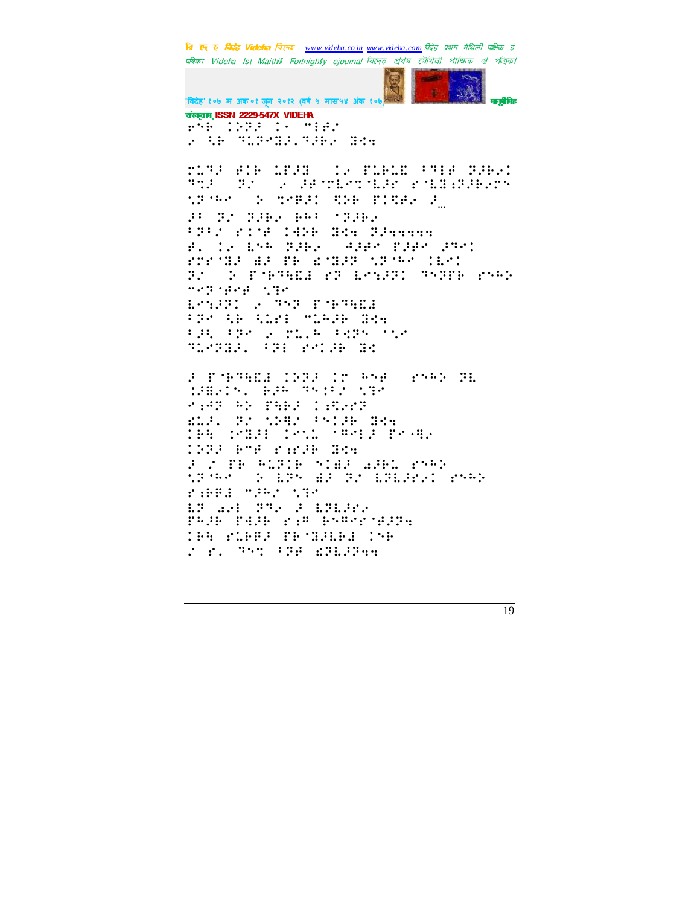संस्कृताम् ISSN 2229-547X VIDEHA

⠗⠫⠗⠀⠨⠝⠻⠼⠀⠨⠂⠀⠉⠑⠿⠌
⠆⠀⠹⠗⠀⠹⠥⠝⠉⠻⠼⠨⠹⠼⠗⠆⠀⠻⠪⠹

⠍⠥⠹⠼⠀⠿⠨⠗⠀⠥⠋⠼⠻⠀⠀⠨⠆⠀⠋⠥⠗⠥⠫⠀⠈⠹⠑⠿⠀⠝⠼⠗⠆⠅
⠹⠪⠼⠀⠀⠝⠌⠀⠀⠆⠀⠼⠿⠉⠍⠱⠉⠪⠥⠼⠗⠀⠗⠉⠇⠻⠱⠝⠼⠗⠆⠗⠝
⠪⠝⠈⠓⠉⠀⠀⠕⠀⠪⠉⠿⠼⠅⠀⠻⠕⠗⠀⠋⠅⠻⠼⠆⠀⠼…
⠼⠁⠀⠝⠌⠀⠝⠼⠗⠆⠀⠗⠓⠁⠀⠈⠝⠼⠗⠆
⠈⠝⠁⠌⠀⠗⠅⠈⠿⠀⠅⠻⠕⠗⠀⠻⠪⠹⠀⠝⠼⠹⠹⠹⠹⠹
⠿⠄⠀⠅⠆⠀⠱⠝⠓⠀⠝⠼⠗⠆⠀⠀⠩⠼⠿⠉⠀⠋⠼⠿⠉⠀⠼⠹⠉⠅
⠗⠗⠉⠈⠻⠼⠀⠫⠼⠀⠋⠗⠀⠫⠈⠻⠼⠝⠀⠪⠝⠈⠓⠉⠀⠅⠱⠉⠅
⠝⠌⠀⠀⠕⠀⠋⠈⠗⠹⠻⠫⠼⠀⠗⠝⠀⠱⠉⠪⠼⠝⠅⠀⠹⠝⠝⠋⠗⠀⠗⠝⠓⠕
⠉⠉⠝⠈⠿⠉⠿⠀⠪⠹⠉
⠱⠉⠪⠼⠝⠅⠀⠆⠀⠹⠝⠝⠀⠋⠈⠗⠹⠻⠫⠼
⠈⠝⠉⠀⠹⠗⠀⠹⠥⠗⠅⠀⠉⠥⠓⠼⠗⠀⠻⠪⠹
⠈⠼⠱⠀⠈⠝⠉⠀⠆⠀⠗⠥⠄⠓⠀⠈⠪⠝⠝⠀⠈⠪⠉
⠹⠥⠉⠝⠻⠼⠄⠀⠈⠝⠅⠀⠗⠉⠅⠼⠗⠀⠻⠪

⠼⠀⠋⠈⠗⠹⠻⠫⠼⠀⠅⠕⠝⠼⠀⠅⠉⠀⠓⠝⠿⠀⠀⠗⠝⠓⠕⠀⠝⠱
⠪⠼⠻⠆⠅⠝⠄⠀⠗⠼⠓⠀⠹⠝⠅⠌⠀⠪⠹⠉
⠉⠒⠩⠝⠀⠓⠕⠀⠋⠹⠗⠼⠀⠅⠒⠻⠆⠗⠝
⠫⠥⠼⠄⠀⠝⠌⠀⠪⠕⠻⠌⠀⠈⠝⠅⠼⠗⠀⠻⠪⠹
⠅⠗⠹⠀⠅⠉⠻⠼⠅⠀⠅⠉⠪⠥⠀⠈⠿⠉⠅⠼⠀⠋⠉⠤⠻⠆
⠅⠕⠝⠼⠀⠗⠉⠿⠀⠗⠒⠗⠼⠗⠀⠻⠪⠹
⠼⠀⠌⠀⠋⠗⠀⠓⠥⠝⠅⠗⠀⠕⠅⠫⠼⠀⠡⠼⠗⠥⠀⠗⠝⠓⠕
⠪⠝⠈⠓⠉⠀⠀⠕⠀⠱⠝⠝⠀⠫⠼⠀⠝⠌⠀⠱⠝⠱⠼⠗⠆⠅⠀⠗⠝⠓⠕
⠗⠒⠗⠿⠼⠀⠉⠼⠓⠌⠀⠪⠹⠉
⠱⠝⠀⠡⠆⠅⠀⠝⠹⠆⠀⠼⠀⠱⠝⠱⠼⠗⠆
⠋⠓⠼⠗⠀⠋⠹⠼⠗⠀⠗⠒⠿⠀⠗⠝⠿⠉⠗⠈⠿⠼⠝⠹
⠅⠗⠹⠀⠗⠥⠗⠿⠼⠀⠋⠗⠈⠻⠼⠱⠗⠼⠀⠅⠝⠗
⠌⠀⠗⠄⠀⠹⠝⠪⠀⠈⠝⠿⠀⠫⠝⠱⠼⠝⠹⠹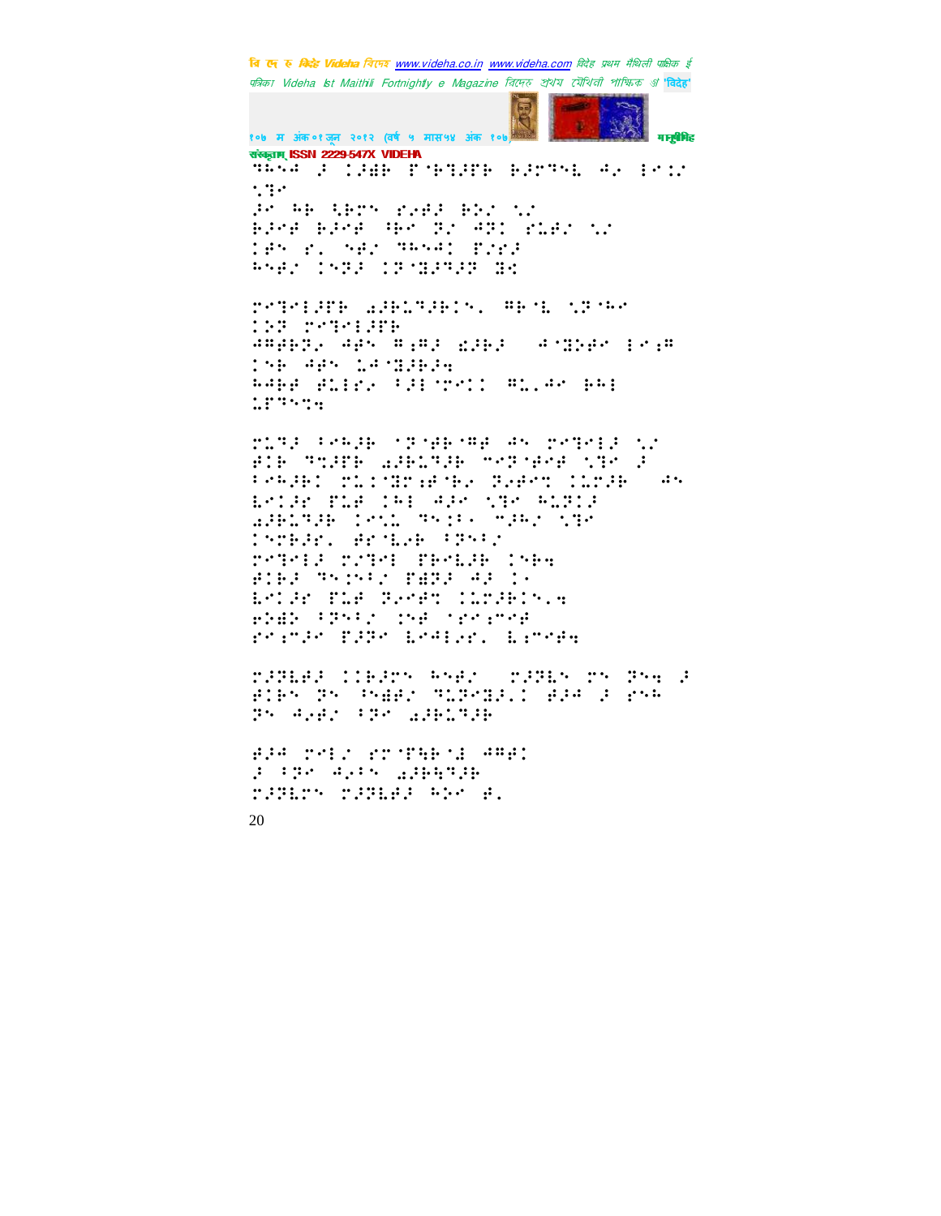ISSN 2229-547X VIDEHA

⠹⠓⠝⠺⠀⠼⠁⠀⠨⠼⠩⠃⠀⠋⠈⠗⠹⠼⠋⠃⠀⠃⠼⠗⠹⠝⠇⠀⠺⠂⠀⠯⠉⠨⠌
⠡⠹⠉

⠼⠉⠀⠓⠃⠀⠡⠃⠗⠝⠀⠗⠂⠋⠼⠀⠃⠕⠌⠀⠡⠌
⠃⠼⠉⠋⠀⠃⠼⠉⠋⠀⠹⠃⠉⠀⠝⠌⠀⠺⠝⠨⠀⠗⠥⠋⠌⠀⠡⠌
⠨⠋⠝⠀⠗⠄⠀⠝⠋⠌⠀⠹⠓⠝⠺⠨⠀⠋⠌⠗⠼
⠓⠝⠋⠌⠀⠨⠝⠹⠼⠀⠨⠗⠈⠩⠼⠹⠼⠗⠀⠹⠪

⠗⠉⠹⠉⠇⠼⠋⠃⠀⠪⠼⠃⠥⠹⠼⠃⠨⠝⠄⠀⠻⠃⠈⠇⠀⠡⠗⠈⠓⠉
⠨⠕⠗⠀⠗⠉⠹⠉⠇⠼⠋⠃
⠺⠻⠋⠃⠝⠂⠀⠺⠋⠝⠀⠻⠆⠻⠼⠀⠫⠼⠃⠼⠀⠀⠺⠈⠩⠕⠋⠉⠀⠯⠉⠆⠻
⠨⠝⠃⠀⠺⠋⠝⠀⠥⠺⠈⠩⠼⠃⠼⠲
⠓⠺⠃⠋⠀⠋⠥⠇⠗⠂⠀⠘⠼⠇⠈⠗⠉⠨⠀⠻⠥⠄⠺⠉⠀⠃⠓⠇
⠥⠋⠹⠝⠡⠲

⠗⠥⠹⠼⠀⠘⠉⠓⠼⠃⠀⠈⠗⠈⠋⠃⠈⠻⠋⠀⠺⠝⠀⠗⠉⠹⠉⠇⠼⠀⠡⠌
⠋⠨⠃⠀⠹⠡⠼⠋⠃⠀⠪⠼⠃⠥⠹⠼⠃⠀⠉⠉⠗⠈⠋⠉⠋⠀⠡⠹⠉⠀⠼
⠘⠉⠓⠼⠃⠨⠀⠗⠥⠨⠈⠩⠗⠆⠋⠈⠃⠂⠀⠗⠂⠋⠉⠹⠀⠨⠥⠗⠼⠃⠀⠀⠺⠝
⠇⠉⠨⠼⠉⠀⠋⠥⠋⠀⠨⠓⠇⠀⠺⠼⠉⠀⠡⠹⠉⠀⠓⠥⠗⠨⠼
⠪⠼⠃⠥⠹⠼⠃⠀⠨⠉⠡⠥⠀⠹⠝⠨⠘⠄⠀⠉⠼⠓⠌⠀⠡⠹⠉
⠨⠝⠗⠃⠼⠉⠄⠀⠋⠉⠈⠇⠂⠃⠀⠘⠗⠝⠘⠌
⠗⠉⠹⠉⠇⠼⠀⠗⠌⠹⠉⠇⠀⠋⠃⠉⠇⠼⠃⠀⠨⠝⠃⠲
⠋⠨⠃⠼⠀⠹⠝⠨⠝⠘⠌⠀⠋⠻⠗⠼⠀⠺⠼⠀⠨⠄
⠇⠉⠨⠼⠉⠀⠋⠥⠋⠀⠗⠂⠉⠋⠹⠀⠨⠥⠗⠼⠃⠨⠝⠄⠲
⠂⠕⠻⠕⠀⠘⠗⠝⠘⠌⠀⠨⠝⠋⠀⠈⠗⠉⠆⠗⠉⠋
⠗⠉⠆⠗⠼⠉⠀⠋⠼⠗⠉⠀⠇⠉⠺⠇⠂⠉⠄⠀⠇⠆⠗⠉⠋⠲

⠗⠼⠹⠇⠋⠼⠀⠨⠨⠃⠼⠗⠝⠀⠓⠝⠋⠌⠀⠀⠗⠼⠹⠇⠝⠀⠗⠝⠀⠗⠝⠲⠀⠼
⠋⠨⠃⠝⠀⠗⠝⠀⠘⠝⠻⠋⠌⠀⠹⠥⠗⠉⠩⠼⠄⠨⠀⠋⠼⠺⠀⠼⠀⠗⠝⠓
⠗⠝⠀⠺⠂⠋⠌⠀⠘⠗⠉⠀⠪⠼⠃⠥⠹⠼⠃

⠋⠼⠺⠀⠗⠉⠇⠌⠀⠗⠉⠈⠋⠻⠃⠈⠩⠀⠺⠻⠋⠨
⠼⠀⠘⠗⠉⠀⠺⠂⠘⠝⠀⠪⠼⠃⠻⠹⠼⠃
⠗⠼⠹⠇⠗⠝⠀⠗⠼⠹⠇⠋⠼⠀⠓⠕⠉⠀⠋⠄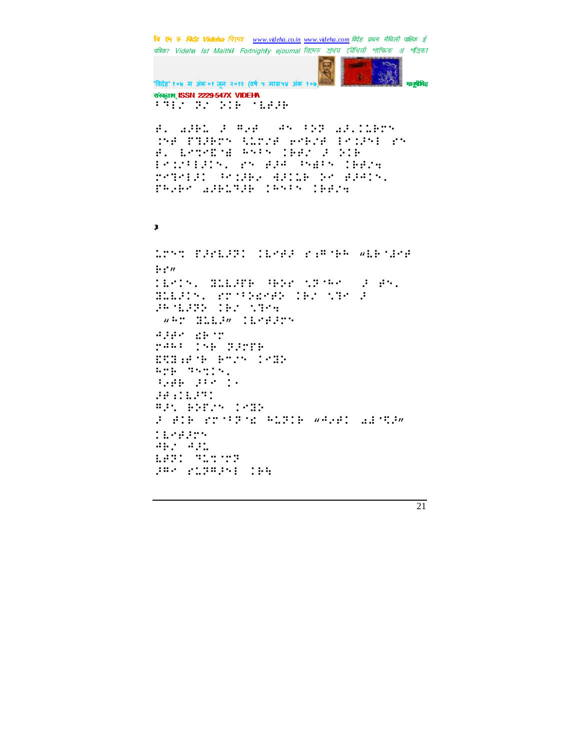संस्कृताम् ISSN 2229-547X VIDEHA

⠅⠙⠇⠔⠀⠝⠔⠀⠵⠊⠗⠀⠈⠇⠿⠗⠗

⠿⠄⠀⠜⠗⠣⠀⠗⠀⠣⠬⠿⠀⠀⠻⠝⠀⠅⠵⠝⠀⠜⠗⠄⠉⠉⠣⠗⠝
⠨⠽⠿⠀⠋⠹⠗⠗⠝⠀⠣⠉⠗⠔⠿⠀⠑⠗⠗⠔⠿⠀⠇⠅⠨⠗⠽⠀⠗⠝
⠿⠄⠀⠇⠑⠞⠑⠫⠱⠀⠓⠝⠅⠝⠀⠨⠗⠿⠔⠀⠗⠀⠵⠊⠗
⠇⠅⠨⠅⠇⠗⠉⠝⠄⠀⠗⠝⠀⠿⠗⠻⠀⠅⠝⠫⠅⠝⠀⠨⠗⠿⠔⠹
⠗⠑⠹⠑⠇⠗⠉⠀⠓⠑⠨⠗⠗⠔⠀⠫⠗⠉⠣⠗⠀⠵⠑⠀⠿⠗⠻⠉⠝⠄
⠋⠓⠔⠗⠑⠀⠜⠗⠗⠣⠹⠗⠗⠀⠨⠓⠝⠅⠝⠀⠨⠗⠿⠔⠹

३

⠣⠗⠝⠞⠀⠋⠗⠗⠇⠗⠝⠉⠀⠨⠇⠑⠿⠗⠀⠗⠜⠣⠈⠗⠓⠀⠦⠇⠗⠈⠫⠑⠿
⠗⠗⠴
⠨⠇⠑⠉⠝⠄⠀⠱⠣⠇⠗⠋⠗⠀⠓⠗⠵⠗⠀⠣⠝⠈⠓⠑⠀⠀⠗⠀⠿⠝⠄
⠱⠣⠇⠗⠉⠝⠄⠀⠗⠗⠈⠅⠵⠫⠑⠿⠵⠀⠨⠗⠔⠀⠣⠹⠑⠀⠗
⠗⠓⠈⠇⠗⠝⠵⠀⠨⠗⠔⠀⠣⠹⠑⠹
⠀⠦⠓⠗⠀⠱⠣⠇⠗⠴⠀⠨⠇⠑⠿⠗⠗⠝
⠻⠗⠿⠑⠀⠫⠗⠈⠗
⠗⠻⠓⠅⠀⠨⠝⠗⠀⠝⠗⠗⠋⠗
⠫⠹⠱⠜⠿⠈⠗⠀⠗⠑⠔⠝⠀⠨⠑⠱⠵
⠓⠗⠗⠀⠹⠝⠞⠉⠝⠄
⠣⠔⠿⠗⠀⠗⠅⠑⠀⠨⠄
⠗⠿⠜⠉⠇⠗⠹⠉
⠣⠗⠄⠀⠗⠵⠋⠔⠝⠀⠨⠑⠱⠵
⠗⠀⠿⠉⠗⠀⠗⠗⠈⠅⠝⠈⠫⠀⠓⠣⠝⠉⠗⠀⠦⠻⠔⠿⠉⠀⠜⠫⠈⠹⠗⠴
⠨⠇⠑⠿⠗⠗⠝
⠻⠗⠔⠀⠻⠗⠣
⠇⠿⠝⠉⠀⠹⠣⠞⠈⠗⠝
⠗⠣⠑⠀⠗⠣⠝⠣⠗⠝⠅⠀⠨⠗⠹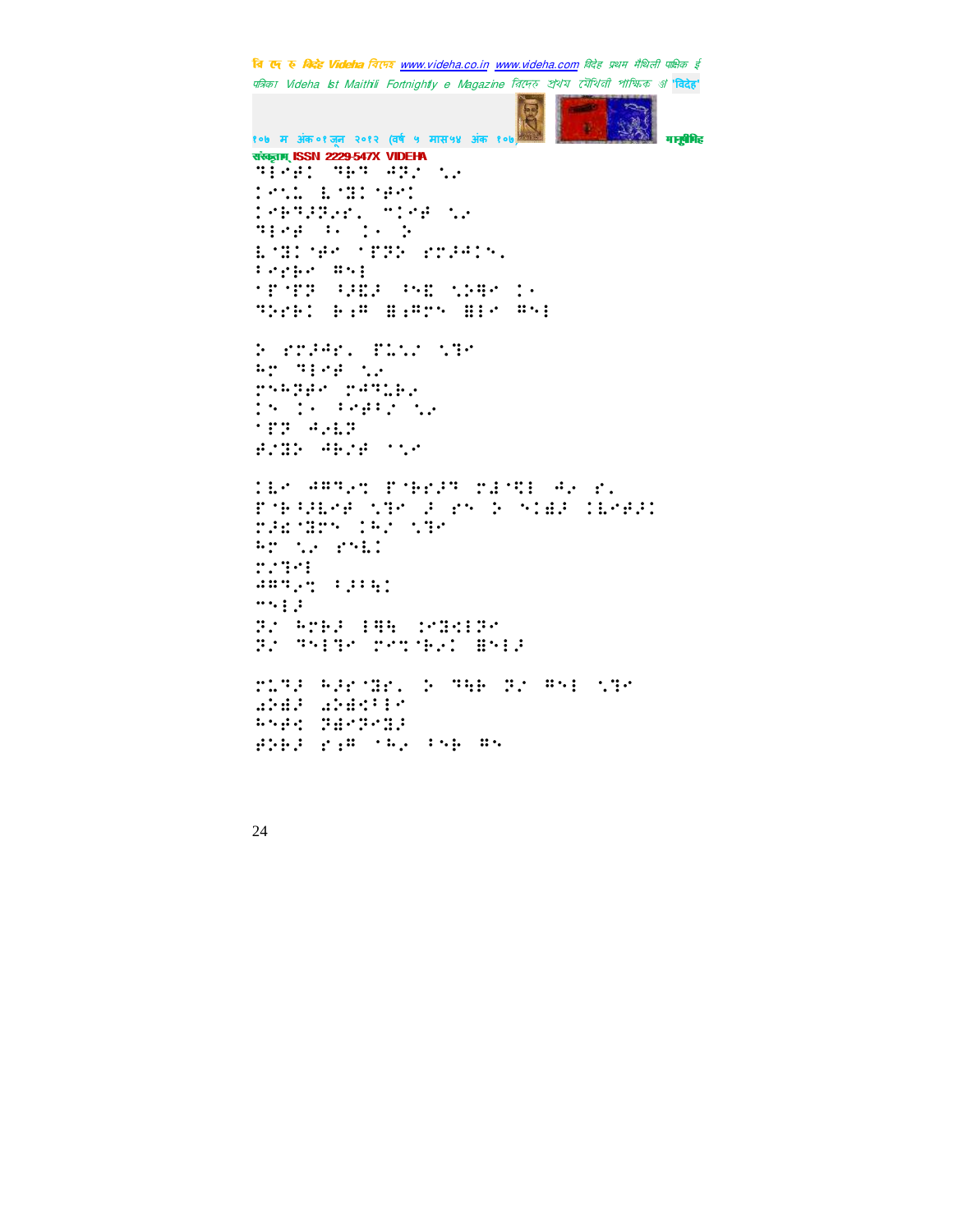ISSN 2229-547X VIDEHA

⠙⠇⠊⠗⠅⠀⠙⠗⠙⠀⠚⠝⠊⠀⠳⠔
⠅⠊⠳⠤⠀⠇⠈⠽⠅⠈⠗⠊⠅
⠅⠊⠗⠙⠖⠝⠔⠗⠂⠀⠉⠅⠊⠋⠀⠳⠔
⠙⠇⠊⠋⠀⠓⠂⠀⠅⠂⠀⠕
⠇⠈⠽⠅⠈⠗⠊⠀⠈⠏⠝⠕⠀⠗⠍⠖⠚⠅⠝⠂
⠓⠊⠗⠗⠊⠀⠳⠝⠇
⠈⠏⠈⠏⠝⠀⠓⠖⠪⠖⠀⠓⠝⠪⠀⠳⠕⠻⠊⠀⠅⠂
⠙⠕⠗⠗⠅⠀⠗⠱⠳⠀⠿⠱⠳⠍⠝⠀⠿⠇⠊⠀⠳⠝⠇

⠕⠀⠗⠍⠖⠚⠗⠂⠀⠏⠥⠳⠔⠀⠳⠙⠊
⠓⠍⠀⠙⠇⠊⠋⠀⠳⠔
⠗⠝⠓⠝⠋⠊⠀⠗⠖⠙⠥⠗⠔
⠅⠝⠀⠅⠂⠀⠓⠊⠋⠓⠔⠀⠳⠔
⠈⠏⠝⠀⠚⠔⠇⠝
⠋⠔⠽⠕⠀⠚⠗⠔⠋⠀⠈⠳⠊

⠅⠇⠊⠀⠚⠳⠙⠔⠩⠀⠏⠈⠗⠗⠖⠙⠀⠍⠾⠈⠹⠇⠀⠚⠔⠀⠗⠂
⠏⠈⠗⠓⠖⠇⠊⠋⠀⠳⠙⠊⠀⠖⠀⠗⠝⠀⠕⠀⠝⠅⠾⠖⠀⠅⠇⠊⠋⠖⠅
⠍⠖⠫⠈⠽⠍⠝⠀⠅⠓⠔⠀⠳⠙⠊
⠓⠍⠀⠳⠔⠀⠗⠝⠇⠅
⠍⠔⠙⠊⠇
⠚⠳⠙⠔⠩⠀⠓⠖⠓⠹⠅
⠉⠝⠇⠖
⠝⠔⠀⠓⠍⠗⠖⠀⠇⠳⠹⠀⠅⠊⠽⠹⠇⠝⠊
⠝⠔⠀⠙⠝⠇⠙⠊⠀⠍⠊⠩⠈⠗⠔⠅⠀⠿⠝⠇⠖

⠍⠥⠙⠖⠀⠓⠖⠗⠈⠽⠗⠂⠀⠕⠀⠙⠹⠗⠀⠝⠔⠀⠳⠝⠇⠀⠳⠙⠊
⠫⠕⠾⠖⠀⠫⠕⠾⠹⠓⠇⠊
⠓⠝⠋⠹⠀⠝⠾⠊⠝⠊⠽⠖
⠋⠕⠗⠖⠀⠗⠱⠳⠀⠈⠓⠔⠀⠓⠝⠗⠀⠳⠝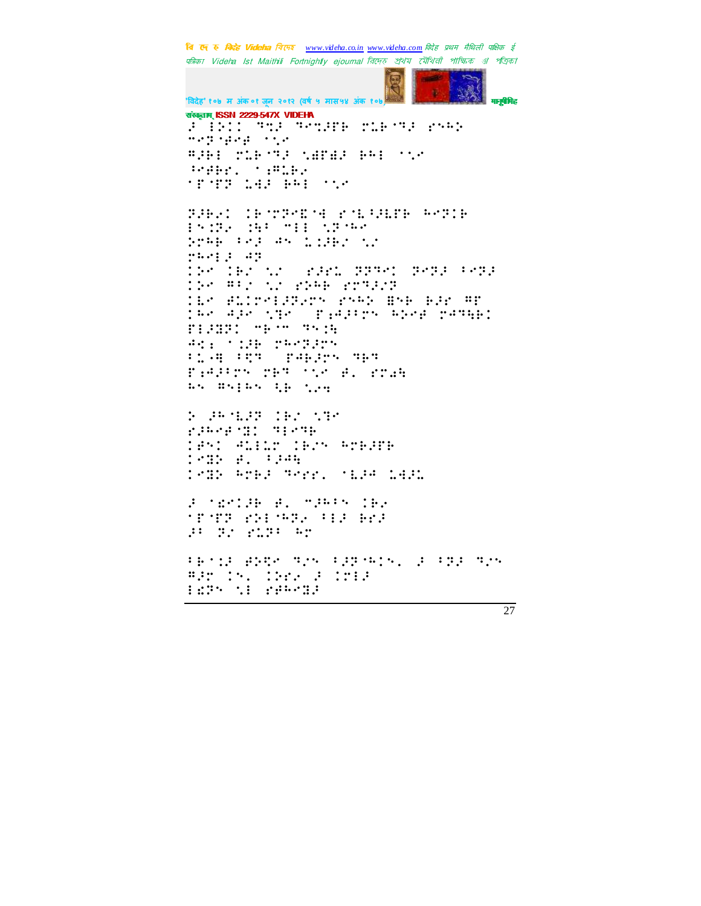संस्कृताम् ISSN 2229-547X VIDEHA

⠯⠀⠇⠕⠽⠀⠹⠩⠯⠀⠹⠑⠩⠯⠋⠃⠀⠉⠥⠃⠊⠹⠯⠀⠎⠝⠓⠕
⠍⠑⠝⠈⠜⠑⠜⠀⠈⠣⠑
⠻⠯⠃⠇⠀⠉⠥⠃⠊⠹⠯⠀⠣⠿⠋⠿⠯⠀⠃⠓⠇⠀⠈⠣⠑
⠐⠑⠜⠃⠗⠄⠀⠈⠆⠻⠥⠃⠂
⠈⠋⠈⠋⠝⠀⠥⠻⠯⠀⠃⠓⠇⠀⠈⠣⠑

⠝⠯⠃⠂⠉⠀⠇⠃⠈⠍⠝⠑⠑⠈⠹⠀⠎⠈⠣⠈⠯⠣⠋⠃⠀⠓⠑⠝⠉⠃
⠇⠝⠉⠝⠂⠀⠇⠓⠈⠀⠍⠇⠇⠀⠣⠝⠈⠓⠑
⠕⠍⠓⠃⠀⠈⠑⠯⠀⠙⠝⠀⠥⠉⠯⠃⠂⠀⠣⠂
⠍⠓⠑⠇⠯⠀⠙⠝
⠉⠕⠑⠀⠉⠃⠂⠀⠣⠂⠀⠀⠎⠯⠗⠥⠀⠝⠝⠹⠑⠉⠀⠝⠑⠝⠯⠀⠈⠑⠝⠯
⠉⠕⠑⠀⠻⠈⠂⠀⠣⠂⠀⠎⠕⠓⠃⠀⠎⠍⠹⠯⠂⠝
⠉⠓⠑⠀⠿⠥⠉⠍⠑⠇⠯⠝⠂⠍⠝⠀⠎⠝⠓⠕⠀⠻⠝⠃⠀⠃⠯⠑⠀⠻⠋
⠉⠓⠑⠀⠙⠯⠑⠀⠣⠹⠑⠀⠀⠋⠆⠙⠯⠈⠍⠝⠀⠓⠕⠑⠜⠀⠍⠙⠹⠳⠃⠉
⠋⠇⠯⠻⠝⠉⠀⠍⠃⠈⠍⠀⠹⠝⠉⠳
⠙⠉⠆⠀⠈⠉⠯⠃⠀⠍⠓⠑⠝⠯⠍⠝
⠈⠥⠐⠹⠀⠈⠩⠹⠀⠀⠋⠙⠃⠯⠍⠝⠀⠹⠃⠹
⠋⠆⠙⠯⠈⠍⠝⠀⠍⠃⠹⠀⠈⠣⠑⠀⠜⠄⠀⠎⠍⠡⠳
⠓⠝⠀⠻⠝⠇⠓⠝⠀⠳⠃⠀⠣⠂⠩

⠕⠀⠯⠓⠈⠣⠯⠝⠀⠉⠃⠂⠀⠣⠹⠑
⠎⠯⠓⠑⠜⠈⠻⠉⠀⠹⠇⠑⠹⠃
⠉⠜⠝⠉⠀⠙⠥⠇⠥⠍⠀⠉⠃⠂⠝⠀⠓⠍⠃⠯⠋⠃
⠉⠑⠻⠕⠀⠜⠄⠀⠈⠯⠙⠳
⠉⠑⠻⠕⠀⠓⠍⠃⠯⠀⠹⠑⠍⠎⠄⠀⠈⠣⠯⠙⠀⠥⠻⠯⠥

⠯⠀⠈⠡⠑⠉⠯⠃⠀⠜⠄⠀⠍⠯⠓⠈⠝⠀⠉⠃⠂
⠈⠋⠈⠋⠝⠀⠎⠕⠇⠈⠓⠝⠂⠀⠈⠇⠯⠀⠃⠍⠯
⠯⠈⠀⠝⠂⠀⠎⠥⠝⠈⠀⠓⠍

⠈⠃⠈⠉⠯⠀⠿⠕⠩⠑⠀⠹⠂⠝⠀⠈⠯⠝⠈⠓⠉⠝⠄⠀⠯⠀⠈⠝⠯⠀⠹⠂⠝
⠻⠯⠍⠀⠉⠝⠄⠀⠉⠕⠍⠂⠀⠯⠀⠉⠍⠇⠯
⠇⠡⠝⠝⠀⠣⠇⠀⠎⠯⠓⠑⠻⠯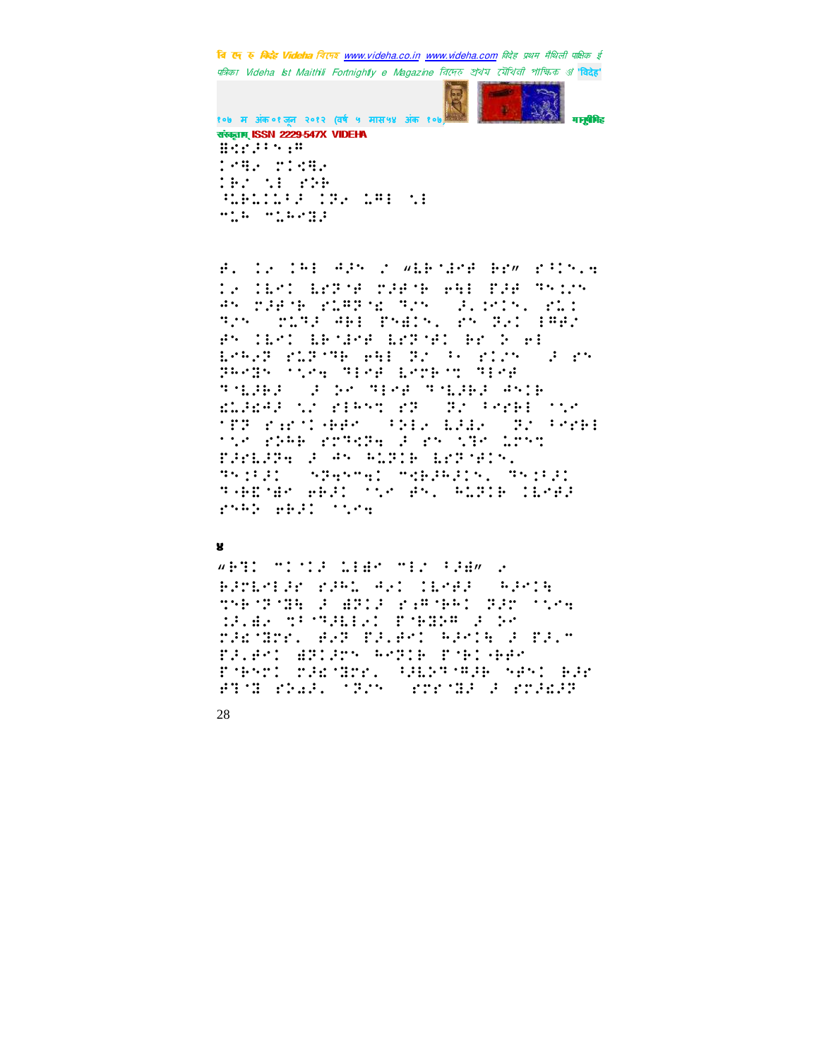४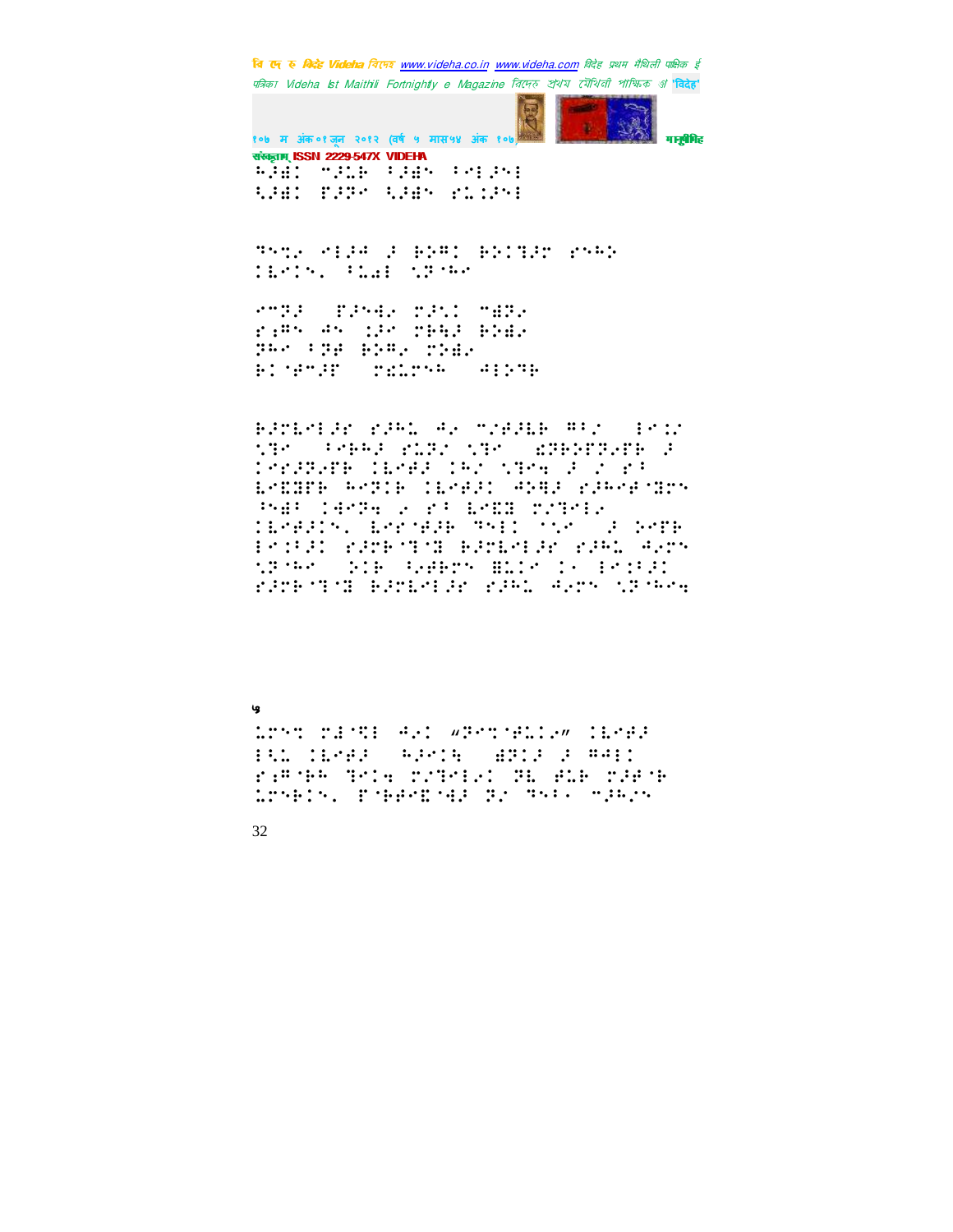५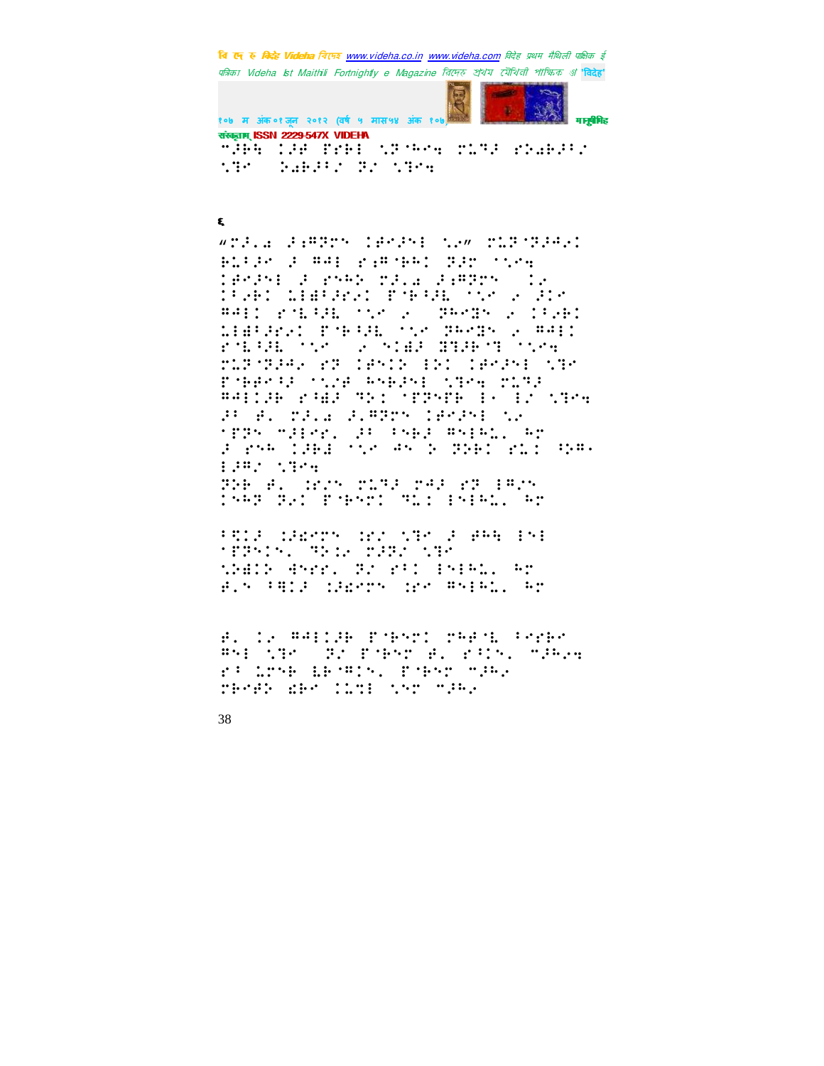६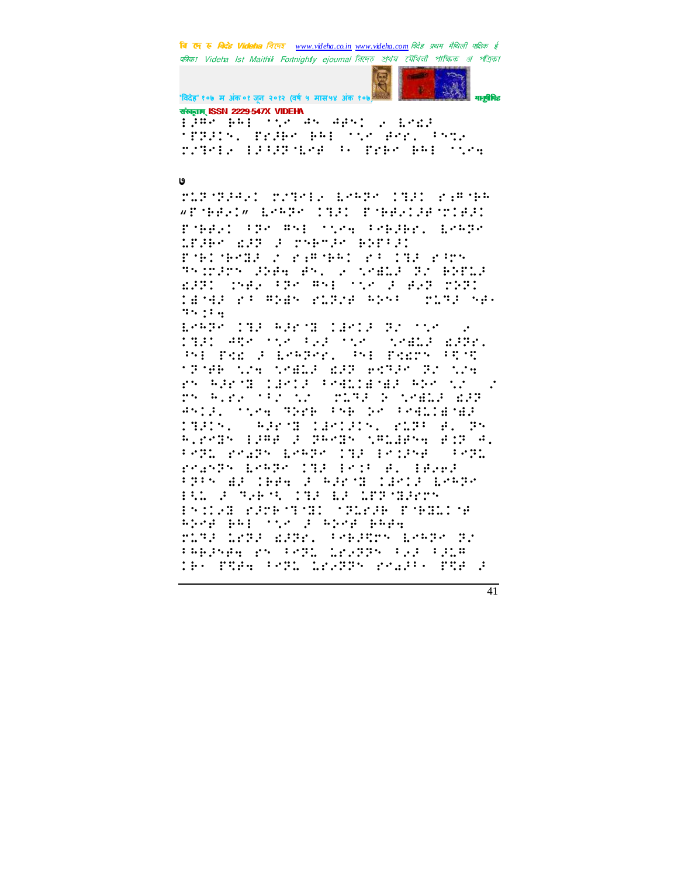७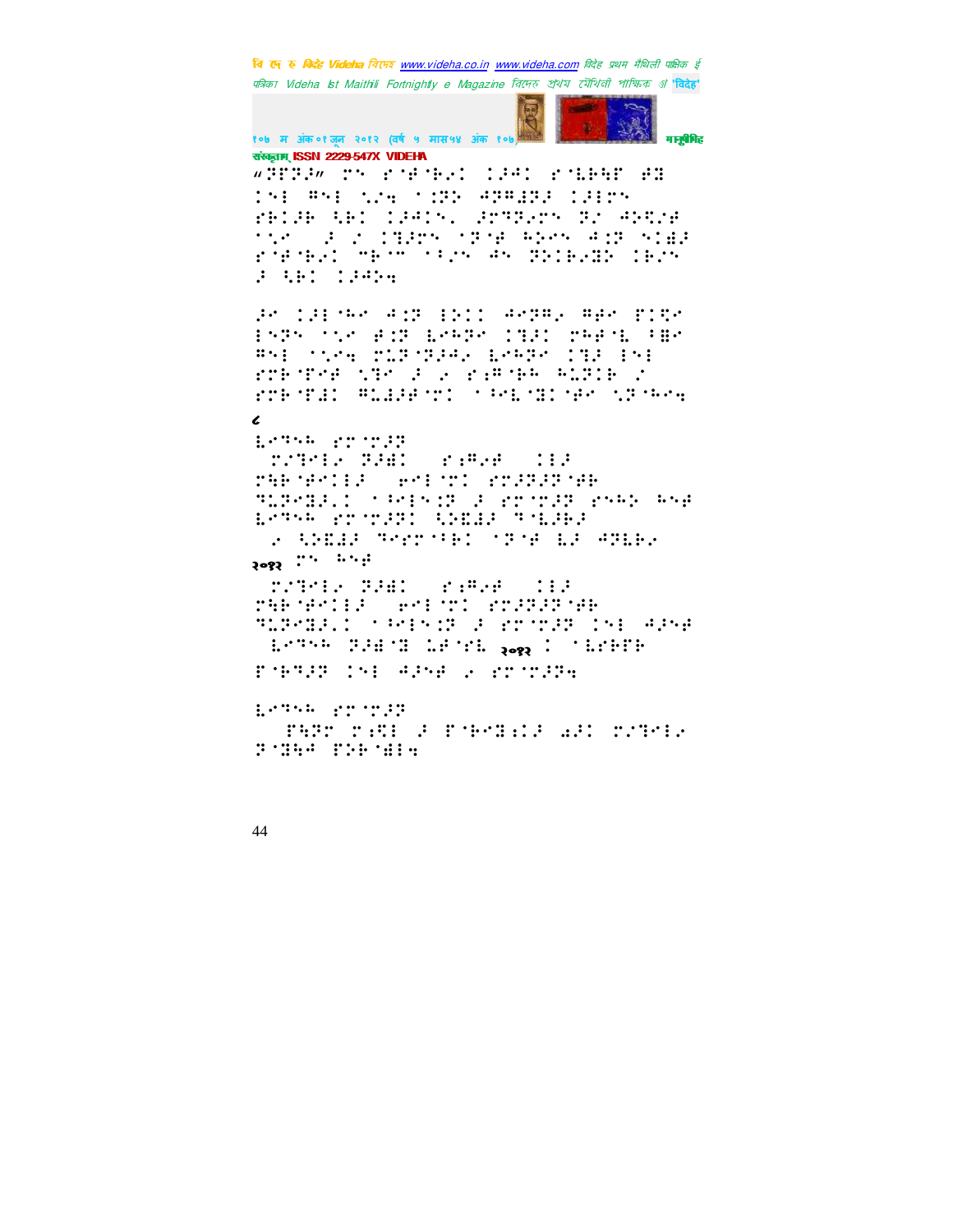"⠽⠟⠠⠏⠒" ⠉⠝ ⠎⠨⠋⠨⠃⠢⠅ ⠅⠼⠲⠅ ⠎⠨⠇⠃⠻⠋ ⠲⠹
⠅⠝⠇ ⠻⠝⠇ ⠱⠤⠪ ⠈⠅⠽⠕ ⠙⠽⠻⠫⠽⠼ ⠅⠼⠇⠉⠝
⠗⠃⠅⠼⠃ ⠧⠃⠅ ⠅⠼⠙⠅⠝⠄ ⠼⠗⠹⠹⠢⠉⠝ ⠽⠤ ⠙⠕⠩⠤⠋
⠈⠱⠉ ⠼ ⠤ ⠅⠹⠼⠗⠝ ⠈⠏⠨⠋ ⠓⠕⠉⠝ ⠙⠩⠏ ⠝⠅⠫⠼
⠎⠨⠋⠨⠃⠢⠅ ⠍⠃⠉ ⠈⠖⠤⠝ ⠙⠝ ⠽⠕⠅⠃⠢⠹⠕ ⠅⠃⠤⠝
⠼ ⠧⠃⠅ ⠅⠼⠙⠕⠪

⠼⠉ ⠅⠼⠇⠨⠓⠉ ⠙⠩⠏ ⠑⠕⠅⠅ ⠙⠉⠽⠻⠢ ⠻⠋⠉ ⠏⠅⠩⠉
⠑⠝⠽⠝ ⠈⠱⠉ ⠫⠩⠏ ⠇⠉⠓⠽⠉ ⠅⠹⠼⠅ ⠗⠓⠋⠨⠇ ⠖⠻⠉
⠻⠝⠇ ⠈⠱⠉⠪ ⠍⠇⠏⠨⠽⠼⠙⠢ ⠇⠉⠓⠽⠉ ⠅⠹⠼ ⠑⠝⠇
⠎⠗⠃⠨⠏⠉⠋ ⠱⠹⠉ ⠼ ⠢ ⠎⠩⠻⠨⠃⠓ ⠓⠇⠽⠅⠃ ⠤
⠎⠗⠃⠨⠏⠫⠅ ⠻⠇⠫⠼⠋⠨⠅ ⠈⠖⠉⠇⠨⠹⠅⠨⠋⠉ ⠱⠏⠨⠓⠉⠪

८

⠇⠉⠹⠝⠓ ⠎⠗⠨⠍⠼⠏
⠀⠍⠤⠹⠉⠇⠢ ⠽⠼⠫⠅ ⠀⠎⠩⠻⠢⠋ ⠀⠅⠇⠼
⠗⠧⠃⠨⠋⠉⠅⠇⠼ ⠀⠑⠉⠇⠨⠍⠅ ⠎⠗⠼⠽⠼⠽⠨⠋⠃
⠹⠇⠽⠉⠹⠼⠄⠅ ⠈⠖⠉⠇⠝⠩⠏ ⠼ ⠎⠗⠨⠍⠼⠏ ⠎⠝⠓⠕ ⠓⠝⠋
⠇⠉⠹⠝⠓ ⠎⠗⠨⠍⠼⠏⠅ ⠧⠕⠫⠫⠼ ⠹⠨⠇⠼⠃⠼
⠀⠢ ⠧⠕⠫⠫⠼ ⠹⠉⠗⠗⠨⠖⠃⠅ ⠈⠏⠨⠋ ⠇⠼ ⠙⠽⠇⠃⠢
२०१२ ⠉⠝ ⠓⠝⠋

⠀⠍⠤⠹⠉⠇⠢ ⠽⠼⠫⠅ ⠀⠎⠩⠻⠢⠋ ⠀⠅⠇⠼
⠗⠧⠃⠨⠋⠉⠅⠇⠼ ⠀⠑⠉⠇⠨⠍⠅ ⠎⠗⠼⠽⠼⠽⠨⠋⠃
⠹⠇⠽⠉⠹⠼⠄⠅ ⠈⠖⠉⠇⠝⠩⠏ ⠼ ⠎⠗⠨⠍⠼⠏ ⠅⠝⠇ ⠙⠼⠝⠋
⠀⠇⠉⠹⠝⠓ ⠽⠼⠫⠨⠹ ⠇⠋⠨⠎⠇ २०१२ ⠅ ⠈⠇⠎⠋⠏⠃
⠏⠨⠃⠹⠼⠏ ⠅⠝⠇ ⠙⠼⠝⠋ ⠢ ⠎⠗⠨⠍⠼⠏⠪

⠇⠉⠹⠝⠓ ⠎⠗⠨⠍⠼⠏
⠀⠀⠏⠧⠽⠉ ⠍⠩⠩⠇ ⠼ ⠏⠨⠃⠉⠹⠩⠅⠼ ⠫⠼⠅ ⠍⠤⠹⠉⠇⠢
⠽⠨⠹⠧⠙ ⠏⠕⠃⠨⠫⠇⠪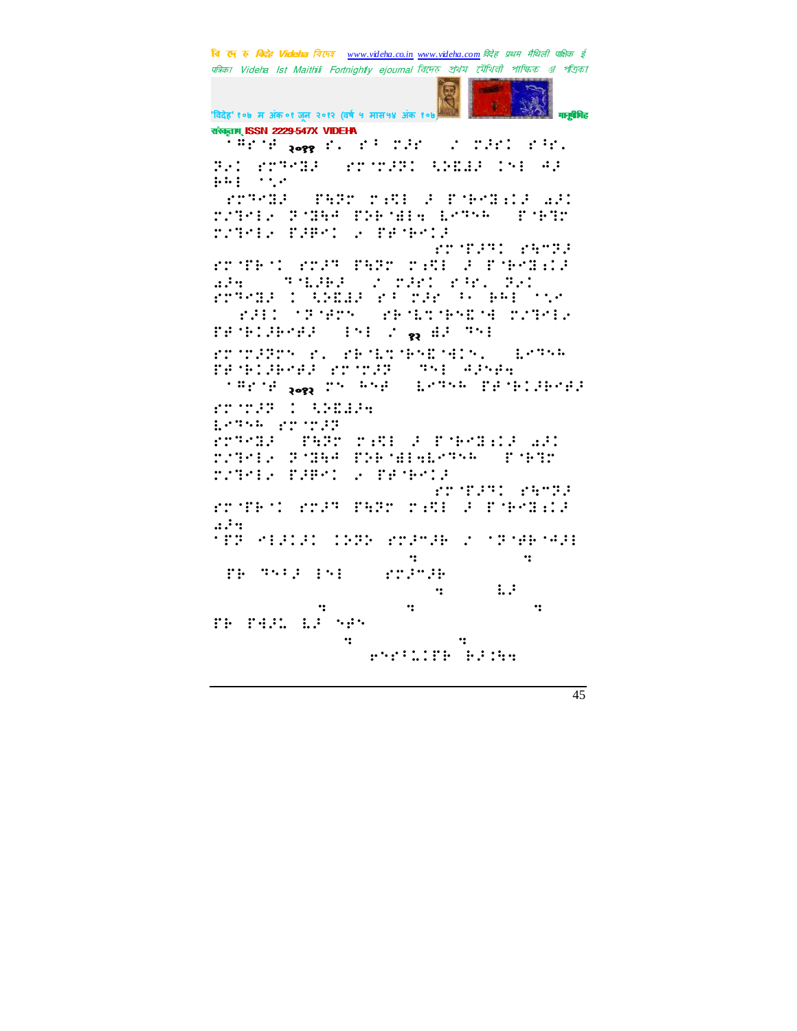संस्कृताम् ISSN 2229-547X VIDEHA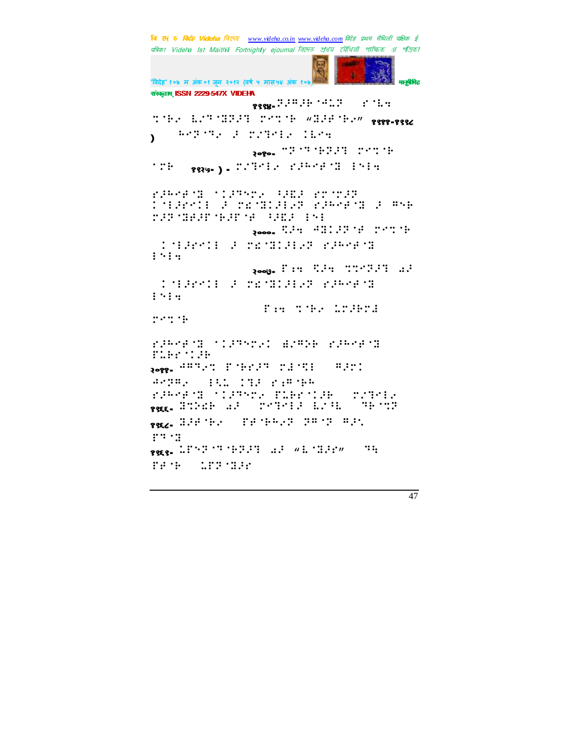१९९४- (braille text)

(braille text) १९९९-१९९८ )

२०१०- (braille text)

(braille text) १९२७- ) - (braille text)

(braille text)

२०००- (braille text)

२००७- (braille text)

(braille text)

२०११- (braille text)

१९६६- (braille text)

१९६८- (braille text)

१९६९- (braille text)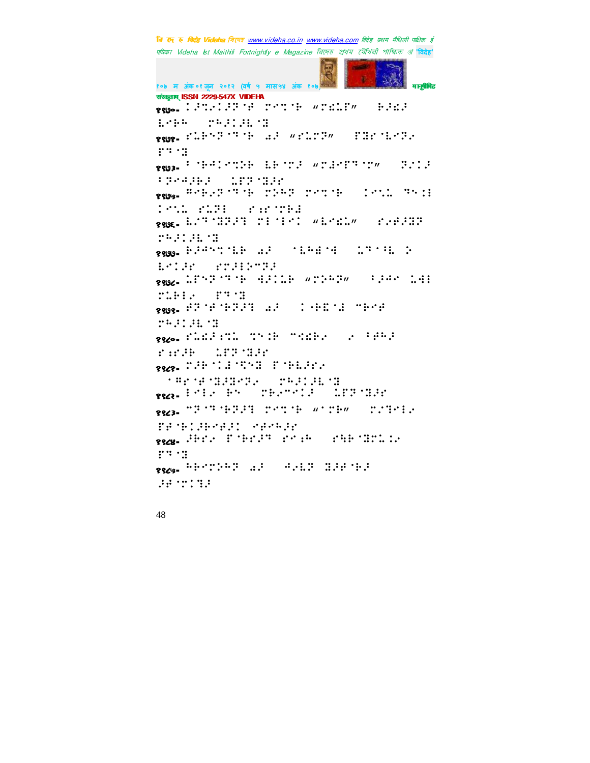१७७०-

१७७१-

१७७३-

१७७५-

१७७६-

१७७७-

१७७८-

१७७९-

१७८०-

१७८१-

१७८२-

१७८३-

१७८४-

१७८५-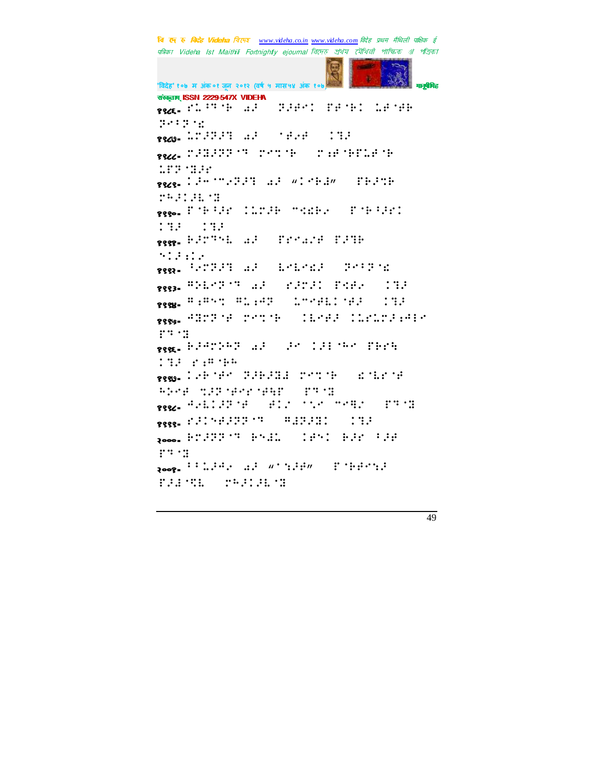१९८६- ⠗⠥⠳⠹⠨⠓ ⠔⠗ ⠝⠗⠋⠊ ⠋⠗⠨⠓⠊ ⠥⠗⠨⠛⠓ ⠝⠊⠳⠝⠨⠎

१९८७- ⠥⠍⠗⠝⠗⠹ ⠔⠗ ⠨⠛⠢⠛ ⠁⠹⠗

१९८८- ⠍⠗⠽⠗⠝⠝⠨⠹ ⠍⠊⠞⠨⠓ ⠍⠆⠛⠨⠓⠋⠥⠛⠨⠓ ⠥⠋⠝⠨⠽⠗⠗

१९८९- ⠁⠗⠊⠈⠊⠢⠝⠗⠹ ⠔⠗ "⠁⠊⠓⠔" ⠋⠓⠗⠞⠓ ⠍⠓⠗⠁⠗⠇⠨⠽

१९९०- ⠋⠨⠓⠳⠗⠗ ⠁⠥⠍⠗⠓ ⠊⠎⠓⠢ ⠋⠨⠓⠳⠗⠗⠁ ⠁⠹⠗ ⠁⠹⠗

१९९१- ⠓⠗⠍⠹⠇ ⠔⠗ ⠋⠗⠊⠔⠗⠛ ⠋⠗⠹⠓ ⠑⠁⠗⠆⠁⠢

१९९२- ⠳⠢⠍⠝⠗⠹ ⠔⠗ ⠇⠊⠇⠊⠎⠗ ⠝⠊⠳⠝⠨⠎

१९९३- ⠩⠕⠇⠊⠝⠨⠹ ⠔⠗ ⠗⠗⠍⠗⠁ ⠋⠎⠛⠢ ⠁⠹⠗

१९९४- ⠩⠆⠩⠑⠞ ⠩⠥⠆⠛⠝ ⠥⠊⠛⠇⠁⠨⠛⠗ ⠁⠹⠗

१९९५- ⠛⠽⠍⠝⠨⠛ ⠍⠊⠞⠨⠓ ⠁⠇⠊⠛⠗ ⠁⠥⠗⠥⠍⠗⠆⠛⠃⠊ ⠋⠹⠨⠽

१९९६- ⠓⠗⠛⠍⠕⠓⠝ ⠔⠗ ⠗⠊ ⠁⠗⠃⠨⠓⠊ ⠋⠓⠗⠹ ⠁⠹⠗ ⠗⠆⠩⠨⠓⠓

१९९७- ⠁⠢⠓⠨⠛⠊ ⠝⠗⠓⠗⠽⠇ ⠍⠊⠞⠨⠓ ⠎⠨⠇⠗⠨⠛ ⠓⠕⠊⠛ ⠞⠗⠝⠨⠛⠊⠗⠨⠛⠹⠋ ⠋⠹⠨⠽

१९९८- ⠛⠢⠇⠁⠗⠝⠨⠛ ⠛⠁⠢ ⠨⠢⠊ ⠊⠊⠹⠢ ⠋⠹⠨⠽

१९९९- ⠗⠗⠁⠑⠛⠗⠝⠝⠨⠹ ⠩⠽⠝⠗⠽⠁ ⠁⠹⠗

२०००- ⠓⠍⠗⠝⠝⠨⠹ ⠓⠑⠽⠥ ⠁⠛⠑⠁ ⠓⠗⠗ ⠳⠗⠛ ⠋⠹⠨⠽

२००१- ⠳⠳⠥⠗⠛⠢ ⠔⠗ "⠨⠆⠗⠛" ⠋⠨⠓⠛⠊⠆⠗ ⠋⠗⠽⠨⠞⠇ ⠍⠓⠗⠁⠗⠇⠨⠽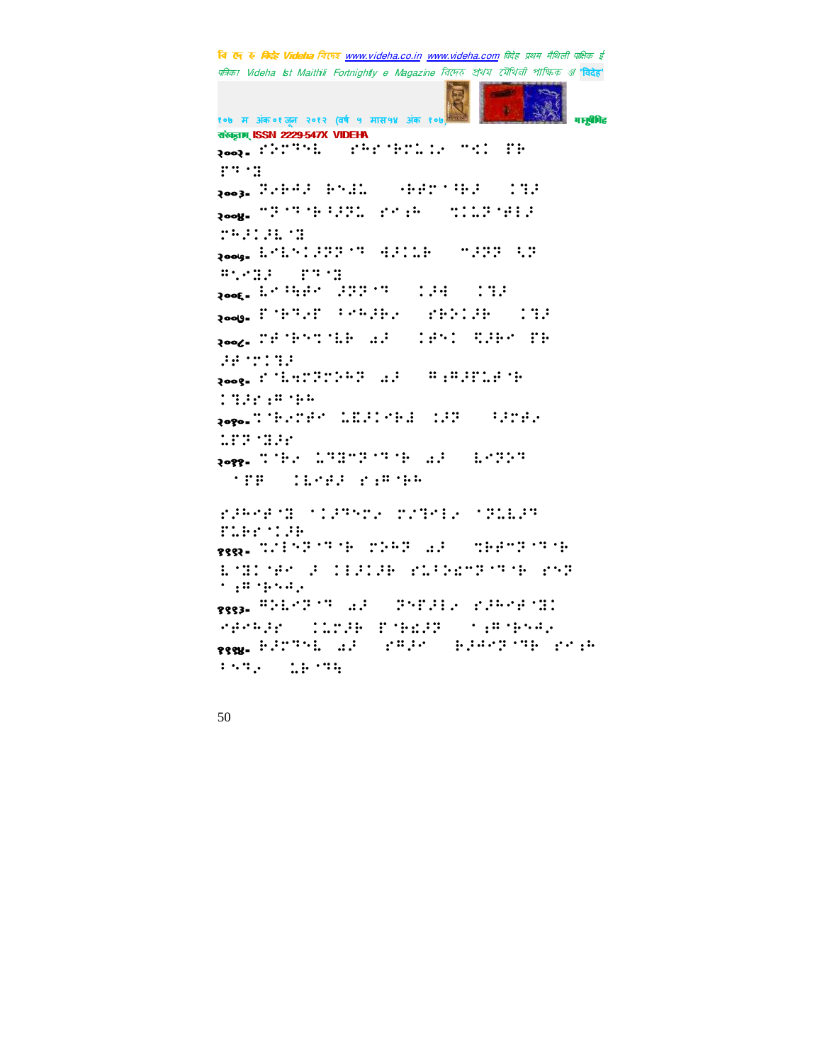१००२. ⠎⠕⠍⠙⠑⠇ ⠎⠓⠗⠈⠃⠍⠥⠊⠥ ⠉⠅⠁ ⠏⠃ ⠏⠙⠈⠌

१००३. ⠝⠲⠃⠲⠼ ⠃⠑⠼⠥ ⠐⠃⠛⠗⠈⠓⠃⠼ ⠊⠹⠼

१००४. ⠉⠝⠈⠙⠈⠃⠡⠼⠝⠥ ⠎⠑⠒⠓ ⠹⠊⠥⠝⠈⠛⠇⠼ ⠍⠓⠼⠊⠼⠇⠈⠌

१००५. ⠇⠑⠇⠑⠊⠼⠝⠝⠈⠙ ⠺⠼⠊⠥⠃ ⠉⠼⠝⠝ ⠪⠝ ⠣⠒⠑⠌⠼ ⠏⠙⠈⠌

१००६. ⠇⠑⠡⠻⠛⠑ ⠼⠝⠝⠈⠙ ⠊⠼⠺ ⠊⠹⠼

१००७. ⠏⠈⠃⠙⠲⠏ ⠡⠑⠓⠼⠃⠲ ⠎⠃⠕⠊⠼⠃ ⠊⠹⠼

१००८. ⠍⠋⠈⠃⠑⠹⠈⠇⠃ ⠁⠼ ⠊⠛⠑⠊ ⠹⠼⠃⠑ ⠏⠃ ⠼⠋⠈⠗⠊⠹⠼

१००९. ⠎⠈⠇⠪⠍⠝⠕⠓⠝ ⠁⠼ ⠣⠒⠣⠼⠏⠥⠋⠈⠃ ⠊⠹⠼⠎⠒⠣⠈⠃⠓

१०१०. ⠹⠈⠃⠲⠍⠛⠑ ⠥⠿⠼⠊⠑⠃⠼ ⠊⠼⠝ ⠡⠼⠗⠛⠲ ⠥⠏⠝⠈⠌⠼⠗

१०११. ⠹⠈⠃⠲ ⠥⠹⠌⠉⠝⠈⠙⠈⠃ ⠁⠼ ⠇⠑⠝⠕⠙ ⠈⠏⠋ ⠊⠇⠑⠛⠼ ⠎⠒⠣⠈⠃⠓

⠎⠼⠓⠑⠋⠈⠌ ⠈⠊⠼⠙⠑⠗⠲ ⠍⠲⠙⠑⠇⠲ ⠈⠝⠥⠇⠼⠙ ⠏⠥⠃⠗⠈⠊⠼⠃

१११२. ⠹⠲⠇⠑⠝⠈⠙⠈⠃ ⠍⠕⠓⠝ ⠁⠼ ⠹⠃⠋⠉⠝⠈⠙⠈⠃ ⠇⠈⠌⠊⠈⠛⠑ ⠼ ⠊⠇⠼⠊⠼⠃ ⠎⠥⠡⠕⠩⠉⠝⠈⠙⠈⠃ ⠎⠑⠝ ⠈⠒⠣⠈⠃⠑⠺⠲

१११३. ⠣⠕⠇⠑⠝⠈⠙ ⠁⠼ ⠝⠑⠏⠼⠇⠲ ⠎⠼⠓⠑⠋⠈⠌⠊ ⠑⠋⠑⠓⠼⠗ ⠊⠥⠗⠼⠃ ⠏⠈⠃⠩⠼⠝ ⠈⠒⠣⠈⠃⠑⠺⠲

१११४. ⠃⠼⠍⠙⠑⠇ ⠁⠼ ⠎⠣⠼⠑ ⠃⠼⠺⠑⠝⠈⠙⠃ ⠎⠑⠒⠓ ⠡⠑⠙⠲ ⠥⠃⠈⠙⠻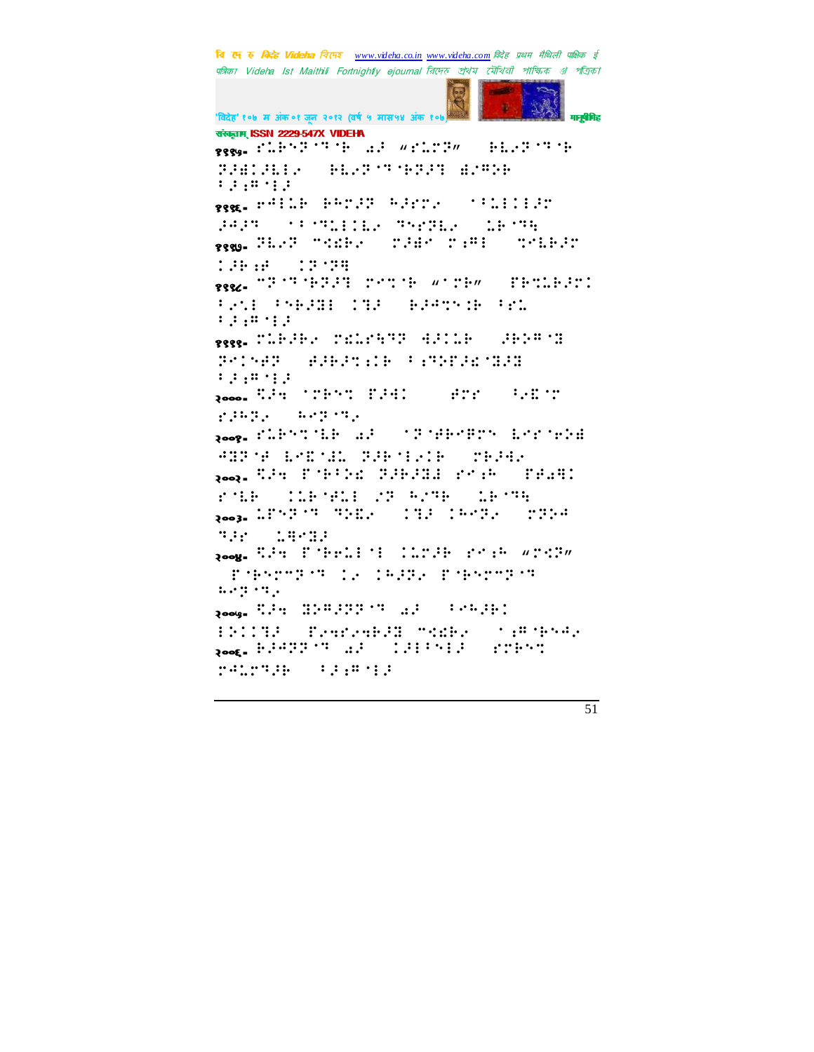१९९७- ⠎⠥⠃⠝⠽�History...

१९९५-

१९९६-

१९९७-

१९९८-

१९९९-

२०००-

२००१-

२००२-

२००३-

२००४-

२००५-

२००६-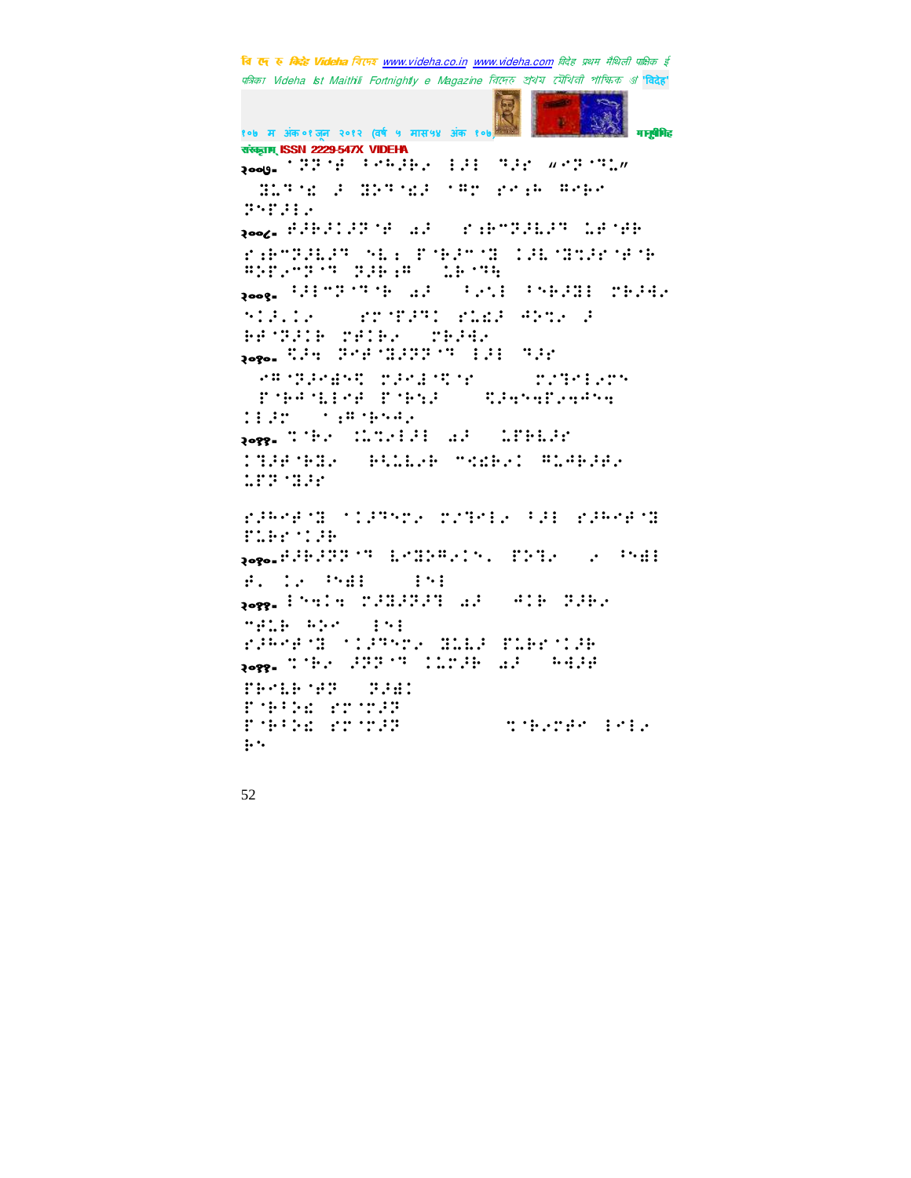संस्कृताम् ISSN 2229-547X VIDEHA

२००७. ⠁⠽⠽⠾⠋⠀⠇⠢⠳⠎⠗⠂⠀⠇⠞⠇⠀⠹⠎⠗⠀“⠊⠽⠾⠹⠨”

⠀⠿⠨⠹⠈⠪⠀⠎⠀⠿⠕⠹⠈⠪⠎⠀⠈⠻⠉⠀⠗⠊⠒⠓⠀⠻⠊⠗⠊

⠽⠢⠋⠎⠇⠂

२००८. ⠋⠎⠗⠎⠅⠎⠽⠈⠋⠀⠔⠎⠀⠀⠗⠒⠗⠉⠽⠎⠧⠎⠹⠀⠨⠋⠈⠋⠗

⠗⠒⠗⠉⠽⠎⠧⠎⠹⠀⠢⠧⠆⠀⠋⠈⠗⠎⠉⠈⠿⠀⠅⠎⠨⠈⠿⠹⠎⠗⠈⠋⠈⠗

⠻⠕⠋⠂⠉⠽⠈⠹⠀⠽⠎⠗⠒⠻⠀⠀⠨⠗⠈⠹⠻

२००९. ⠃⠎⠇⠉⠽⠈⠹⠈⠗⠀⠔⠎⠀⠀⠃⠂⠢⠇⠀⠃⠢⠗⠎⠿⠇⠀⠉⠗⠎⠙⠂

⠢⠅⠎⠨⠅⠂⠀⠀⠀⠗⠉⠈⠋⠎⠹⠅⠀⠗⠨⠪⠎⠀⠙⠕⠹⠂⠀⠎

⠗⠋⠈⠽⠎⠅⠗⠀⠉⠋⠅⠗⠂⠀⠀⠉⠗⠎⠙⠂

२०१०. ⠻⠎⠙⠀⠽⠊⠋⠈⠿⠎⠽⠽⠈⠹⠀⠇⠎⠇⠀⠹⠎⠗

⠀⠊⠻⠈⠽⠎⠊⠻⠻⠀⠉⠎⠊⠇⠈⠻⠈⠗⠀⠀⠀⠀⠀⠉⠂⠹⠊⠇⠂⠉⠢

⠀⠋⠈⠗⠋⠈⠧⠇⠊⠋⠀⠋⠈⠗⠒⠎⠀⠀⠀⠻⠎⠙⠢⠙⠋⠂⠙⠙⠙

⠅⠇⠎⠉⠀⠀⠁⠒⠻⠈⠗⠢⠙⠂

२०११. ⠹⠈⠗⠂⠀⠅⠨⠹⠂⠊⠇⠎⠇⠀⠔⠎⠀⠀⠨⠋⠗⠧⠎⠗

⠅⠹⠎⠋⠈⠗⠿⠂⠀⠀⠗⠻⠨⠧⠂⠗⠀⠉⠪⠗⠂⠅⠀⠻⠨⠙⠗⠎⠋⠂

⠨⠋⠽⠈⠿⠎⠗

⠗⠎⠗⠊⠋⠈⠿⠀⠁⠅⠎⠹⠊⠉⠂⠀⠉⠂⠹⠊⠇⠂⠀⠃⠎⠇⠀⠗⠎⠗⠊⠋⠈⠿

⠋⠨⠗⠗⠈⠅⠎⠗

२०१२. ⠋⠎⠗⠎⠽⠽⠈⠹⠀⠧⠊⠿⠕⠻⠂⠅⠢⠄⠀⠋⠕⠹⠂⠀⠀⠂⠀⠃⠢⠙⠇

⠋⠄⠀⠅⠂⠀⠃⠢⠙⠇⠀⠀⠀⠀⠇⠢⠇

२०१३. ⠇⠢⠙⠅⠙⠀⠉⠎⠿⠎⠽⠎⠹⠀⠔⠎⠀⠀⠙⠅⠗⠀⠽⠎⠗⠂

⠉⠋⠨⠗⠀⠓⠕⠊⠀⠀⠇⠢⠇

⠗⠎⠗⠊⠋⠈⠿⠀⠁⠅⠎⠹⠊⠉⠂⠀⠿⠨⠧⠎⠀⠋⠨⠗⠗⠈⠅⠎⠗

२०१४. ⠹⠈⠗⠂⠀⠎⠽⠽⠈⠹⠀⠅⠨⠉⠎⠗⠀⠔⠎⠀⠀⠓⠙⠎⠗

⠋⠗⠊⠧⠗⠈⠋⠽⠀⠀⠽⠎⠙⠅

⠋⠈⠗⠃⠕⠪⠀⠗⠉⠈⠉⠎⠽

⠋⠈⠗⠃⠕⠪⠀⠗⠉⠈⠉⠎⠽⠀⠀⠀⠀⠀⠀⠀⠀⠀⠀⠀⠹⠈⠗⠂⠉⠋⠊⠀⠇⠊⠇⠂

⠗⠢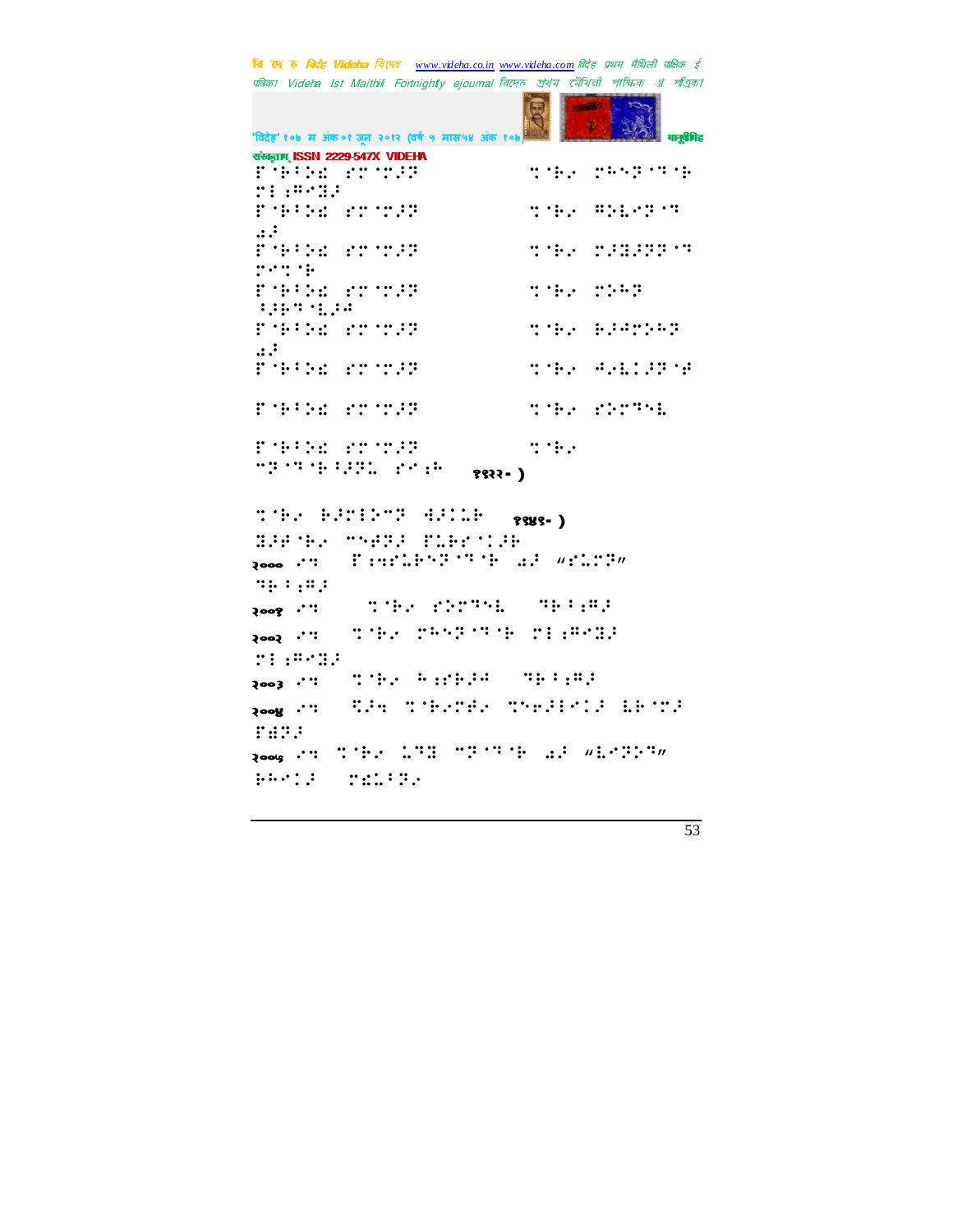संस्कृताम् ISSN 2229-547X VIDEHA

⠋⠈⠗⠅⠵⠜ ⠎⠉⠈⠉⠴⠝ ⠒⠈⠗⠴ ⠉⠓⠢⠝⠈⠙⠈⠗ ⠉⠇⠆⠻⠊⠒⠴

⠋⠈⠗⠅⠵⠜ ⠎⠉⠈⠉⠴⠝ ⠒⠈⠗⠴ ⠻⠵⠧⠊⠝⠈⠙ ⠡⠴

⠋⠈⠗⠅⠵⠜ ⠎⠉⠈⠉⠴⠝ ⠒⠈⠗⠴ ⠉⠴⠒⠴⠝⠝⠈⠙ ⠉⠊⠒⠈⠗

⠋⠈⠗⠅⠵⠜ ⠎⠉⠈⠉⠴⠝ ⠒⠈⠗⠴ ⠉⠵⠓⠝ ⠰⠴⠗⠙⠈⠧⠴⠲

⠋⠈⠗⠅⠵⠜ ⠎⠉⠈⠉⠴⠝ ⠒⠈⠗⠴ ⠗⠴⠲⠉⠵⠓⠝ ⠡⠴

⠋⠈⠗⠅⠵⠜ ⠎⠉⠈⠉⠴⠝ ⠒⠈⠗⠴ ⠲⠴⠧⠇⠴⠝⠈⠋

⠋⠈⠗⠅⠵⠜ ⠎⠉⠈⠉⠴⠝ ⠒⠈⠗⠴ ⠎⠵⠉⠙⠢⠧

⠋⠈⠗⠅⠵⠜ ⠎⠉⠈⠉⠴⠝ ⠒⠈⠗⠴ ⠉⠝⠈⠙⠈⠗⠅⠴⠝⠇ ⠎⠊⠆⠓ १९२२- )

⠒⠈⠗⠴ ⠗⠴⠉⠇⠵⠉⠝ ⠲⠴⠇⠧⠗ १९४१- )
⠒⠴⠋⠈⠗⠴ ⠉⠢⠋⠝⠴ ⠋⠧⠗⠊⠈⠇⠴⠗
२००० ⠌⠙ ⠋⠆⠹⠎⠧⠗⠢⠝⠈⠙⠈⠗ ⠡⠴ "⠎⠧⠉⠝"
⠙⠗⠅⠆⠻⠴
२००१ ⠌⠙ ⠒⠈⠗⠴ ⠎⠵⠉⠙⠢⠧ ⠙⠗⠅⠆⠻⠴
२००२ ⠌⠙ ⠒⠈⠗⠴ ⠉⠓⠢⠝⠈⠙⠈⠗ ⠉⠇⠆⠻⠊⠒⠴
⠉⠇⠆⠻⠊⠒⠴
२००३ ⠌⠙ ⠒⠈⠗⠴ ⠓⠆⠎⠗⠴⠲ ⠙⠗⠅⠆⠻⠴
२००४ ⠌⠙ ⠫⠴⠹ ⠒⠈⠗⠴⠉⠋⠴ ⠒⠢⠴⠇⠊⠇⠴ ⠧⠗⠈⠉⠴
⠋⠫⠝⠴
२००५ ⠌⠙ ⠒⠈⠗⠴ ⠇⠙⠒ ⠉⠝⠈⠙⠈⠗ ⠡⠴ "⠧⠊⠝⠵⠙"
⠗⠓⠊⠇⠴ ⠉⠜⠇⠅⠝⠴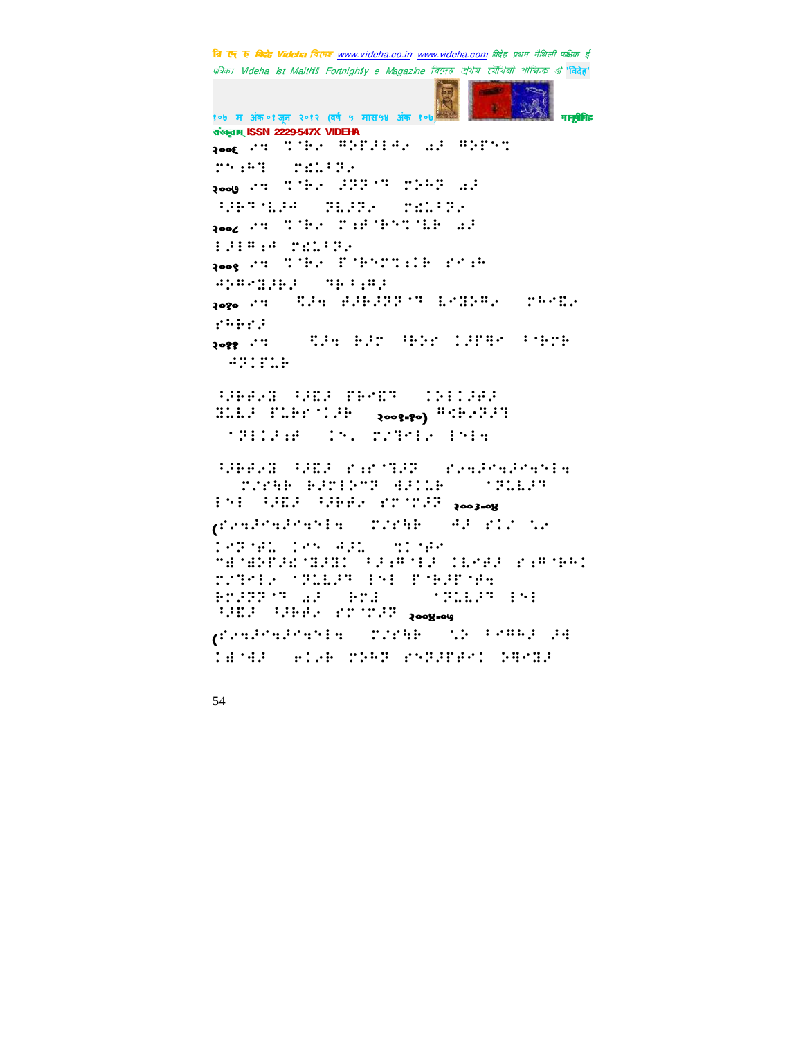२००६ ⠎⠒ ⠉⠨⠗⠢ ⠻⠕⠋⠼⠇⠲⠢ ⠔⠼ ⠻⠕⠋⠑⠉
⠍⠑⠆⠓⠹ ⠍⠌⠥⠃⠝⠢

२००७ ⠎⠒ ⠉⠨⠗⠢ ⠼⠝⠝⠈⠹ ⠍⠕⠓⠝ ⠔⠼
⠳⠼⠗⠹⠈⠇⠼⠲ ⠝⠇⠼⠝⠢ ⠍⠌⠥⠃⠝⠢

२००८ ⠎⠒ ⠉⠨⠗⠢ ⠍⠆⠋⠈⠗⠑⠉⠈⠇⠗ ⠔⠼
⠇⠼⠇⠻⠆⠲ ⠍⠌⠥⠃⠝⠢

२००९ ⠎⠒ ⠉⠨⠗⠢ ⠋⠈⠗⠑⠍⠉⠆⠇⠗ ⠎⠑⠆⠓
⠲⠕⠻⠑⠹⠼⠗⠼ ⠹⠗⠃⠆⠻⠼

२०१० ⠎⠒ ⠩⠼⠒ ⠿⠼⠗⠼⠝⠝⠈⠹ ⠇⠑⠹⠕⠻⠢ ⠍⠓⠑⠌⠢
⠎⠓⠗⠎⠼

२०११ ⠎⠒ ⠩⠼⠒ ⠗⠼⠍ ⠳⠗⠕⠎ ⠉⠼⠋⠻⠑ ⠃⠈⠗⠍⠗
⠲⠝⠇⠋⠥⠗

⠳⠼⠗⠿⠢⠹ ⠳⠼⠌⠼ ⠋⠗⠑⠌⠹ ⠉⠕⠇⠉⠼⠿⠼
⠹⠥⠇⠼ ⠋⠥⠗⠎⠈⠉⠼⠗ २००९-१०) ⠻⠩⠗⠢⠝⠼⠹
⠈⠝⠇⠉⠼⠆⠋ ⠉⠑⠂ ⠍⠌⠹⠑⠇⠢ ⠇⠑⠇⠒

⠳⠼⠗⠿⠢⠹ ⠳⠼⠌⠼ ⠎⠆⠎⠈⠹⠼⠝ ⠎⠢⠒⠼⠑⠒⠼⠑⠒⠑⠇⠒
⠍⠌⠎⠻⠗ ⠗⠼⠍⠇⠕⠉⠝ ⠲⠼⠉⠥⠗ ⠈⠝⠥⠇⠼⠹
⠇⠑⠇ ⠳⠼⠌⠼ ⠳⠼⠗⠿⠢ ⠎⠍⠈⠍⠼⠝ २००३-०४
(⠎⠢⠒⠼⠑⠒⠼⠑⠒⠑⠇⠒ ⠍⠌⠎⠻⠗ ⠲⠼ ⠎⠉⠌ ⠱⠢
⠉⠑⠝⠈⠋⠥ ⠉⠑⠎ ⠲⠼⠂ ⠣⠉⠈⠋⠑
⠐⠌⠈⠌⠕⠋⠼⠌⠈⠹⠼⠹⠉ ⠳⠼⠆⠻⠈⠇⠼ ⠉⠇⠑⠿⠼ ⠎⠆⠻⠈⠗⠓⠉
⠍⠌⠹⠑⠇⠢ ⠈⠝⠥⠇⠼⠹ ⠇⠑⠇ ⠋⠈⠗⠼⠋⠈⠋⠒
⠗⠍⠼⠝⠝⠈⠹ ⠔⠼ ⠗⠍⠌ ⠈⠝⠥⠇⠼⠹ ⠇⠑⠇
⠳⠼⠌⠼ ⠳⠼⠗⠿⠢ ⠎⠍⠈⠍⠼⠝ २००४-०५
(⠎⠢⠒⠼⠑⠒⠼⠑⠒⠑⠇⠒ ⠍⠌⠎⠻⠗ ⠱⠕ ⠃⠑⠻⠓⠼ ⠼⠲
⠉⠌⠈⠲⠼ ⠿⠉⠢⠗ ⠍⠕⠓⠝ ⠎⠑⠝⠼⠋⠿⠑⠉ ⠕⠻⠑⠹⠼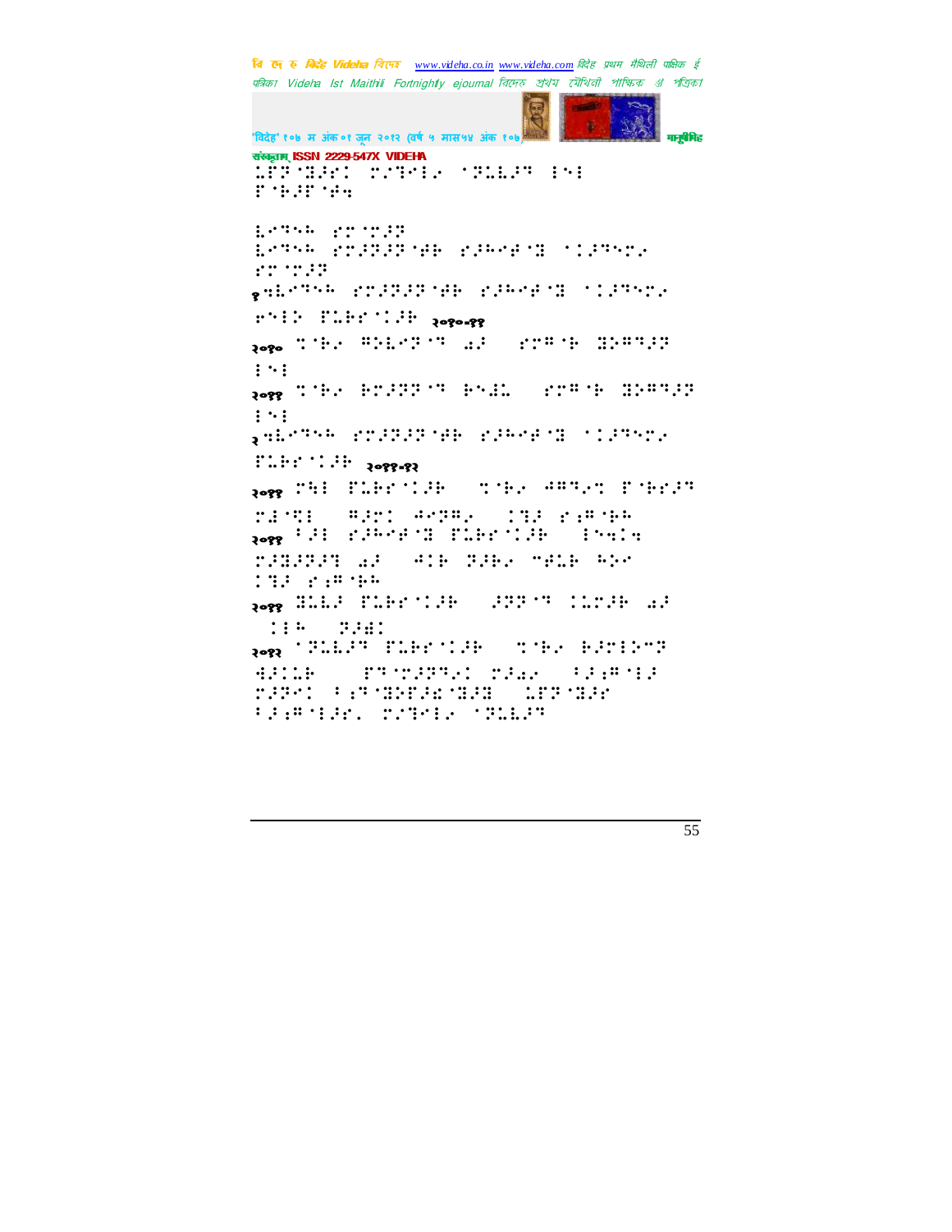१

२०१०-११

२०१०

२०११

२

२०११-१२

२०११

२०११

२०११

२०१२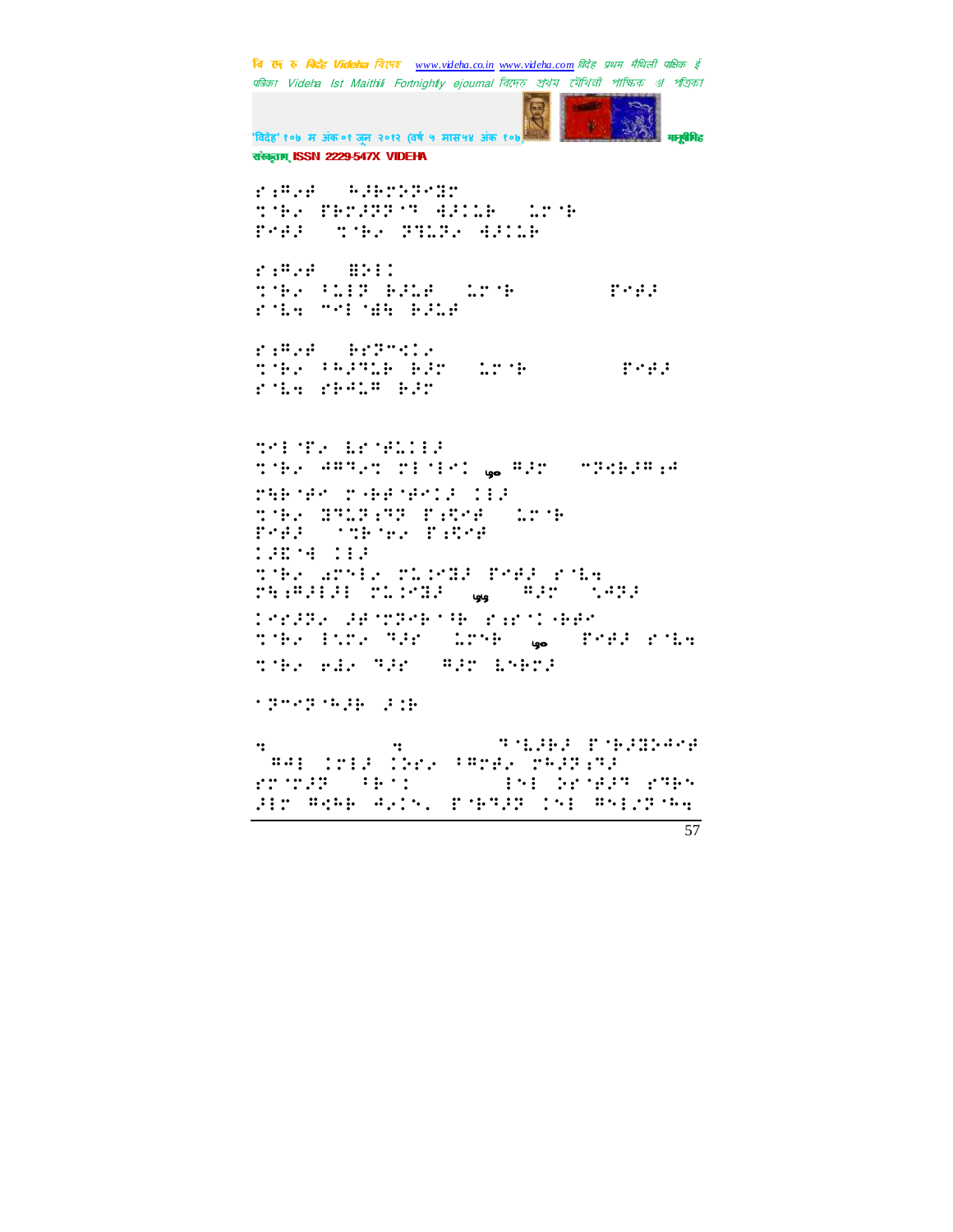ब्रेल लिपिमे मैथिली (braille text, not transcribable as plain text)

र॒ॡ॓ऻ ॢऻॉ८ॎ९ॊॉ
ॹ॑ॅॆ ॡॅॊॏॏ॑ॉ ॹऻॊॄॅ ॄॊ॑ॅ
ॡॐऻ ॹ॑ॅॆ ॏॉॄॏॆ ॹऻॊॄॅ

...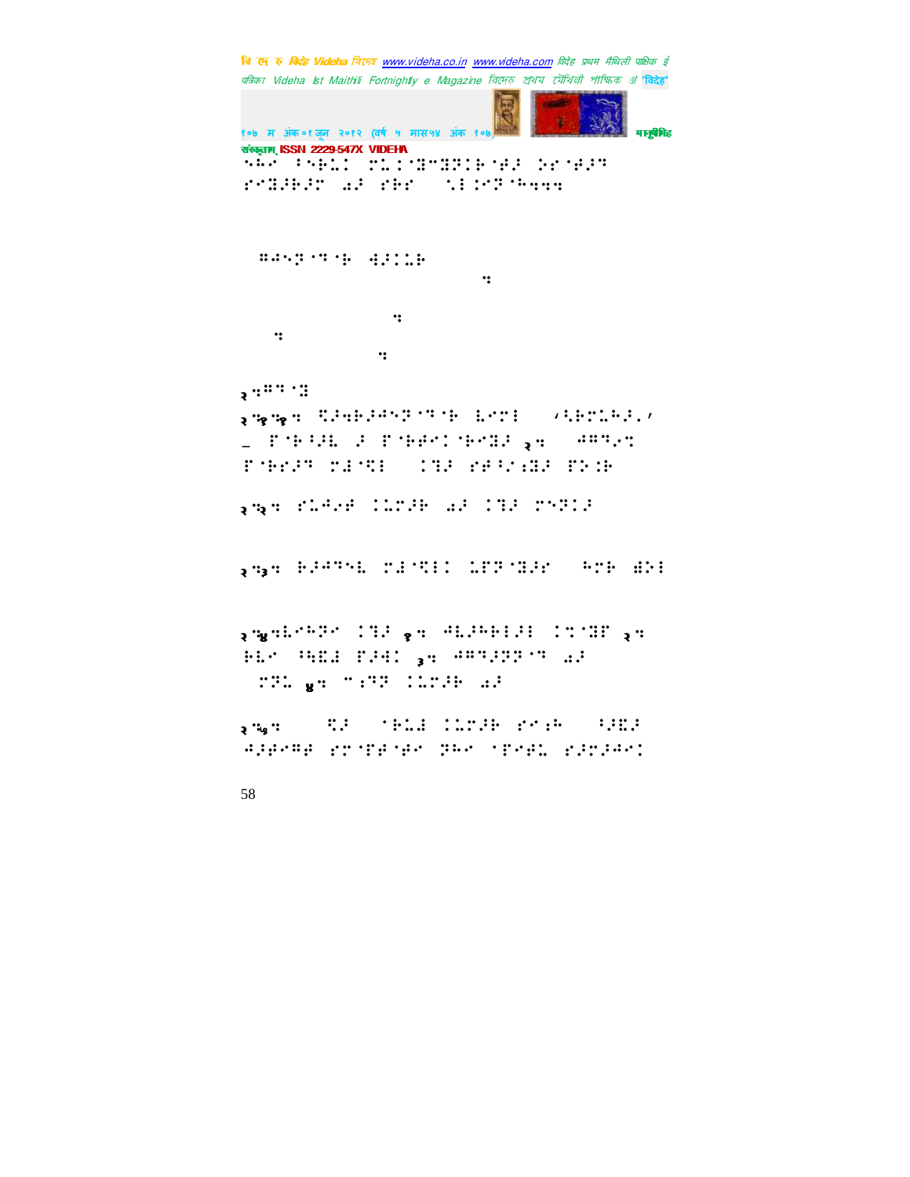⠑⠓⠊ ⠋⠑⠗⠥⠁ ⠍⠇⠁⠈⠝⠉⠝⠝⠁⠗⠈⠗⠚ ⠕⠗⠈⠗⠚⠙
⠗⠉⠝⠚⠗⠚⠝ ⠪⠚ ⠗⠗⠗ ⠀⠑⠇⠁⠊⠝⠈⠓⠒⠒

⠀⠍⠚⠑⠝⠈⠙⠈⠗ ⠙⠚⠁⠇⠗

२⠒⠍⠙⠈⠝

२⠒१⠒१⠒ ⠹⠚⠒⠗⠚⠚⠑⠝⠈⠙⠈⠗ ⠇⠊⠍⠇ ⠀⠀⠦⠑⠗⠍⠇⠗⠚⠄⠴
– ⠏⠈⠗⠑⠚⠇ ⠚ ⠏⠈⠗⠗⠊⠁⠈⠗⠊⠝⠚ २⠒ ⠀⠚⠍⠙⠢⠉
⠏⠈⠗⠗⠚⠙ ⠍⠙⠈⠹⠇ ⠀⠁⠹⠚ ⠗⠗⠑⠌⠒⠝⠚ ⠏⠕⠁⠗

२⠒२⠒ ⠗⠇⠚⠢⠗ ⠁⠇⠍⠚⠗ ⠪⠚ ⠁⠹⠚ ⠍⠑⠝⠁⠚

२⠒३⠒ ⠗⠚⠚⠙⠑⠇ ⠍⠙⠈⠹⠇⠁ ⠇⠏⠝⠈⠝⠚⠗ ⠀⠓⠍⠗ ⠙⠕⠇

२⠒४⠒⠇⠊⠓⠝⠊ ⠁⠹⠚ १⠒ ⠚⠇⠚⠓⠗⠇⠚⠇ ⠁⠉⠈⠝⠏ २⠒
⠗⠇⠊ ⠑⠹⠝⠙ ⠏⠚⠚⠁ ३⠒ ⠚⠍⠙⠚⠝⠝⠈⠙ ⠪⠚
⠀⠍⠝⠇ ४⠒ ⠉⠒⠙⠝ ⠁⠇⠍⠚⠗ ⠪⠚

२⠒५⠒ ⠀⠀⠹⠚ ⠀⠈⠗⠇⠙ ⠁⠇⠍⠚⠗ ⠗⠊⠒⠓ ⠀⠑⠚⠝⠚
⠚⠚⠗⠊⠍⠗ ⠗⠍⠈⠏⠗⠈⠗⠊ ⠝⠓⠊ ⠈⠏⠊⠗⠇ ⠗⠚⠍⠚⠚⠊⠁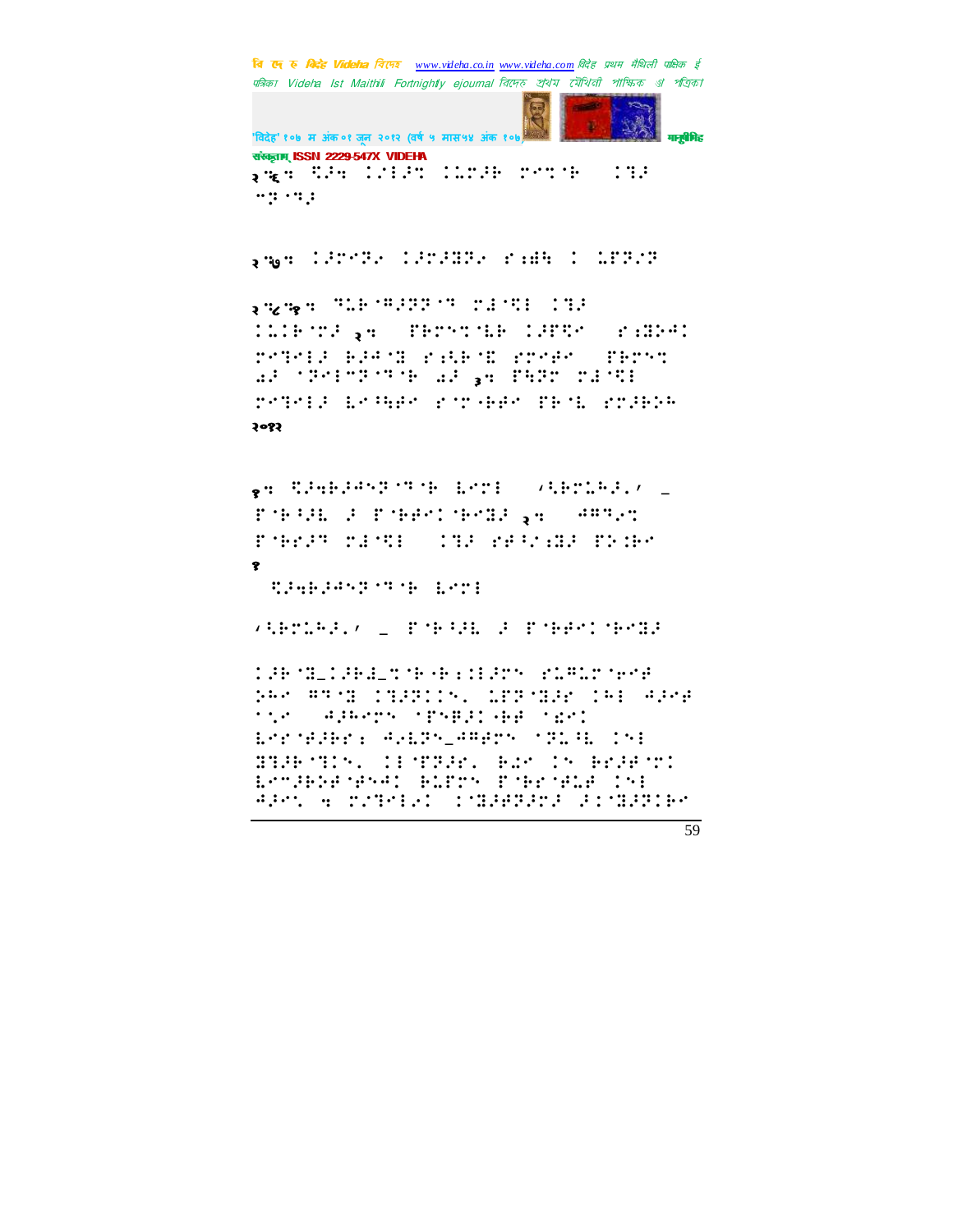२ ६:

२ ७:

२ ८ १:

२०१२

१:

१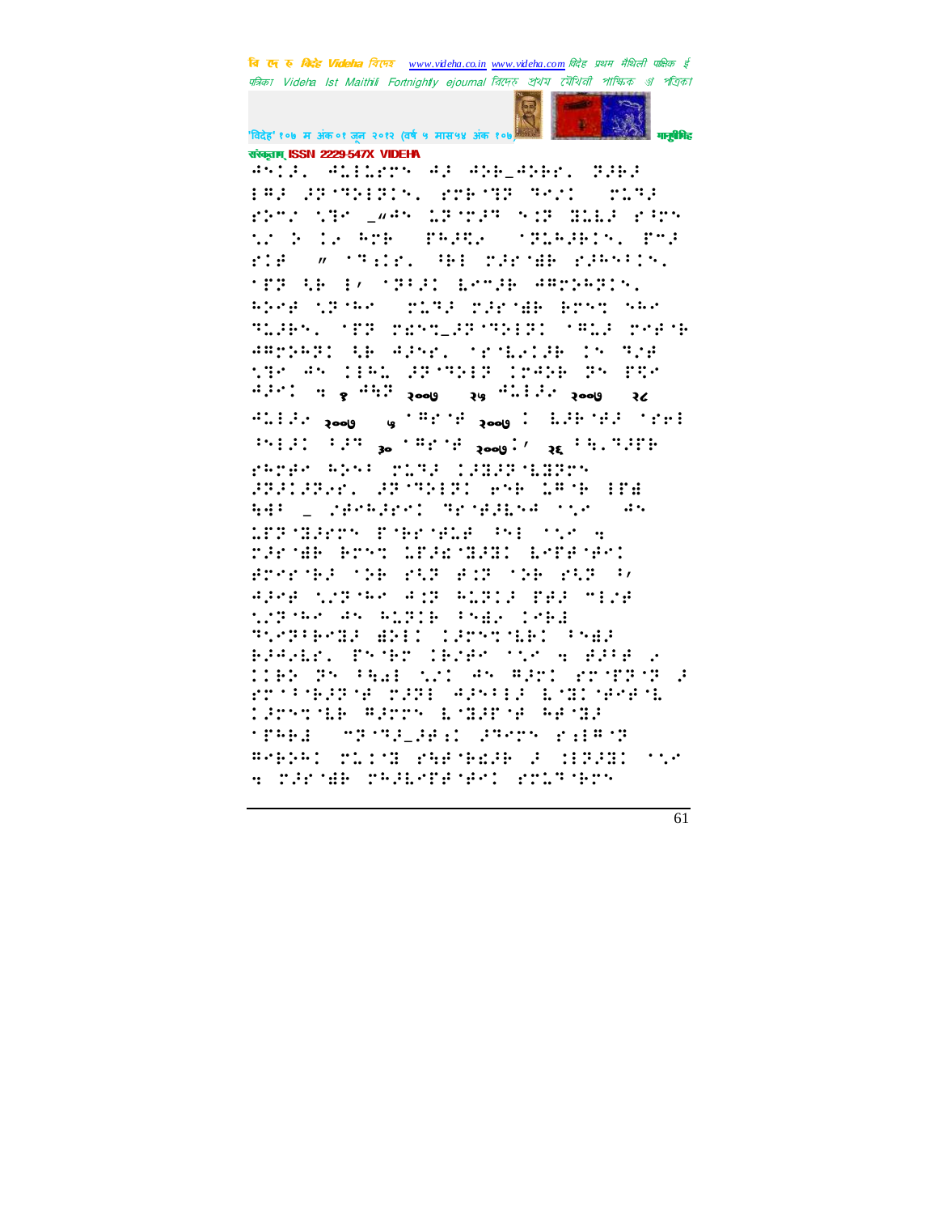संस्कृताम् ISSN 2229-547X VIDEHA

⠙⠝⠊⠜⠄ ⠙⠥⠇⠇⠥⠗⠍⠝ ⠙⠜ ⠙⠕⠃⠤⠙⠕⠃⠗⠄ ⠝⠜⠃⠜ ⠇⠻⠜ ⠜⠗⠈⠻⠕⠇⠗⠊⠝⠄ ⠗⠍⠃⠈⠻⠗ ⠻⠑⠊⠊ ⠍⠥⠻⠜ ⠗⠕⠍⠊ ⠎⠻⠑ ⠤⠸⠙⠝ ⠥⠗⠈⠍⠜⠻ ⠝⠊⠗ ⠿⠥⠇⠜ ⠗⠋⠗⠝ ⠎⠊ ⠕ ⠊⠑ ⠓⠍⠃ ⠏⠓⠜⠻⠑ ⠈⠻⠥⠓⠜⠃⠊⠝⠄ ⠏⠍⠜ ⠗⠊⠋ ⠸ ⠈⠻⠱⠗⠄ ⠻⠃⠇ ⠍⠜⠗⠈⠿⠃ ⠗⠜⠓⠝⠋⠊⠝⠄ ⠈⠏⠗ ⠩⠃ ⠇⠌ ⠈⠗⠋⠜⠊ ⠇⠑⠍⠜⠃ ⠙⠻⠍⠕⠓⠗⠊⠝⠄ ⠓⠕⠑⠋ ⠎⠗⠈⠓⠑ ⠍⠥⠻⠜ ⠍⠜⠗⠈⠿⠃ ⠃⠗⠝⠞ ⠝⠓⠑ ⠻⠥⠜⠃⠝⠄ ⠈⠏⠗ ⠍⠫⠝⠞⠤⠜⠗⠈⠻⠕⠇⠗⠊ ⠈⠻⠥⠜ ⠍⠑⠋⠈⠃ ⠙⠻⠍⠕⠓⠗⠊ ⠩⠃ ⠙⠜⠝⠑⠄ ⠈⠗⠈⠇⠑⠊⠜⠃ ⠊⠝ ⠻⠊⠋ ⠎⠻⠑ ⠙⠝ ⠊⠇⠓⠥ ⠜⠗⠈⠻⠕⠇⠗ ⠊⠗⠙⠕⠃ ⠏⠝ ⠏⠩⠑ ⠙⠜⠑⠊ ⠒ ४ ⠙⠩⠗ २००७ २५ ⠙⠥⠇⠇⠜⠑ २००७ २८ ⠙⠥⠇⠇⠜⠑ २००७ ५ ⠈⠻⠗⠈⠋ २००७ ⠊ ⠇⠜⠃⠈⠋⠜ ⠈⠗⠑⠇ ⠱⠇⠜⠊ ⠋⠜⠗ ३० ⠈⠻⠗⠈⠋ २००७⠊⠌ २६ ⠋⠩⠄⠻⠜⠏⠃ ⠗⠓⠗⠋⠑ ⠓⠕⠝⠋ ⠍⠥⠻⠜ ⠊⠜⠿⠜⠗⠈⠇⠿⠗⠍⠝ ⠜⠗⠜⠊⠜⠗⠑⠗⠄ ⠜⠗⠈⠻⠕⠇⠗⠊ ⠑⠝⠃ ⠥⠻⠈⠃ ⠇⠏⠫ ⠩⠙⠋ ⠤ ⠌⠋⠑⠓⠜⠗⠑⠊ ⠻⠗⠈⠋⠜⠇⠝⠙ ⠈⠎⠑ ⠙⠝ ⠥⠏⠗⠈⠿⠜⠗⠍⠝ ⠏⠈⠃⠗⠈⠋⠥⠋ ⠱⠇ ⠈⠎⠑ ⠒ ⠍⠜⠗⠈⠿⠃ ⠃⠗⠝⠞ ⠥⠏⠜⠫⠈⠿⠜⠿⠊ ⠇⠑⠏⠋⠈⠋⠑⠊ ⠋⠗⠑⠗⠈⠃⠜ ⠈⠕⠃ ⠗⠩⠗ ⠋⠊⠗ ⠈⠕⠃ ⠗⠩⠗ ⠋⠌ ⠙⠜⠑⠋ ⠎⠗⠈⠓⠑ ⠙⠊⠗ ⠓⠥⠗⠊⠜ ⠏⠋⠜ ⠍⠊⠌⠋ ⠎⠗⠈⠓⠑ ⠙⠝ ⠓⠥⠗⠊⠃ ⠋⠝⠿⠑ ⠊⠑⠃⠩ ⠻⠑⠗⠋⠃⠑⠿⠜ ⠿⠗⠊⠇ ⠊⠜⠗⠝⠞⠈⠇⠃⠊ ⠋⠝⠿⠜ ⠃⠜⠙⠑⠇⠗⠄ ⠏⠝⠈⠃⠗ ⠊⠃⠌⠋⠑ ⠈⠎⠑ ⠒ ⠋⠜⠋⠋ ⠑ ⠊⠊⠃⠕ ⠏⠝ ⠋⠩⠫⠇ ⠎⠊⠊ ⠙⠝ ⠻⠜⠗⠊ ⠗⠗⠈⠏⠗⠈⠗ ⠜ ⠗⠗⠈⠋⠃⠜⠗⠈⠋ ⠍⠜⠗⠇ ⠙⠜⠝⠋⠇⠜ ⠇⠈⠿⠊⠈⠋⠑⠋⠈⠇ ⠊⠜⠗⠝⠞⠈⠇⠃ ⠻⠜⠗⠗⠝ ⠇⠈⠿⠜⠏⠈⠋ ⠓⠋⠈⠿⠜ ⠈⠏⠓⠃⠩ ⠍⠗⠈⠻⠜⠤⠜⠋⠱⠊ ⠜⠻⠑⠗⠝ ⠗⠱⠻⠈⠗ ⠻⠑⠃⠕⠓⠊ ⠍⠥⠊⠈⠿ ⠗⠓⠋⠈⠃⠫⠜⠃ ⠜ ⠊⠏⠜⠿⠊ ⠈⠎⠑ ⠒ ⠍⠜⠗⠈⠿⠃ ⠍⠓⠜⠇⠑⠏⠋⠈⠋⠑⠊ ⠗⠍⠥⠻⠈⠃⠗⠝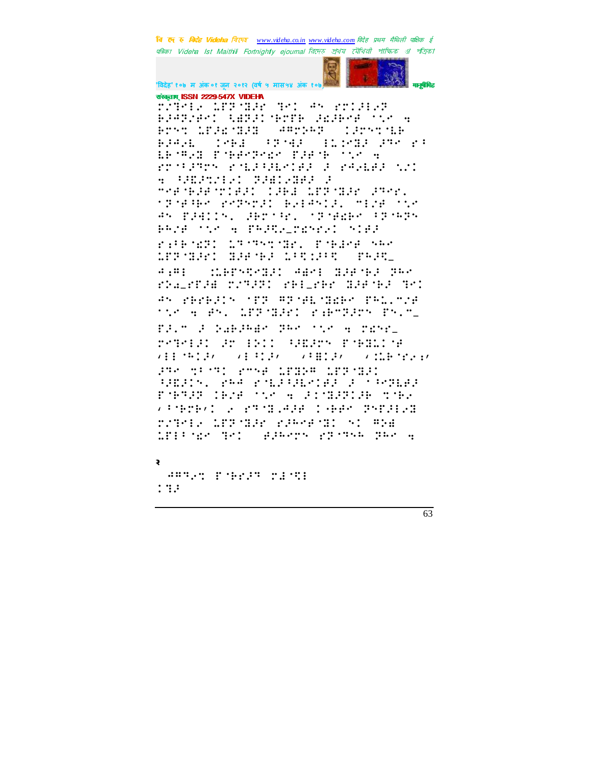२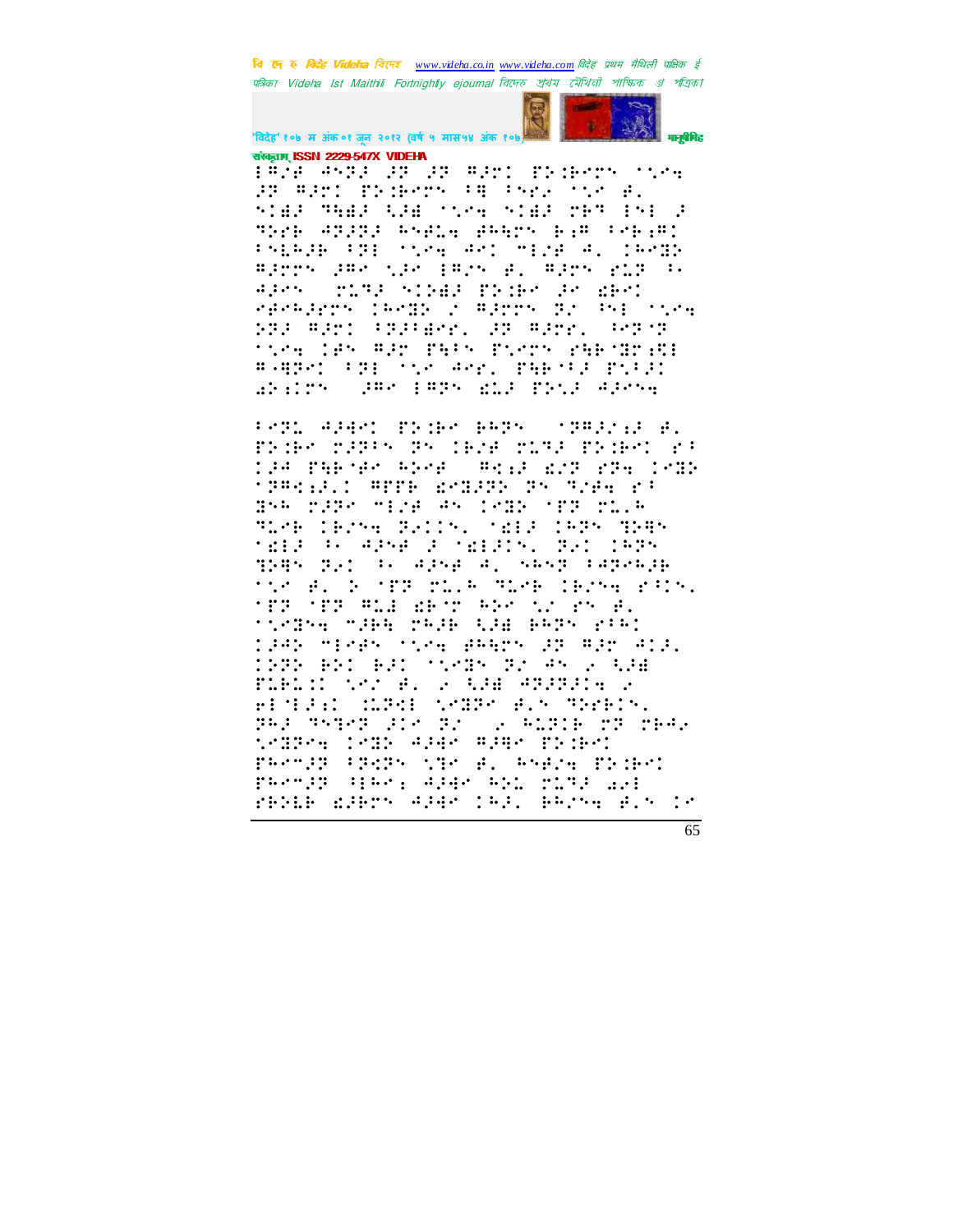'विदेह' १०७ म अंक ०१ जून २०१२ (वर्ष ५ मास५४ अंक १०७) मानुषीमिह संस्कृताम् ISSN 2229-547X VIDEHA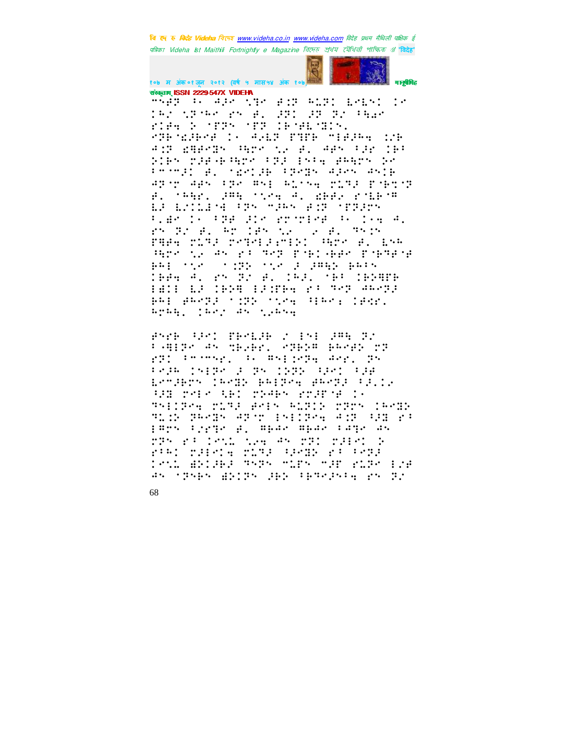⠋⠒⠞⠗ ⠃⠂ ⠚⠚⠊ ⠩⠙⠊ ⠞⠅⠗ ⠓⠥⠗⠅ ⠇⠊⠇⠝⠅ ⠅⠊
⠅⠓⠌ ⠩⠗⠋⠓⠊ ⠗⠝ ⠞⠄ ⠚⠗⠅ ⠚⠗ ⠗⠌ ⠁⠹�German⠊

⠗⠅⠋⠒ ⠕ ⠈⠏⠗⠝ ⠈⠏⠗ ⠅⠗⠈⠞⠇⠈⠙⠅⠝⠄

⠊⠗⠗⠈⠑⠚⠗⠊⠋ ⠅⠂ ⠚⠎⠇⠗ ⠏⠹⠗⠗ ⠉⠁⠋⠚⠓⠒ ⠅⠌⠗

⠚⠅⠗ ⠑⠹⠗⠊⠙⠝ ⠁⠹⠗⠊ ⠩⠊ ⠞⠄ ⠚⠋⠝ ⠃⠚⠊ ⠅⠗⠁

⠕⠅⠗⠝ ⠗⠚⠋⠣⠗⠁⠹⠗⠊ ⠃⠗⠚ ⠔⠝⠃⠒ ⠋⠓⠹⠗⠝ ⠕⠊

⠃⠉⠉⠚⠅ ⠞⠄ ⠈⠑⠊⠅⠚⠗ ⠃⠗⠊⠙⠝ ⠚⠚⠊⠝ ⠚⠝⠅⠗

⠚⠗⠈⠍ ⠚⠋⠝ ⠃⠗⠊ ⠻⠝⠔ ⠓⠥⠈⠝⠒ ⠗⠥⠗⠚ ⠏⠈⠗⠅⠈⠗

⠞⠄ ⠈⠁⠹⠗⠄ ⠚⠻⠹ ⠈⠩⠊⠒ ⠚⠄ ⠑⠗⠋⠚ ⠗⠈⠇⠗⠈⠻

⠇⠚ ⠇⠌⠅⠇⠒⠈⠙ ⠃⠗⠝ ⠉⠚⠓⠝ ⠩⠅⠗ ⠈⠏⠗⠚⠗⠝

⠃⠄⠙⠊ ⠅⠂ ⠃⠗⠋ ⠚⠅⠊ ⠗⠗⠈⠍⠊⠗⠋ ⠃⠂ ⠅⠂⠒ ⠚⠄

⠗⠝ ⠗⠌ ⠩⠄ ⠓⠍ ⠅⠋⠝ ⠩⠊ ⠂ ⠩⠄ ⠹⠝⠅⠝

⠏⠻⠋⠒ ⠗⠥⠗⠚ ⠏⠊⠹⠊⠇⠚⠒⠍⠇⠅⠅ ⠁⠹⠗⠊ ⠩⠄ ⠇⠝⠓

⠁⠹⠗⠊ ⠩⠊ ⠚⠝ ⠗⠃ ⠹⠊⠗ ⠏⠈⠃⠅⠣⠃⠋⠊ ⠏⠈⠃⠹⠋⠈⠋

⠃⠓⠇ ⠈⠩⠊ ⠈⠅⠗⠕ ⠈⠩⠊ ⠚ ⠚⠻⠹⠕ ⠃⠓⠃⠝

⠅⠃⠋⠒ ⠚⠄ ⠗⠝ ⠗⠌ ⠩⠄ ⠅⠓⠚⠄ ⠈⠃⠃ ⠅⠃⠕⠻⠏⠗

⠇⠙⠅⠇ ⠇⠚ ⠅⠃⠕⠻ ⠇⠚⠅⠏⠗⠒ ⠗⠃ ⠹⠊⠗ ⠚⠓⠊⠗⠚

⠃⠓⠇ ⠋⠓⠊⠗⠚ ⠈⠅⠗⠕ ⠈⠩⠒ ⠁⠓⠊⠂ ⠅⠋⠩⠗⠄

⠓⠗⠓⠹⠄ ⠅⠓⠊⠌ ⠚⠝ ⠩⠄⠓⠝⠒

⠋⠝⠗⠃ ⠁⠚⠊⠅ ⠏⠃⠊⠇⠚⠃ ⠌ ⠇⠝⠇ ⠚⠻⠹ ⠗⠌

⠃⠄⠻⠇⠗⠊ ⠚⠝ ⠹⠃⠕⠃⠗⠄ ⠊⠗⠃⠕⠻ ⠃⠓⠊⠋⠕ ⠗⠗

⠗⠗⠅ ⠃⠍⠈⠍⠊⠗⠄ ⠃⠂ ⠻⠝⠇⠅⠗⠒ ⠚⠊⠗⠄ ⠗⠝

⠃⠊⠚⠓ ⠅⠝⠇⠗⠊ ⠚ ⠗⠝ ⠅⠕⠗⠕ ⠁⠚⠊⠅ ⠃⠚⠋

⠇⠊⠍⠚⠃⠗⠝ ⠅⠓⠊⠙⠕ ⠃⠓⠇⠗⠊⠒ ⠋⠓⠊⠗⠚ ⠃⠚⠄⠅⠊

⠁⠚⠻ ⠗⠊⠇⠊ ⠁⠃⠅ ⠗⠚⠋⠃⠝ ⠗⠗⠚⠋⠈⠋ ⠅⠂

⠹⠝⠇⠅⠗⠊⠒ ⠗⠥⠗⠚ ⠋⠊⠇⠝ ⠓⠥⠗⠅⠕ ⠗⠗⠗⠝ ⠅⠓⠊⠙⠕

⠹⠥⠅⠕ ⠗⠓⠊⠙⠝ ⠚⠗⠈⠍ ⠇⠝⠇⠅⠗⠊⠒ ⠚⠅⠗ ⠁⠚⠻ ⠗⠃

⠇⠻⠗⠝ ⠃⠌⠗⠹⠊ ⠩⠄ ⠻⠃⠚⠊ ⠻⠃⠚⠊ ⠃⠚⠹⠊ ⠚⠝

⠗⠗⠝ ⠗⠃ ⠅⠊⠩⠥ ⠩⠊⠒ ⠚⠝ ⠗⠗⠅ ⠗⠚⠇⠊⠅ ⠕

⠗⠁⠓⠅ ⠗⠚⠇⠊⠅⠒ ⠗⠥⠗⠚ ⠁⠚⠊⠙⠕ ⠗⠃ ⠃⠊⠗⠚

⠅⠊⠩⠥ ⠙⠕⠅⠚⠃⠚ ⠹⠝⠗⠝ ⠉⠥⠗⠝ ⠉⠚⠋ ⠗⠥⠗⠊ ⠇⠌⠋

⠚⠝ ⠈⠗⠝⠃⠝ ⠙⠕⠅⠗⠝ ⠚⠃⠕ ⠃⠗⠹⠊⠚⠝⠃⠒ ⠗⠝ ⠗⠌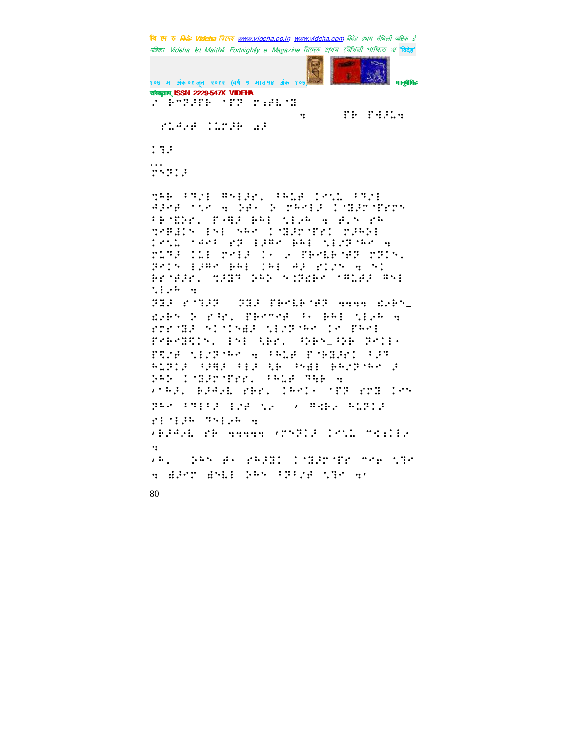संस्कृताम् ISSN 2229-547X VIDEHA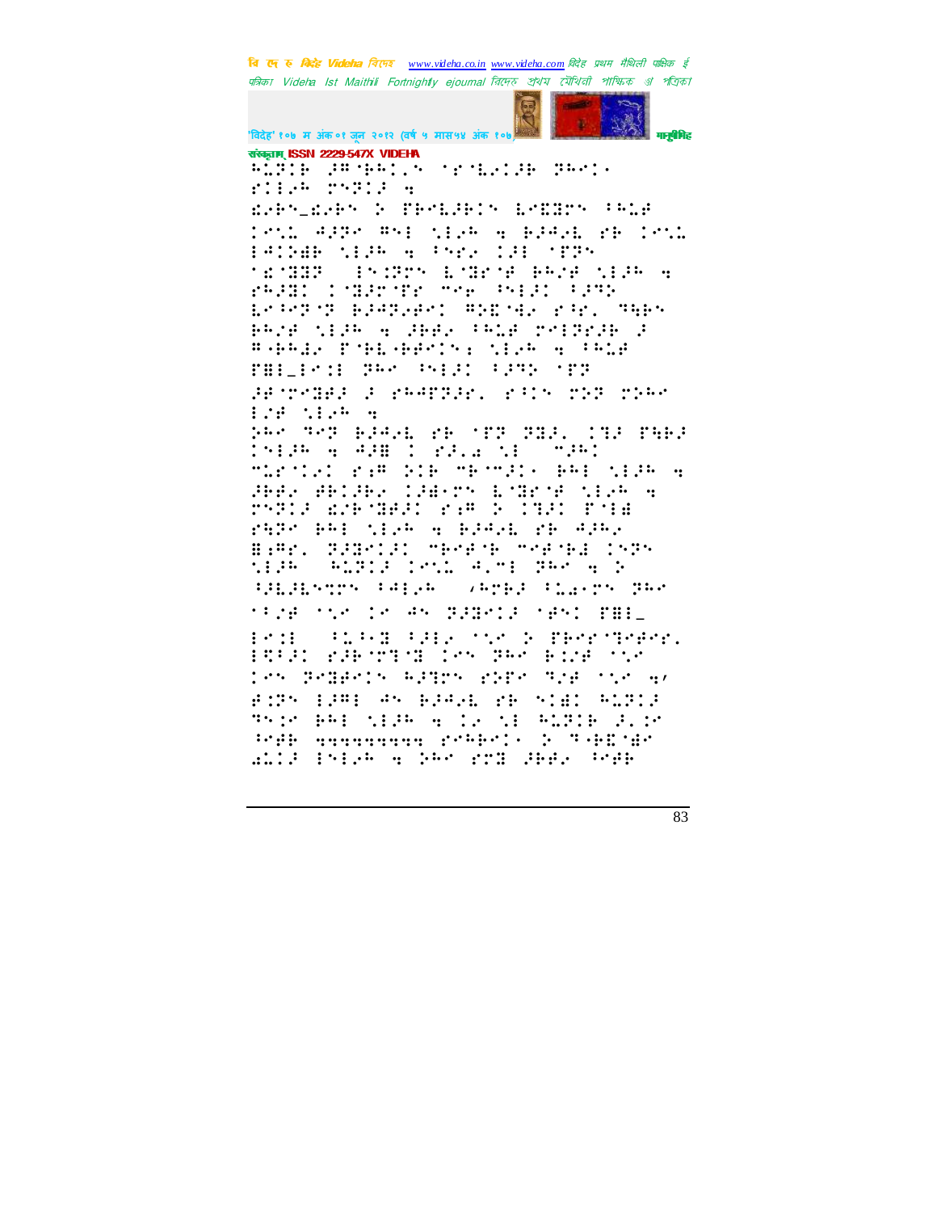संस्कृताम् ISSN 2229-547X VIDEHA

⠓⠥�советский

संस्कृताम् ISSN 2229-547X VIDEHA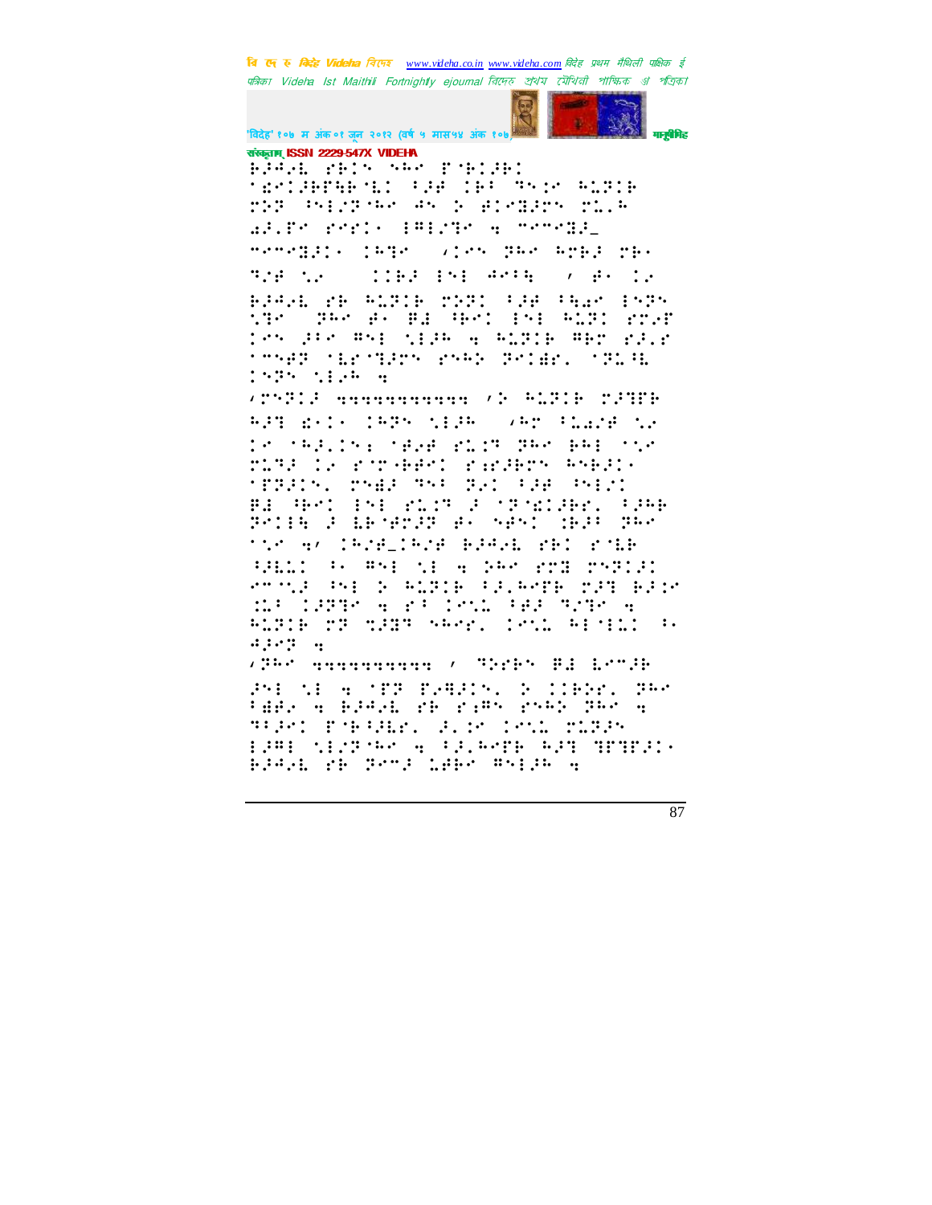बेरू बेरू बाजे। बेरू बेरू बाजे बाजे बेरू बेरू बाजे बाजे बेरू बेरू बाजे बाजे बाजे

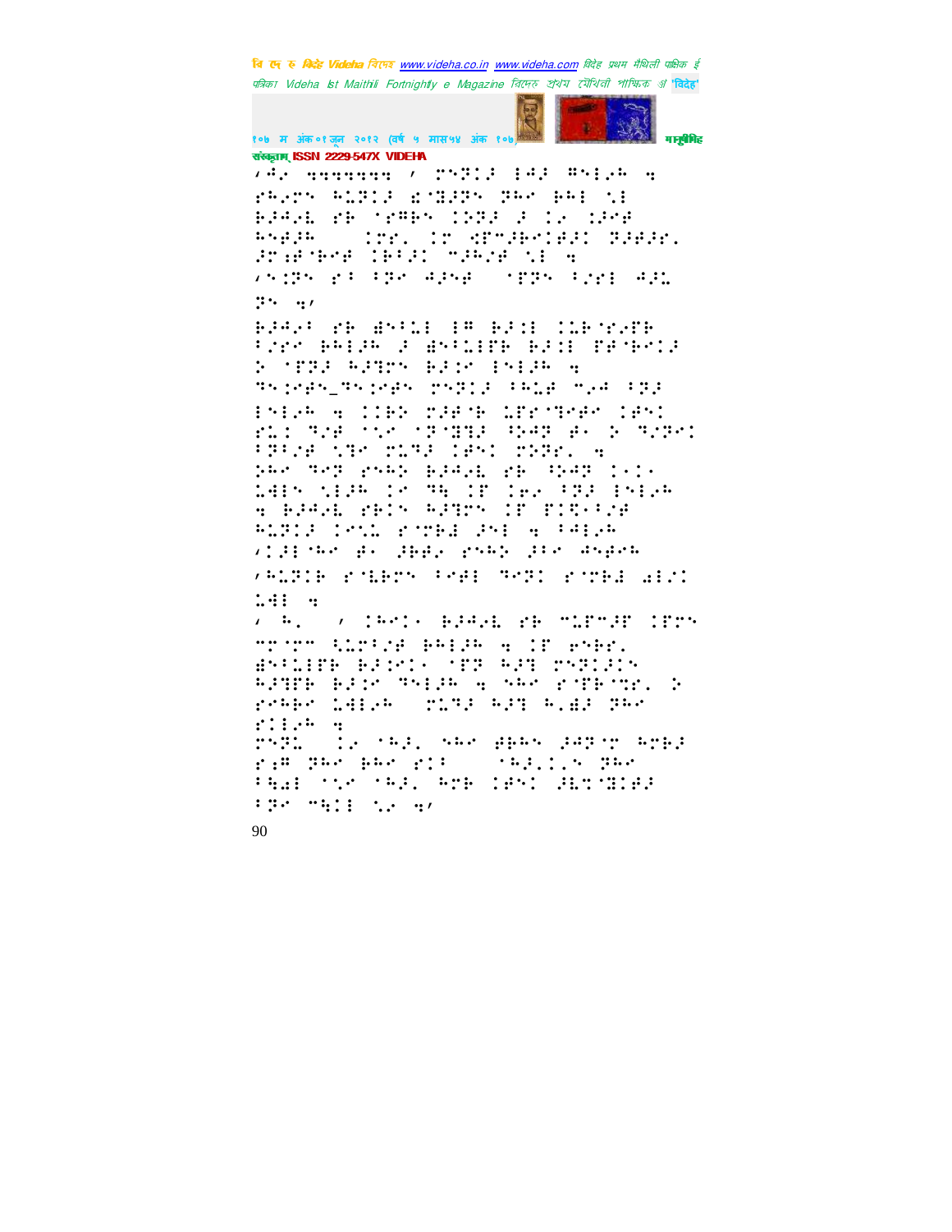'भ० ववववववव ' ...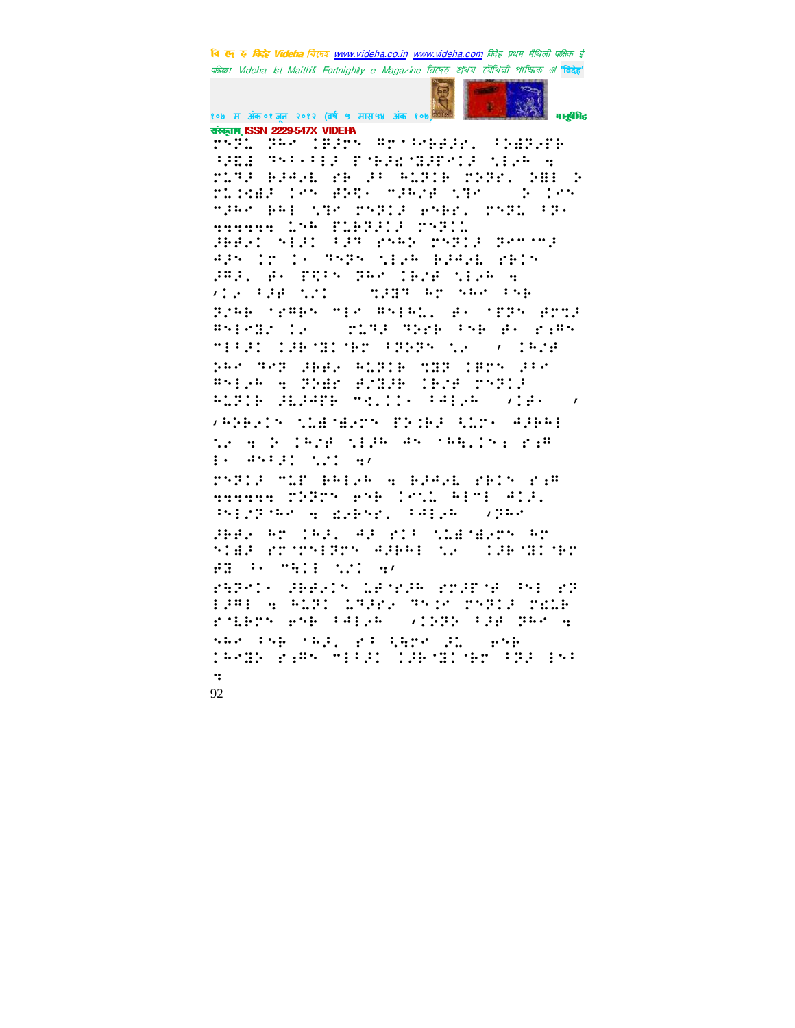संस्कृताम् ISSN 2229-547X VIDEHA

⠗⠝⠽⠄ ⠽⠓⠊ ⠯⠃⠚⠗⠝ ⠻⠗⠈⠌⠑⠃⠃⠚⠗⠂ ⠈⠕⠫⠽⠜⠗⠃ ⠈⠚⠫⠇ ⠹⠝⠂⠐⠂⠇⠚ ⠏⠑⠃⠚⠨⠙⠚⠏⠊⠇⠚ ⠱⠇⠜⠓ ⠹ ⠗⠥⠹⠚ ⠃⠚⠲⠜⠇ ⠗⠃ ⠚⠂ ⠓⠥⠽⠇⠃ ⠗⠕⠽⠗⠂ ⠕⠻⠇ ⠕ ⠗⠥⠇⠫⠚ ⠯⠝ ⠫⠕⠯⠐ ⠉⠚⠓⠜⠋ ⠱⠹⠊ ⠕ ⠯⠝ ⠉⠚⠓⠊ ⠃⠓⠇ ⠱⠹⠊ ⠗⠝⠽⠇⠚ ⠑⠝⠃⠗⠂ ⠗⠝⠽⠄ ⠂⠽⠐ ⠹⠹⠹⠹⠹⠹ ⠥⠝⠓ ⠏⠥⠃⠽⠚⠇⠚ ⠗⠝⠽⠇⠄ ⠚⠃⠋⠜⠇ ⠝⠇⠚⠇ ⠂⠚⠹ ⠗⠝⠓⠕ ⠗⠝⠽⠇⠚ ⠽⠑⠉⠈⠉⠚ ⠙⠚⠝ ⠇⠗ ⠇⠐ ⠹⠝⠽⠝ ⠱⠇⠜⠓ ⠃⠚⠲⠜⠇ ⠗⠃⠇⠝ ⠚⠻⠚⠂ ⠫⠐ ⠏⠹⠂⠝ ⠽⠓⠊ ⠯⠃⠌⠋ ⠱⠇⠜⠓ ⠹ ⠌⠇⠜ ⠂⠚⠋ ⠱⠌⠇ ⠱⠚⠫⠹ ⠓⠗ ⠝⠓⠊ ⠂⠝⠃ ⠽⠌⠓⠃ ⠈⠗⠻⠃⠝ ⠉⠇⠑ ⠻⠝⠇⠓⠥⠂ ⠫⠐ ⠈⠏⠽⠝ ⠫⠗⠹⠚ ⠻⠝⠇⠊⠫⠜ ⠇⠜ ⠗⠥⠹⠚ ⠹⠕⠑⠃ ⠂⠝⠃ ⠫⠐ ⠗⠐⠻⠝ ⠉⠂⠂⠚⠇ ⠯⠚⠃⠈⠫⠇⠈⠃⠗ ⠂⠽⠕⠽⠝ ⠱⠜ ⠌ ⠯⠓⠌⠋ ⠕⠓⠊ ⠹⠊⠽ ⠚⠃⠋⠜ ⠓⠥⠽⠇⠃ ⠹⠫⠽ ⠯⠃⠗⠝ ⠚⠂⠑ ⠻⠝⠇⠜⠓ ⠹ ⠽⠕⠙⠗ ⠋⠌⠫⠚⠃ ⠯⠃⠌⠋ ⠗⠝⠽⠇⠚ ⠓⠥⠽⠇⠃ ⠚⠇⠚⠻⠏⠃ ⠉⠎⠄⠇⠇⠐ ⠂⠲⠇⠜⠓ ⠌⠇⠫⠐ ⠌ ⠌⠓⠕⠃⠜⠇⠝ ⠱⠥⠫⠈⠫⠜⠗⠝ ⠏⠕⠨⠃⠚ ⠹⠥⠗⠐ ⠲⠚⠃⠓⠇ ⠱⠜ ⠹ ⠕ ⠯⠓⠌⠋ ⠱⠇⠚⠓ ⠲⠝ ⠈⠓⠹⠄⠇⠝⠆ ⠗⠆⠻ ⠇⠐ ⠲⠝⠂⠚⠇ ⠱⠌⠇ ⠹⠌

⠗⠝⠽⠇⠚ ⠉⠥⠋ ⠃⠓⠇⠜⠓ ⠹ ⠃⠚⠲⠜⠇ ⠗⠃⠇⠝ ⠗⠆⠻ ⠹⠹⠹⠹⠹⠹ ⠗⠕⠽⠗⠝ ⠑⠝⠃ ⠯⠝⠥⠄ ⠓⠇⠉⠇ ⠲⠇⠚⠂ ⠹⠝⠇⠌⠽⠈⠓⠊ ⠹ ⠨⠜⠃⠝⠗⠂ ⠂⠲⠇⠜⠓ ⠌⠽⠓⠊ ⠚⠃⠋⠜ ⠓⠗ ⠯⠓⠚⠂ ⠲⠚ ⠗⠇⠂ ⠱⠥⠫⠈⠫⠜⠗⠝ ⠓⠗ ⠝⠯⠫⠚ ⠗⠗⠈⠗⠝⠇⠽⠗⠝ ⠲⠚⠃⠓⠇ ⠱⠜ ⠯⠚⠃⠈⠫⠇⠈⠃⠗ ⠋⠫ ⠂⠐ ⠉⠹⠇⠇ ⠱⠌⠇ ⠹⠌

⠗⠹⠽⠊⠇⠐ ⠚⠃⠋⠜⠇⠝ ⠥⠋⠈⠗⠜⠓ ⠗⠗⠚⠋⠈⠋ ⠹⠝⠇ ⠗⠽ ⠇⠚⠻⠇ ⠹ ⠓⠥⠽⠇ ⠥⠹⠚⠗⠜ ⠹⠝⠇⠊ ⠗⠝⠽⠇⠚ ⠗⠫⠥⠃ ⠗⠈⠥⠃⠗⠝ ⠑⠝⠃ ⠂⠲⠇⠜⠓ ⠌⠇⠽⠽⠝ ⠂⠚⠋ ⠽⠓⠊ ⠹ ⠝⠓⠊ ⠂⠝⠃ ⠈⠓⠚⠂ ⠗⠂ ⠹⠓⠗⠊ ⠚⠥ ⠑⠝⠃ ⠯⠓⠊⠫⠕ ⠗⠆⠻⠝ ⠉⠂⠂⠚⠇ ⠯⠚⠃⠈⠫⠇⠈⠃⠗ ⠂⠽⠚ ⠇⠝⠂ ⠹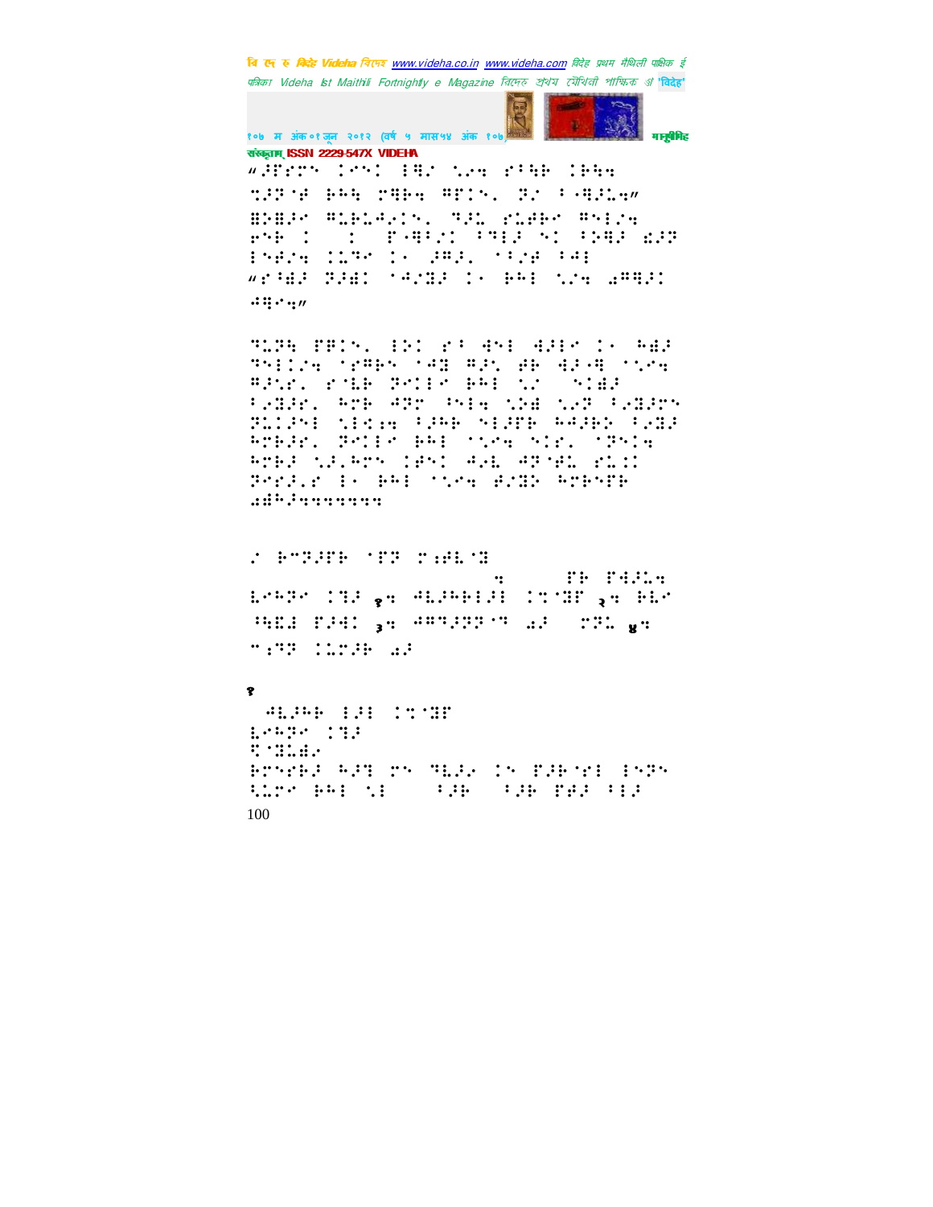"⠼⠟⠋⠗⠍⠉ ⠅⠑⠉⠅ ⠇⠻⠌ ⠣⠴⠩ ⠗⠁⠓⠃ ⠅⠃⠓⠩

⠹⠼⠟⠈⠋ ⠃⠓⠓ ⠍⠻⠃⠩ ⠻⠋⠅⠉⠂ ⠝⠌ ⠁⠤⠻⠼⠣⠩"

⠻⠕⠻⠼⠉ ⠻⠣⠃⠣⠙⠴⠅⠉⠂ ⠙⠼⠣ ⠗⠣⠋⠃⠉ ⠻⠑⠇⠴⠩

⠗⠑⠃ ⠅ ⠅ ⠋⠤⠻⠁⠌⠅ ⠁⠙⠇⠼ ⠑⠅ ⠁⠕⠻⠼ ⠯⠼⠟

⠇⠑⠋⠴⠩ ⠅⠣⠙⠉ ⠅⠂ ⠼⠻⠼⠂ ⠁⠁⠌⠋ ⠁⠙⠇

"⠗⠁⠹⠼ ⠝⠼⠹⠅ ⠈⠙⠴⠻⠼ ⠅⠂ ⠃⠓⠇ ⠣⠴⠩ ⠡⠻⠻⠼⠅

⠙⠻⠉⠩"

⠙⠣⠝⠓ ⠋⠻⠅⠉⠂ ⠇⠕⠅ ⠗⠁ ⠙⠑⠇ ⠙⠼⠇⠉ ⠅⠂ ⠓⠹⠼

⠙⠑⠇⠅⠴⠩ ⠈⠗⠻⠃⠉ ⠈⠙⠻ ⠻⠼⠣ ⠋⠃ ⠙⠼⠤⠻ ⠈⠣⠉⠩

⠻⠼⠣⠗⠂ ⠗⠈⠣⠃ ⠝⠑⠇⠉ ⠃⠓⠇ ⠣⠌ ⠑⠅⠹⠼

⠁⠴⠻⠼⠗⠂ ⠓⠍⠃ ⠙⠟⠍ ⠓⠑⠇⠩ ⠣⠕⠹ ⠣⠴⠟ ⠁⠴⠻⠼⠍⠉

⠝⠣⠅⠼⠑⠇ ⠣⠇⠩⠣⠩ ⠁⠼⠓⠃ ⠑⠇⠼⠋⠃ ⠓⠙⠼⠃⠕ ⠁⠴⠻⠼

⠓⠍⠃⠼⠗⠂ ⠝⠑⠅⠇⠉ ⠃⠓⠇ ⠈⠣⠉⠩ ⠑⠅⠗⠂ ⠈⠟⠑⠅⠩

⠓⠍⠃⠼ ⠣⠼⠂⠓⠍⠉ ⠅⠋⠑⠅ ⠙⠴⠇ ⠙⠟⠈⠋⠇ ⠗⠇⠅⠅

⠝⠗⠗⠼⠂⠗ ⠇⠂ ⠃⠓⠇ ⠈⠣⠉⠩ ⠋⠌⠻⠕ ⠓⠍⠃⠑⠋⠃

⠡⠋⠓⠼⠩⠩⠩⠩⠩⠩⠩⠩

⠌ ⠃⠉⠝⠼⠋⠃ ⠈⠋⠟ ⠍⠱⠋⠇⠈⠻

⠩ ⠋⠃ ⠋⠙⠼⠣⠩

⠇⠉⠓⠝⠉ ⠅⠻⠼ १⠩ ⠙⠇⠼⠓⠃⠇⠼⠇ ⠅⠹⠈⠻⠋ २⠩ ⠃⠇⠉

⠹⠻⠇ ⠋⠼⠙⠅ ३⠩ ⠙⠻⠝⠼⠟⠟⠈⠝ ⠡⠼ ⠍⠟⠣ ४⠩

⠉⠱⠻⠟ ⠅⠣⠍⠼⠃ ⠡⠼

१

⠙⠇⠼⠓⠃ ⠇⠼⠇ ⠅⠹⠈⠻⠋

⠇⠉⠓⠝⠉ ⠅⠻⠼

⠟⠈⠻⠣⠋⠴

⠃⠗⠑⠗⠃⠼ ⠓⠼⠹ ⠍⠑ ⠙⠇⠼⠴ ⠅⠑ ⠋⠼⠃⠈⠗⠇ ⠇⠑⠝⠑

⠱⠣⠗⠉ ⠃⠓⠇ ⠣⠇ ⠁⠼⠃ ⠁⠼⠃ ⠋⠋⠼ ⠁⠇⠼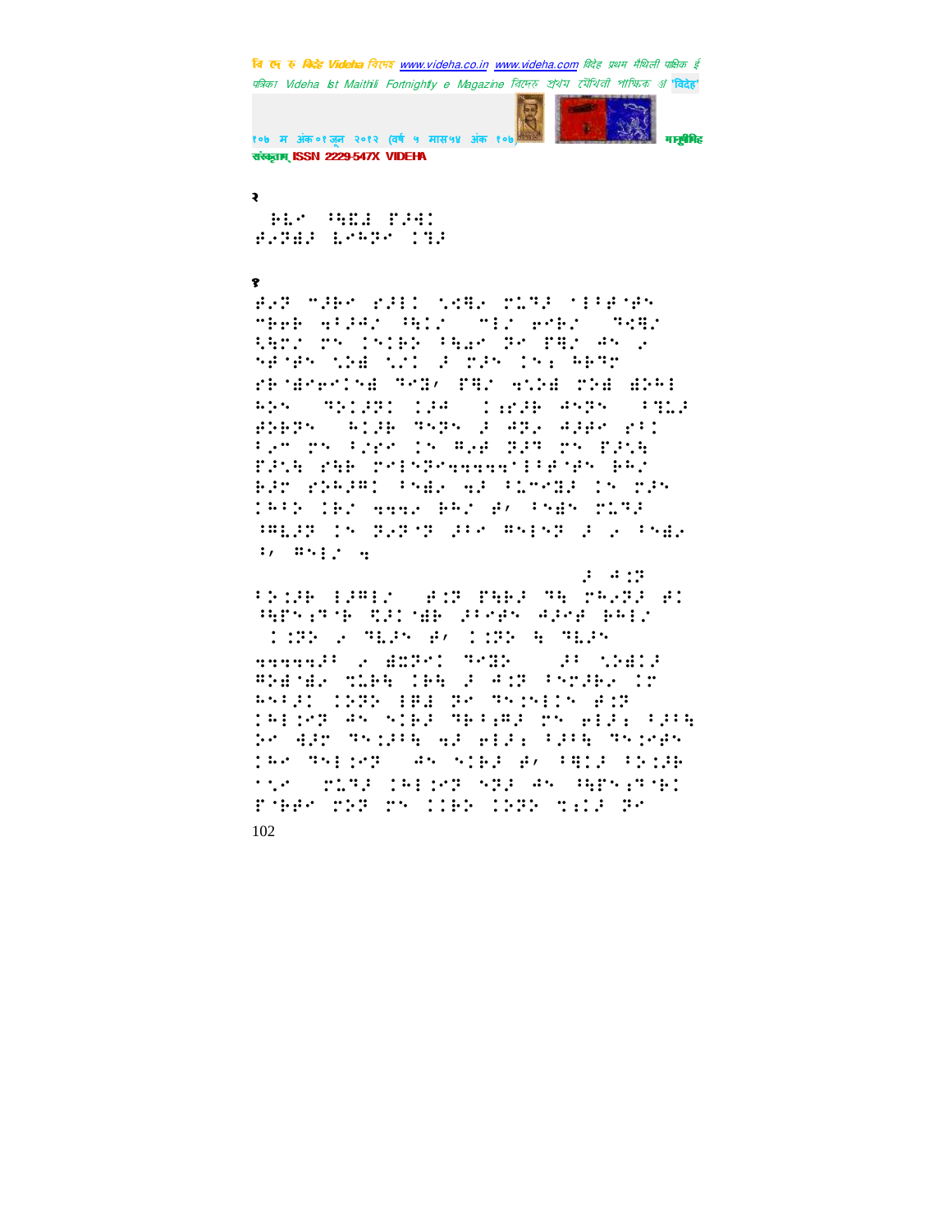२

१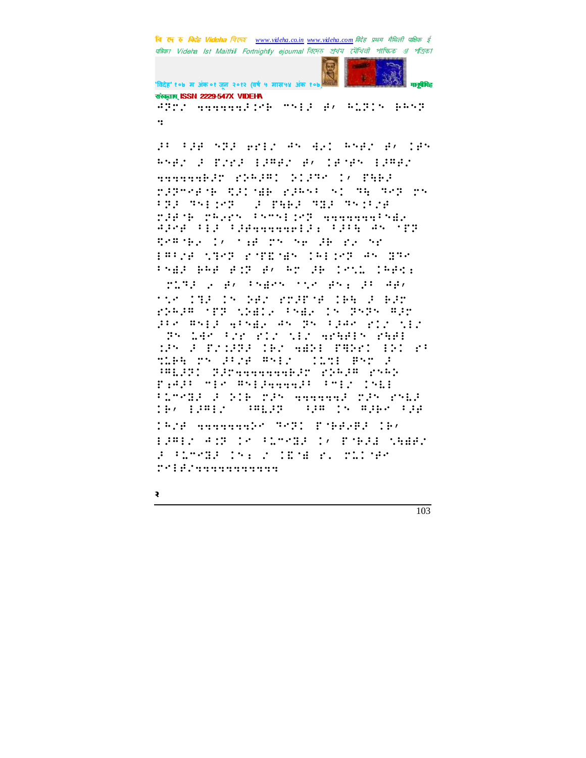संस्कृताम् ISSN 2229-547X VIDEHA

⠛⠝⠗⠊ ⠒⠒⠒⠒⠒⠒⠚⠊⠗⠃ ⠉⠎⠇⠚ ⠞⠂ ⠓⠥⠝⠊⠎ ⠃⠓⠎⠝
⠒

⠚⠆ ⠆⠚⠞ ⠎⠝⠚ ⠑⠗⠇⠊ ⠛⠎ ⠙⠑⠊ ⠓⠎⠞⠊ ⠞⠂ ⠊⠞⠎
⠓⠎⠞⠊ ⠚ ⠏⠊⠗⠚ ⠇⠚⠍⠞⠊ ⠞⠂ ⠊⠞⠈⠞⠎ ⠇⠚⠍⠞⠊
⠒⠒⠒⠒⠒⠒⠃⠚⠝ ⠗⠕⠓⠚⠍⠁ ⠕⠁⠚⠉⠉ ⠁⠂ ⠏⠓⠃⠚
⠗⠚⠝⠉⠑⠞⠈⠃ ⠻⠚⠁⠈⠿⠃ ⠗⠚⠓⠎⠆ ⠎⠁ ⠙⠓ ⠙⠑⠝ ⠗⠎
⠆⠝⠚ ⠙⠎⠇⠊⠗⠝ ⠚ ⠏⠓⠃⠚ ⠙⠝⠚ ⠙⠎⠊⠆⠊⠞
⠗⠚⠞⠈⠃ ⠗⠓⠑⠗⠎ ⠆⠎⠉⠎⠇⠊⠗⠝ ⠒⠒⠒⠒⠒⠒⠒⠆⠎⠿⠑
⠛⠚⠗⠞ ⠆⠇⠚ ⠆⠚⠞⠒⠒⠒⠒⠒⠒⠑⠇⠚⠆ ⠆⠚⠆⠓ ⠛⠎ ⠈⠏⠝
⠻⠑⠍⠈⠃⠑ ⠁⠂ ⠈⠆⠞ ⠗⠎ ⠎⠑ ⠚⠃ ⠗⠑ ⠎⠗
⠇⠍⠆⠊⠞ ⠎⠹⠑⠝ ⠗⠈⠏⠿⠈⠿⠎ ⠊⠓⠇⠊⠗⠝ ⠛⠎ ⠝⠙⠉
⠆⠎⠿⠚ ⠃⠓⠞ ⠞⠊⠝ ⠞⠂ ⠓⠗ ⠚⠃ ⠊⠉⠎⠥ ⠊⠓⠞⠁⠆
⠗⠥⠙⠚ ⠑ ⠞⠂ ⠆⠎⠿⠉⠎ ⠈⠎⠑ ⠞⠎⠆ ⠚⠆ ⠛⠞⠂
⠈⠎⠑ ⠊⠙⠚ ⠊⠎ ⠕⠞⠊ ⠗⠊⠚⠏⠈⠞ ⠊⠃⠓ ⠚ ⠃⠚⠗
⠗⠕⠓⠚⠍ ⠈⠏⠝ ⠎⠕⠿⠊⠑ ⠆⠎⠿⠑ ⠊⠎ ⠝⠎⠝⠎ ⠍⠚⠗
⠚⠆⠑ ⠍⠎⠇⠚ ⠹⠆⠎⠿⠑ ⠛⠎ ⠝⠎ ⠆⠚⠛⠑ ⠗⠊⠊ ⠎⠇⠊
⠝⠎ ⠥⠓⠑ ⠆⠊⠗ ⠗⠊⠊ ⠎⠇⠊ ⠹⠗⠓⠓⠇⠎ ⠗⠓⠗⠇
⠱⠚⠎ ⠚ ⠏⠊⠱⠝⠚ ⠊⠃⠊ ⠹⠿⠕⠇ ⠏⠙⠕⠗⠁ ⠇⠕⠁ ⠗⠆
⠙⠥⠃⠓ ⠗⠎ ⠚⠆⠊⠞ ⠍⠎⠇⠊ ⠊⠥⠉⠇ ⠃⠎⠗ ⠚
⠆⠍⠥⠚⠝⠁ ⠝⠚⠗⠒⠒⠒⠒⠒⠒⠒⠒⠃⠚⠗ ⠗⠕⠓⠚⠍ ⠗⠎⠓⠕
⠏⠆⠛⠚⠆ ⠉⠇⠑ ⠍⠎⠇⠚⠒⠒⠒⠒⠚⠆ ⠆⠉⠇⠊ ⠊⠎⠥⠇
⠆⠥⠉⠙⠚ ⠚ ⠕⠊⠃ ⠗⠚⠎ ⠒⠒⠒⠒⠒⠒⠒⠚ ⠗⠚⠎ ⠗⠎⠥⠚
⠊⠃⠂ ⠇⠚⠍⠇⠊ ⠆⠍⠥⠚⠝ ⠆⠚⠍ ⠊⠎ ⠍⠚⠃⠑ ⠆⠚⠞
⠊⠓⠊⠞ ⠒⠒⠒⠒⠒⠒⠒⠒⠕⠑ ⠙⠑⠝⠁ ⠏⠈⠃⠞⠑⠍⠚ ⠊⠃⠂
⠇⠚⠍⠇⠊ ⠛⠱⠝ ⠊⠑ ⠆⠥⠉⠙⠚ ⠊⠂ ⠏⠈⠃⠚⠿ ⠎⠓⠿⠞⠊
⠚ ⠆⠥⠉⠙⠚ ⠊⠎⠆ ⠊ ⠊⠻⠈⠿ ⠗⠄ ⠗⠥⠁⠈⠞⠑
⠗⠉⠇⠞⠊⠒⠒⠒⠒⠒⠒⠒⠒⠒⠒⠒⠒

२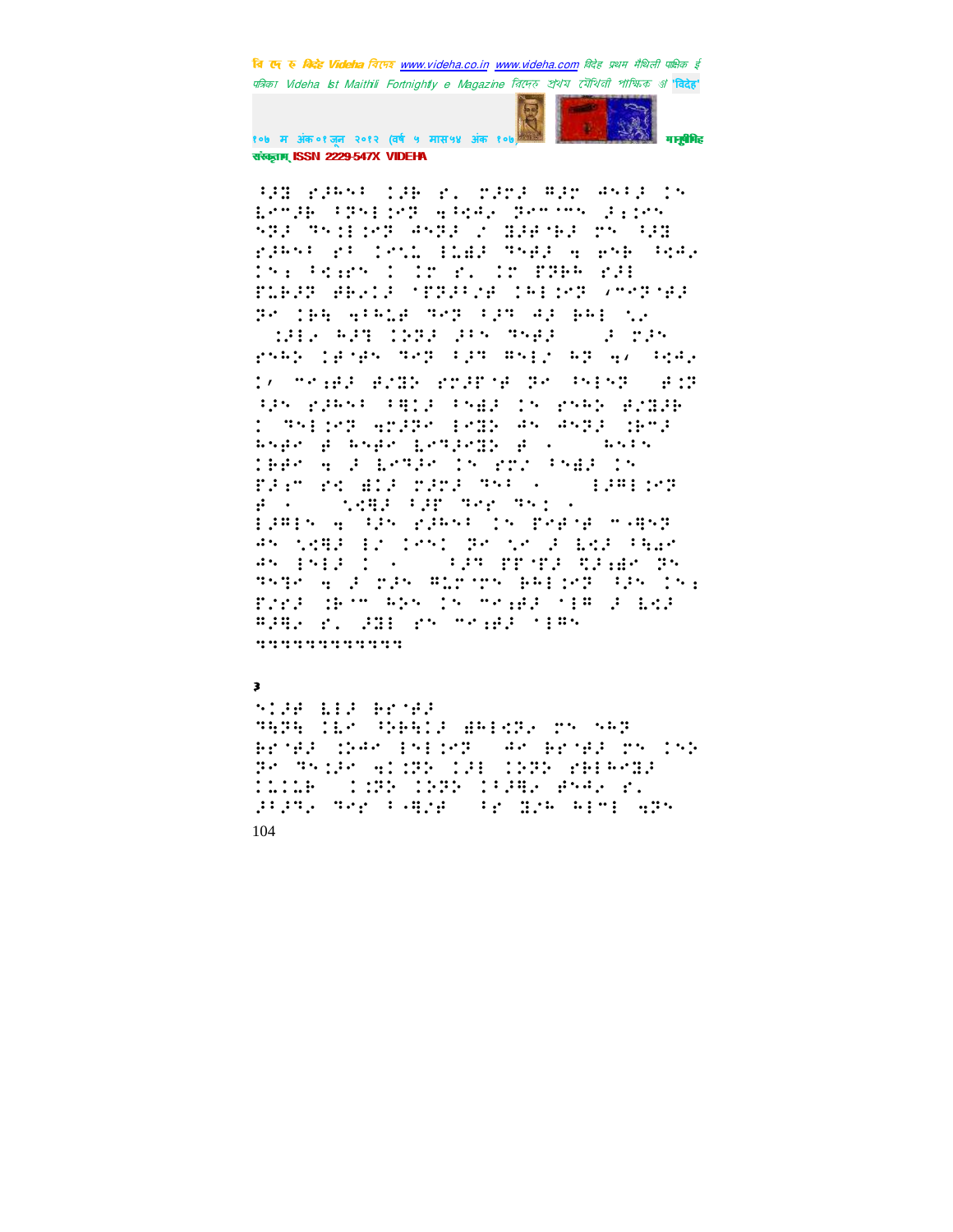३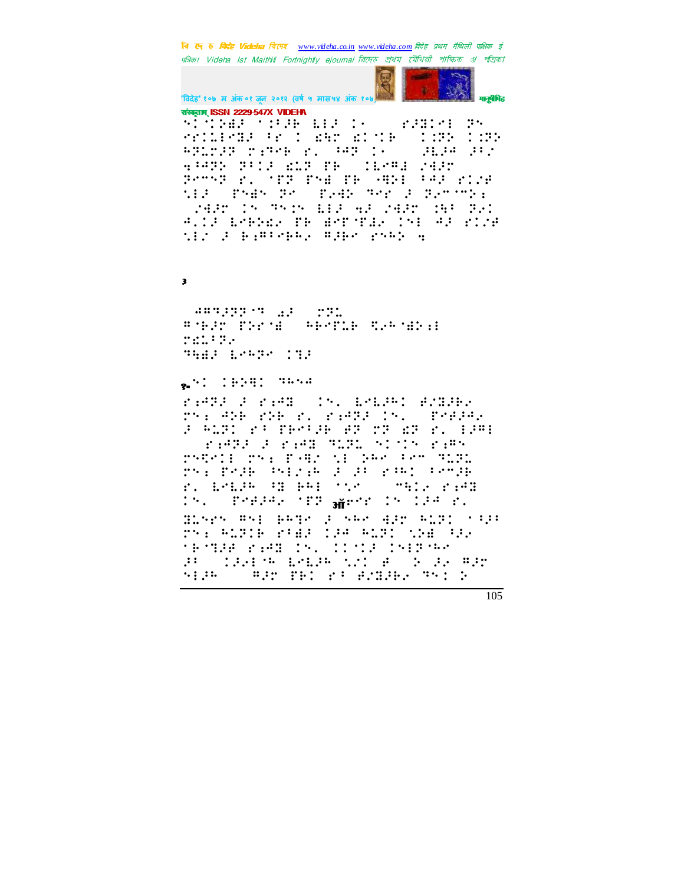संस्कृताम् ISSN 2229-547X VIDEHA

३

१-

ऑ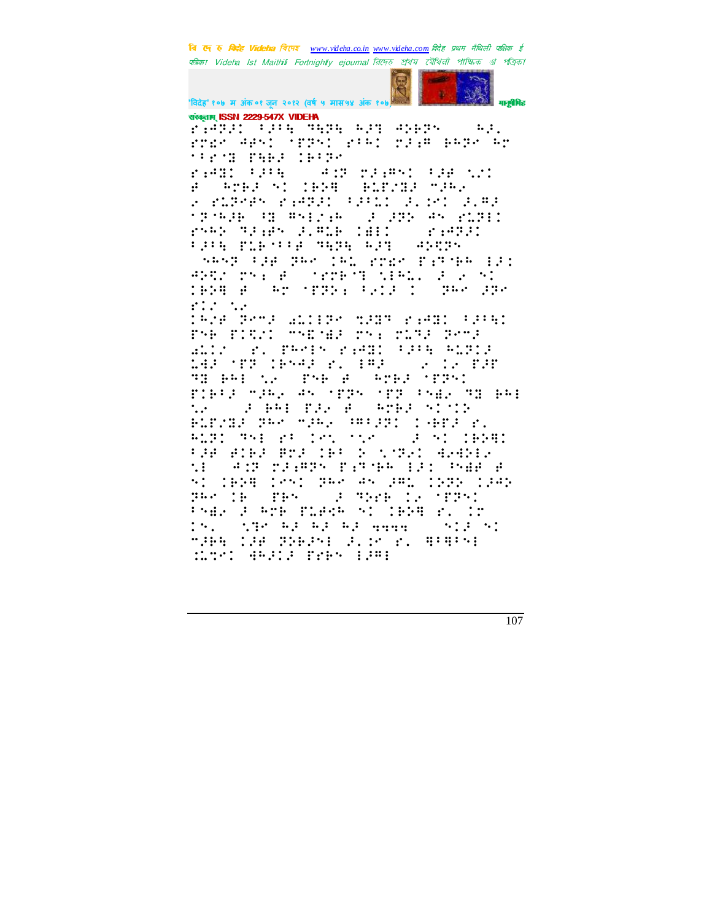संस्कृताम् ISSN 2229-547X VIDEHA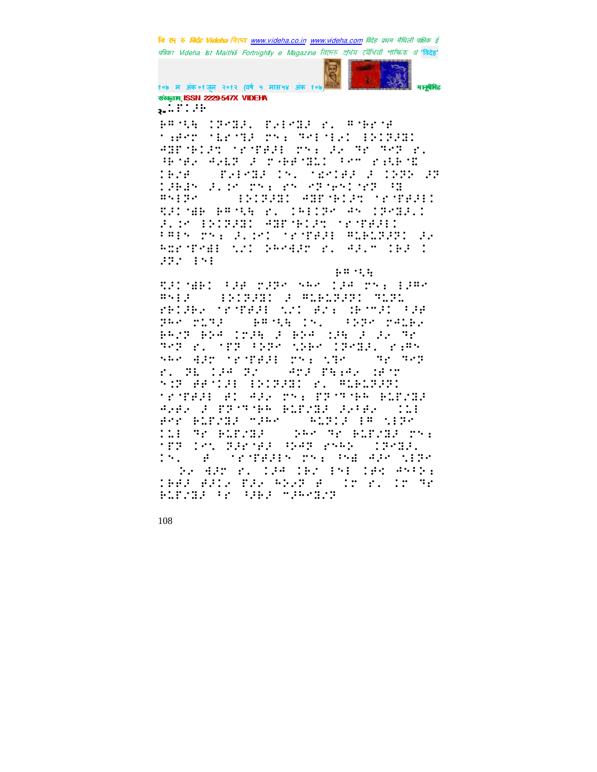संस्कृताम् ISSN 2229-547X VIDEHA

२.

108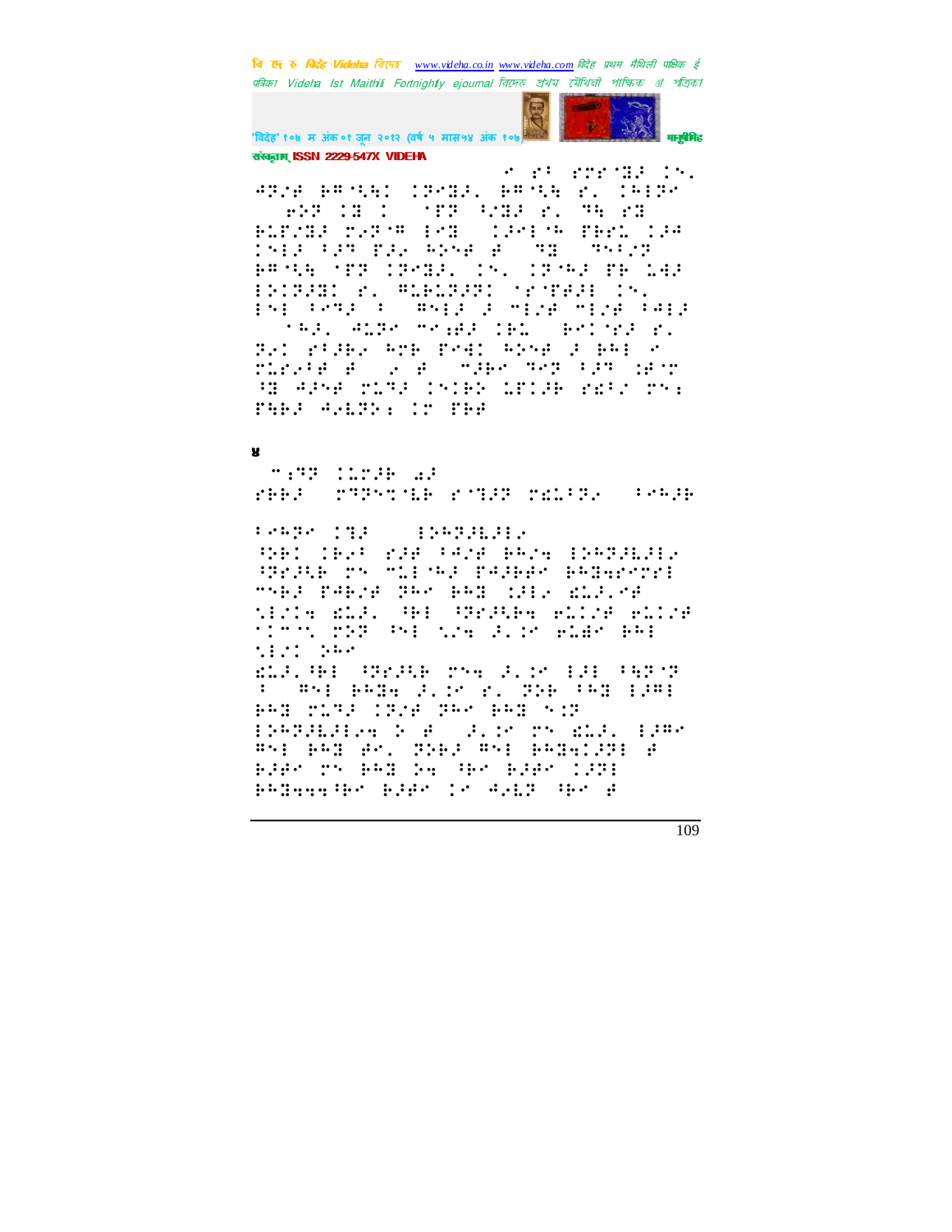४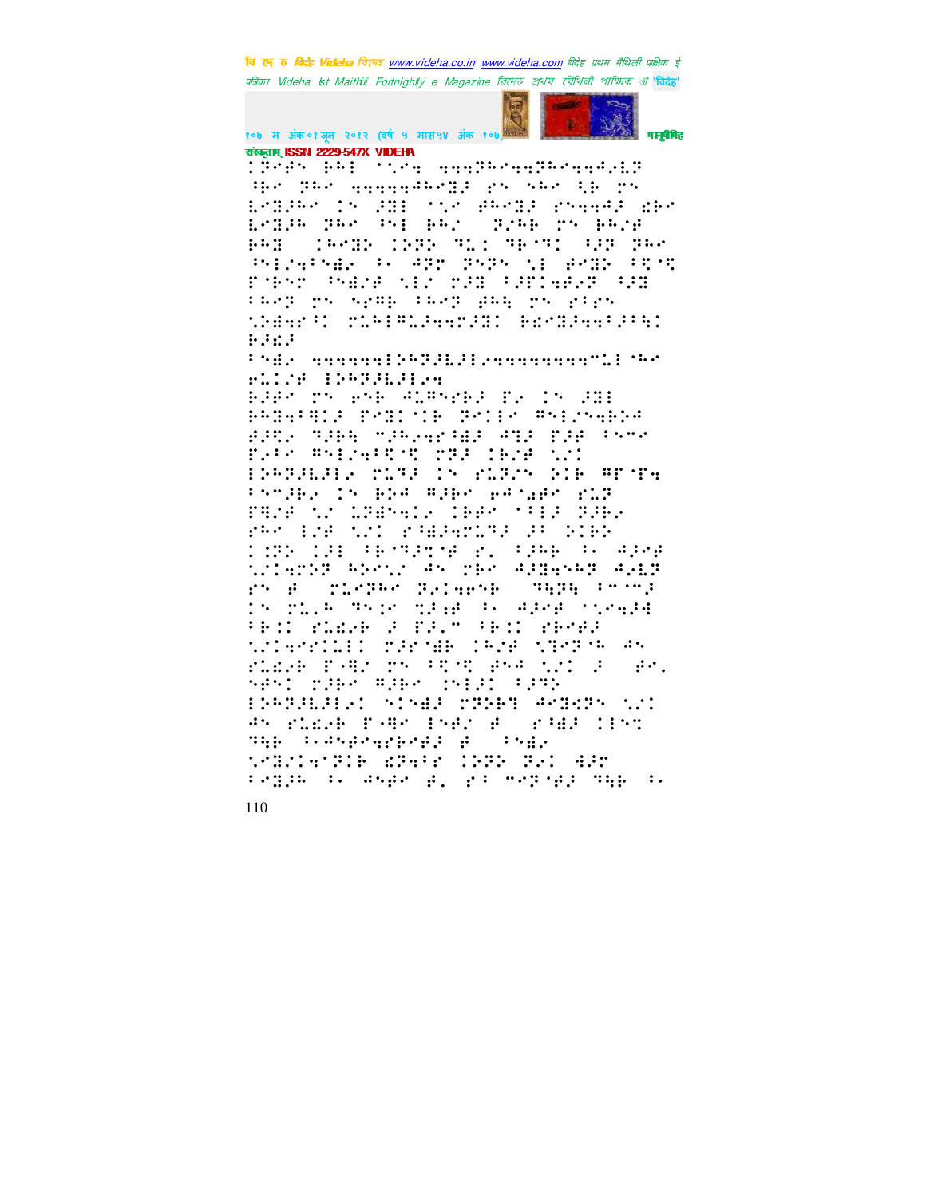संस्कृताम् ISSN 2229-547X VIDEHA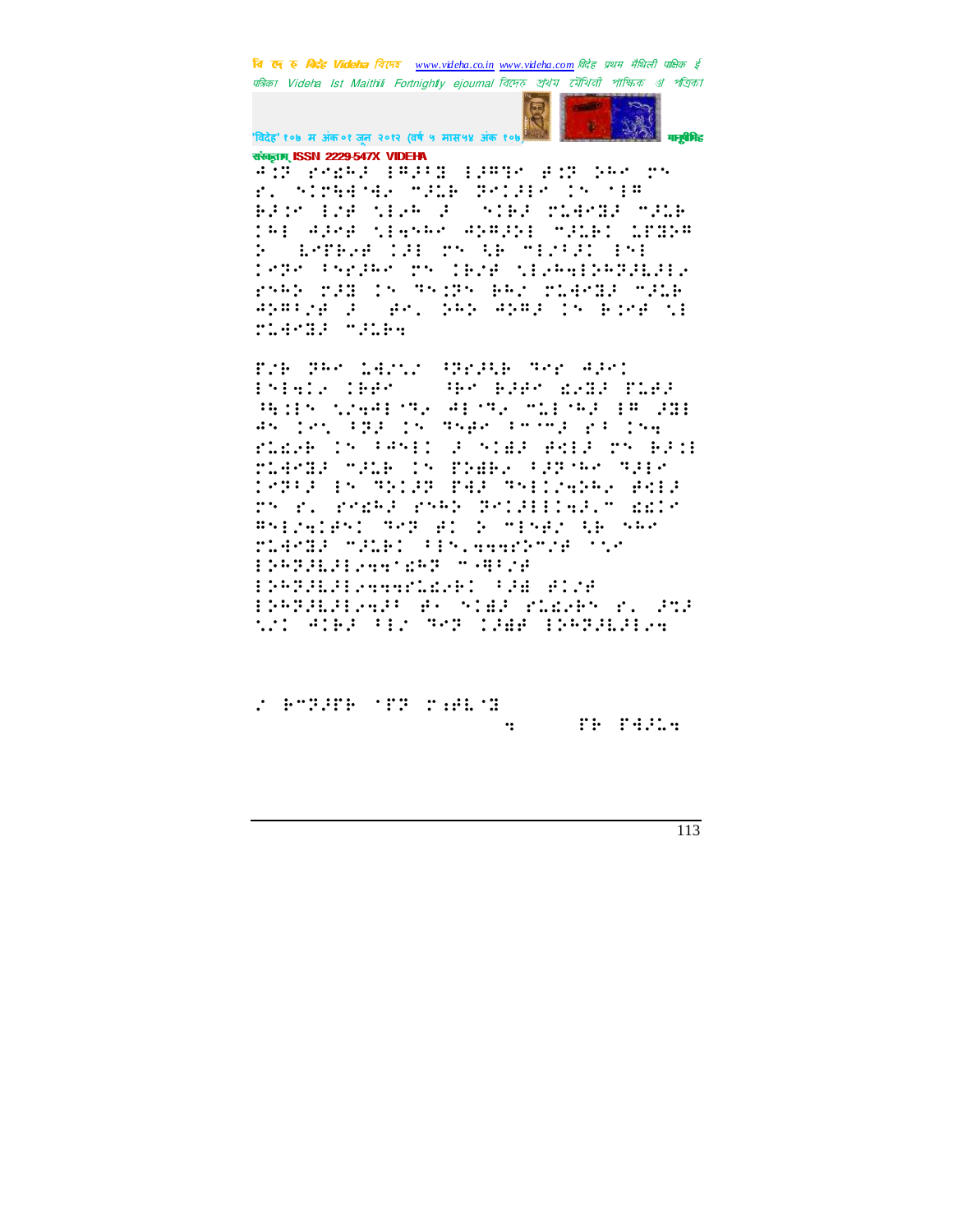संस्कृताम् ISSN 2229-547X VIDEHA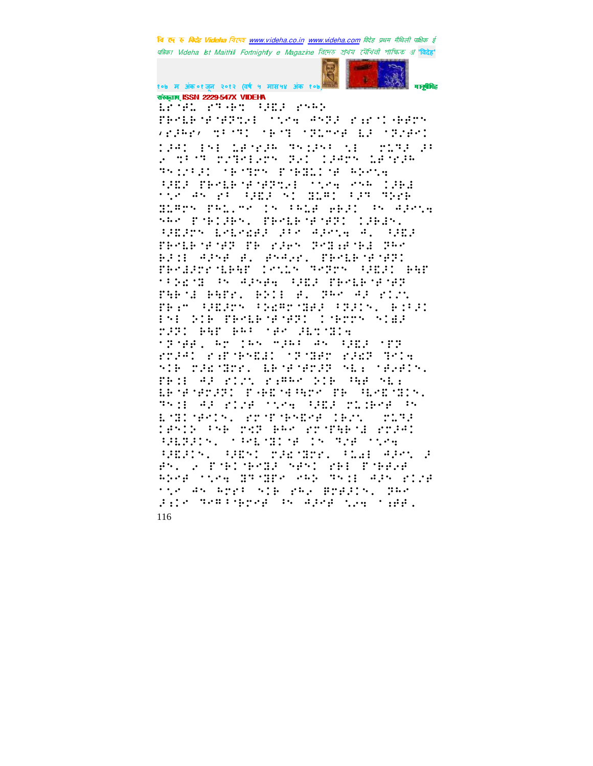संस्कृताम् ISSN 2229-547X VIDEHA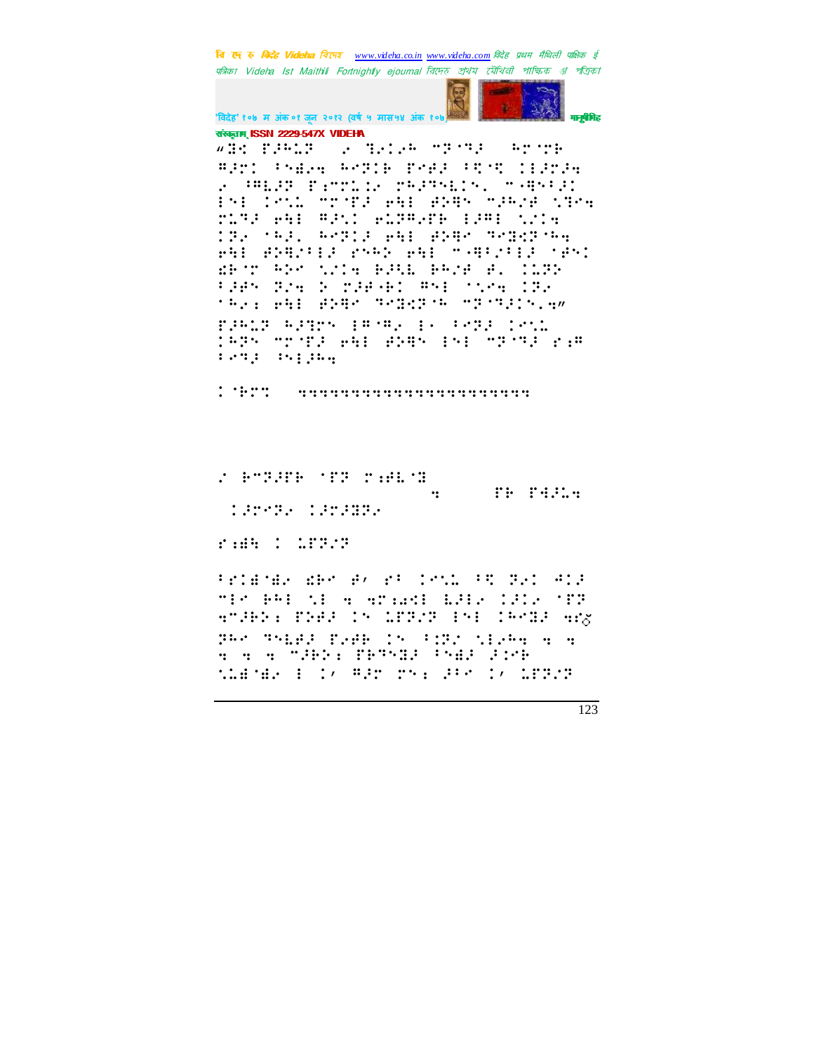संस्कृताम् ISSN 2229-547X VIDEHA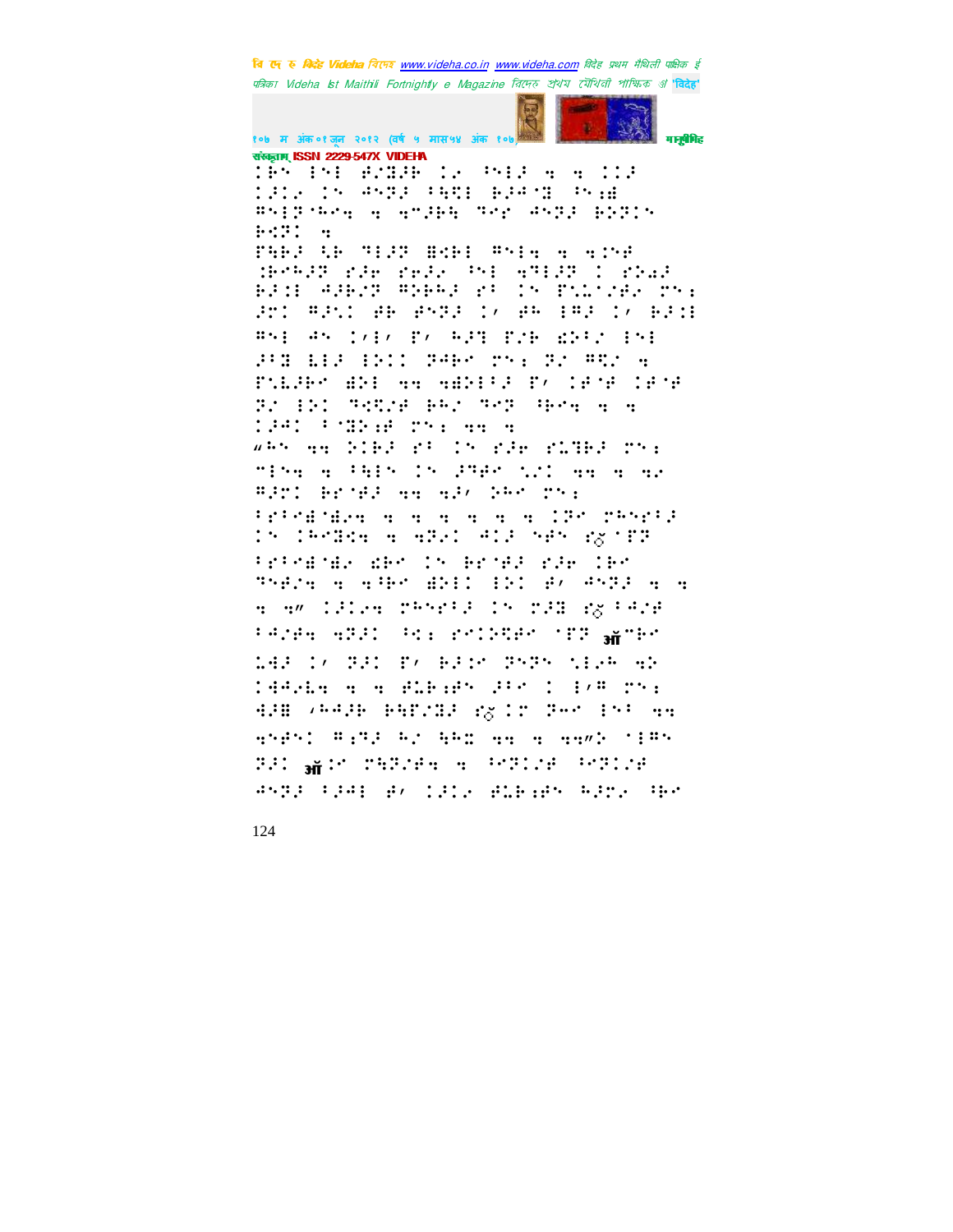बि दे र विदेह Videha বিদেহ www.videha.co.in www.videha.com विदेह प्रथम मैथिली पाक्षिक ई पत्रिका Videha Ist Maithili Fortnightly e Magazine বিদেহ প্রথম মৈথিলী পাক্ষিক ই 'विदेह'

१०७ म अंक ०१ जून २०१२ (वर्ष ५ मास५४ अंक १०७) मानुषीमिह संस्कृताम् ISSN 2229-547X VIDEHA

⠊⠓⠅ ⠑⠅⠑ ⠾⠎⠿⠾⠓ ⠊⠂ ⠾⠅⠑⠚ ⠪ ⠪ ⠊⠊⠚
⠊⠚⠊⠂ ⠊⠅ ⠙⠅⠽⠚ ⠦⠻⠑ ⠗⠚⠙⠽ ⠾⠅⠰⠿
⠻⠅⠑⠽⠓⠑⠪ ⠪ ⠪⠉⠚⠗⠹ ⠹⠑⠗ ⠙⠅⠽⠚ ⠗⠕⠽⠊⠅
⠗⠩⠽⠊ ⠪

⠏⠻⠗⠚ ⠹⠗ ⠹⠑⠚⠽ ⠿⠩⠗⠑ ⠻⠅⠑⠪ ⠪ ⠪⠊⠅⠋
⠨⠗⠑⠓⠚⠽ ⠋⠚⠗ ⠋⠗⠚⠂ ⠾⠅⠑ ⠪⠹⠑⠚⠽ ⠊ ⠋⠕⠔⠚
⠗⠚⠊⠿ ⠙⠚⠗⠎⠽ ⠻⠕⠗⠓⠚ ⠋⠂ ⠊⠅ ⠏⠇⠉⠎⠗⠂ ⠍⠅⠱
⠚⠍⠊ ⠻⠚⠇⠊ ⠟⠗ ⠋⠅⠽⠚ ⠊⠌ ⠟⠓ ⠑⠻⠚ ⠊⠌ ⠗⠚⠊⠿
⠻⠅⠑ ⠙⠅ ⠊⠌⠑⠌ ⠏⠌ ⠓⠚⠹ ⠏⠎⠗ ⠿⠕⠂⠎ ⠑⠅⠑
⠚⠂⠿ ⠇⠑⠚ ⠑⠕⠊⠊ ⠽⠙⠗⠑ ⠍⠅⠱ ⠽⠎ ⠻⠩⠎ ⠪
⠏⠇⠇⠚⠗⠑ ⠿⠕⠑ ⠪⠪ ⠪⠿⠕⠑⠂⠚ ⠏⠌ ⠊⠋⠈⠋ ⠊⠋⠈⠋
⠽⠎ ⠑⠕⠊ ⠹⠪⠩⠎⠋ ⠗⠓⠎ ⠹⠑⠽ ⠓⠑⠪ ⠪ ⠪
⠊⠚⠙⠊ ⠂⠈⠿⠕⠰⠋ ⠍⠅⠱ ⠪⠪ ⠪

"⠓⠅ ⠪⠪ ⠕⠊⠗⠚ ⠋⠂ ⠊⠅ ⠋⠚⠗ ⠋⠇⠹⠗⠚ ⠍⠅⠱
⠉⠑⠅⠪ ⠪ ⠂⠻⠑⠅ ⠊⠅ ⠚⠹⠋⠑ ⠹⠎⠊ ⠪⠪ ⠪ ⠪⠂
⠻⠚⠍⠊ ⠗⠗⠈⠋⠚ ⠪⠪ ⠪⠚⠌ ⠕⠓⠑ ⠍⠅⠱
⠂⠗⠂⠗⠿⠈⠿⠂⠪ ⠪ ⠪ ⠪ ⠪ ⠪ ⠪ ⠊⠽⠑ ⠍⠓⠅⠗⠂⠚
⠊⠅ ⠊⠓⠑⠿⠩⠪ ⠪ ⠪⠽⠂⠊ ⠙⠊⠚ ⠅⠋⠅ ⠋ꣳ⠈⠏⠽
⠂⠗⠂⠗⠿⠈⠿⠂ ⠿⠗⠑ ⠊⠅ ⠗⠗⠈⠋⠚ ⠋⠚⠗ ⠊⠗⠑
⠹⠅⠋⠎⠪ ⠪ ⠪⠂⠓⠑ ⠿⠕⠑⠊ ⠑⠕⠊ ⠋⠌ ⠙⠅⠽⠚ ⠪ ⠪
⠪ ⠪" ⠊⠚⠊⠂⠪ ⠍⠓⠅⠗⠂⠚ ⠊⠅ ⠍⠚⠿ ⠋ꣳ⠂⠙⠎⠋
⠂⠙⠎⠋⠪ ⠪⠽⠚⠊ ⠾⠩⠱ ⠗⠊⠊⠕⠩⠋⠑ ⠈⠏⠽ ऑ⠉⠓⠑
⠇⠙⠚ ⠊⠌ ⠽⠚⠊ ⠏⠌ ⠓⠚⠊⠑ ⠽⠅⠽⠅ ⠹⠑⠂⠓ ⠪⠕
⠊⠙⠙⠂⠇⠪ ⠪ ⠪ ⠾⠇⠗⠰⠋⠅ ⠚⠂⠑ ⠊ ⠑⠌⠻ ⠍⠅⠱
⠙⠚⠿ ⠌⠓⠙⠚⠗ ⠗⠻⠏⠎⠿⠚ ⠋ꣳ⠊⠑ ⠽⠓⠑ ⠑⠅⠂ ⠪⠪
⠪⠅⠋⠅⠊ ⠻⠱⠹⠚ ⠓⠎ ⠻⠓⠭ ⠪⠪ ⠪ ⠪⠪"⠕ ⠈⠑⠻⠅
⠽⠚⠊ ऑ⠊⠑ ⠍⠻⠽⠎⠋⠪ ⠪ ⠾⠑⠽⠊⠎⠋ ⠾⠑⠽⠊⠎⠋
⠙⠅⠽⠚ ⠂⠚⠙⠑ ⠋⠌ ⠊⠚⠊⠂ ⠾⠇⠗⠰⠋⠅ ⠓⠚⠍⠂ ⠓⠑⠑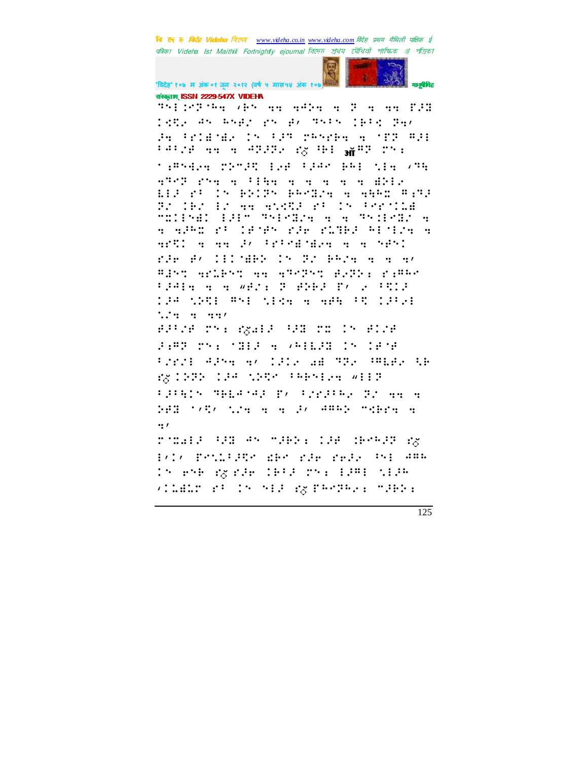संस्कृताम् ISSN 2229-547X VIDEHA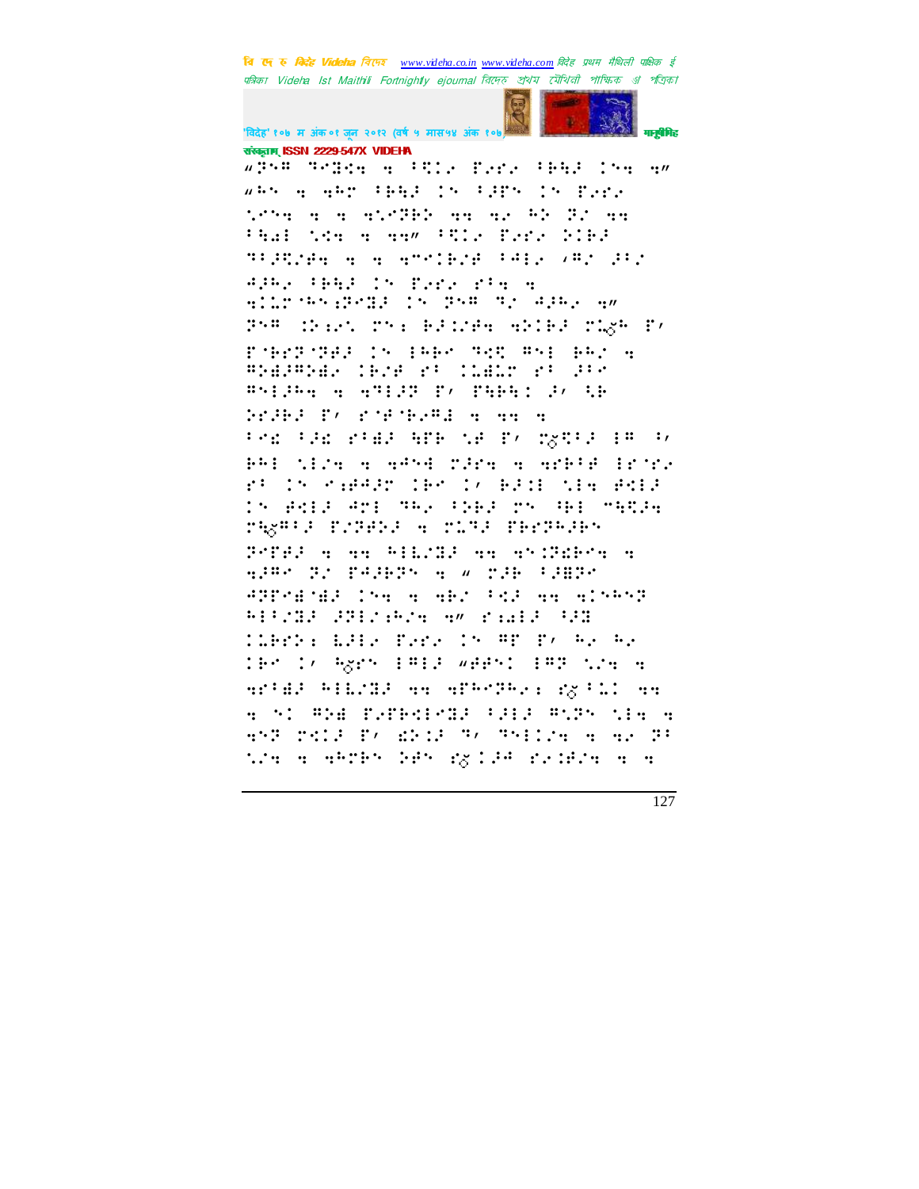संस्कृताम् ISSN 2229-547X VIDEHA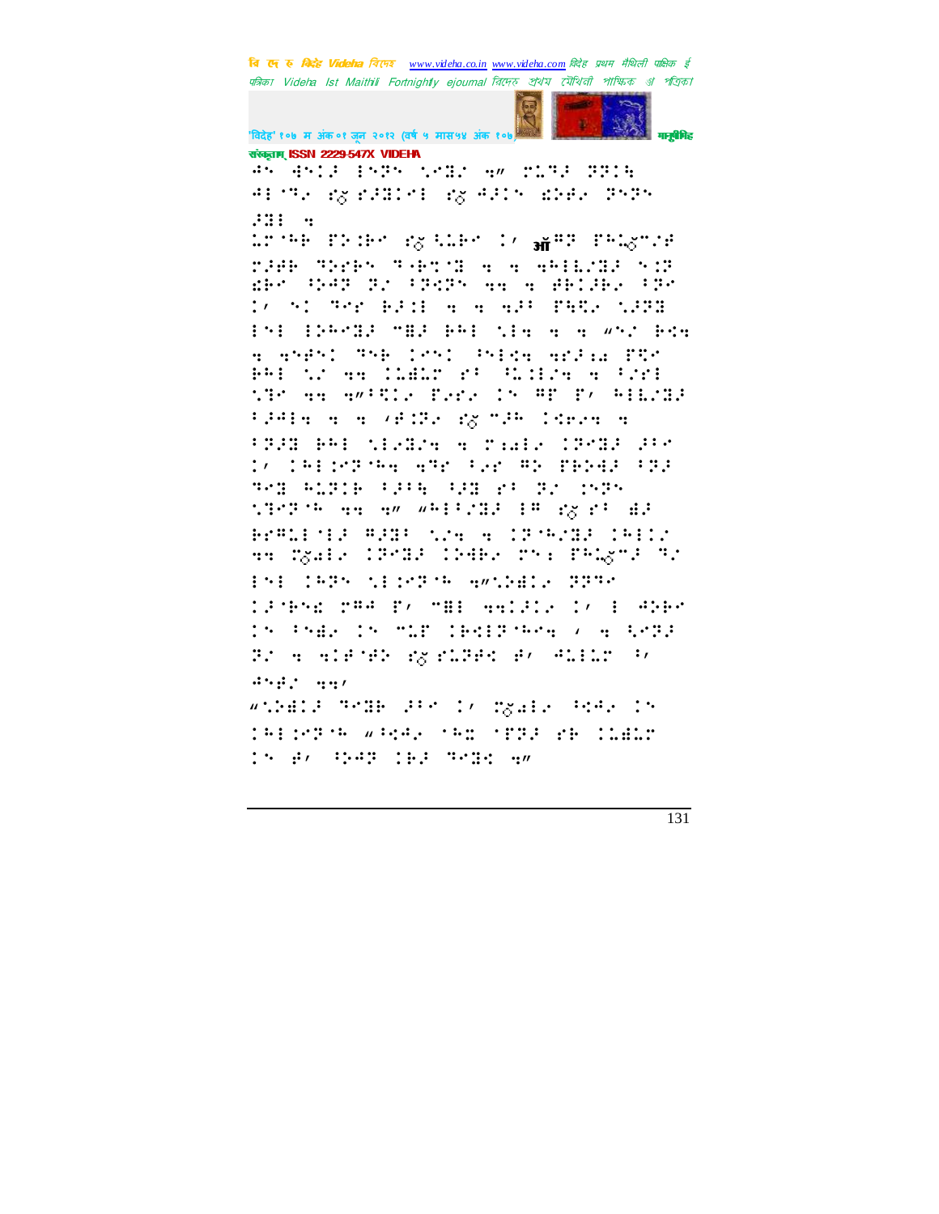संस्कृताम् ISSN 2229-547X VIDEHA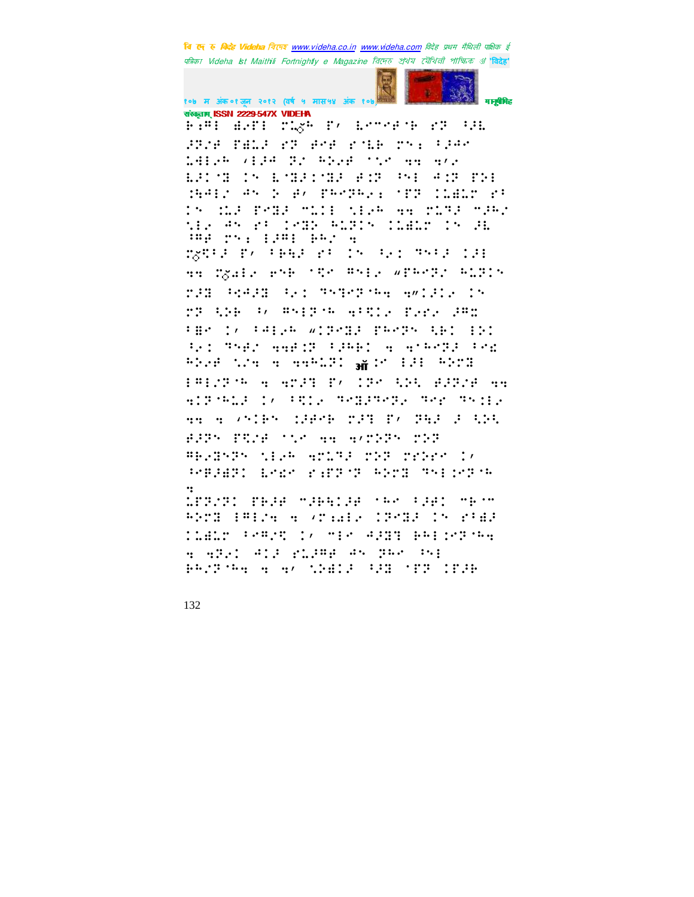संस्कृताम् ISSN 2229-547X VIDEHA

⠗�まで

⠗⠜⠣⠇ ⠙⠜⠋⠇ ⠉⠇⠬⠓ ⠏⠌ ⠇⠉⠉⠑⠙⠁⠗ ⠑⠏ ⠳⠚⠇ ⠚⠏⠜⠙ ⠋⠙⠇⠚ ⠑⠏ ⠙⠑⠙ ⠑⠁⠇⠗ ⠉⠎⠆ ⠃⠚⠙⠉ ⠇⠙⠇⠜⠓ ⠌⠇⠚⠙ ⠝⠌ ⠓⠕⠜⠙ ⠁⠌⠉ ⠹⠹ ⠹⠌⠜ ⠇⠚⠊⠁⠝ ⠊⠎ ⠇⠁⠝⠚⠊⠁⠝⠚ ⠙⠒⠏ ⠳⠇ ⠙⠒⠏ ⠏⠕⠇ ⠒⠓⠙⠇⠌ ⠙⠎ ⠕ ⠙⠌ ⠏⠓⠉⠏⠓⠜⠆ ⠁⠏⠏ ⠊⠇⠙⠇⠗ ⠑⠃ ⠊⠎ ⠒⠇⠚ ⠏⠉⠝⠚ ⠉⠇⠊⠇ ⠎⠇⠜⠓ ⠹⠹ ⠉⠇⠹⠚ ⠉⠚⠓⠌ ⠎⠇⠜ ⠙⠎ ⠑⠃ ⠊⠉⠝⠕ ⠓⠇⠏⠊⠎ ⠊⠇⠙⠇⠗ ⠊⠎ ⠚⠇ ⠳⠙⠙ ⠉⠎⠆ ⠇⠚⠙⠇ ⠃⠓⠌ ⠹

⠉⠬⠻⠃⠚ ⠏⠌ ⠃⠃⠓⠚ ⠑⠃ ⠊⠎ ⠳⠜⠊ ⠹⠎⠃⠚ ⠊⠚⠇ ⠹⠹ ⠉⠬⠙⠇⠜ ⠑⠎⠃ ⠁⠻⠉ ⠙⠎⠇⠜ ⠶⠏⠓⠉⠏⠌ ⠓⠇⠏⠊⠎ ⠗⠚⠝ ⠳⠹⠚⠝ ⠳⠜⠊ ⠹⠎⠹⠉⠏⠁⠓⠹ ⠹⠶⠊⠚⠊⠜ ⠊⠎ ⠉⠏ ⠻⠕⠃ ⠳⠌ ⠙⠎⠇⠏⠁⠓ ⠹⠃⠻⠇⠜ ⠏⠜⠗⠜ ⠚⠙⠭ ⠃⠙⠉ ⠊⠌ ⠃⠙⠇⠜⠓ ⠶⠊⠏⠉⠝⠚ ⠏⠓⠉⠏⠎ ⠻⠃⠊ ⠇⠕⠊ ⠳⠜⠊ ⠹⠎⠙⠌ ⠹⠹⠙⠊⠏ ⠃⠚⠓⠃⠊ ⠹ ⠹⠁⠓⠉⠏⠚ ⠃⠉⠣ ⠓⠕⠜⠙ ⠎⠇⠹ ⠹ ⠹⠹⠓⠇⠏⠊ ॲ⠊⠉ ⠇⠚⠇ ⠓⠕⠉⠝

⠇⠙⠇⠌⠏⠁⠓ ⠹ ⠹⠉⠚⠹ ⠏⠌ ⠊⠏⠉ ⠻⠕⠻ ⠙⠚⠏⠜⠙ ⠹⠹ ⠹⠊⠏⠁⠓⠇⠚ ⠊⠌ ⠃⠻⠊⠜ ⠹⠉⠝⠚⠹⠉⠏⠜ ⠹⠉⠗ ⠹⠎⠊⠇⠜ ⠹⠹ ⠹ ⠌⠎⠊⠃⠎ ⠊⠚⠙⠉⠃ ⠉⠚⠹ ⠏⠌ ⠏⠓⠚ ⠚ ⠻⠕⠻ ⠙⠚⠏⠎ ⠏⠻⠌⠙ ⠁⠌⠉ ⠹⠹ ⠹⠌⠉⠕⠏⠎ ⠉⠕⠏ ⠙⠃⠜⠝⠕⠏⠎ ⠎⠇⠜⠓ ⠹⠉⠇⠹⠚ ⠉⠕⠏ ⠉⠗⠕⠗⠉ ⠊⠌ ⠎⠉⠃⠚⠙⠏⠊ ⠇⠉⠣⠉ ⠗⠆⠋⠏⠁⠏ ⠓⠕⠉⠝ ⠹⠎⠇⠊⠉⠏⠁⠓ ⠹

⠇⠋⠏⠌⠏⠊ ⠏⠃⠚⠙ ⠉⠚⠃⠻⠊⠚⠙ ⠁⠓⠉ ⠃⠚⠙⠊ ⠉⠃⠁⠉ ⠓⠕⠉⠝ ⠇⠙⠇⠌⠹ ⠹ ⠌⠗⠆⠙⠇⠜ ⠊⠏⠉⠝⠚ ⠊⠎ ⠗⠃⠙⠚ ⠊⠇⠙⠇⠗ ⠃⠉⠙⠌⠻ ⠊⠌ ⠉⠇⠉ ⠙⠚⠝⠹ ⠃⠓⠇⠊⠉⠏⠁⠓⠹ ⠹ ⠹⠏⠜⠊ ⠙⠊⠚ ⠗⠇⠚⠙⠙ ⠙⠎ ⠏⠓⠉ ⠳⠎⠇ ⠃⠓⠌⠏⠁⠓⠹ ⠹ ⠹⠌ ⠎⠕⠙⠊⠚ ⠳⠚⠝ ⠁⠋⠏ ⠊⠋⠚⠃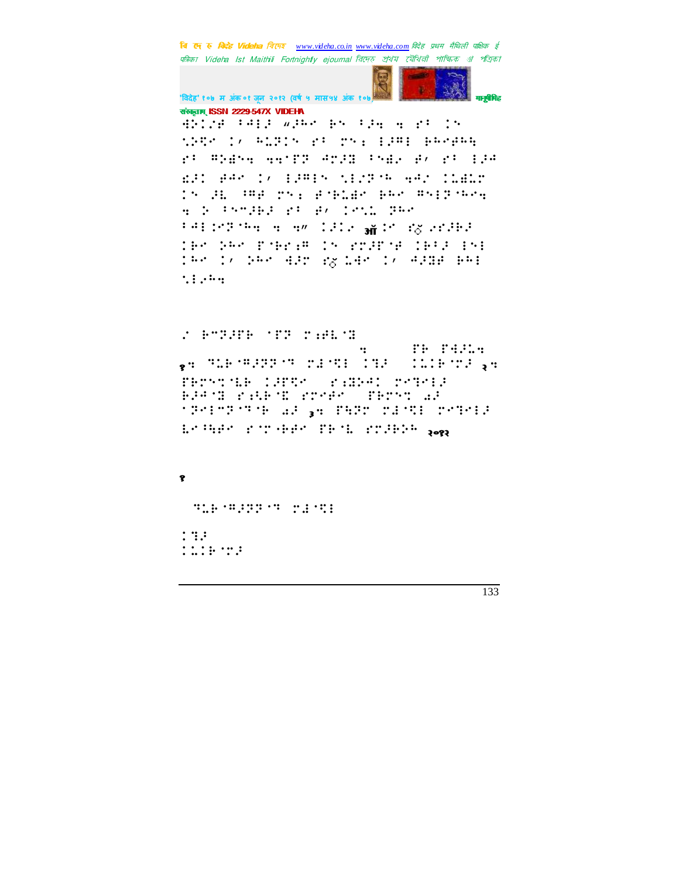संस्कृताम् ISSN 2229-547X VIDEHA

⠙⠕⠊⠱⠋ ⠆⠙⠇⠚ ⠦⠚⠓⠉ ⠗⠅ ⠆⠚⠹ ⠹ ⠗⠆ ⠊⠅
⠡⠕⠻⠉ ⠊⠌ ⠓⠥⠝⠊⠅ ⠗⠆ ⠍⠅⠒ ⠇⠚⠛⠇ ⠗⠓⠉⠋⠓⠹
⠗⠆ ⠛⠕⠙⠅⠹ ⠹⠹⠈⠟⠝ ⠙⠍⠚�InfoWrite ⠆⠅⠙⠜ ⠋⠌ ⠗⠆ ⠇⠚⠙
⠛⠚⠊ ⠋⠙⠉ ⠊⠌ ⠇⠚⠛⠇⠅ ⠡⠇⠜⠝⠈⠓ ⠹⠙⠜ ⠊⠥⠙⠥⠍
⠊⠅ ⠚⠇ ⠘⠛⠋ ⠍⠅⠒ ⠋⠈⠗⠥⠙⠉ ⠗⠓⠉ ⠛⠅⠇⠝⠈⠓⠉⠹
⠹ ⠕ ⠆⠅⠉⠚⠗⠚ ⠗⠆ ⠋⠌ ⠊⠉⠡⠥ ⠝⠓⠉
⠆⠙⠇⠊⠉⠝⠈⠓⠹ ⠹ ⠹⠦ ⠊⠚⠊⠜ ऑ⠊⠉ ⠎ऀ ⠜⠉⠚⠗⠚
⠊⠗⠉ ⠕⠓⠉ ⠏⠈⠗⠗⠒⠛ ⠊⠅ ⠗⠍⠚⠏⠈⠋ ⠊⠗⠆⠚ ⠇⠅⠇
⠊⠓⠉ ⠊⠌ ⠕⠓⠉ ⠙⠚⠍ ⠎ऀ⠥⠙⠉ ⠊⠌ ⠙⠚⠝⠋ ⠗⠓⠇
⠡⠇⠜⠓⠹

⠜ ⠗⠉⠝⠚⠏⠗ ⠈⠏⠝ ⠍⠒⠋⠇⠈⠝
⠹ ⠏⠗ ⠏⠙⠚⠥⠹
१⠹ ⠝⠥⠗⠈⠛⠚⠝⠝⠈⠝ ⠍⠙⠈⠻⠇ ⠊⠝⠚ ⠊⠥⠊⠗⠈⠍⠚ २⠹
⠏⠗⠍⠅⠝⠈⠇⠗ ⠊⠚⠏⠻⠉ ⠗⠒⠝⠕⠙⠊ ⠍⠉⠝⠉⠇⠚
⠗⠚⠙⠈⠝ ⠗⠒⠓⠗⠈⠑ ⠗⠍⠉⠋⠉ ⠏⠗⠍⠅⠝ ⠄⠚
⠈⠝⠉⠇⠉⠝⠈⠝⠈⠗ ⠄⠚ ३⠹ ⠏⠹⠝⠍ ⠍⠙⠈⠻⠇ ⠍⠉⠝⠉⠇⠚
⠇⠉⠘⠹⠋⠉ ⠗⠈⠍⠈⠗⠋⠉ ⠏⠗⠈⠇ ⠗⠍⠚⠗⠕⠓ २०१२

१

⠝⠥⠗⠈⠛⠚⠝⠝⠈⠝ ⠍⠙⠈⠻⠇

⠊⠝⠚
⠊⠥⠊⠗⠈⠍⠚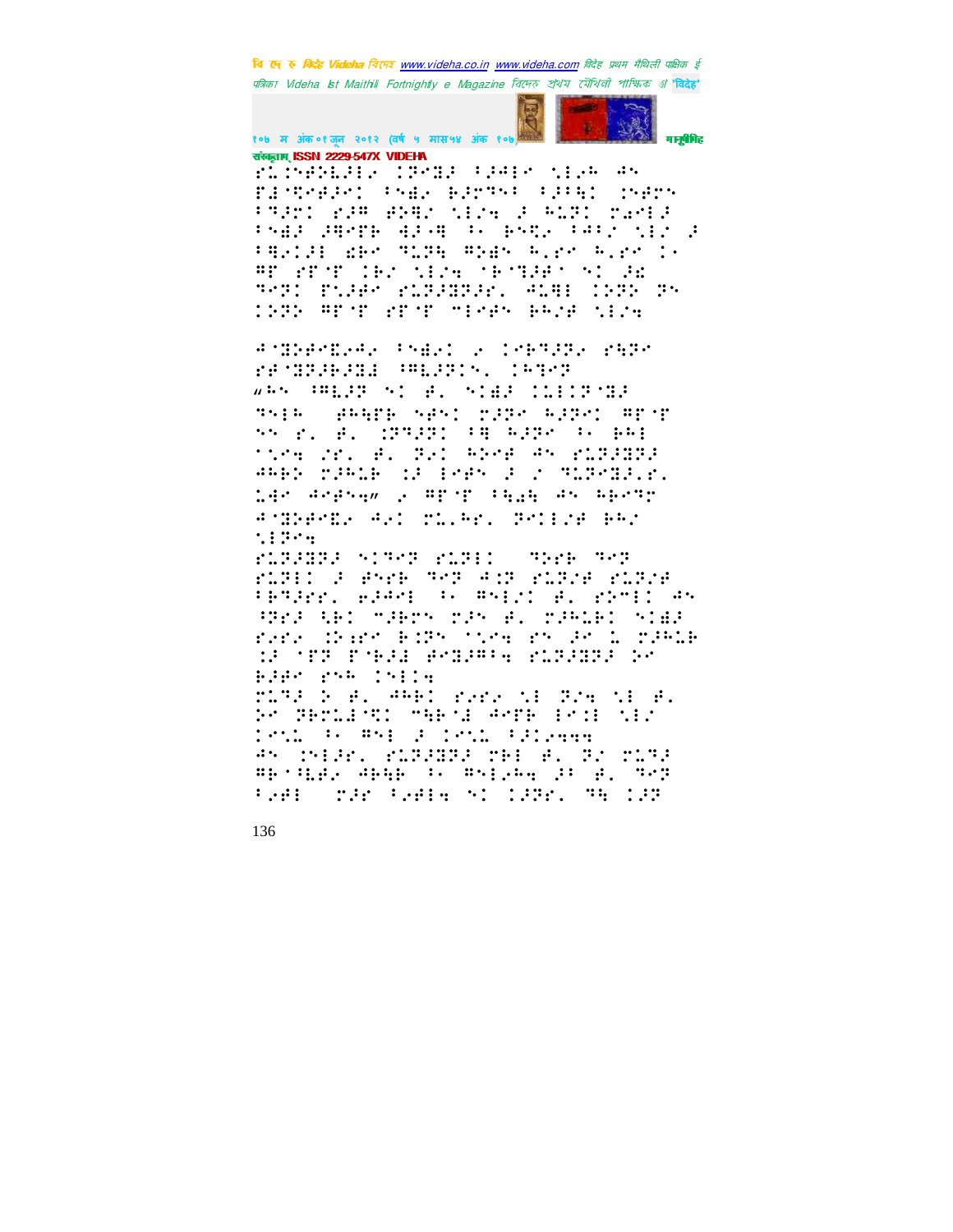संस्कृताम् ISSN 2229-547X VIDEHA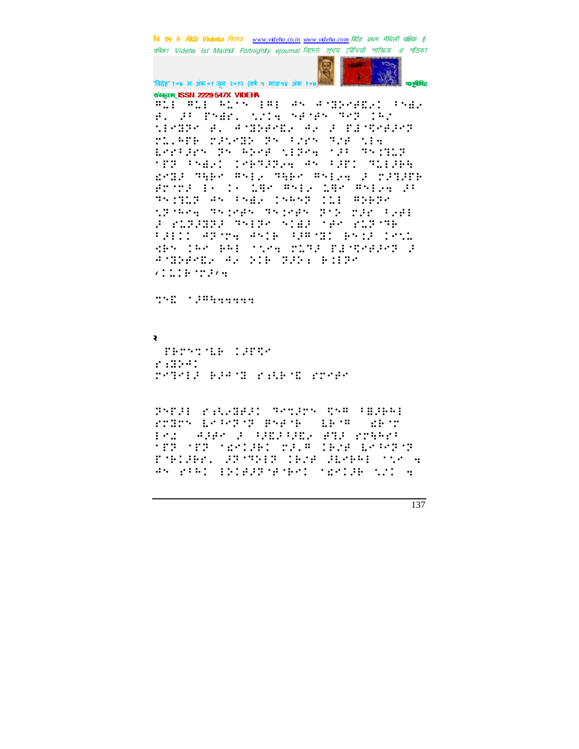२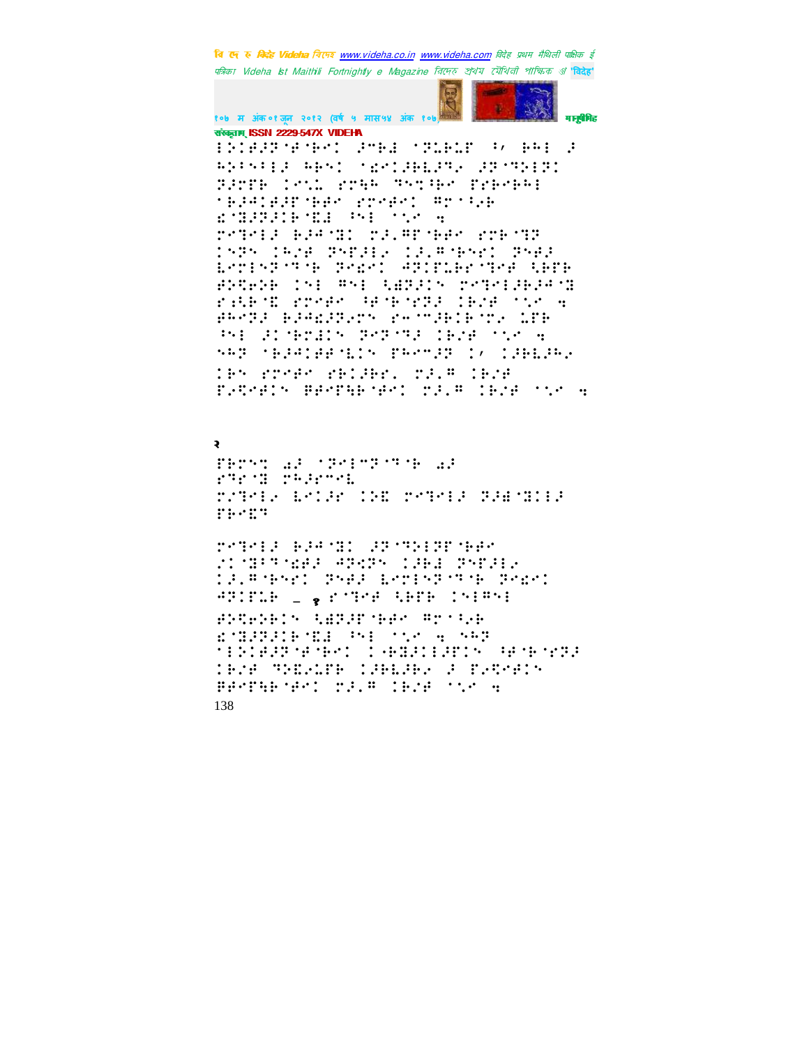२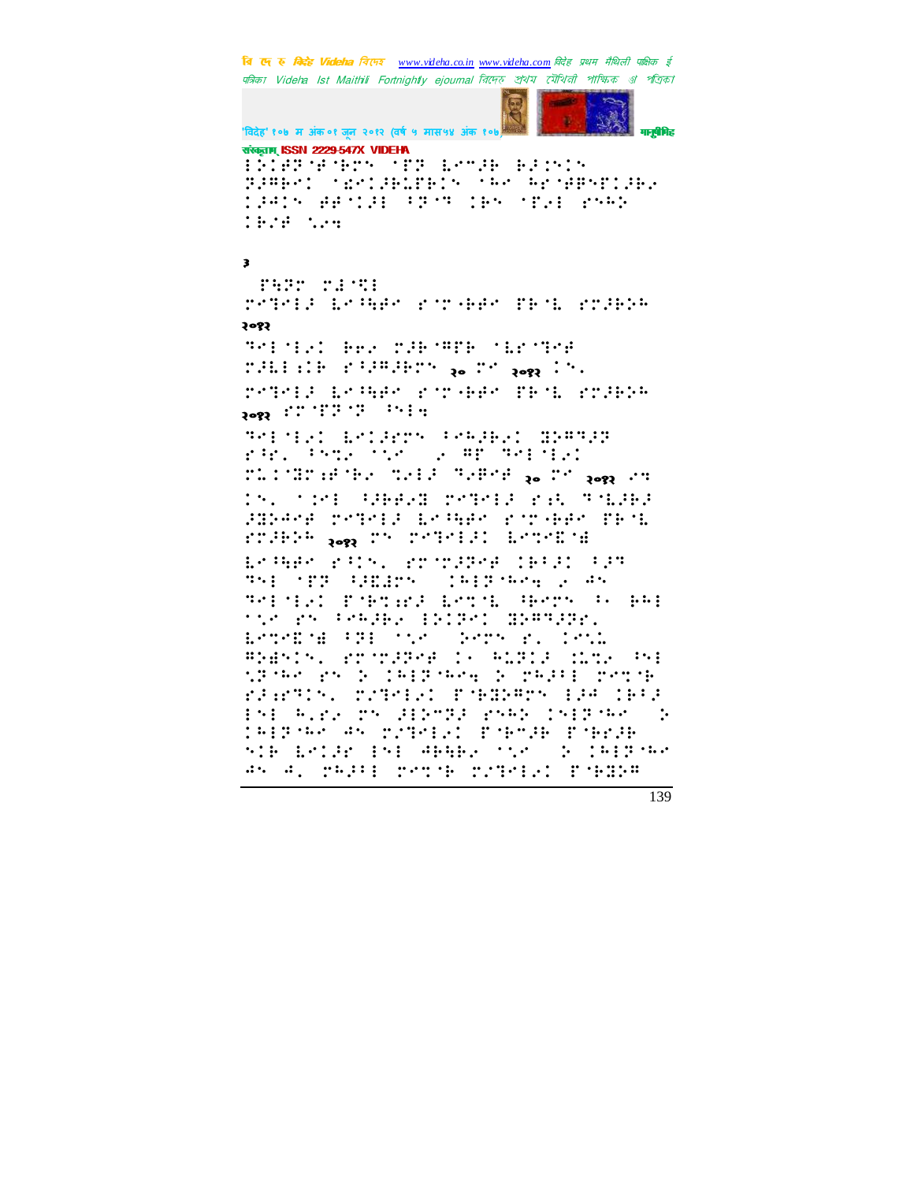३

२०१२

२० २०१२

२०१२

२० २०१२

२०१२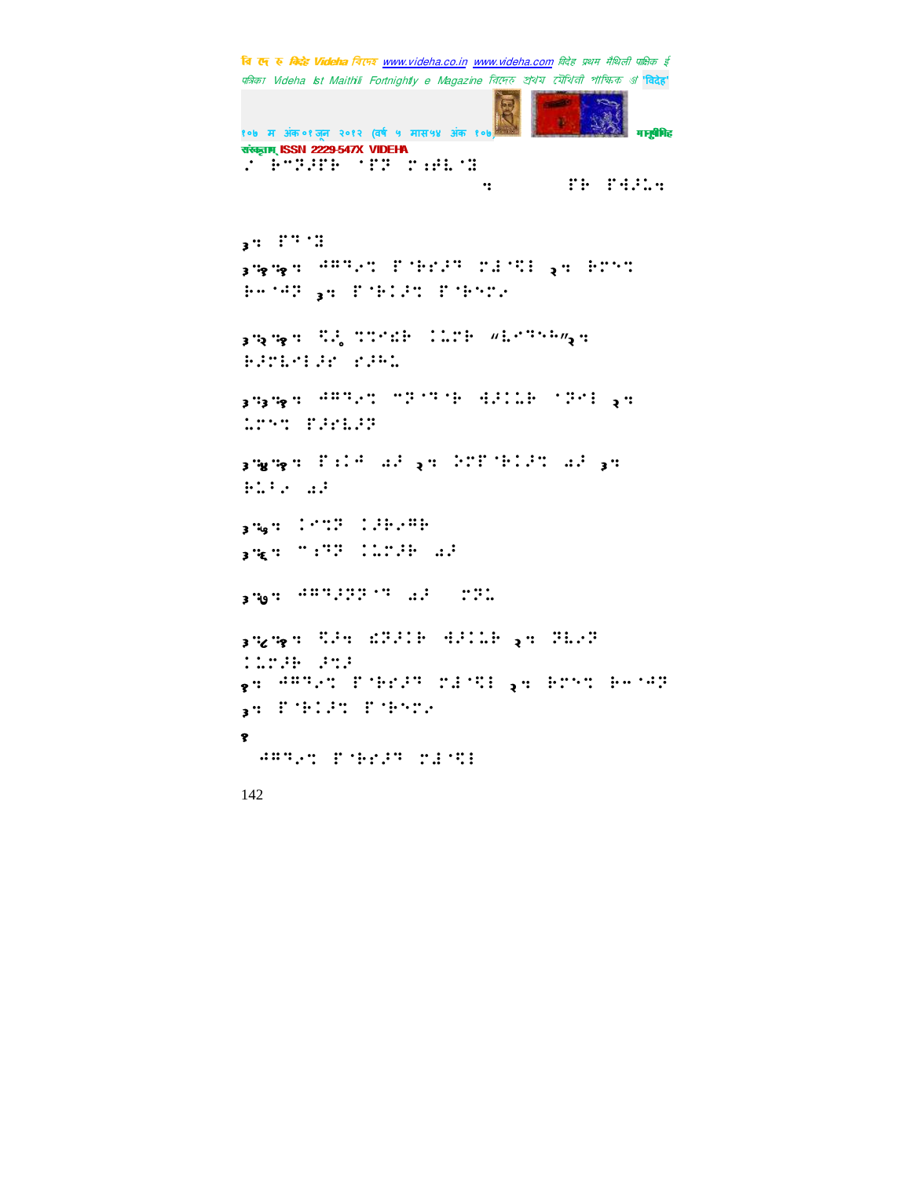⠼⠁⠀⠗⠉⠞⠚⠋⠗⠀⠈⠋⠞⠀⠉⠱⠋⠇⠈⠻

⠒⠀⠀⠀⠀⠀⠀⠀⠀⠀⠋⠗⠀⠋⠙⠚⠅⠒

३⠒⠀⠋⠙⠈⠻

३⠒१⠒⠀⠙⠛⠓⠢⠉⠀⠋⠈⠗⠎⠚⠓⠀⠉⠫⠈⠹⠇⠀२⠒⠀⠗⠉⠑⠉⠀⠗⠤⠈⠙⠞⠀३⠒⠀⠋⠈⠗⠅⠚⠉⠀⠋⠈⠗⠑⠉⠢

३⠒२⠒१⠒⠀⠹⠚⠀⠉⠉⠊⠫⠗⠀⠅⠅⠉⠗⠀⠦⠇⠊⠓⠑⠗⠴२⠒⠀⠗⠚⠉⠇⠊⠇⠚⠎⠀⠎⠚⠓⠅

३⠒३⠒१⠒⠀⠙⠛⠓⠢⠉⠀⠉⠞⠈⠓⠈⠗⠀⠙⠚⠅⠅⠗⠀⠈⠞⠊⠇⠀२⠒⠀⠅⠉⠑⠉⠀⠋⠚⠎⠇⠚⠞

३⠒४⠒१⠒⠀⠋⠱⠅⠙⠀⠩⠚⠀२⠒⠀⠕⠉⠋⠈⠗⠅⠚⠉⠀⠩⠚⠀३⠒⠀⠗⠅⠃⠢⠀⠩⠚

३⠒५⠒⠀⠅⠊⠉⠞⠀⠅⠚⠗⠢⠛⠗

३⠒६⠒⠀⠉⠱⠓⠞⠀⠅⠅⠉⠚⠗⠀⠩⠚

३⠒७⠒⠀⠙⠛⠓⠚⠞⠞⠈⠓⠀⠩⠚⠀⠀⠉⠞⠅

३⠒८⠒१⠒⠀⠹⠚⠒⠀⠫⠞⠚⠅⠗⠀⠙⠚⠅⠅⠗⠀२⠒⠀⠞⠇⠢⠞⠀⠅⠅⠉⠚⠗⠀⠚⠉⠚

१⠒⠀⠙⠛⠓⠢⠉⠀⠋⠈⠗⠎⠚⠓⠀⠉⠫⠈⠹⠇⠀२⠒⠀⠗⠉⠑⠉⠀⠗⠤⠈⠙⠞

३⠒⠀⠋⠈⠗⠅⠚⠉⠀⠋⠈⠗⠑⠉⠢

१

⠀⠙⠛⠓⠢⠉⠀⠋⠈⠗⠎⠚⠓⠀⠉⠫⠈⠹⠇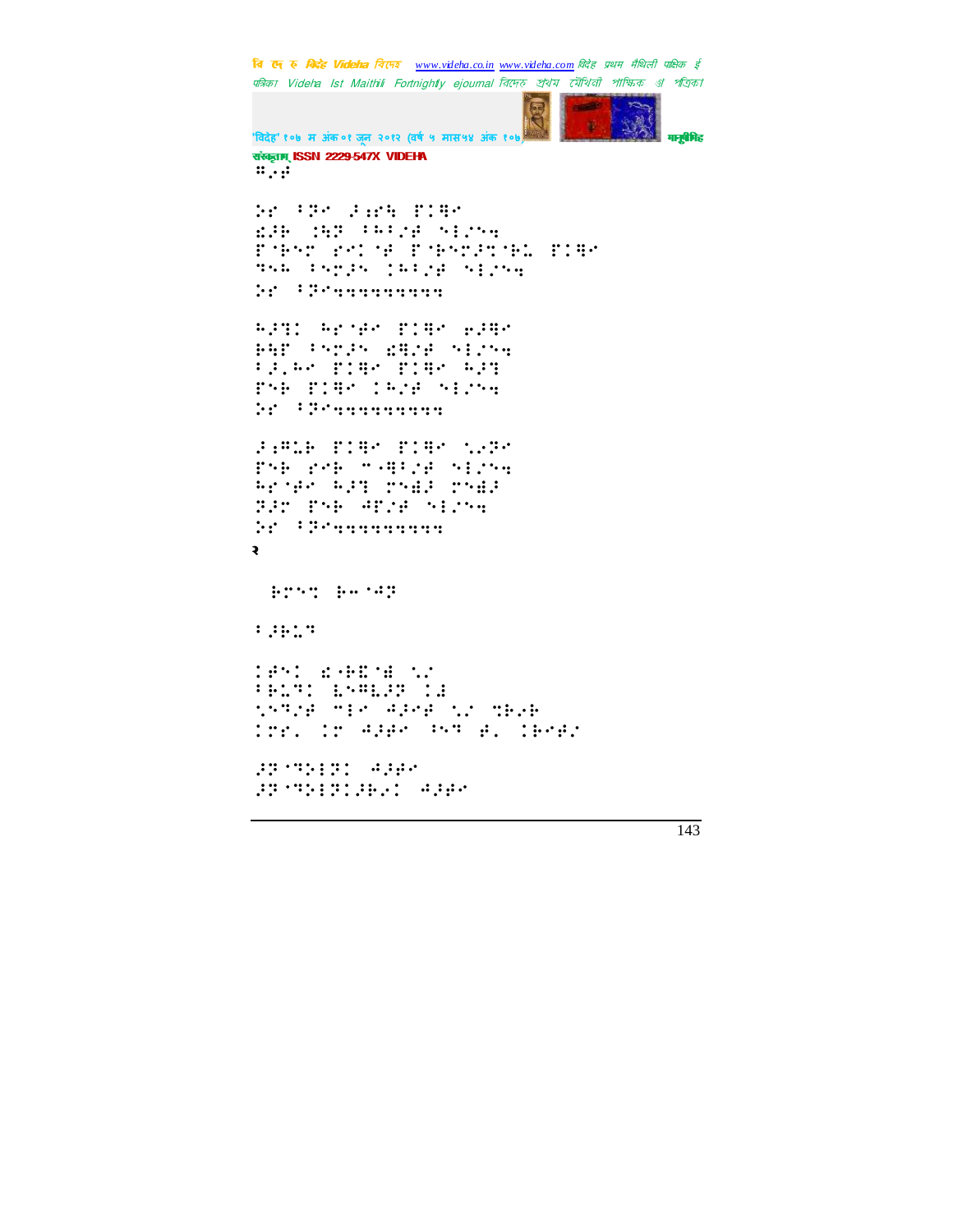संस्कृताम् ISSN 2229-547X VIDEHA

⠛⠂⠎

⠵⠊⠀⠈⠝⠉⠀⠜⠗⠊⠓⠀⠏⠁⠻⠉
⠡⠜⠃⠀⠣⠓⠝⠀⠈⠓⠈⠌⠿⠀⠑⠇⠌⠑⠹
⠏⠈⠃⠑⠉⠀⠗⠑⠁⠈⠿⠀⠏⠈⠃⠑⠉⠜⠉⠈⠃⠅⠀⠏⠁⠻⠉
⠝⠑⠓⠀⠈⠑⠉⠜⠑⠀⠁⠓⠈⠌⠿⠀⠑⠇⠌⠑⠹
⠵⠊⠀⠈⠝⠉⠹⠹⠹⠹⠹⠹⠹⠹⠹⠹

⠓⠜⠝⠁⠀⠓⠊⠈⠿⠉⠀⠏⠁⠻⠉⠀⠢⠜⠻⠉
⠃⠻⠏⠀⠈⠑⠉⠜⠑⠀⠡⠻⠌⠿⠀⠑⠇⠌⠑⠹
⠈⠜⠂⠓⠉⠀⠏⠁⠻⠉⠀⠏⠁⠻⠉⠀⠓⠜⠝
⠏⠑⠃⠀⠏⠁⠻⠉⠀⠁⠓⠌⠿⠀⠑⠇⠌⠑⠹
⠵⠊⠀⠈⠝⠉⠹⠹⠹⠹⠹⠹⠹⠹⠹⠹

⠜⠗⠛⠅⠃⠀⠏⠁⠻⠉⠀⠏⠁⠻⠉⠀⠡⠢⠝⠉
⠏⠑⠃⠀⠗⠉⠃⠀⠉⠈⠻⠈⠌⠿⠀⠑⠇⠌⠑⠹
⠓⠊⠈⠿⠉⠀⠓⠜⠝⠀⠉⠑⠫⠜⠀⠉⠑⠫⠜
⠝⠜⠉⠀⠏⠑⠃⠀⠙⠏⠌⠿⠀⠑⠇⠌⠑⠹
⠵⠊⠀⠈⠝⠉⠹⠹⠹⠹⠹⠹⠹⠹⠹⠹

२

⠀⠀⠃⠗⠑⠝⠀⠃⠒⠈⠙⠝

⠈⠜⠃⠅⠝

⠁⠿⠑⠁⠀⠡⠈⠃⠣⠈⠫⠀⠡⠌
⠈⠃⠅⠝⠁⠀⠣⠑⠛⠣⠜⠝⠀⠁⠫
⠡⠑⠝⠌⠿⠀⠉⠇⠉⠀⠙⠜⠿⠿⠀⠡⠌⠀⠝⠃⠢⠃
⠁⠗⠊⠂⠀⠁⠗⠀⠙⠜⠿⠉⠀⠘⠑⠝⠀⠿⠂⠀⠁⠃⠉⠿⠌

⠜⠝⠈⠝⠑⠇⠝⠁⠀⠙⠜⠿⠉
⠜⠝⠈⠝⠑⠇⠝⠁⠜⠃⠢⠁⠀⠙⠜⠿⠉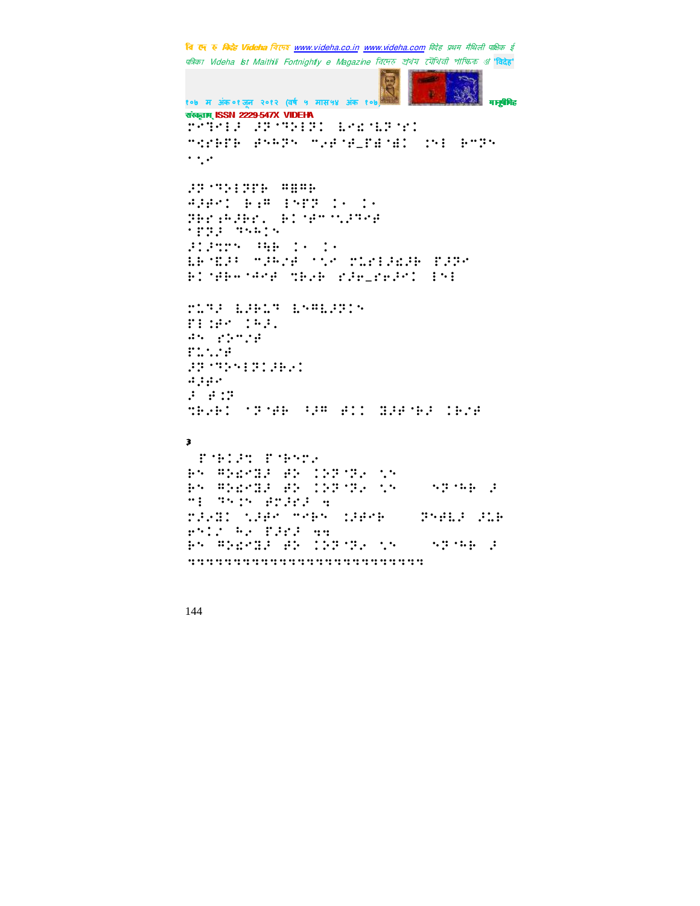३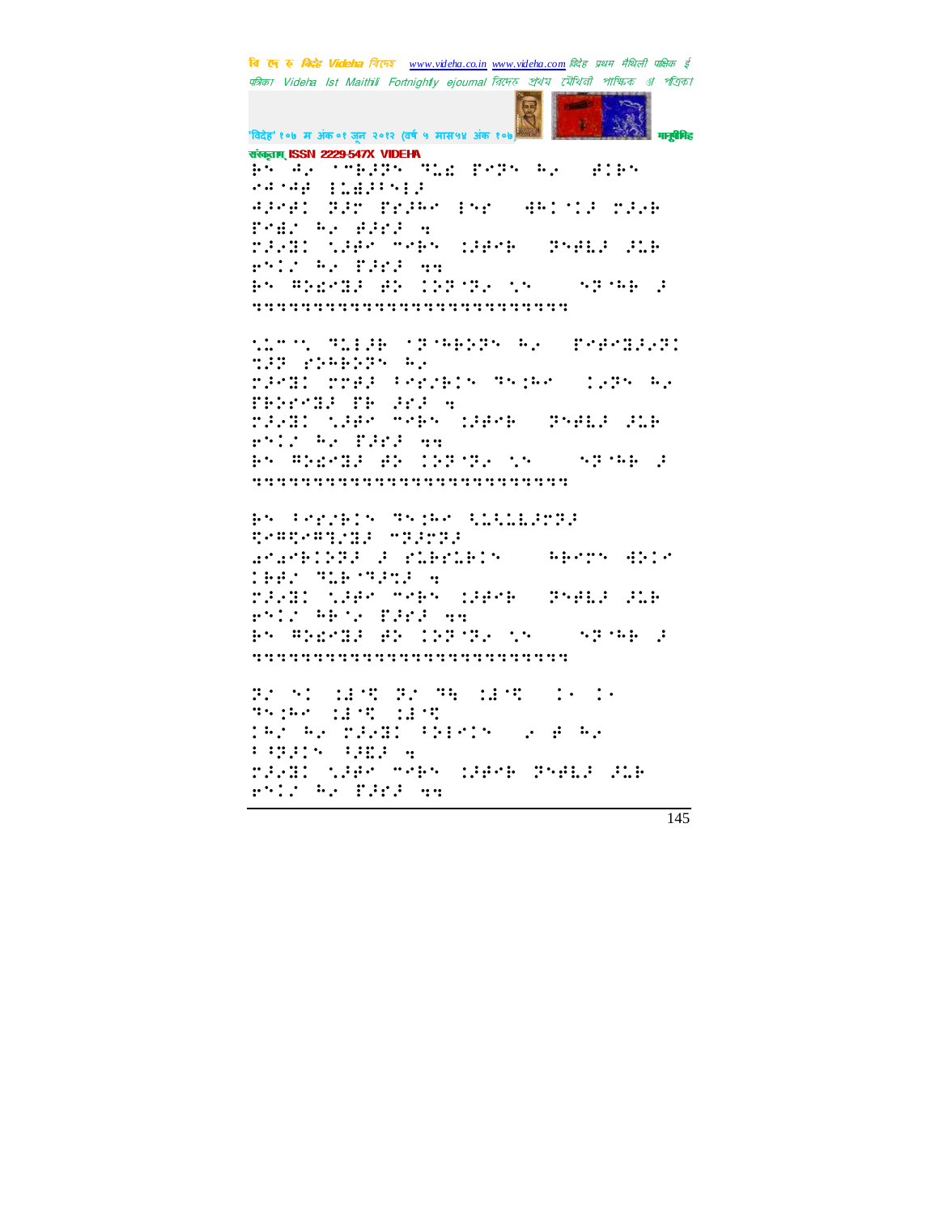ग्स्गर्)!Cbcb!Hbkfoesb!Uiblvs-!Dbmdvuub!Tbotlsju!Tfsjft-!Dbmdvuub!2:63/2:!

ICSE!Sbkb!Tiblvoubmb!pg!Lbmjebtb!Bebqufe!cz!Qspg/!S/Q/!Bstbe!Ocsvqbnb;!Bhsb!!

ई\`Tr| Epxompbe!Mjol!tvhhftufe!Qmbutpqsnft;!!)ijhimz!sfdpnnfoefe*!

!!!!!!!!!!!!!!!!!!!!!!!!!!!!!!!!!!!!!!!!!!!!!!!!!!!!!!!!!!!!!!!!!!!!!!!!!!!!!!!!!!!!!!!!

बेदफ्!Tbnbo!Qsb!Tbnbo!QejmÀ!I!Qsbuxjqfl!

ई(rL!Nbmbzbmbn!Tqpt!Btqttqs!Tptb!;!!

ई\`Tr| Epxompbe!Mjol!tvhhftufe!Qmbutpqsnft;!!)ijhimz!sfdpnnfoefe*!

!!!!!!!!!!!!!!!!!!!!!!!!!!!!!!!!!!!!!!!!!!!!!!!!!!!!!!!!!!!!!!!!!!!!!!!!!!!!!!!!!!!!!!!!

Ep!Sbofmjo!Qsbnbo!Nbmbzbmbn!

Tbdifuboboeb!Qsbnbovij!b!qbobvsbnb!!!!Ofdbof!Xeiojv!

Ecpk!QmbeSbjob!;!

ई\`Tr| Epxompbe!Mjol!tvhhftufe!Qmbutpqsnft;!!)ijhimz!sfdpnnfoefe*!

!!!!!!!!!!!!!!!!!!!!!!!!!!!!!!!!!!!!!!!!!!!!!!!!!!!!!!!!!!!!!!!!!!!!!!!!!!!!!!!!!!!!!!!!

Ej!pg!ipu!Ej!Qb!ipu!!!!Sq!!!Sq!

Qb!ipu!!ipu!!ipu!

Eb!fb!Nbmbzbmbn!Tbodifu!!!!b!b!fb!

Tbncfut!Tipbe!;!

ई\`Tr| Epxompbe!Mjol!tvhhftufe!Qmbutpqsnft;!!)ijhimz!sfdpnnfoefe*!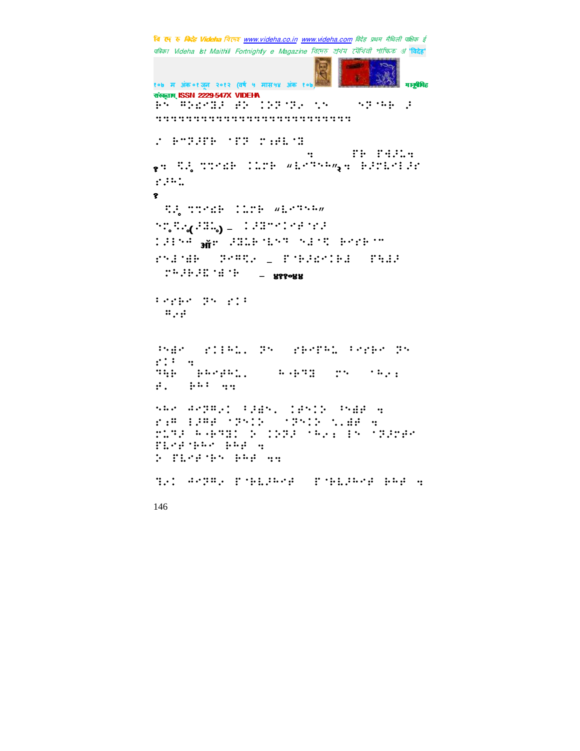⠗⠕ ⠛⠕⠎⠑⠛⠇⠗⠀⠋⠕⠀⠇⠅⠝⠊⠝⠑⠀⠝⠕⠀⠀⠀⠀⠕⠝⠊⠓⠗⠀⠔

⠒⠒⠒⠒⠒⠒⠒⠒⠒⠒⠒⠒⠒⠒⠒⠒⠒⠒⠒⠒⠒⠒⠒⠒⠒

⠐⠀⠗⠉⠝⠔⠋⠗⠀⠊⠋⠝⠀⠍⠒⠋⠇⠊⠇

⠒⠀⠀⠀⠀⠀⠀⠋⠗⠀⠋⠹⠔⠇⠒

१⠒ ⠩⠔ ⠹⠹⠑⠎⠗⠀⠇⠇⠍⠗⠀"⠇⠑⠝⠕⠓"२⠒ ⠗⠔⠍⠇⠑⠇⠔⠑ ⠋⠔⠓⠇

१

⠩⠔ ⠹⠹⠑⠎⠗⠀⠇⠇⠍⠗⠀"⠇⠑⠝⠕⠓"

⠕⠹⠩⠑(⠔⠽⠇) – ⠇⠔⠽⠉⠑⠇⠑⠋⠊⠑⠔

⠇⠔⠇⠕⠙ ऑ⠑ ⠔⠽⠇⠗⠊⠇⠕⠝⠀⠕⠌⠊⠩⠀⠗⠑⠋⠗⠊⠉

⠋⠕⠌⠊⠯⠗⠀⠀⠝⠑⠛⠩⠑⠀–⠀⠋⠊⠗⠔⠎⠑⠇⠗⠌⠀⠀⠋⠹⠌⠔

⠀⠍⠓⠔⠗⠔⠿⠊⠯⠊⠗⠀⠀– ४११०४४

⠆⠑⠋⠗⠑⠀⠝⠕⠀⠋⠇⠆

⠀⠛⠑⠋

⠕⠯⠑⠀⠀⠋⠇⠇⠓⠇⠄⠀⠝⠕⠀⠀⠋⠗⠑⠋⠓⠇⠀⠆⠑⠋⠗⠑⠀⠝⠕ ⠋⠇⠆⠀⠒

⠝⠹⠗⠀⠀⠗⠓⠑⠋⠓⠇⠄⠀⠀⠀⠀⠓⠐⠗⠝⠽⠀⠀⠍⠕⠀⠀⠊⠓⠑⠒ ⠋⠄⠀⠀⠗⠓⠆⠀⠒⠒

⠕⠓⠑⠀⠙⠑⠝⠛⠑⠇⠀⠆⠔⠯⠕⠄⠀⠇⠋⠕⠇⠕⠀⠆⠕⠯⠋⠀⠒ ⠋⠒⠛⠀⠇⠔⠛⠋⠀⠊⠝⠕⠇⠕⠀⠀⠊⠝⠕⠇⠕⠀⠝⠄⠯⠋⠀⠒ ⠍⠇⠹⠔⠀⠓⠐⠗⠝⠽⠇⠀⠕⠀⠇⠕⠝⠔⠀⠊⠓⠑⠒⠀⠇⠕⠀⠊⠝⠔⠍⠑⠑ ⠋⠇⠑⠋⠊⠗⠓⠑⠀⠗⠓⠋⠀⠒

⠕⠀⠋⠇⠑⠋⠊⠗⠕⠀⠗⠓⠋⠀⠒⠒

⠹⠑⠇⠀⠙⠑⠝⠛⠑⠀⠋⠊⠗⠇⠔⠓⠑⠋⠀⠀⠋⠊⠗⠇⠔⠓⠑⠋⠀⠗⠓⠋⠀⠒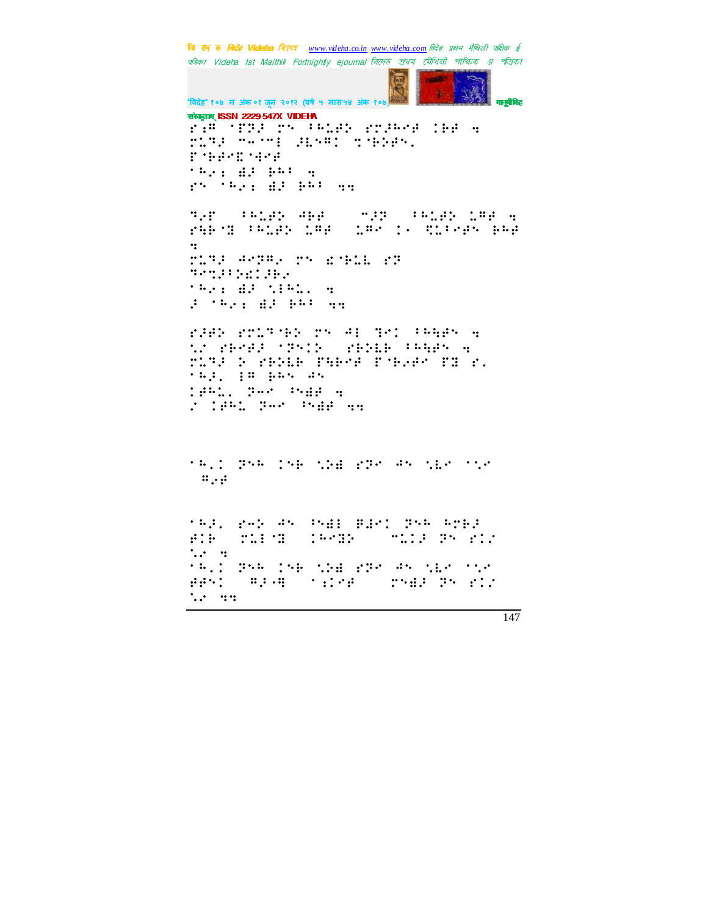संस्कृताम् ISSN 2229-547X VIDEHA

⠗⠐⠛⠀⠈⠏⠝⠼⠀⠗⠒⠀⠓⠉⠯⠕⠀⠗⠍⠼⠓⠊⠋⠀⠅⠃⠋⠀⠪
⠗⠥⠙⠼⠀⠉⠤⠈⠉⠄⠀⠼⠱⠢⠛⠅⠀⠹⠈⠃⠕⠋⠲
⠏⠈⠃⠋⠊⠯⠈⠑⠊⠋
⠈⠓⠒⠆⠀⠻⠼⠀⠃⠓⠁⠀⠪
⠗⠒⠀⠈⠓⠒⠆⠀⠻⠼⠀⠃⠓⠁⠀⠪⠪

⠙⠒⠏⠀⠀⠁⠓⠉⠯⠕⠀⠙⠃⠋⠀⠀⠀⠀⠉⠼⠝⠀⠀⠁⠓⠉⠯⠕⠀⠡⠛⠋⠀⠪
⠗⠓⠃⠈⠍⠀⠁⠓⠉⠯⠕⠀⠡⠛⠋⠀⠀⠡⠛⠊⠀⠅⠐⠀⠯⠉⠁⠊⠋⠒⠀⠃⠓⠋
⠪
⠗⠥⠙⠼⠀⠙⠊⠝⠛⠒⠀⠗⠒⠀⠫⠈⠃⠥⠇⠀⠗⠝
⠙⠊⠹⠼⠁⠕⠫⠅⠼⠃⠒
⠈⠓⠒⠆⠀⠻⠼⠀⠹⠄⠓⠥⠲⠀⠪
⠼⠀⠈⠓⠒⠆⠀⠻⠼⠀⠃⠓⠁⠀⠪⠪

⠗⠼⠋⠕⠀⠗⠍⠥⠙⠈⠃⠕⠀⠗⠒⠀⠙⠄⠀⠙⠊⠅⠀⠁⠓⠓⠋⠒⠀⠪
⠡⠐⠀⠗⠃⠊⠋⠼⠀⠈⠝⠒⠅⠕⠀⠀⠗⠃⠕⠇⠃⠀⠁⠓⠓⠋⠒⠀⠪
⠗⠥⠙⠼⠀⠕⠀⠗⠃⠕⠇⠃⠀⠏⠓⠃⠊⠋⠀⠏⠈⠃⠒⠋⠊⠀⠏⠍⠀⠗⠲
⠈⠓⠼⠲⠀⠄⠛⠀⠃⠓⠒⠀⠙⠒
⠅⠋⠓⠥⠲⠀⠝⠤⠊⠀⠁⠓⠻⠋⠀⠪
⠐⠀⠅⠋⠓⠥⠀⠝⠤⠊⠀⠁⠓⠻⠋⠀⠪⠪

⠈⠓⠲⠅⠀⠝⠒⠓⠀⠅⠒⠃⠀⠹⠕⠻⠀⠗⠝⠊⠀⠙⠒⠀⠹⠱⠊⠀⠈⠡⠊
⠀⠛⠒⠋

⠈⠓⠼⠲⠀⠗⠤⠕⠀⠙⠒⠀⠁⠓⠻⠄⠀⠏⠼⠊⠅⠀⠝⠒⠓⠀⠓⠍⠃⠼
⠋⠅⠃⠀⠀⠗⠥⠄⠈⠍⠀⠀⠅⠓⠊⠍⠕⠀⠀⠀⠀⠉⠥⠅⠼⠀⠝⠒⠀⠗⠅⠐
⠡⠐⠀⠪
⠈⠓⠲⠅⠀⠝⠒⠓⠀⠅⠒⠃⠀⠹⠕⠻⠀⠗⠝⠊⠀⠙⠒⠀⠹⠱⠊⠀⠈⠡⠊
⠋⠋⠒⠅⠀⠀⠛⠼⠈⠛⠀⠀⠈⠆⠅⠊⠋⠀⠀⠀⠗⠒⠻⠼⠀⠝⠒⠀⠗⠅⠐
⠡⠐⠀⠪⠪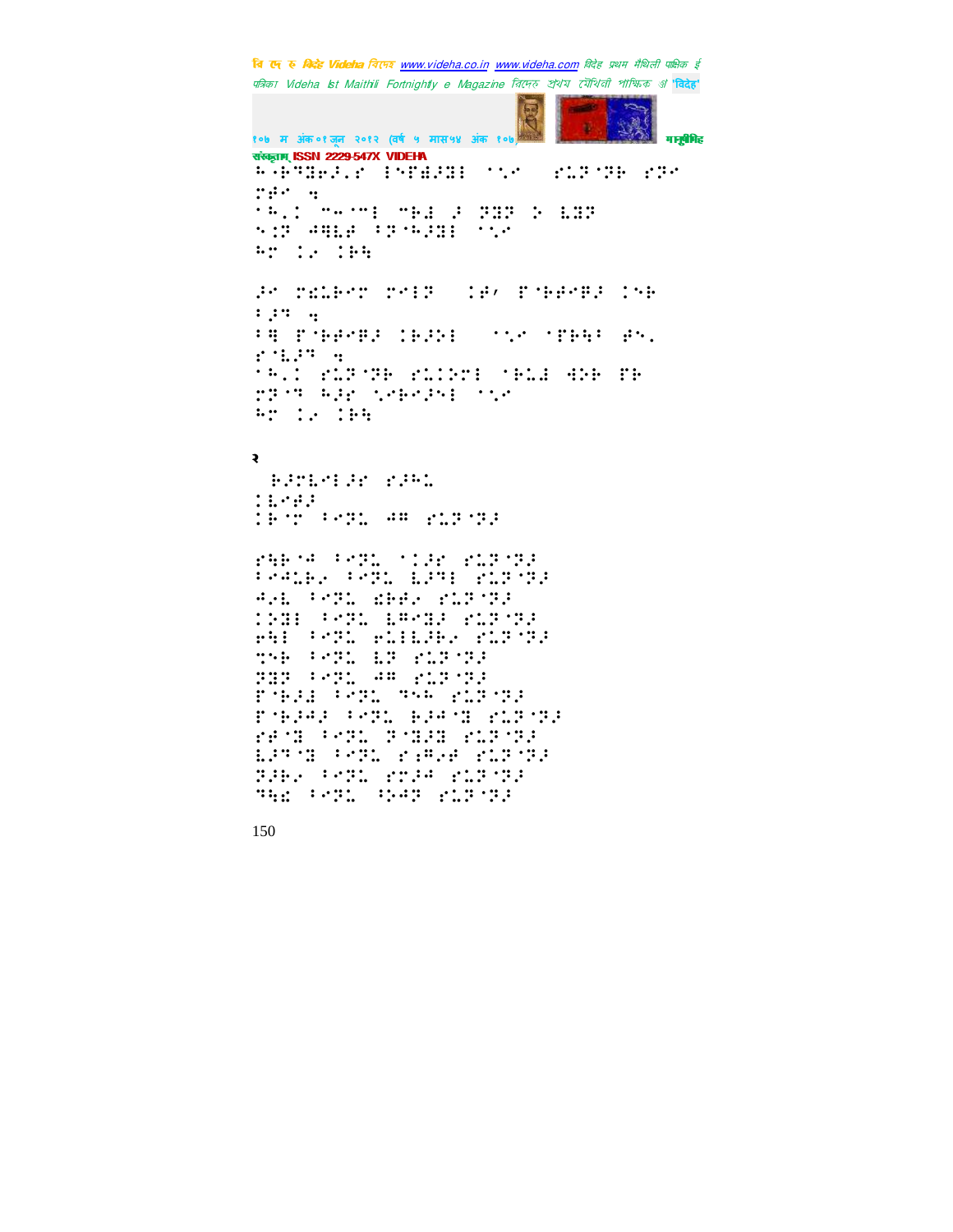२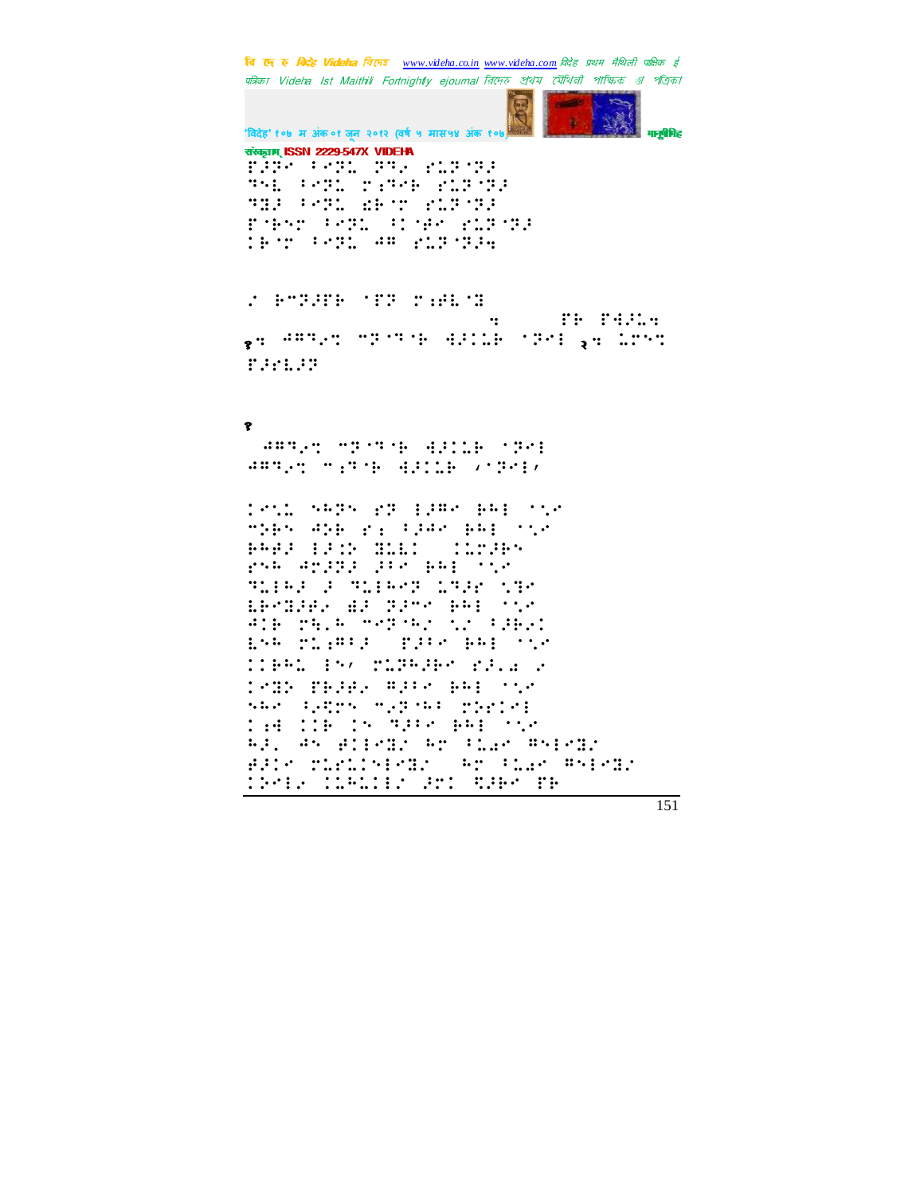संस्कृताम् ISSN 2229-547X VIDEHA

१

२

१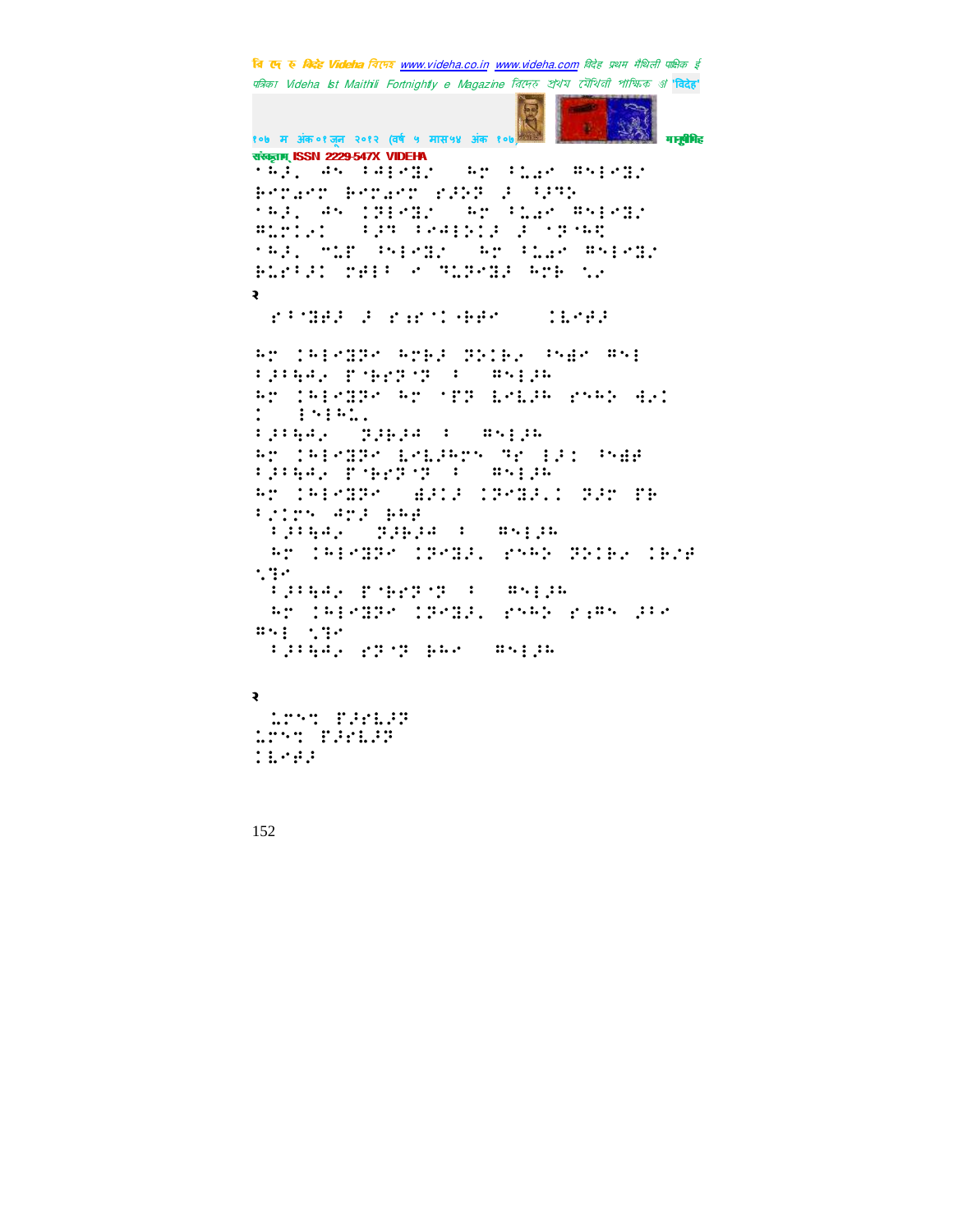२

२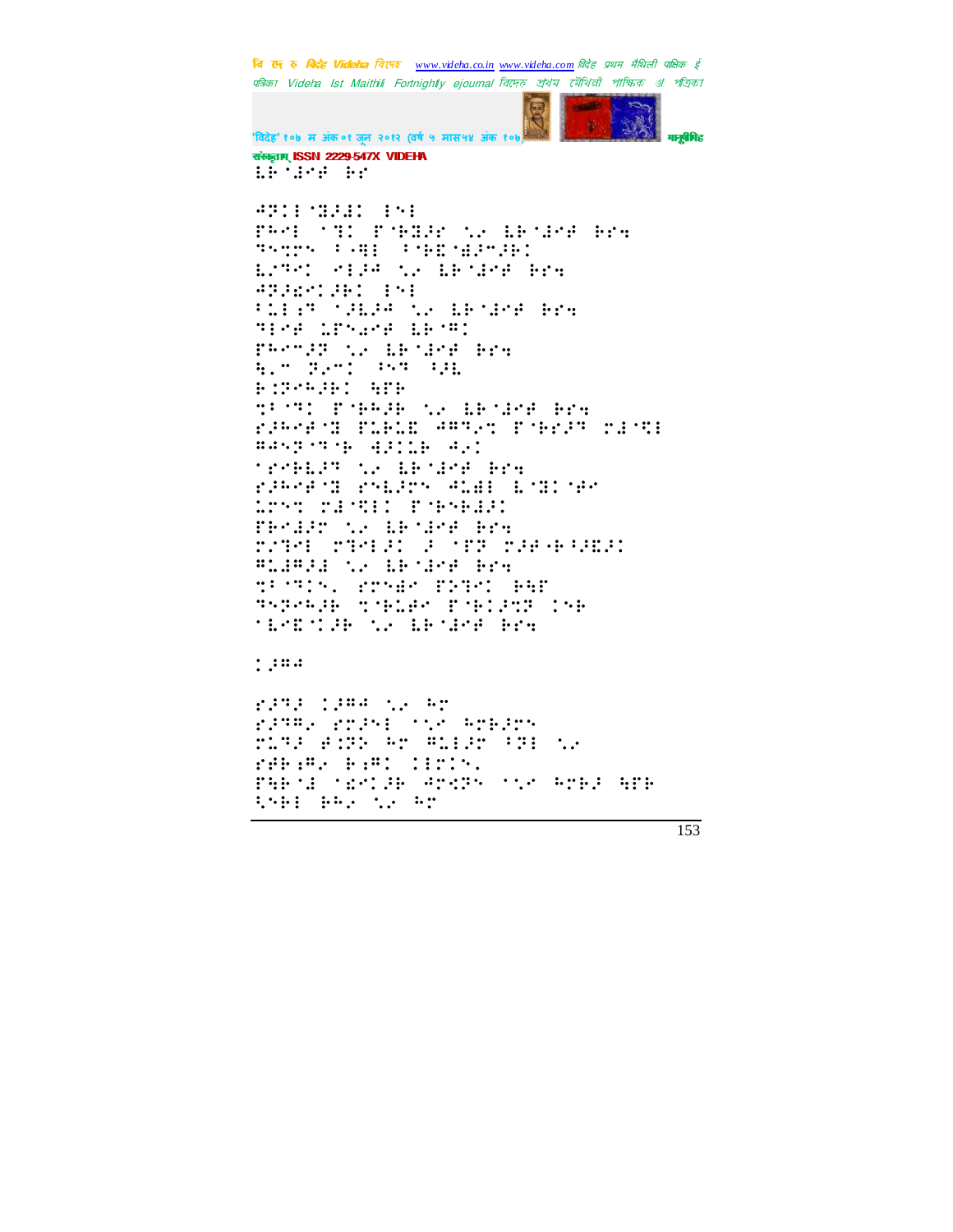"विदेह' १०७ म अंक ०१ जून २०१२ (वर्ष ५ मास५४ अंक १०७) मानुषीमिह संस्कृताम् ISSN 2229-547X VIDEHA

⠇⠗⠈⠙⠊⠋ ⠗⠎

⠙⠝⠅⠇⠈⠽⠌⠙⠅ ⠇⠑⠇
⠟⠓⠊⠇ ⠈⠹⠅ ⠏⠈⠗⠽⠌⠎ ⠡⠔ ⠇⠗⠈⠙⠊⠋ ⠗⠎⠹
⠹⠑⠩⠝⠑ ⠃⠤⠻⠇ ⠃⠈⠗⠫⠈⠾⠌⠊⠗⠅
⠇⠔⠹⠊⠅ ⠊⠇⠌⠙ ⠡⠔ ⠇⠗⠈⠙⠊⠋ ⠗⠎⠹
⠙⠝⠌⠫⠊⠅⠌⠗⠅ ⠇⠑⠇
⠃⠅⠇⠧⠹ ⠈⠌⠇⠌⠙ ⠡⠔ ⠇⠗⠈⠙⠊⠋ ⠗⠎⠹
⠹⠇⠊⠋ ⠅⠏⠑⠔⠊⠋ ⠇⠗⠈⠻⠅
⠟⠓⠊⠉⠌⠝ ⠡⠔ ⠇⠗⠈⠙⠊⠋ ⠗⠎⠹
⠓⠔⠉ ⠝⠔⠊⠅ ⠃⠑⠹ ⠃⠌⠇
⠗⠅⠝⠊⠓⠌⠗⠅ ⠓⠏⠗
⠹⠃⠈⠹⠅ ⠏⠈⠗⠓⠌⠗ ⠡⠔ ⠇⠗⠈⠙⠊⠋ ⠗⠎⠹
⠎⠌⠓⠊⠋⠈⠽ ⠏⠇⠗⠇⠫ ⠙⠻⠹⠔⠩ ⠏⠈⠗⠎⠌⠹ ⠎⠙⠈⠹⠇
⠻⠙⠑⠝⠈⠹⠈⠗ ⠙⠌⠅⠇⠗ ⠙⠔⠅
⠈⠎⠊⠗⠇⠌⠹ ⠡⠔ ⠇⠗⠈⠙⠊⠋ ⠗⠎⠹
⠎⠌⠓⠊⠋⠈⠽ ⠎⠑⠇⠌⠎⠑ ⠙⠇⠙⠇ ⠇⠈⠽⠅⠈⠋⠊
⠇⠎⠑⠩ ⠎⠙⠈⠹⠇⠅ ⠏⠈⠗⠑⠗⠙⠌⠅
⠏⠗⠊⠙⠌⠎ ⠡⠔ ⠇⠗⠈⠙⠊⠋ ⠗⠎⠹
⠎⠔⠹⠊⠇ ⠎⠹⠊⠇⠌⠅ ⠌ ⠈⠏⠝ ⠎⠌⠋⠤⠗⠃⠌⠫⠌⠅
⠻⠇⠙⠻⠌⠙ ⠡⠔ ⠇⠗⠈⠙⠊⠋ ⠗⠎⠹
⠹⠃⠈⠹⠅⠑⠂ ⠎⠎⠑⠙⠊ ⠏⠝⠹⠅ ⠗⠓⠏
⠹⠑⠝⠊⠓⠌⠗ ⠹⠈⠗⠇⠌⠊ ⠏⠈⠗⠅⠌⠩⠝ ⠅⠑⠗
⠈⠇⠊⠫⠈⠅⠌⠗ ⠡⠔ ⠇⠗⠈⠙⠊⠋ ⠗⠎⠹

⠅⠌⠻⠙

⠎⠌⠹⠌ ⠅⠌⠻⠙ ⠡⠔ ⠓⠎
⠎⠌⠹⠻⠔ ⠎⠎⠌⠑⠇ ⠈⠡⠊ ⠓⠎⠗⠌⠎⠑
⠎⠇⠹⠌ ⠋⠅⠝⠑ ⠓⠎ ⠻⠇⠇⠌⠎ ⠃⠝⠇ ⠡⠔
⠎⠋⠗⠱⠔ ⠗⠱⠻⠅ ⠅⠇⠎⠅⠂
⠏⠓⠗⠈⠙ ⠈⠫⠊⠅⠌⠗ ⠙⠎⠩⠝⠑ ⠈⠡⠊ ⠓⠎⠗⠌ ⠓⠏⠗
⠓⠑⠗⠇ ⠗⠓⠔ ⠡⠔ ⠓⠎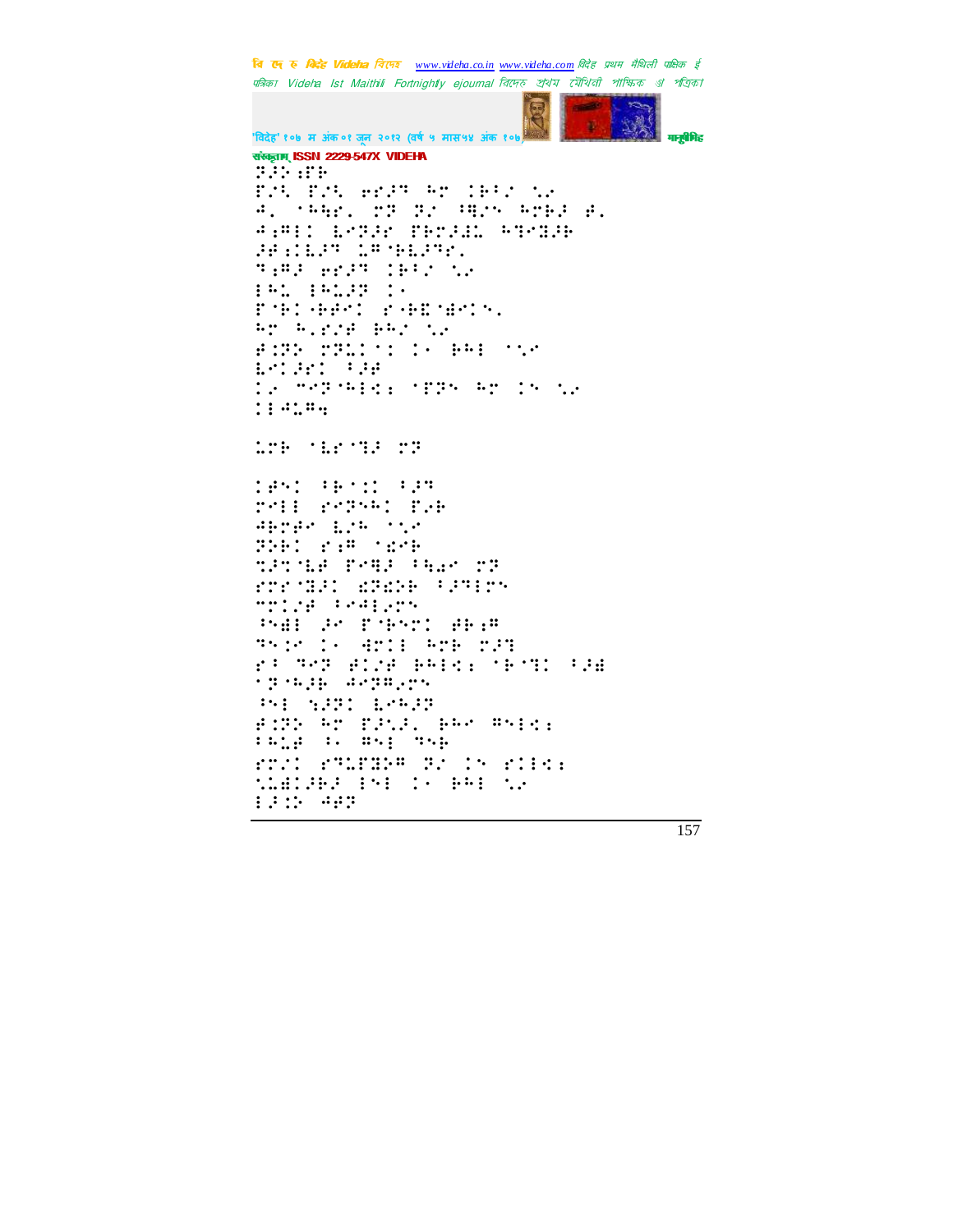संस्कृताम् ISSN 2229-547X VIDEHA

⠝⠌⠕⠐⠏⠗
⠏⠬⠂⠀⠏⠬⠂⠀⠑⠗⠌⠝⠀⠓⠉⠀⠅⠗⠈⠎⠀⠣⠔
⠙⠄⠀⠈⠓⠻⠗⠄⠀⠉⠝⠀⠝⠎⠀⠈⠻⠌⠝⠀⠓⠉⠗⠚⠀⠋⠄
⠙⠐⠍⠃⠅⠀⠇⠊⠝⠌⠗⠀⠏⠗⠉⠚⠩⠀⠓⠹⠊⠹⠚⠗
⠚⠋⠐⠅⠇⠌⠝⠀⠥⠍⠈⠗⠇⠌⠝⠗⠄
⠹⠐⠍⠚⠀⠑⠗⠌⠝⠀⠅⠗⠈⠎⠀⠣⠔
⠃⠓⠥⠀⠃⠓⠥⠌⠝⠀⠅⠂
⠏⠈⠗⠅⠈⠗⠋⠊⠅⠀⠗⠈⠗⠻⠈⠫⠊⠅⠝⠄
⠓⠉⠀⠓⠄⠗⠎⠋⠀⠗⠓⠎⠀⠣⠔
⠋⠅⠝⠕⠀⠉⠝⠥⠅⠁⠅⠀⠅⠂⠀⠗⠓⠃⠀⠁⠣⠊
⠇⠊⠅⠚⠗⠅⠀⠈⠚⠋
⠅⠔⠀⠍⠊⠝⠈⠓⠃⠩⠆⠀⠈⠏⠝⠕⠀⠓⠉⠀⠅⠕⠀⠣⠔
⠅⠃⠙⠥⠍⠲

⠥⠉⠗⠀⠈⠇⠗⠈⠹⠚⠀⠉⠝

⠅⠋⠕⠅⠀⠈⠗⠁⠅⠀⠈⠚⠝
⠗⠊⠃⠃⠀⠗⠊⠝⠕⠓⠅⠀⠏⠔⠗
⠙⠗⠉⠋⠊⠀⠇⠔⠓⠀⠁⠣⠊
⠝⠕⠗⠅⠀⠗⠐⠍⠀⠈⠫⠊⠗
⠹⠚⠹⠈⠇⠋⠀⠏⠊⠻⠚⠀⠈⠓⠲⠊⠀⠉⠝
⠗⠗⠗⠈⠹⠚⠅⠀⠫⠝⠫⠕⠗⠀⠈⠚⠝⠃⠉⠕
⠍⠉⠅⠔⠋⠀⠈⠊⠙⠃⠔⠉⠕
⠈⠕⠱⠃⠀⠚⠊⠀⠏⠈⠗⠕⠉⠅⠀⠋⠗⠐⠍
⠝⠕⠅⠊⠀⠅⠂⠀⠙⠉⠅⠃⠀⠓⠉⠗⠀⠉⠚⠝
⠗⠈⠀⠝⠊⠝⠀⠋⠅⠔⠋⠀⠗⠓⠃⠩⠆⠀⠈⠗⠈⠹⠅⠀⠈⠚⠱
⠈⠝⠈⠓⠚⠗⠀⠙⠊⠝⠍⠔⠉⠕
⠈⠕⠃⠀⠹⠚⠝⠅⠀⠇⠊⠓⠚⠝
⠋⠅⠝⠕⠀⠓⠉⠀⠏⠚⠥⠚⠄⠀⠗⠓⠊⠀⠍⠕⠃⠩⠆
⠃⠓⠥⠋⠀⠈⠂⠀⠍⠕⠃⠀⠹⠕⠗
⠗⠉⠔⠅⠀⠗⠹⠥⠏⠫⠕⠍⠀⠝⠔⠀⠅⠕⠀⠗⠅⠃⠩⠆
⠹⠥⠱⠅⠚⠗⠚⠀⠃⠕⠃⠀⠅⠂⠀⠗⠓⠃⠀⠣⠔
⠃⠚⠅⠕⠀⠙⠋⠝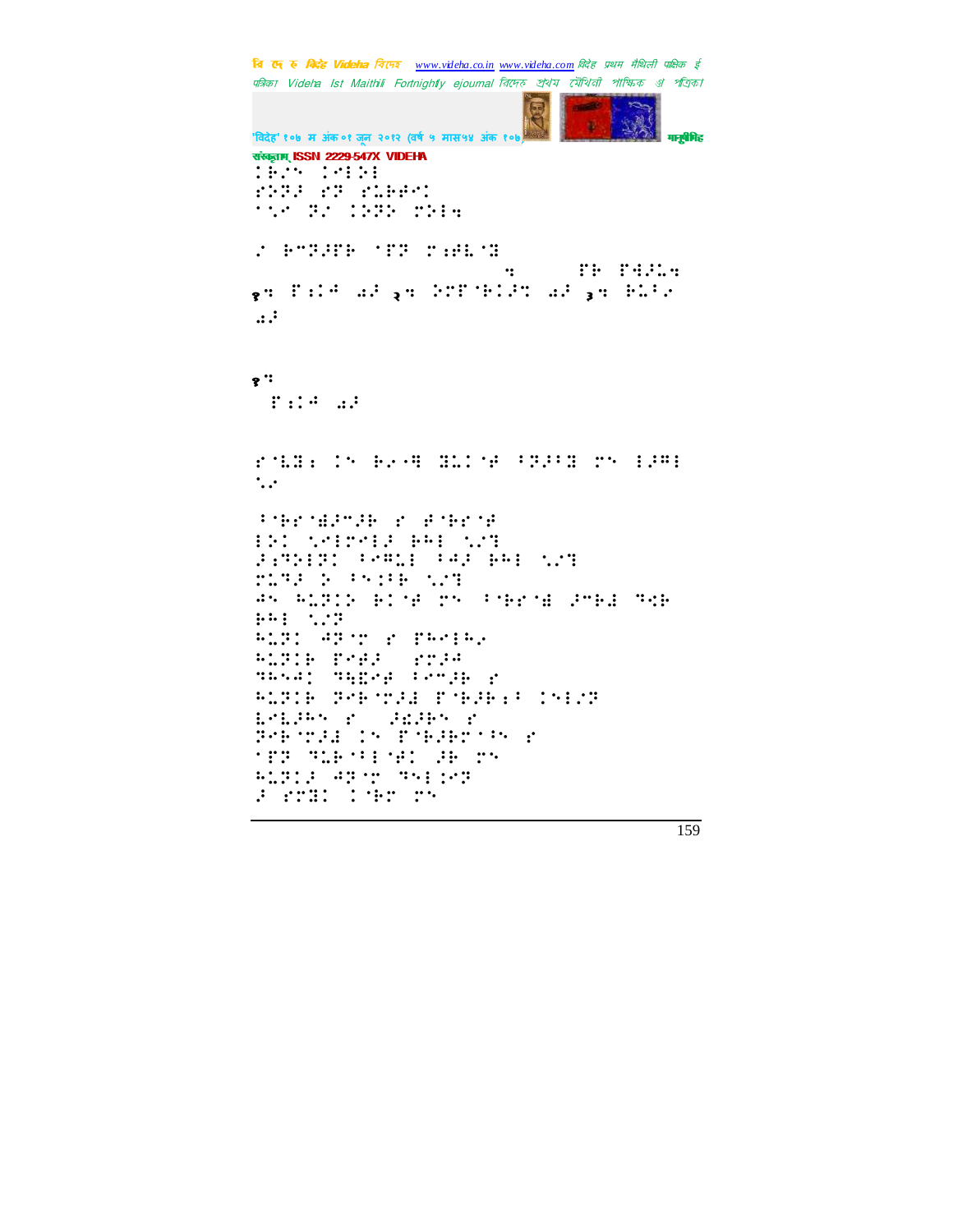संस्कृताम् ISSN 2229-547X VIDEHA

⠅⠗⠎⠔⠀⠅⠕⠇⠕⠇
⠋⠕⠝⠲⠀⠋⠝⠀⠋⠥⠗⠗⠉
⠁⠎⠊⠀⠝⠎⠀⠅⠕⠝⠕⠀⠍⠕⠇⠹

⠠⠀⠗⠉⠝⠲⠟⠗⠀⠁⠟⠝⠀⠍⠆⠋⠇⠁⠻

⠹⠀⠀⠀⠀⠀⠟⠗⠀⠟⠫⠲⠥⠹
१⠹⠀⠟⠆⠅⠡⠀⠡⠲⠀२⠹⠀⠕⠍⠟⠁⠗⠅⠲⠹⠀⠡⠲⠀३⠹⠀⠗⠥⠈⠠
⠡⠲

१⠹
⠀⠟⠆⠅⠡⠀⠡⠲

⠋⠁⠇⠻⠆⠀⠅⠔⠀⠗⠠⠐⠻⠀⠻⠥⠅⠁⠋⠀⠈⠝⠲⠈⠻⠀⠍⠔⠀⠇⠲⠉⠇
⠌⠠

⠈⠁⠗⠋⠁⠫⠲⠉⠲⠗⠀⠋⠀⠋⠁⠗⠋⠁⠋
⠇⠕⠅⠀⠌⠊⠇⠍⠊⠇⠲⠀⠗⠓⠇⠀⠌⠠⠻
⠲⠆⠻⠕⠇⠝⠅⠀⠈⠊⠉⠥⠇⠀⠈⠡⠲⠀⠗⠓⠇⠀⠌⠠⠻
⠍⠥⠻⠲⠀⠕⠀⠈⠔⠅⠈⠗⠀⠌⠠⠻
⠡⠔⠀⠓⠥⠝⠅⠕⠀⠗⠅⠁⠋⠀⠍⠔⠀⠈⠁⠗⠋⠁⠫⠀⠲⠉⠗⠫⠀⠻⠹⠗
⠗⠓⠇⠀⠌⠠⠝
⠓⠥⠝⠅⠀⠡⠝⠁⠍⠀⠋⠀⠟⠗⠉⠇⠗⠠
⠓⠥⠝⠅⠗⠀⠟⠊⠋⠲⠀⠀⠋⠍⠲⠡
⠻⠓⠔⠡⠅⠀⠻⠹⠻⠊⠋⠀⠇⠉⠉⠲⠗⠀⠋
⠓⠥⠝⠅⠗⠀⠝⠊⠗⠁⠍⠲⠫⠀⠟⠁⠗⠲⠗⠆⠈⠀⠅⠔⠇⠠⠝
⠇⠊⠇⠲⠓⠔⠀⠋⠀⠀⠲⠫⠲⠗⠔⠀⠋
⠝⠊⠗⠁⠍⠲⠫⠀⠅⠔⠀⠟⠁⠗⠲⠗⠍⠁⠈⠔⠀⠋
⠁⠟⠝⠀⠻⠥⠗⠁⠈⠇⠁⠋⠅⠀⠲⠗⠀⠍⠔
⠓⠥⠝⠅⠲⠀⠡⠝⠁⠍⠀⠻⠔⠇⠅⠊⠝
⠲⠀⠋⠍⠻⠅⠀⠅⠁⠗⠍⠀⠍⠔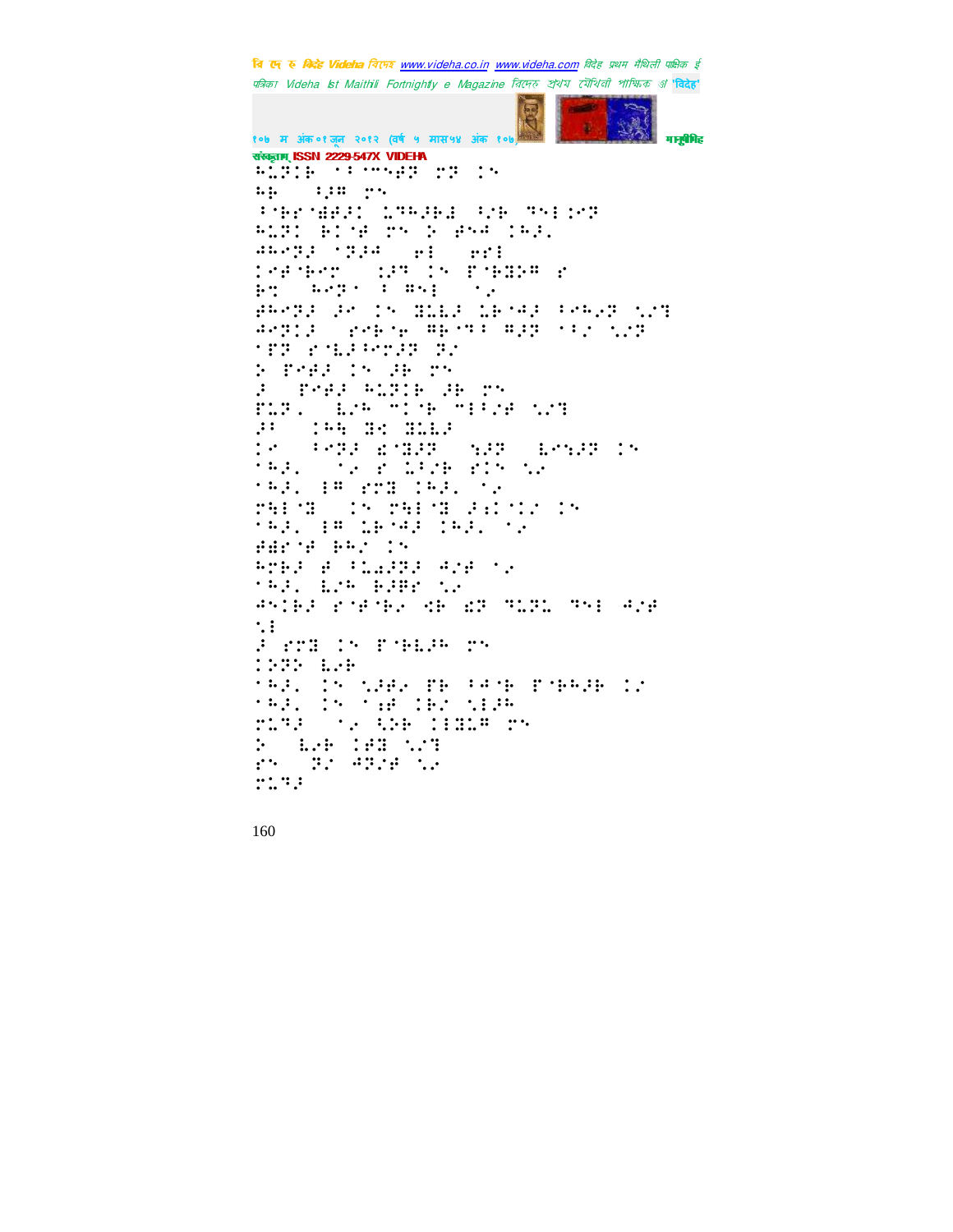संस्कृताम् ISSN 2229-547X VIDEHA

⠓⠥⠝⠊⠗⠀⠂⠃⠉⠒⠻⠝⠀⠗⠝⠀⠊⠒
⠓⠗⠀⠀⠃⠜⠛⠀⠗⠒
⠃⠈⠗⠗⠈⠺⠻⠚⠊⠀⠥⠙⠓⠚⠗⠆⠀⠳⠗⠀⠙⠑⠇⠊⠉⠝
⠓⠥⠝⠊⠀⠗⠊⠈⠋⠀⠗⠒⠀⠕⠀⠋⠒⠛⠀⠊⠓⠚⠂
⠛⠓⠉⠝⠚⠀⠈⠝⠚⠛⠀⠀⠎⠇⠀⠀⠎⠗⠇
⠊⠉⠋⠈⠗⠉⠗⠀⠀⠊⠚⠙⠀⠊⠒⠀⠋⠈⠗⠿⠕⠛⠀⠎
⠗⠩⠀⠀⠓⠉⠝⠁⠀⠃⠀⠛⠒⠇⠀⠀⠈⠆
⠋⠓⠉⠝⠚⠀⠚⠉⠀⠊⠒⠀⠿⠥⠇⠚⠀⠥⠗⠈⠛⠚⠀⠃⠉⠓⠜⠝⠀⠣⠜⠙
⠛⠉⠝⠊⠚⠀⠀⠗⠉⠗⠈⠢⠀⠛⠗⠈⠙⠃⠀⠛⠚⠝⠀⠁⠃⠜⠀⠣⠜⠝
⠈⠋⠝⠀⠗⠈⠇⠚⠃⠉⠝⠚⠝⠀⠝⠜
⠕⠀⠋⠉⠋⠚⠀⠊⠒⠀⠚⠗⠀⠗⠒
⠚⠀⠀⠋⠉⠋⠚⠀⠓⠥⠝⠊⠗⠀⠚⠗⠀⠗⠒
⠋⠥⠝⠂⠀⠀⠇⠜⠓⠀⠙⠊⠈⠗⠀⠙⠇⠃⠜⠋⠀⠣⠜⠙
⠚⠃⠀⠀⠊⠓⠹⠀⠿⠩⠀⠿⠇⠇⠚
⠊⠉⠀⠀⠃⠉⠝⠚⠀⠫⠈⠿⠚⠝⠀⠀⠹⠚⠝⠀⠀⠇⠉⠹⠚⠝⠀⠊⠒
⠁⠓⠚⠂⠀⠀⠈⠆⠀⠗⠀⠥⠃⠜⠗⠀⠗⠊⠒⠀⠣⠆
⠁⠓⠚⠂⠀⠇⠛⠀⠗⠉⠿⠀⠊⠓⠚⠂⠀⠈⠆
⠗⠹⠇⠈⠿⠀⠀⠊⠒⠀⠗⠹⠇⠈⠿⠀⠚⠡⠊⠈⠊⠜⠀⠊⠒
⠁⠓⠚⠂⠀⠇⠛⠀⠥⠗⠈⠛⠚⠀⠊⠓⠚⠂⠀⠈⠆
⠋⠻⠗⠈⠋⠀⠗⠓⠜⠀⠊⠒
⠓⠉⠗⠚⠀⠋⠀⠃⠥⠡⠚⠝⠚⠀⠛⠜⠋⠀⠈⠆
⠁⠓⠚⠂⠀⠇⠜⠓⠀⠗⠚⠻⠗⠀⠣⠆
⠛⠒⠊⠗⠚⠀⠗⠈⠋⠈⠗⠢⠀⠫⠗⠀⠫⠝⠀⠙⠥⠝⠥⠀⠙⠒⠇⠀⠛⠜⠋
⠣⠇
⠚⠀⠗⠉⠿⠀⠊⠒⠀⠋⠈⠗⠇⠚⠓⠀⠗⠒
⠊⠝⠝⠕⠀⠇⠢⠗
⠁⠓⠚⠂⠀⠊⠒⠀⠣⠚⠋⠢⠀⠋⠗⠀⠃⠛⠈⠗⠀⠋⠈⠗⠓⠚⠗⠀⠊⠜
⠁⠓⠚⠂⠀⠊⠒⠀⠈⠡⠋⠀⠊⠗⠜⠀⠣⠇⠚⠓
⠗⠥⠙⠚⠀⠀⠈⠆⠀⠳⠕⠗⠀⠊⠇⠿⠥⠛⠀⠗⠒
⠕⠀⠀⠇⠢⠗⠀⠊⠋⠿⠀⠣⠜⠙
⠗⠒⠀⠀⠝⠜⠀⠛⠝⠜⠋⠀⠣⠆
⠗⠥⠙⠚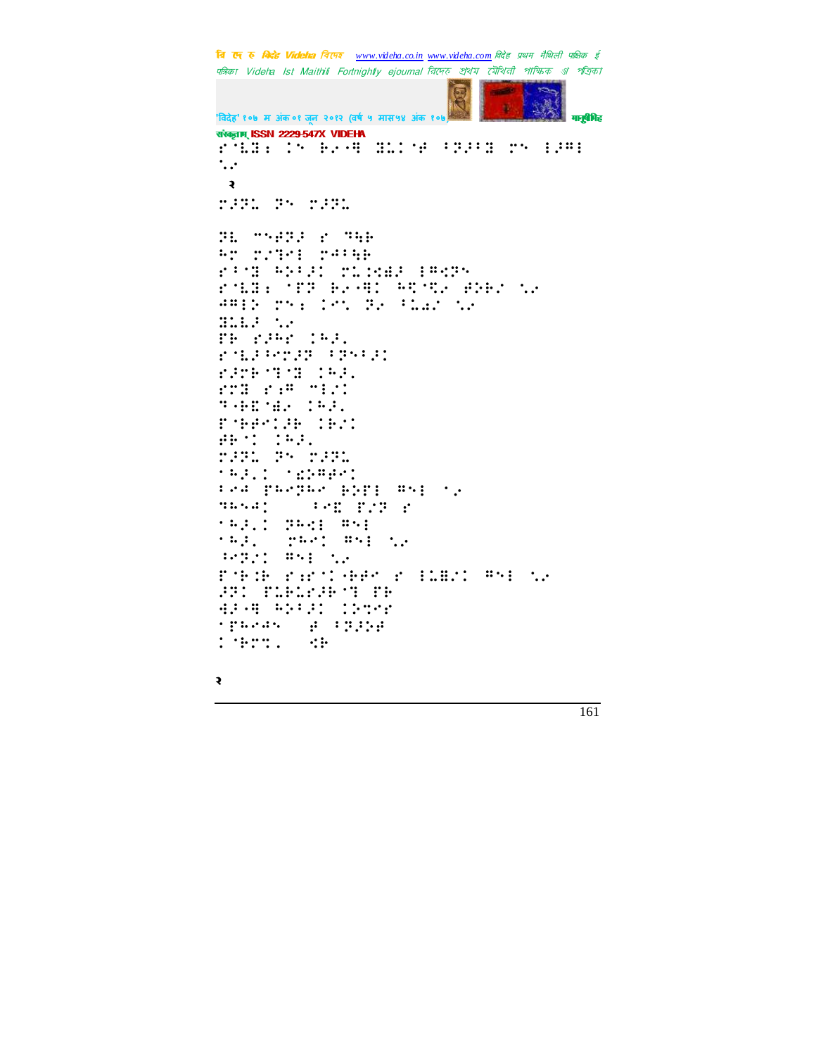२

२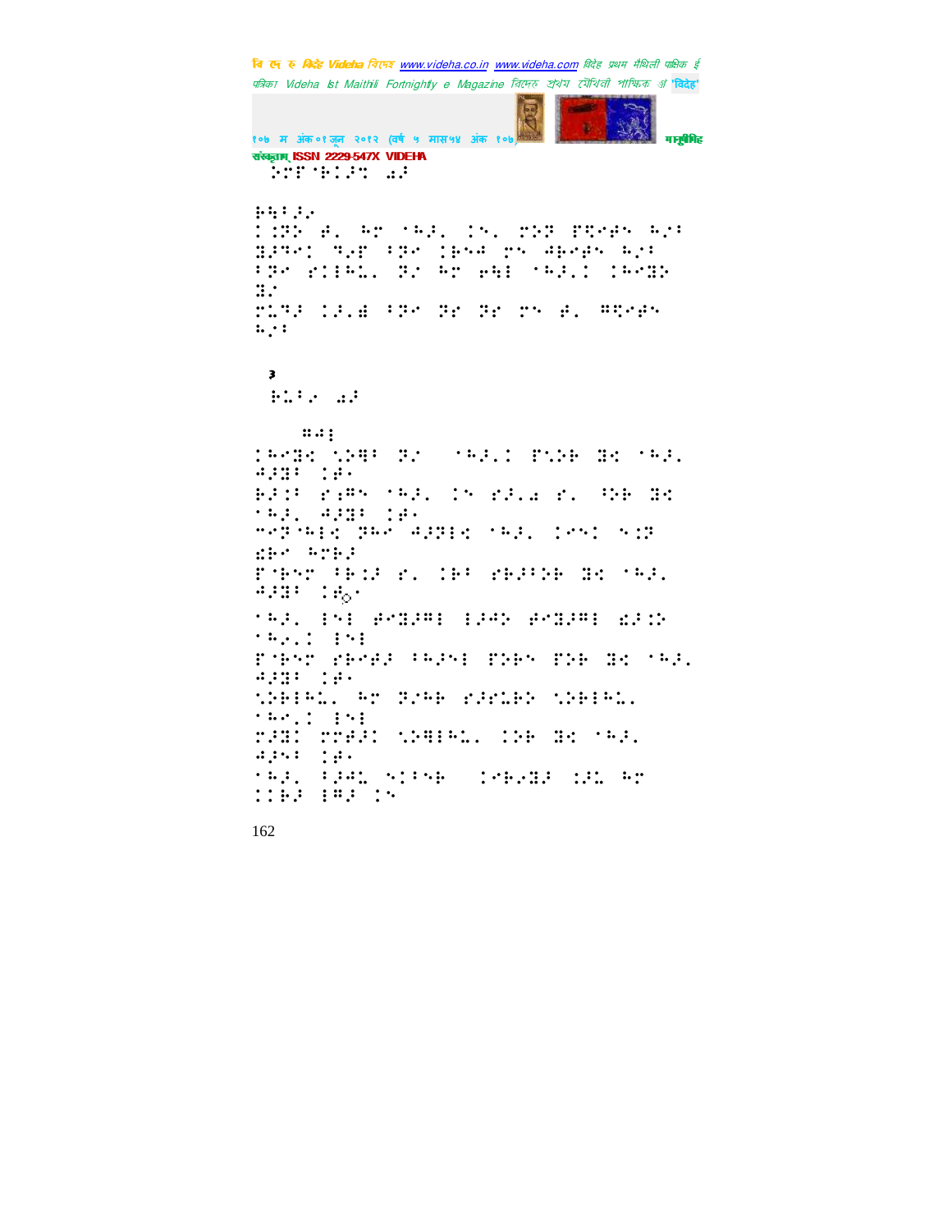3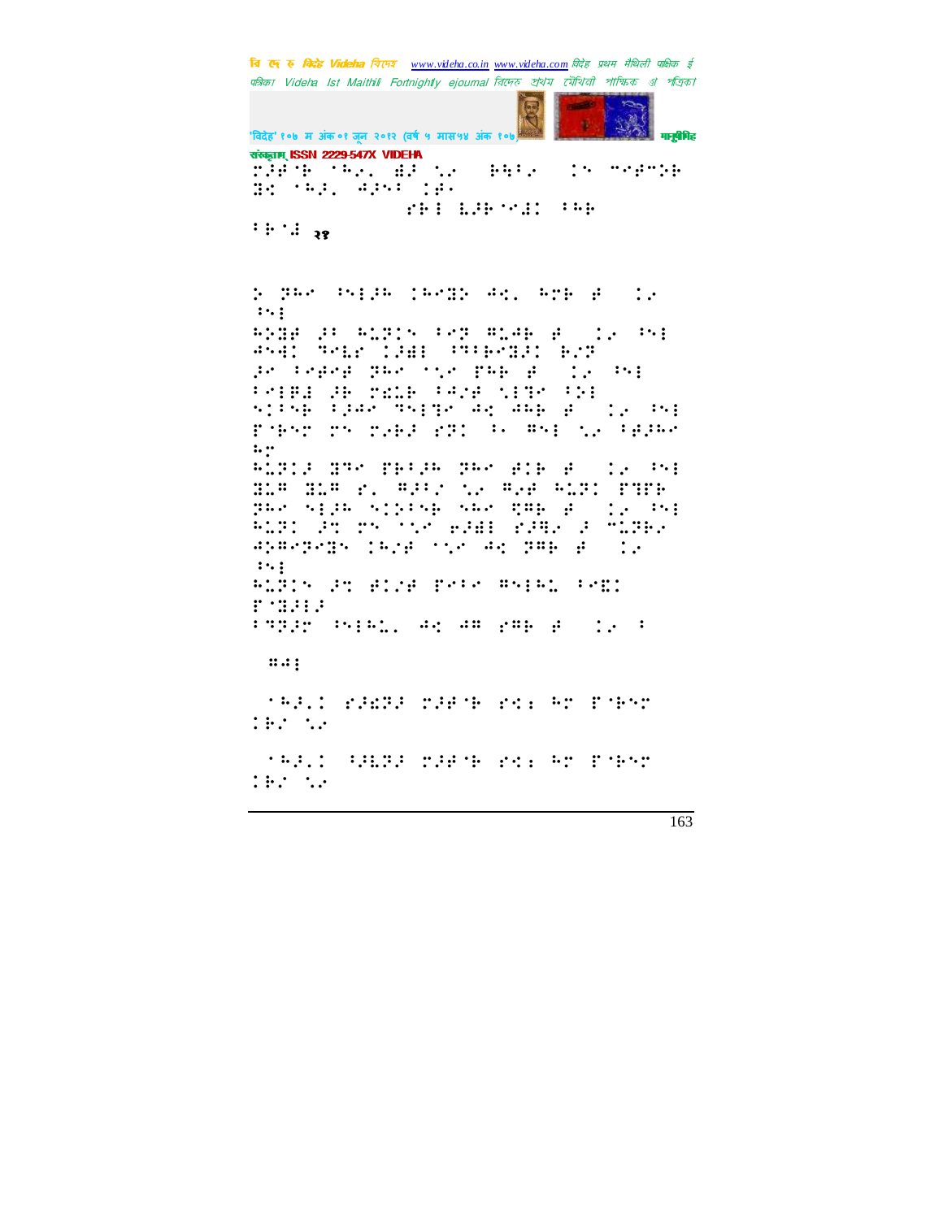संस्कृताम् ISSN 2229-547X VIDEHA

⠍⠕⠗⠁⠝⠛ ⠁⠓⠊⠗ ⠙⠁⠞⠁ ⠔⠊ ⠀⠓⠑⠗⠊ ⠀⠔⠑ ⠉⠕⠗⠑⠍ ⠝⠙⠁⠗⠁ ⠓⠕⠗⠊ ⠀⠊⠁⠑ ⠀⠀⠀⠀⠀⠀⠀⠀⠀⠀⠀⠀⠀⠀⠀⠀⠀⠀⠀⠀⠀⠀⠀⠀⠀⠀⠀⠀⠀⠀⠀⠀⠀⠀⠀⠀⠀⠀⠀⠀⠀⠀⠀⠀⠀⠀⠀⠀⠀⠀⠀⠀⠀⠀⠀⠀

⠀⠀⠀⠀⠀⠀⠀⠀⠀⠀⠀⠀⠀⠀⠀⠀⠀⠀⠀⠀⠀⠀⠀⠀⠀⠀⠀⠀⠀⠀⠀⠀⠀⠀⠀⠀⠀⠀

२४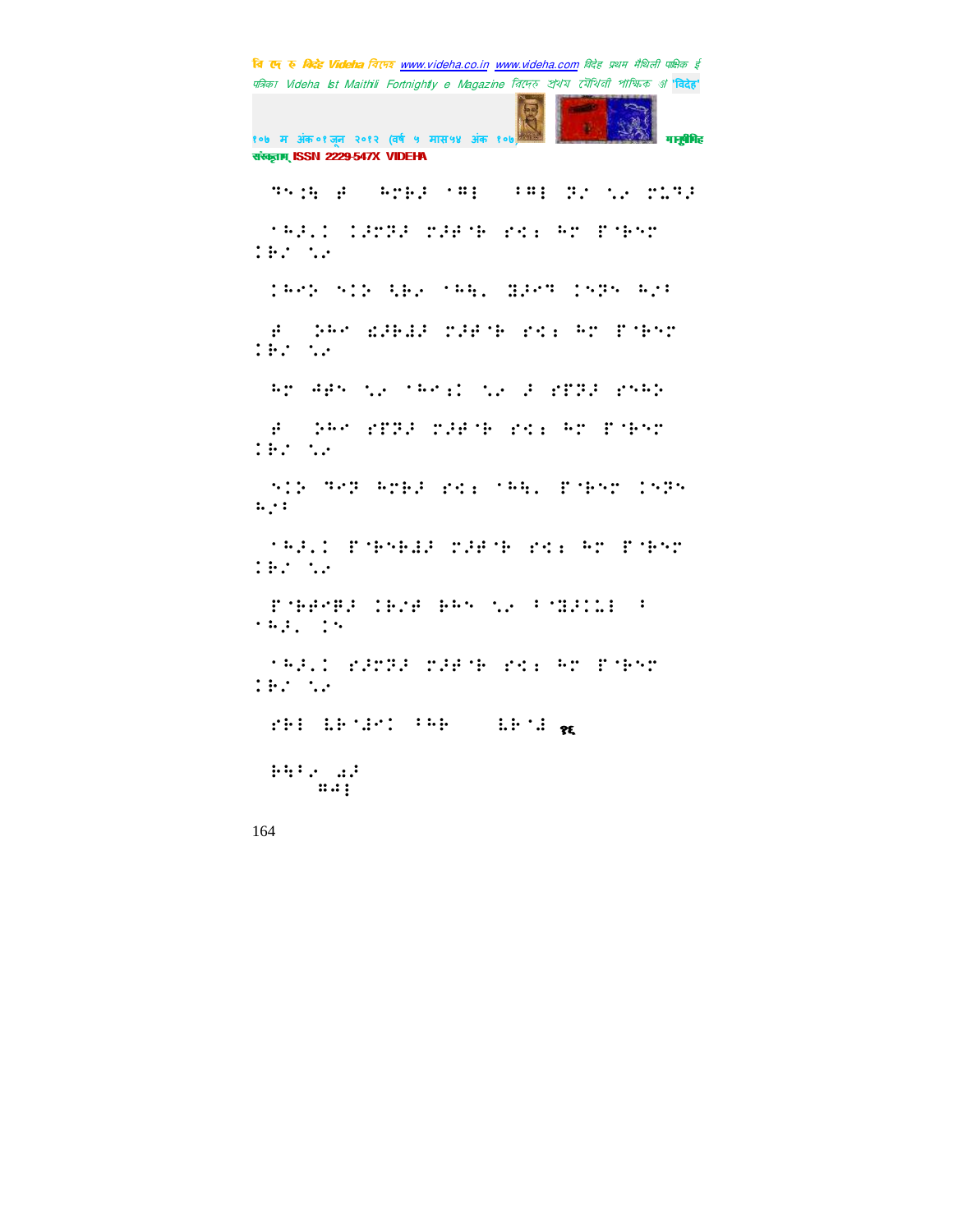⠙⠑⠪⠓⠀⠞⠀⠀⠓⠉⠗⠜⠀⠁⠣⠇⠀⠀⠁⠣⠇⠀⠝⠌⠀⠰⠲⠀⠍⠥⠙⠜

⠁⠓⠜⠐⠅⠀⠅⠜⠍⠝⠜⠀⠍⠜⠞⠈⠗⠀⠗⠣⠆⠀⠓⠉⠀⠏⠈⠗⠑⠉⠀⠅⠗⠌⠀⠰⠲

⠅⠓⠉⠕⠀⠑⠅⠕⠀⠩⠗⠴⠀⠁⠓⠹⠂⠀⠻⠜⠉⠙⠀⠅⠑⠝⠑⠀⠓⠌⠆

⠞⠀⠀⠕⠓⠉⠀⠡⠜⠗⠻⠜⠀⠍⠜⠞⠈⠗⠀⠗⠣⠆⠀⠓⠉⠀⠏⠈⠗⠑⠉⠀⠅⠗⠌⠀⠰⠲

⠓⠉⠀⠙⠞⠑⠀⠰⠲⠀⠁⠓⠉⠆⠅⠀⠰⠲⠀⠜⠀⠗⠏⠝⠜⠀⠗⠑⠓⠕

⠞⠀⠀⠕⠓⠉⠀⠗⠏⠝⠜⠀⠍⠜⠞⠈⠗⠀⠗⠣⠆⠀⠓⠉⠀⠏⠈⠗⠑⠉⠀⠅⠗⠌⠀⠰⠲

⠑⠅⠕⠀⠙⠉⠝⠀⠓⠉⠗⠜⠀⠗⠣⠆⠀⠁⠓⠹⠂⠀⠏⠈⠗⠑⠉⠀⠅⠑⠝⠑⠀⠓⠌⠆

⠁⠓⠜⠐⠅⠀⠏⠈⠗⠑⠗⠻⠜⠀⠍⠜⠞⠈⠗⠀⠗⠣⠆⠀⠓⠉⠀⠏⠈⠗⠑⠉⠀⠅⠗⠌⠀⠰⠲

⠏⠈⠗⠞⠉⠟⠜⠀⠅⠗⠌⠞⠀⠗⠓⠑⠀⠰⠲⠀⠁⠈⠻⠜⠅⠥⠇⠀⠁⠀⠁⠓⠜⠂⠀⠅⠑

⠁⠓⠜⠐⠅⠀⠗⠜⠍⠝⠜⠀⠍⠜⠞⠈⠗⠀⠗⠣⠆⠀⠓⠉⠀⠏⠈⠗⠑⠉⠀⠅⠗⠌⠀⠰⠲

⠗⠗⠇⠀⠇⠗⠈⠻⠉⠅⠀⠁⠓⠗⠀⠀⠀⠀⠀⠇⠗⠈⠻ ९६

⠗⠹⠁⠴⠀⠻⠜
⠣⠙⠇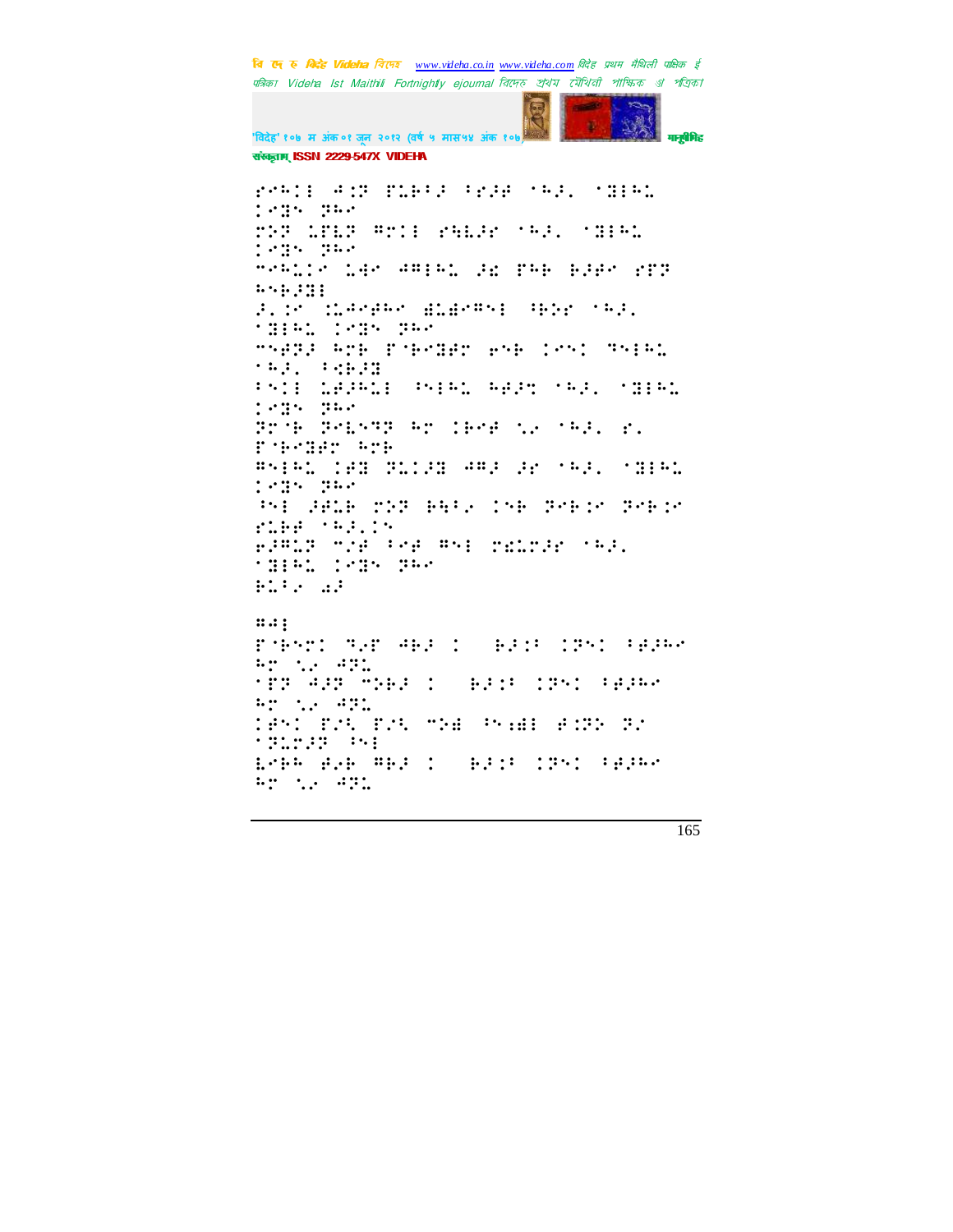ऍ१ॏऀॖ ॗऍॊॎॠ ॖॏऄ ॖॖ: ॗॊऀ ऌऀॊऄ ॏॏॠॏ ॢॏऑॊऀ ॐऄ ॖऐऀ ऀॐॏ

ॊॐॏ ॎॏऐ ॊॏ ॖऄ ॢोऀ ॢॏऀ ॏॊॏ ॖऄ ॢोऀ

ॐॏॐ ॐऀॠऄ ॐॐ ॖॏऄ ॊॏ ऄऄॏ ॐॏॏ

ॊ.ॊ ऀॏऀऄ ऀ ॐऀ ॖऄ ॢोऀ ॊॐॏ ॎॏऐ

ॐॏॐ ॐॏॏ ॐ ॐ ॐ ॐॐ ॖऄ ॊऄॐ

ॐॐॐ ॐॐ ॐॐ ॐॐ ॖऄ ॢोऀ ॊॐॏ ॎॏऐ

ॐ ॐॐ ॐॏॏ ॐॐॐ ऄ ॖऄ ॊ.

ॐॐ ॐॐ

ॐॐ ॐॐ ॐॐॐॐ ॐॐ ॐॐ ॖऄ ॢोऀ ॊॐॏ ॎॏऐ

ॐ ॐॐ ॐॐ ॐॐ ॐॐ ॐॐॐ ॐॐॐ

ॐॐ ॖऄ.ॊ

ॐॐ ॐॐ ॐॐ ॐॐ ॐॐॐ ॖऄ. ॢोऀ ॊॐॏ ॎॏऐ

ॐॐ ॐ

ॐॐॐ

ॐॐॐ ॐॐ ॐॐ ॊ ॐॐ ॊॐॊ ॐॐॐ ॐ ॐ ॐॐ

ॐॐ ॐॐ ॐॐ ॊ ॐॐ ॊॐॊ ॐॐॐ ॐ ॐ ॐॐ

ॐॐ ॐॐ ॐॐ ॐॐ ॐॐॐ ॐॐ ॐॐ ॐॐॐ ॐॐ

ॐॐॐ ॐॐ ॐॐ ॊ ॐॐ ॊॐॊ ॐॐॐ ॐ ॐ ॐॐ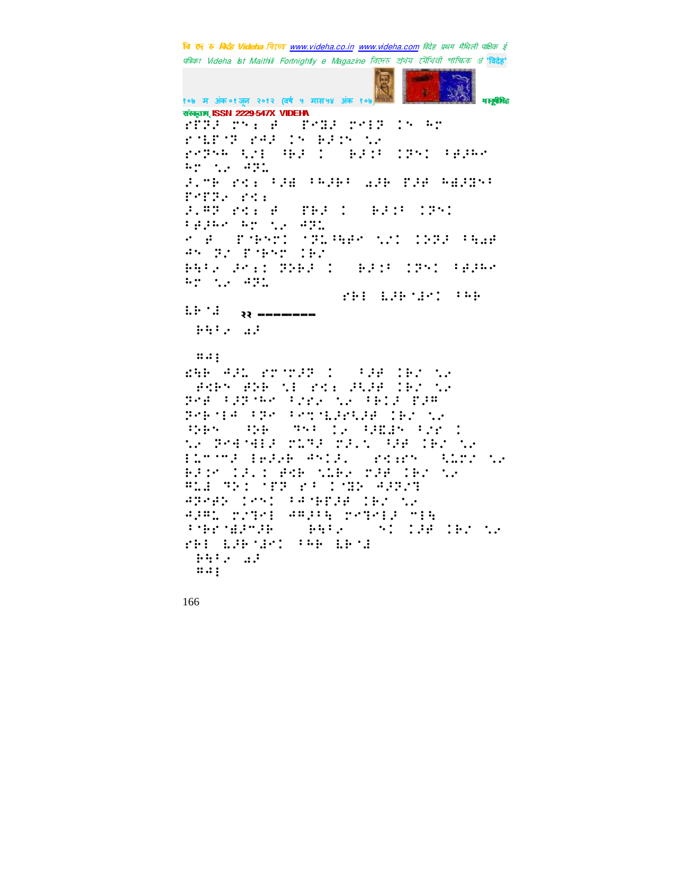२२ ---------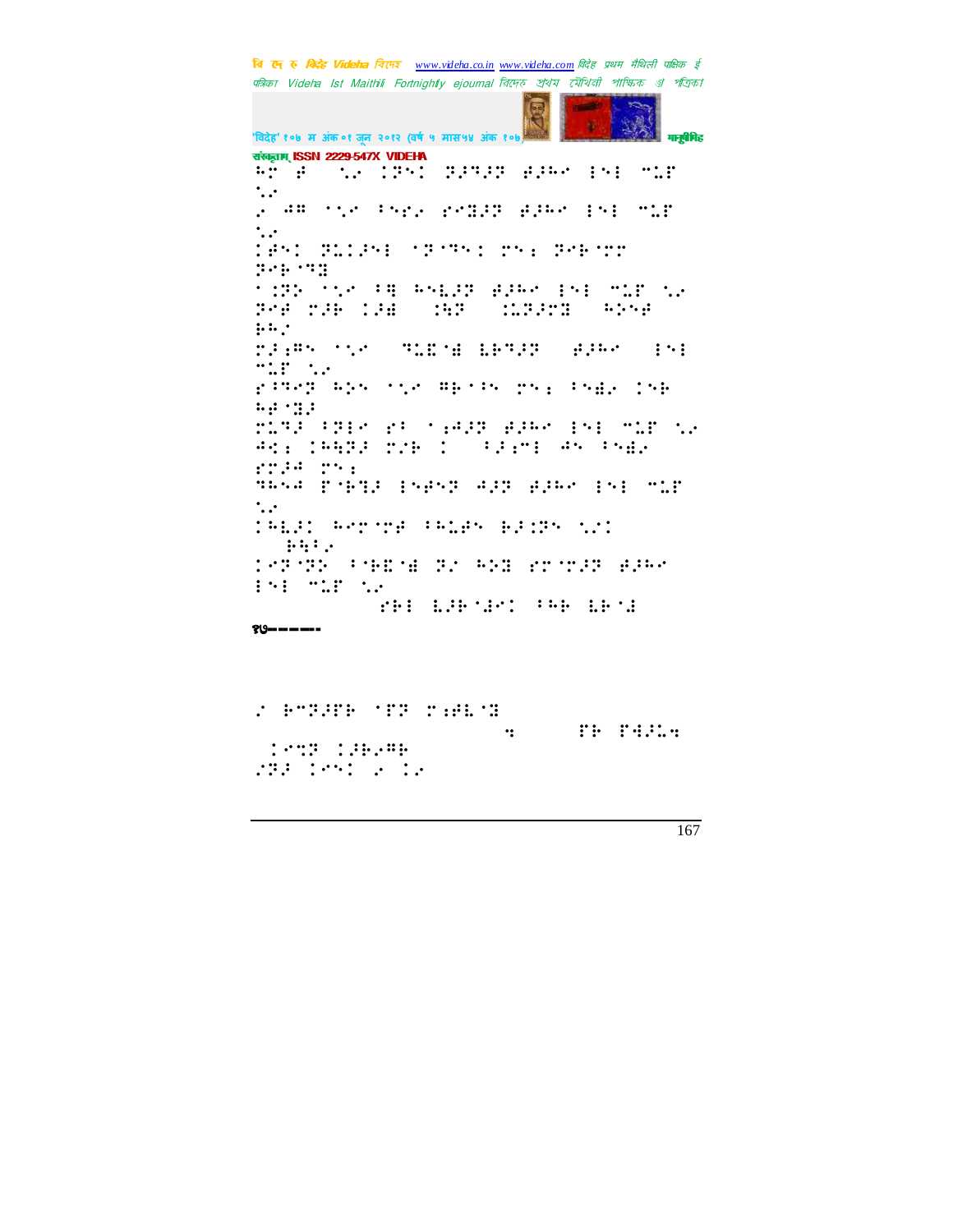संस्कृताम् ISSN 2229-547X VIDEHA

१७------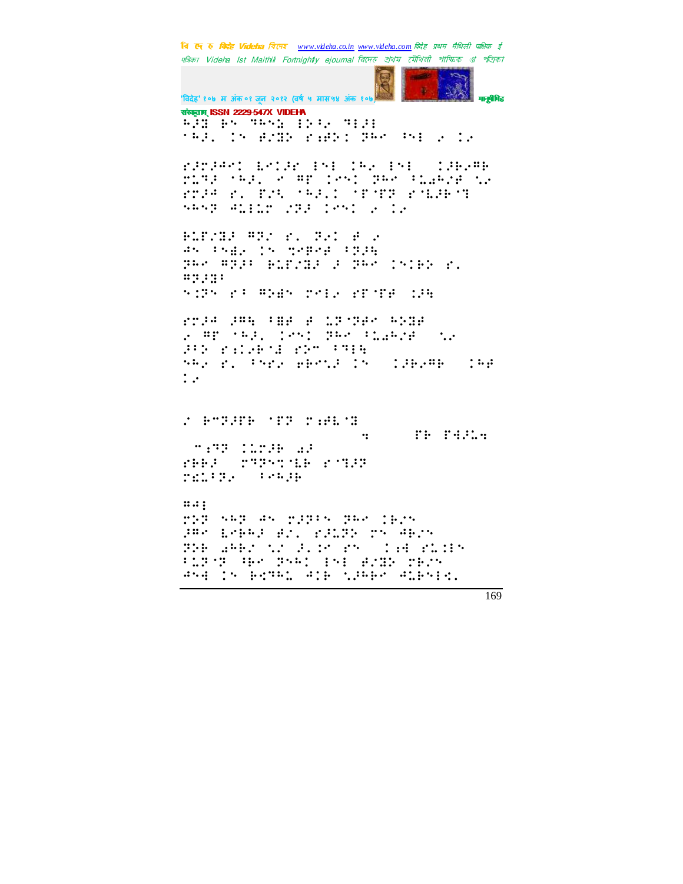संस्कृताम् ISSN 2229-547X VIDEHA

⠓⠜⠝⠀⠗⠪⠀⠹⠓⠪⠣⠀⠿⠕⠈⠐⠀⠹⠿⠜⠿
⠈⠓⠜⠂⠀⠨⠪⠀⠛⠌⠝⠕⠀⠎⠣⠛⠕⠱⠀⠝⠓⠢⠀⠘⠪⠿⠀⠐⠀⠨⠐

⠎⠜⠗⠜⠹⠢⠨⠀⠇⠢⠨⠜⠗⠀⠿⠪⠿⠀⠨⠓⠐⠀⠿⠪⠿⠀⠀⠨⠜⠗⠐⠻⠗
⠗⠥⠹⠜⠀⠈⠓⠜⠂⠀⠐⠀⠻⠋⠀⠨⠢⠪⠨⠀⠝⠓⠢⠀⠘⠥⠩⠓⠌⠋⠀⠣⠐
⠎⠗⠜⠹⠀⠎⠂⠀⠋⠌⠣⠀⠈⠓⠜⠂⠨⠀⠈⠋⠈⠋⠝⠀⠎⠈⠇⠜⠗⠈⠹
⠎⠓⠪⠝⠀⠹⠥⠿⠥⠗⠀⠌⠝⠜⠀⠨⠢⠪⠨⠀⠐⠀⠨⠐

⠗⠥⠋⠌⠝⠜⠀⠻⠝⠌⠀⠎⠂⠀⠝⠐⠨⠀⠋⠀⠐
⠹⠪⠀⠘⠪⠩⠐⠀⠨⠪⠀⠹⠢⠋⠢⠋⠀⠘⠝⠜⠹
⠝⠓⠢⠀⠻⠝⠜⠘⠀⠗⠥⠋⠌⠝⠜⠀⠜⠀⠝⠓⠢⠀⠨⠪⠨⠗⠕⠀⠎⠂
⠻⠝⠜⠝⠘
⠎⠨⠝⠪⠀⠎⠘⠀⠻⠕⠩⠪⠀⠗⠢⠿⠐⠀⠎⠋⠈⠋⠋⠀⠨⠜⠹

⠎⠗⠜⠹⠀⠜⠻⠹⠀⠘⠻⠋⠀⠋⠀⠇⠝⠈⠝⠋⠢⠀⠓⠕⠝⠋
⠐⠀⠻⠋⠀⠈⠓⠜⠂⠀⠨⠢⠪⠨⠀⠝⠓⠢⠀⠘⠥⠩⠓⠌⠋⠀⠀⠣⠐
⠜⠘⠕⠀⠎⠱⠨⠐⠗⠈⠩⠀⠎⠕⠉⠀⠘⠹⠿⠹
⠎⠓⠐⠀⠎⠂⠀⠘⠪⠎⠐⠀⠋⠗⠢⠣⠜⠀⠨⠪⠀⠀⠨⠜⠗⠐⠻⠗⠀⠀⠨⠓⠋
⠨⠐

⠌⠀⠗⠉⠝⠜⠋⠗⠀⠈⠋⠝⠀⠗⠱⠋⠇⠈⠝
⠹⠀⠀⠀⠀⠀⠋⠗⠀⠋⠹⠜⠇⠹
⠀⠉⠱⠹⠝⠀⠨⠥⠗⠜⠗⠀⠩⠜
⠎⠗⠗⠜⠀⠀⠗⠹⠝⠪⠹⠈⠇⠗⠀⠎⠈⠹⠜⠝
⠗⠩⠥⠘⠝⠐⠀⠀⠘⠢⠓⠜⠗

⠻⠹⠿
⠗⠕⠝⠀⠎⠓⠝⠀⠹⠪⠀⠗⠜⠝⠘⠪⠀⠝⠓⠢⠀⠨⠗⠌⠪
⠜⠻⠢⠀⠇⠢⠗⠓⠜⠀⠋⠌⠂⠀⠎⠜⠥⠝⠕⠀⠗⠪⠀⠹⠗⠌⠪
⠝⠕⠗⠀⠩⠓⠗⠌⠀⠣⠌⠀⠜⠂⠨⠢⠀⠎⠪⠀⠀⠨⠱⠹⠀⠎⠥⠨⠿⠪
⠘⠥⠝⠈⠝⠀⠹⠗⠢⠀⠝⠪⠓⠨⠀⠿⠪⠿⠀⠋⠌⠝⠕⠀⠗⠗⠌⠪
⠹⠪⠹⠀⠨⠪⠀⠗⠢⠹⠓⠩⠀⠹⠨⠗⠀⠣⠜⠓⠗⠢⠀⠹⠥⠗⠪⠿⠣⠂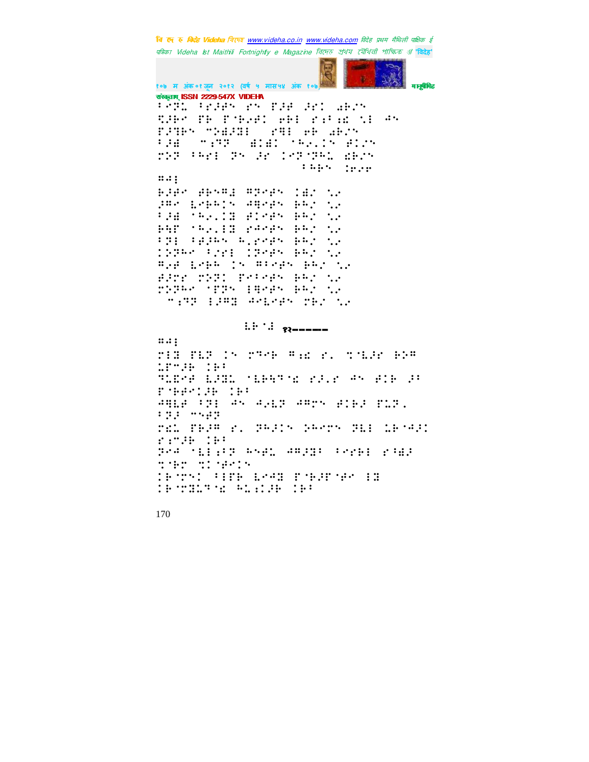⠃⠊⠝⠣ ⠃⠗⠚⠋⠝ ⠗⠝ ⠏⠚⠋ ⠚⠗⠅ ⠜⠗⠎⠝
⠩⠚⠗⠉ ⠋⠗ ⠏⠈⠗⠢⠋⠅ ⠑⠗⠇ ⠗⠖⠃⠤⠪ ⠹⠇ ⠲⠝
⠏⠚⠻⠗⠝ ⠉⠕⠙⠚⠻⠇ ⠀⠗⠻⠇ ⠑⠗ ⠜⠗⠎⠝
⠃⠚⠙ ⠀⠉⠖⠻⠏ ⠀⠙⠅⠙⠅ ⠈⠓⠢⠄⠅⠝ ⠋⠅⠎⠝
⠗⠕⠏ ⠃⠓⠗⠇ ⠝⠝ ⠚⠗ ⠅⠢⠏⠈⠝⠓⠣ ⠙⠗⠎⠝
⠀⠀⠀⠀⠀⠀⠀⠀⠀⠀⠀⠀⠀⠀⠀⠀⠀⠀⠀⠀⠃⠓⠗⠝ ⠅⠗⠎⠗

⠶⠲⠇

⠗⠚⠋⠉ ⠋⠗⠝⠶⠙ ⠻⠝⠢⠋⠝ ⠅⠙⠎ ⠹⠢
⠚⠶⠉ ⠇⠢⠗⠓⠅⠝ ⠲⠻⠢⠋⠝ ⠗⠓⠎ ⠹⠢
⠃⠚⠙ ⠈⠓⠢⠄⠅⠻ ⠋⠅⠢⠋⠝ ⠗⠓⠎ ⠹⠢
⠗⠓⠏ ⠈⠓⠢⠄⠇⠻ ⠗⠲⠢⠋⠝ ⠗⠓⠎ ⠹⠢
⠃⠝⠇ ⠃⠋⠚⠓⠝ ⠓⠄⠗⠢⠋⠝ ⠗⠓⠎ ⠹⠢
⠅⠕⠝⠓⠉ ⠃⠎⠗⠇ ⠅⠝⠢⠋⠝ ⠗⠓⠎ ⠹⠢
⠶⠢⠋ ⠇⠢⠗⠓ ⠅⠝ ⠶⠃⠢⠋⠝ ⠗⠓⠎ ⠹⠢
⠋⠚⠗⠗ ⠗⠕⠝⠅ ⠏⠢⠃⠢⠋⠝ ⠗⠓⠎ ⠹⠢
⠗⠕⠝⠓⠉ ⠈⠏⠝⠝ ⠇⠻⠢⠋⠝ ⠗⠓⠎ ⠹⠢
⠀⠉⠖⠻⠏ ⠇⠚⠶⠻ ⠲⠢⠇⠢⠋⠝ ⠗⠓⠎ ⠹⠢

⠇⠗⠈⠙ १२------

⠶⠲⠇

⠗⠇⠻ ⠏⠇⠏ ⠅⠝ ⠗⠻⠢⠗ ⠶⠖⠪ ⠗⠄ ⠹⠈⠇⠚⠗ ⠗⠕⠶
⠣⠏⠉⠚⠗ ⠅⠗⠃
⠻⠣⠙⠢⠋ ⠇⠚⠻⠣ ⠈⠇⠗⠓⠻⠈⠪ ⠗⠚⠄⠗ ⠲⠝ ⠋⠅⠗ ⠚⠃
⠏⠈⠗⠋⠢⠅⠚⠗ ⠅⠗⠃
⠲⠻⠇⠋ ⠃⠝⠇ ⠲⠝ ⠲⠢⠇⠏ ⠲⠶⠗⠝ ⠋⠅⠗⠚ ⠏⠣⠏⠄
⠃⠝⠚ ⠉⠝⠋⠏
⠗⠙⠣ ⠏⠗⠚⠶ ⠗⠄ ⠝⠓⠚⠅⠝ ⠕⠓⠢⠗⠝ ⠝⠇⠇ ⠣⠗⠈⠲⠚⠅
⠗⠖⠉⠚⠗ ⠅⠗⠃
⠝⠢⠲ ⠈⠇⠇⠖⠃⠏ ⠓⠝⠋⠣ ⠲⠶⠚⠻⠃ ⠃⠢⠗⠗⠇ ⠗⠃⠙⠚
⠹⠈⠗⠗ ⠹⠅⠈⠋⠢⠅⠝
⠅⠗⠈⠗⠝⠅ ⠃⠇⠏⠗ ⠇⠢⠲⠻ ⠏⠈⠗⠚⠏⠈⠋⠢ ⠇⠻
⠅⠗⠈⠗⠻⠣⠻⠈⠪ ⠓⠣⠖⠅⠚⠗ ⠅⠗⠃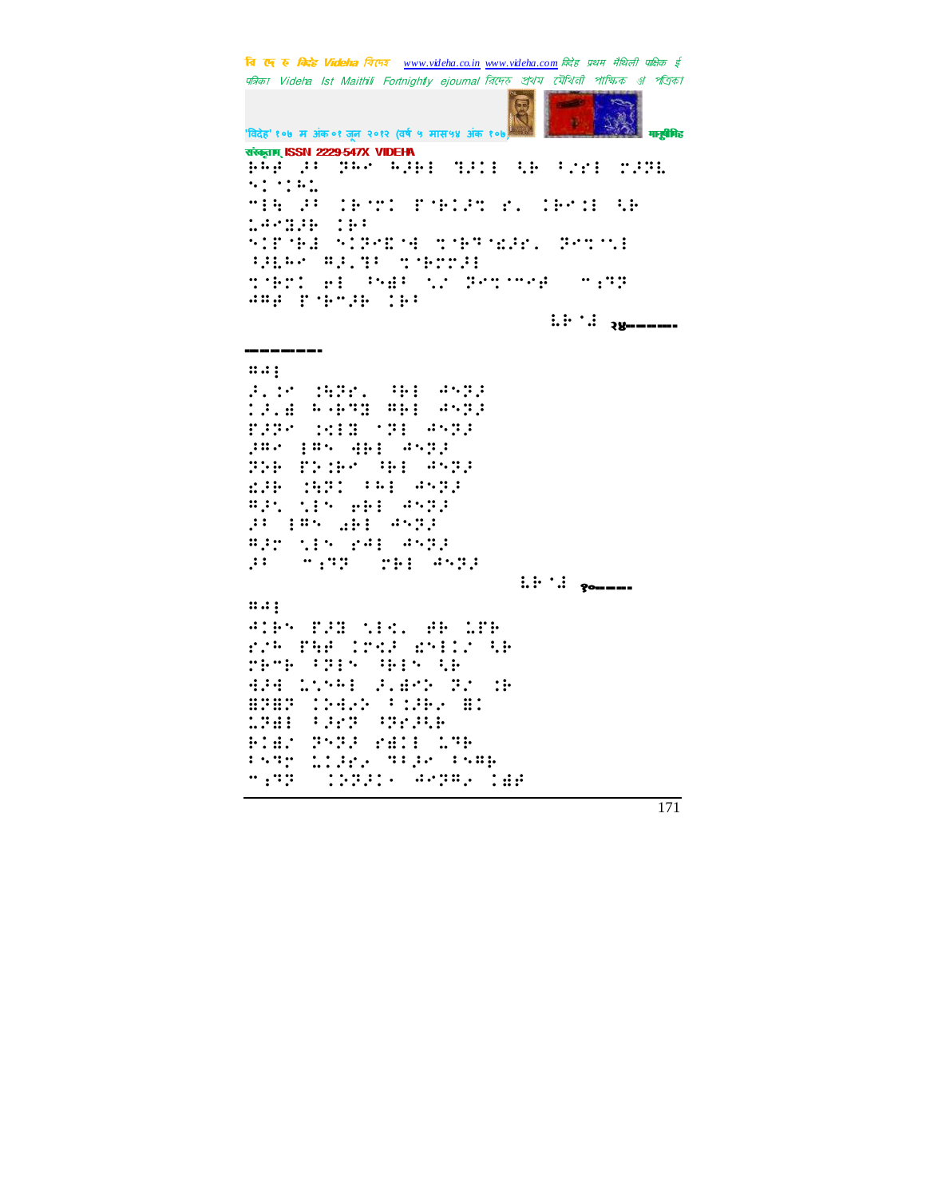संस्कृताम् ISSN 2229-547X VIDEHA

⠗⠓⠋⠀⠜⠁⠀⠝⠓⠉⠀⠓⠜⠗⠇⠀⠹⠜⠇⠇⠀⠳⠗⠀⠁⠌⠗⠇⠀⠍⠜⠝⠇
⠪⠅⠈⠅⠓⠇

⠉⠇⠓⠀⠜⠁⠀⠅⠗⠈⠍⠅⠀⠏⠈⠗⠅⠜⠝⠀⠗⠄⠀⠅⠗⠉⠇⠇⠀⠳⠗
⠇⠲⠉⠿⠜⠗⠀⠅⠗⠁

⠪⠅⠏⠈⠗⠻⠀⠪⠅⠝⠉⠫⠈⠹⠀⠝⠈⠗⠹⠈⠫⠜⠗⠄⠀⠝⠉⠝⠈⠪⠇
⠁⠜⠇⠓⠉⠀⠻⠜⠄⠹⠁⠀⠝⠈⠗⠍⠍⠜⠇

⠝⠈⠗⠍⠅⠀⠗⠇⠀⠁⠪⠻⠁⠀⠪⠌⠀⠝⠉⠝⠈⠉⠈⠋⠀⠀⠉⠆⠹⠝
⠲⠻⠋⠀⠏⠈⠗⠉⠜⠗⠀⠅⠗⠁

⠇⠗⠈⠻⠀२४-------

--------

⠻⠲⠇

⠜⠄⠅⠉⠀⠅⠓⠝⠗⠄⠀⠁⠗⠇⠀⠲⠪⠝⠜
⠅⠜⠄⠫⠀⠓⠐⠗⠹⠿⠀⠻⠗⠇⠀⠲⠪⠝⠜
⠏⠜⠝⠉⠀⠅⠩⠇⠿⠀⠈⠝⠇⠀⠲⠪⠝⠜
⠜⠻⠉⠀⠇⠻⠪⠀⠹⠗⠇⠀⠲⠪⠝⠜
⠝⠕⠗⠀⠏⠕⠅⠗⠉⠀⠁⠗⠇⠀⠲⠪⠝⠜
⠫⠜⠗⠀⠅⠓⠝⠅⠀⠁⠓⠇⠀⠲⠪⠝⠜
⠻⠜⠄⠀⠪⠇⠪⠀⠗⠗⠇⠀⠲⠪⠝⠜
⠜⠁⠀⠇⠻⠪⠀⠫⠗⠇⠀⠲⠪⠝⠜
⠻⠜⠍⠀⠪⠇⠪⠀⠗⠲⠇⠀⠲⠪⠝⠜
⠜⠁⠀⠀⠉⠆⠹⠝⠀⠀⠍⠗⠇⠀⠲⠪⠝⠜

⠇⠗⠈⠻⠀१०-----

⠻⠲⠇

⠲⠅⠗⠪⠀⠏⠜⠿⠀⠪⠇⠩⠄⠀⠋⠗⠀⠇⠏⠗
⠗⠌⠓⠀⠏⠓⠋⠀⠅⠍⠩⠜⠀⠫⠪⠇⠅⠌⠀⠳⠗
⠍⠗⠉⠗⠀⠁⠝⠇⠪⠀⠁⠗⠇⠪⠀⠳⠗
⠹⠜⠹⠀⠇⠪⠉⠇⠀⠜⠄⠫⠉⠕⠀⠝⠌⠀⠅⠗
⠿⠝⠿⠝⠀⠅⠕⠹⠌⠕⠀⠁⠅⠜⠗⠌⠀⠿⠅
⠇⠝⠫⠇⠀⠁⠜⠉⠝⠀⠁⠝⠗⠜⠳⠗
⠗⠅⠫⠌⠀⠝⠪⠝⠜⠀⠗⠫⠅⠇⠀⠇⠹⠗
⠁⠪⠹⠍⠀⠇⠅⠜⠗⠌⠀⠹⠁⠜⠉⠀⠁⠪⠻⠗
⠉⠆⠹⠝⠀⠀⠅⠕⠝⠜⠅⠂⠀⠲⠉⠝⠻⠌⠀⠅⠫⠋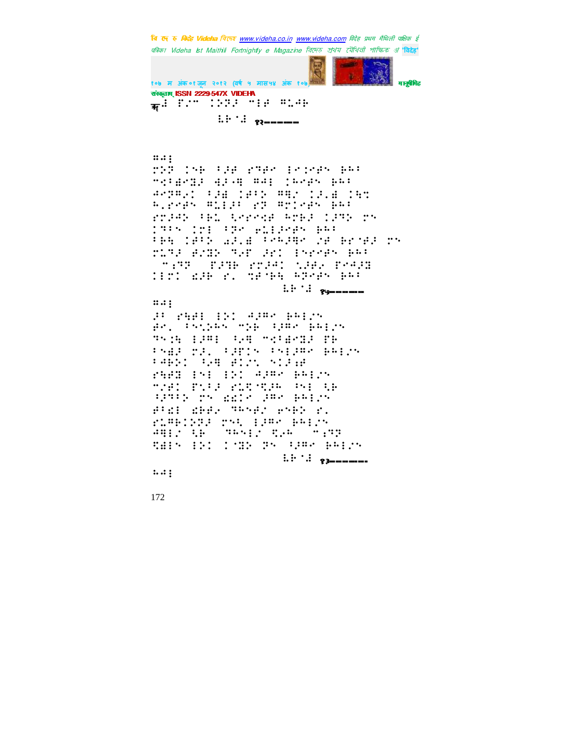१२-------

१७-------

१३-------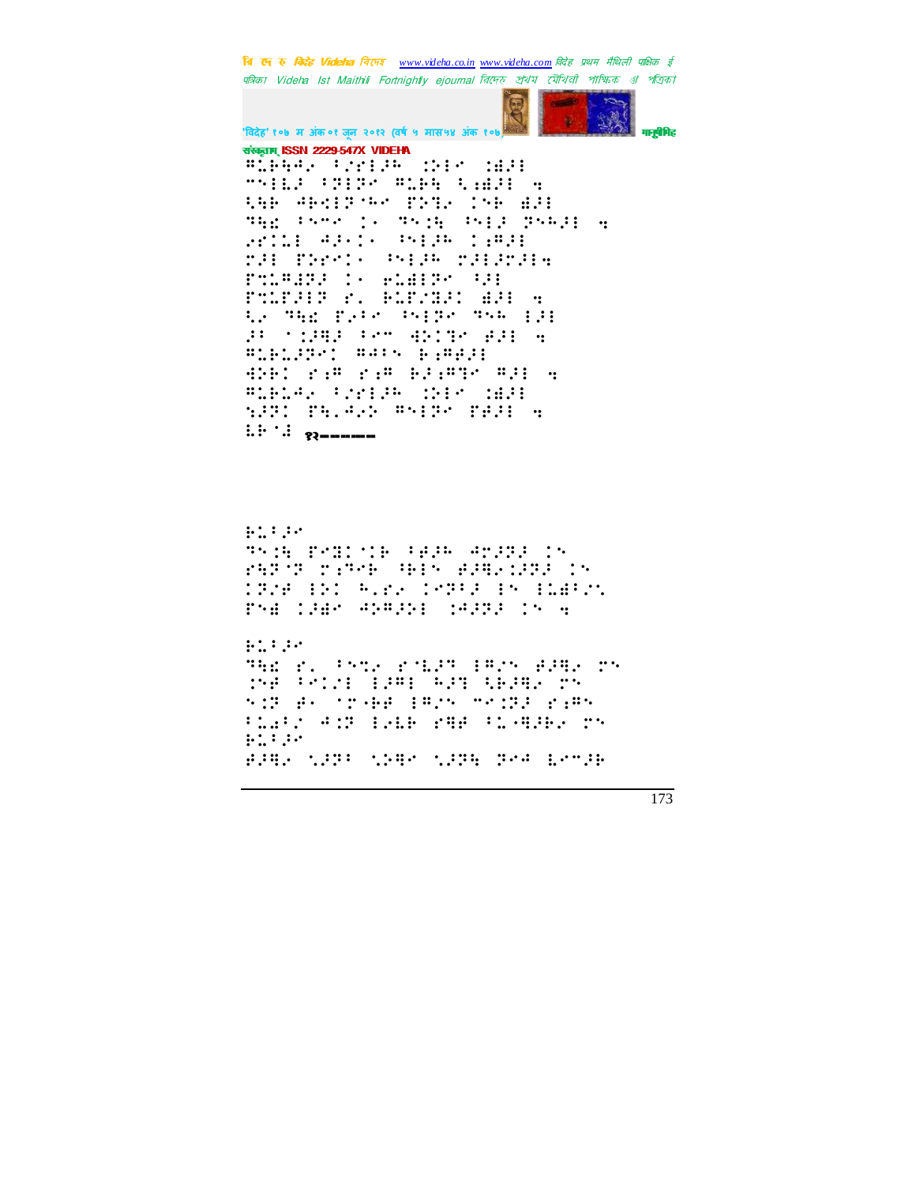१२------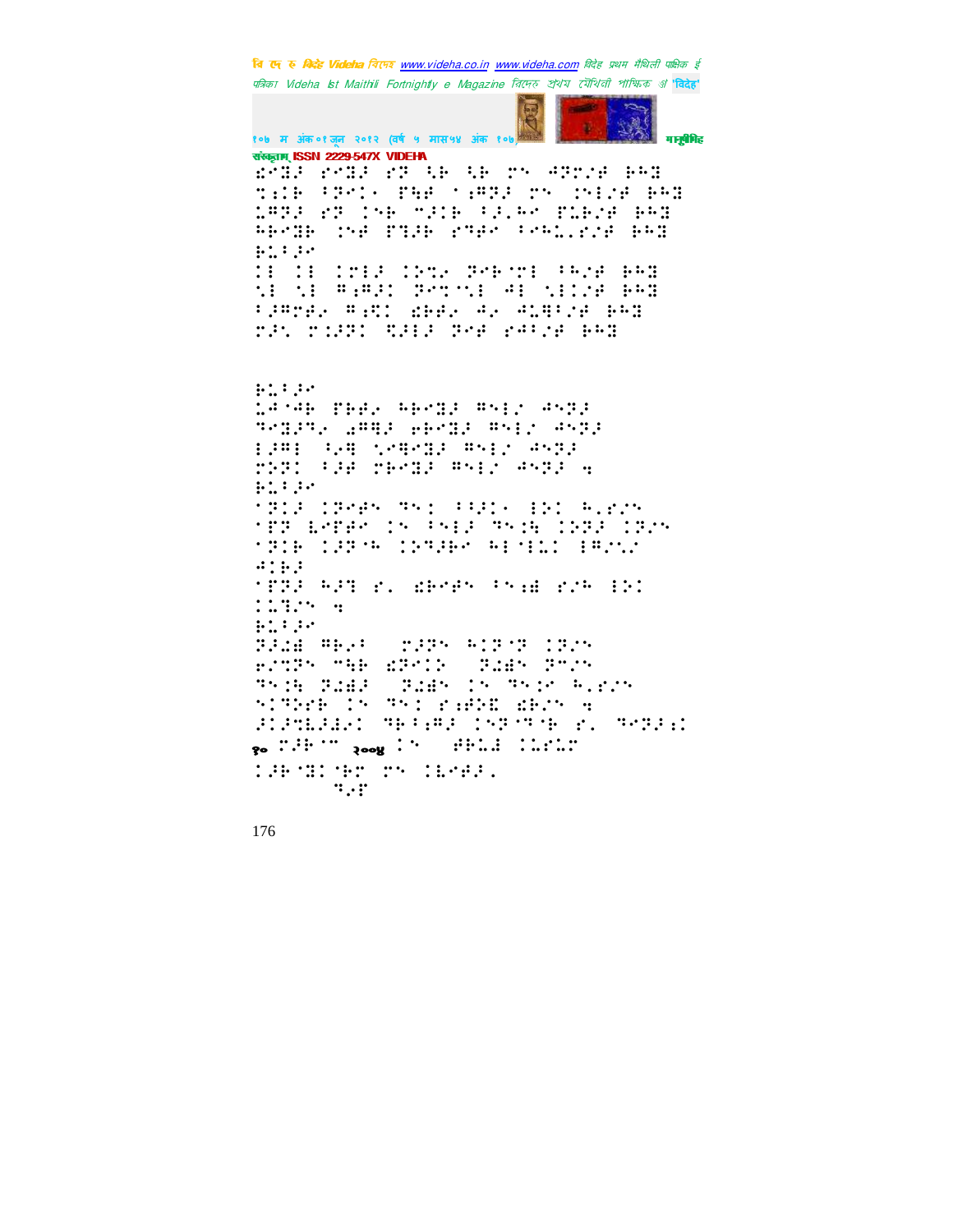⠎⠊⠝⠙⠕⠗⠑⠀⠙⠕⠗⠑⠀⠎⠕⠀⠹⠃⠀⠹⠃⠀⠍⠝⠀⠲⠕⠍⠎⠋⠀⠃⠓⠻

⠎⠊⠝⠙⠕⠗⠑⠀⠙⠕⠗⠑⠀⠎⠕⠀⠹⠃⠀⠹⠃⠀⠍⠝⠀⠲⠕⠍⠎⠋⠀⠃⠓⠻

⠿⠋⠝⠙⠑⠀⠹⠃⠀⠍⠝

⠿⠋⠝⠙⠑⠀⠹⠃⠀⠍⠝

⠿⠋⠝⠙⠑⠀⠹⠃⠀⠍⠝

१० ⠍⠗⠃⠈⠉ २००४ ⠇⠝ ⠚⠃⠥⠚⠀⠇⠥⠗⠥⠍

⠇⠚⠃⠈⠻⠇⠈⠃⠍⠀⠍⠝⠀⠇⠧⠑⠚⠚⠂

⠹⠂⠗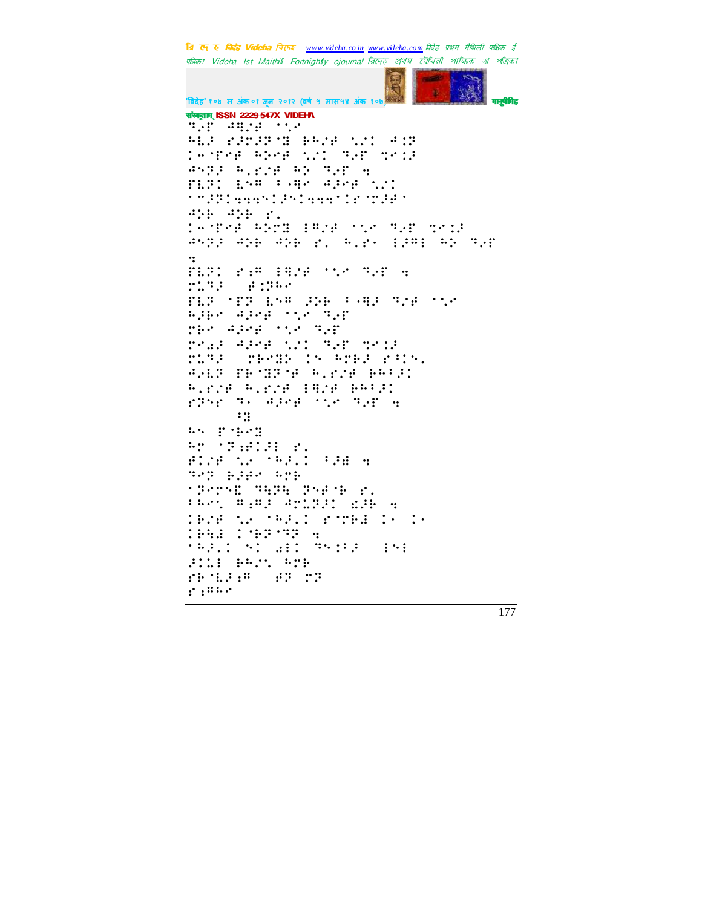बि दे इ विदेह Videha विदेह www.videha.co.in www.videha.com विदेह प्रथम मैथिली पाक्षिक ई पत्रिका Videha Ist Maithili Fortnightly ejournal विदेह प्रथम मैथिली पाक्षिक ई पत्रिका

'विदेह' १०७ म अंक ०१ जून २०१२ (वर्ष ५ मास५४ अंक १०७) मानुषीमिह संस्कृताम् ISSN 2229-547X VIDEHA

⠙⠂⠋ ⠚⠓⠇⠋ ⠈⠣⠉
⠓⠫⠚ ⠗⠚⠗⠚⠗⠈⠝ ⠃⠁⠇⠋ ⠣⠌⠁ ⠚⠁⠗
⠁⠤⠈⠋⠑⠋ ⠓⠕⠑⠋ ⠣⠌⠁ ⠙⠂⠋ ⠙⠉⠁⠚
⠚⠝⠙⠚ ⠓⠂⠗⠇⠋ ⠓⠕ ⠙⠂⠋ ⠲
⠋⠫⠗⠁ ⠫⠝⠉ ⠂⠤⠻⠉ ⠚⠚⠑⠋ ⠣⠌⠁
⠂⠉⠚⠗⠁⠲⠲⠲⠝⠁⠚⠝⠁⠲⠲⠲⠈⠁⠗⠈⠍⠚⠋⠈
⠚⠕⠃ ⠚⠕⠃ ⠗⠂
⠁⠤⠈⠋⠑⠋ ⠓⠕⠍⠙ ⠅⠉⠇⠋ ⠈⠣⠉ ⠙⠂⠋ ⠙⠉⠁⠚
⠚⠝⠙⠚ ⠚⠕⠃ ⠚⠕⠃ ⠗⠂ ⠓⠂⠗⠁ ⠅⠚⠉⠅ ⠓⠕ ⠙⠂⠋
⠲
⠋⠫⠗⠁ ⠗⠆⠉ ⠅⠓⠇⠋ ⠈⠣⠉ ⠙⠂⠋ ⠲
⠗⠥⠙⠚ ⠀⠋⠁⠗⠓⠉
⠋⠫⠗ ⠈⠋⠗ ⠫⠝⠉ ⠚⠕⠃ ⠂⠤⠻⠚ ⠙⠇⠋ ⠈⠣⠉
⠓⠚⠃⠉ ⠚⠚⠑⠋ ⠈⠣⠉ ⠙⠂⠋
⠗⠃⠉ ⠚⠚⠑⠋ ⠈⠣⠉ ⠙⠂⠋
⠗⠉⠔⠚ ⠚⠚⠑⠋ ⠣⠌⠁ ⠙⠂⠋ ⠙⠉⠁⠚
⠗⠥⠙⠚ ⠀⠗⠃⠉⠍⠕ ⠁⠝ ⠓⠗⠃⠚ ⠗⠂⠁⠝⠄
⠚⠂⠫⠗ ⠋⠃⠈⠍⠗⠈⠋ ⠓⠂⠗⠇⠋ ⠃⠁⠂⠚⠁
⠓⠂⠗⠇⠋ ⠓⠂⠗⠇⠋ ⠅⠓⠇⠋ ⠃⠁⠂⠚⠁
⠗⠗⠑⠉ ⠙⠂ ⠚⠚⠑⠋ ⠈⠣⠉ ⠙⠂⠋ ⠲
⠂⠍
⠓⠝ ⠋⠈⠃⠉⠍
⠓⠉ ⠈⠗⠆⠋⠁⠚⠅ ⠗⠂
⠋⠁⠇⠋ ⠣⠉ ⠈⠓⠚⠂⠁ ⠂⠚⠿ ⠲
⠙⠉⠗ ⠃⠚⠃⠉ ⠓⠉⠃
⠈⠗⠑⠉⠝⠿ ⠙⠓⠗⠓ ⠗⠝⠋⠈⠃ ⠗⠂
⠂⠓⠉⠝ ⠻⠆⠻⠚ ⠚⠉⠥⠗⠚⠁ ⠫⠚⠃ ⠲
⠁⠃⠇⠋ ⠣⠉ ⠈⠓⠚⠂⠁ ⠗⠈⠍⠃⠿ ⠁⠂ ⠁⠂
⠁⠃⠓⠿ ⠁⠈⠃⠗⠈⠙⠗ ⠲
⠈⠓⠚⠂⠁ ⠝⠁ ⠡⠅⠁ ⠙⠝⠁⠂⠚ ⠀⠅⠝⠅
⠚⠁⠥⠅ ⠃⠁⠂⠝ ⠓⠉⠃
⠗⠃⠈⠫⠚⠆⠉ ⠀⠋⠗ ⠗⠗
⠗⠆⠉⠓⠉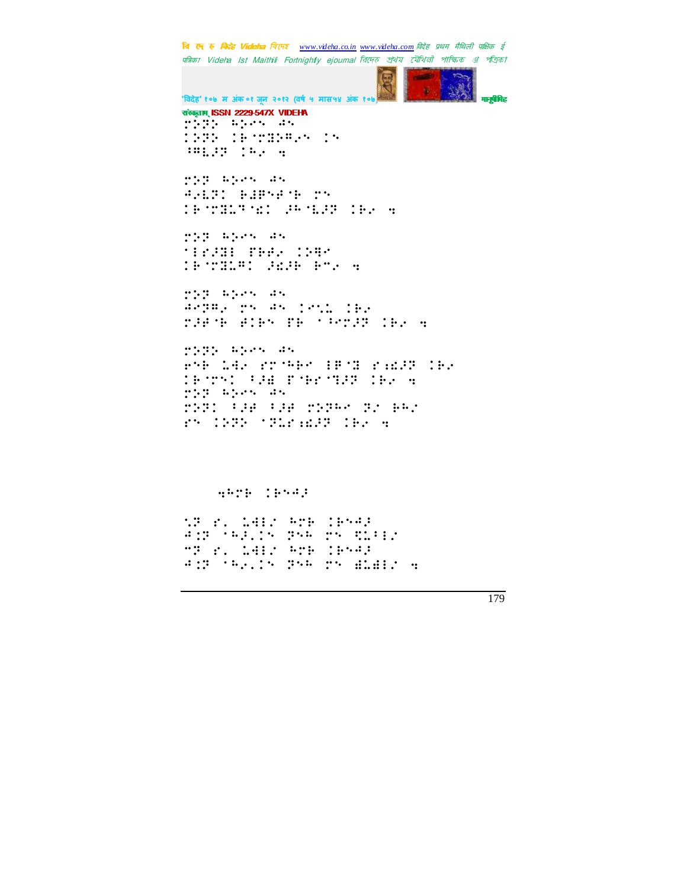संस्कृताम् ISSN 2229-547X VIDEHA

⠗⠕⠝⠕ ⠓⠕⠢⠝ ⠺⠝
⠅⠕⠝⠕ ⠅⠗⠈⠗⠿⠕⠻⠢⠝ ⠅⠝
⠼⠻⠇⠚⠝ ⠅⠓⠢ ⠲

⠗⠕⠝ ⠓⠕⠢⠝ ⠺⠝
⠺⠢⠇⠝⠅ ⠗⠻⠏⠝⠋⠈⠗ ⠗⠝
⠅⠗⠈⠗⠿⠇⠝⠈⠫⠅ ⠚⠓⠈⠇⠚⠝ ⠅⠓⠢ ⠲

⠗⠕⠝ ⠓⠕⠢⠝ ⠺⠝
⠈⠃⠗⠚⠿⠃ ⠏⠗⠋⠢ ⠅⠕⠻⠗
⠅⠗⠈⠗⠿⠇⠻⠅ ⠚⠫⠚⠗ ⠗⠉⠢ ⠲

⠗⠕⠝ ⠓⠕⠢⠝ ⠺⠝
⠺⠗⠝⠻⠢ ⠗⠝ ⠺⠝ ⠅⠢⠝⠇ ⠅⠗⠢
⠗⠚⠋⠈⠗ ⠋⠅⠗⠝ ⠏⠗ ⠈⠼⠗⠗⠚⠝ ⠅⠓⠢ ⠲

⠗⠕⠝⠕ ⠓⠕⠢⠝ ⠺⠝
⠗⠝⠗ ⠇⠹⠢ ⠗⠗⠈⠓⠗⠢ ⠃⠗⠈⠿ ⠗⠱⠫⠚⠝ ⠅⠗⠢
⠅⠗⠈⠗⠝⠅ ⠼⠚⠿ ⠏⠈⠗⠗⠈⠿⠚⠝ ⠅⠓⠢ ⠲
⠗⠕⠝ ⠓⠕⠢⠝ ⠺⠝
⠗⠕⠝⠅ ⠼⠚⠋ ⠼⠚⠋ ⠗⠕⠝⠓⠢ ⠝⠢ ⠗⠓⠢
⠗⠝ ⠅⠕⠝⠕ ⠈⠝⠇⠗⠱⠫⠚⠝ ⠅⠓⠢ ⠲

⠲⠓⠗⠗ ⠅⠗⠝⠺⠚

⠡⠝ ⠗⠄ ⠇⠹⠃⠢ ⠓⠗⠗ ⠅⠗⠝⠺⠚
⠺⠅⠝ ⠈⠓⠚⠄⠅⠝ ⠝⠝⠓ ⠗⠝ ⠻⠇⠃⠃⠢
⠉⠝ ⠗⠄ ⠇⠹⠃⠢ ⠓⠗⠗ ⠅⠗⠝⠺⠚
⠺⠅⠝ ⠈⠓⠢⠄⠅⠝ ⠝⠝⠓ ⠗⠝ ⠿⠇⠿⠃⠢ ⠲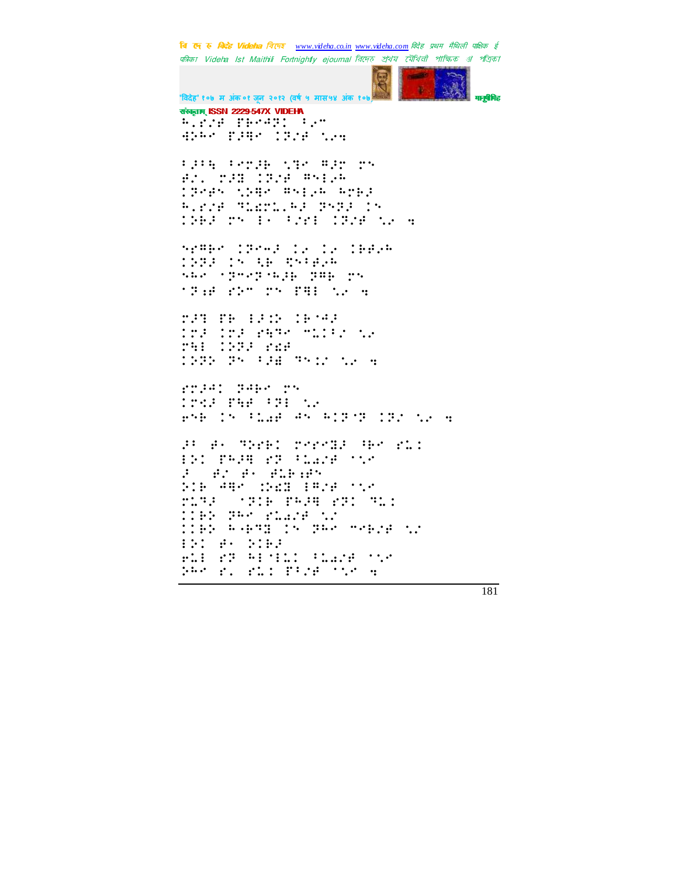संस्कृताम् ISSN 2229-547X VIDEHA

⠓⠂⠗⠌⠋⠀⠏⠗⠉⠣⠝⠅⠀⠂⠔⠉
⠙⠕⠓⠉⠀⠗⠚⠻⠉⠀⠅⠝⠌⠋⠀⠱⠔⠹

⠂⠚⠂⠓⠀⠂⠉⠍⠚⠗⠀⠱⠻⠉⠀⠛⠚⠍⠀⠍⠝
⠋⠌⠄⠀⠍⠚⠿⠀⠅⠝⠌⠋⠀⠛⠝⠖⠔⠓
⠅⠝⠉⠋⠝⠀⠱⠕⠻⠉⠀⠛⠝⠖⠔⠓⠀⠓⠍⠗⠚
⠓⠂⠗⠌⠋⠀⠹⠡⠣⠍⠡⠂⠓⠚⠀⠝⠝⠝⠚⠀⠅⠝
⠅⠕⠗⠚⠀⠍⠝⠀⠖⠂⠀⠂⠌⠗⠖⠀⠅⠝⠌⠋⠀⠱⠔⠀⠹

⠝⠗⠛⠗⠉⠀⠅⠝⠉⠚⠀⠅⠔⠀⠅⠔⠀⠅⠗⠋⠔⠓
⠅⠝⠝⠚⠀⠅⠝⠀⠹⠗⠀⠻⠝⠂⠋⠔⠓
⠝⠓⠉⠀⠈⠝⠉⠝⠈⠓⠚⠗⠀⠝⠛⠗⠀⠍⠝
⠈⠝⠜⠋⠀⠗⠕⠉⠀⠍⠝⠀⠏⠻⠖⠀⠱⠔⠀⠹

⠍⠚⠹⠀⠏⠗⠀⠖⠚⠕⠀⠅⠗⠈⠚
⠅⠍⠚⠀⠅⠍⠚⠀⠗⠓⠹⠉⠀⠉⠡⠅⠂⠌⠀⠱⠔
⠍⠻⠖⠀⠅⠝⠝⠚⠀⠗⠣⠋
⠅⠝⠝⠕⠀⠝⠝⠀⠂⠚⠿⠀⠹⠝⠅⠌⠀⠱⠔⠀⠹

⠗⠍⠚⠙⠅⠀⠝⠙⠗⠉⠀⠍⠝
⠅⠍⠣⠚⠀⠏⠻⠋⠀⠂⠝⠖⠀⠱⠔
⠗⠝⠗⠀⠅⠝⠀⠂⠡⠣⠋⠀⠙⠝⠀⠓⠅⠝⠈⠝⠀⠅⠝⠌⠀⠱⠔⠀⠹

⠚⠂⠀⠋⠂⠀⠹⠕⠗⠗⠅⠀⠍⠗⠗⠍⠻⠚⠀⠓⠗⠉⠀⠗⠡⠅
⠖⠕⠅⠀⠏⠓⠚⠻⠀⠗⠝⠀⠂⠡⠣⠌⠋⠀⠈⠱⠉
⠚⠀⠀⠋⠌⠀⠋⠂⠀⠋⠡⠗⠜⠋⠝
⠕⠅⠗⠀⠙⠻⠉⠀⠅⠕⠣⠿⠀⠖⠛⠌⠋⠀⠈⠱⠉
⠍⠡⠹⠚⠀⠀⠈⠝⠅⠗⠀⠏⠓⠚⠻⠀⠗⠝⠅⠀⠹⠡⠅
⠅⠅⠗⠕⠀⠝⠓⠉⠀⠗⠡⠣⠌⠋⠀⠱⠌
⠅⠅⠗⠕⠀⠓⠂⠗⠹⠿⠀⠅⠝⠀⠝⠓⠉⠀⠉⠗⠗⠌⠋⠀⠱⠌
⠖⠕⠅⠀⠋⠂⠀⠕⠅⠗⠚
⠗⠡⠖⠀⠗⠝⠀⠓⠖⠈⠖⠡⠅⠀⠂⠡⠣⠌⠋⠀⠈⠱⠉
⠕⠓⠉⠀⠗⠄⠀⠗⠡⠅⠀⠏⠂⠌⠋⠀⠈⠱⠉⠀⠹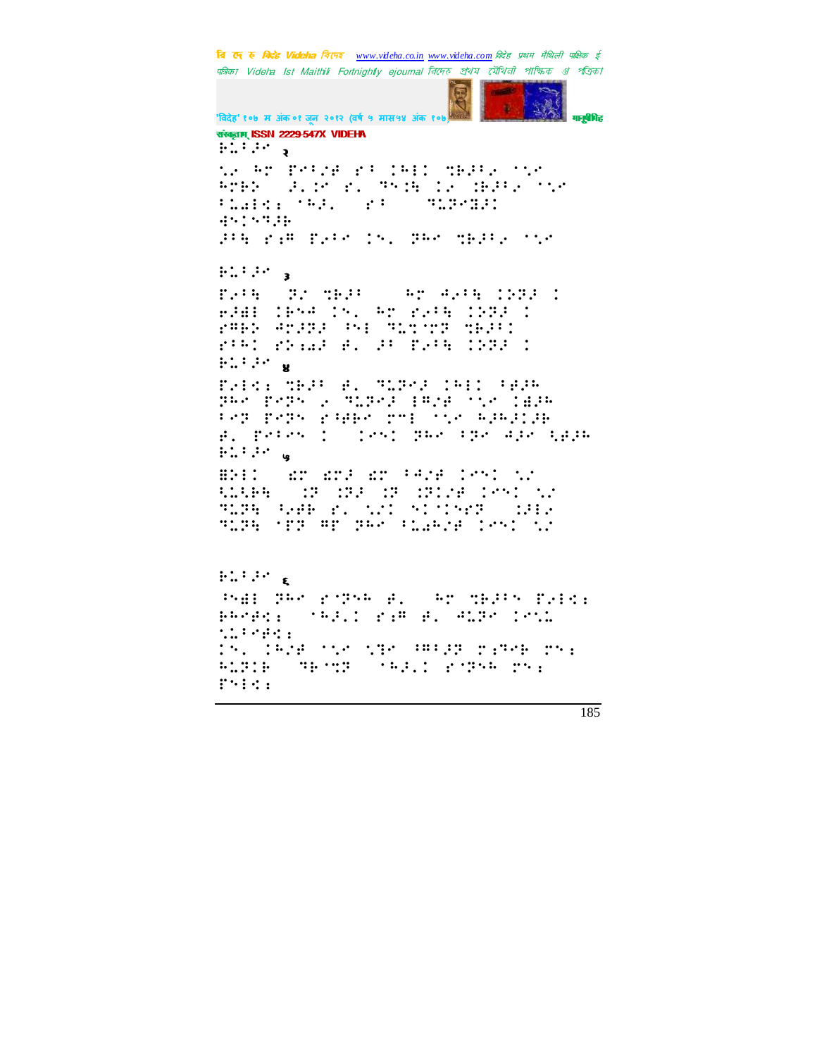संस्कृताम् ISSN 2229-547X VIDEHA

⠗⠥⠁⠚⠊ २

⠪⠎ ⠓⠗ ⠋⠊⠁⠌⠕ ⠎⠁ ⠅⠓⠇⠇ ⠹⠗⠚⠁⠊ ⠊⠪⠊
⠓⠗⠗⠕ ⠚⠂⠅⠊ ⠎⠂ ⠹⠝⠅⠻ ⠅⠊ ⠅⠗⠚⠁⠊ ⠊⠪⠊
⠁⠥⠩⠇⠩⠆ ⠈⠓⠚⠂ ⠎⠁ ⠹⠥⠏⠊⠻⠚⠅
⠩⠝⠅⠝⠹⠚⠗
⠚⠁⠻ ⠎⠆⠍ ⠋⠊⠁⠊ ⠅⠝⠂ ⠏⠓⠊ ⠹⠗⠚⠁⠊ ⠊⠪⠊

⠗⠥⠁⠚⠊ ३

⠋⠊⠁⠻ ⠏⠌ ⠹⠗⠚⠁ ⠓⠗ ⠩⠊⠁⠻ ⠅⠕⠏⠚ ⠅
⠗⠚⠻⠇ ⠅⠗⠝⠩ ⠅⠝⠂ ⠓⠗ ⠎⠊⠁⠻ ⠅⠕⠏⠚ ⠅
⠎⠍⠗⠕ ⠩⠏⠚⠏⠚ ⠝⠇ ⠹⠥⠹⠊⠏ ⠹⠗⠚⠁⠅
⠎⠁⠓⠅ ⠎⠕⠆⠩⠚ ⠫⠂ ⠚⠁ ⠋⠊⠁⠻ ⠅⠕⠏⠚ ⠅

⠗⠥⠁⠚⠊ ४

⠋⠊⠇⠩⠆ ⠹⠗⠚⠁ ⠫⠂ ⠹⠥⠏⠊⠚ ⠅⠓⠇⠅ ⠁⠫⠚⠓
⠏⠓⠊ ⠋⠊⠏⠝ ⠂ ⠹⠥⠏⠊⠚ ⠇⠍⠌⠫ ⠊⠪⠊ ⠅⠻⠚⠓
⠁⠊⠏ ⠋⠊⠏⠝ ⠎⠁⠻⠗⠊ ⠏⠍⠇ ⠊⠪⠊ ⠓⠚⠓⠚⠅⠚⠗
⠫⠂ ⠋⠊⠁⠊⠝ ⠅ ⠅⠊⠝⠅ ⠏⠓⠊ ⠁⠏⠊ ⠩⠚⠊ ⠹⠫⠚⠓

⠗⠥⠁⠚⠊ ५

⠻⠕⠇⠅ ⠩⠗ ⠩⠗⠚ ⠩⠗ ⠁⠓⠌⠫ ⠅⠊⠝⠅ ⠪⠌
⠹⠥⠹⠗⠻ ⠅⠏ ⠅⠏⠚ ⠅⠏ ⠅⠏⠇⠌⠫ ⠅⠊⠝⠅ ⠪⠌
⠹⠥⠏⠻ ⠁⠊⠫⠗ ⠎⠂ ⠪⠌⠅ ⠝⠅⠅⠝⠊⠏ ⠅⠚⠇⠊
⠹⠥⠏⠻ ⠊⠋⠏ ⠍⠋ ⠏⠓⠊ ⠁⠥⠩⠓⠌⠫ ⠅⠊⠝⠅ ⠪⠌

⠗⠥⠁⠚⠊ ६

⠝⠻⠇ ⠏⠓⠊ ⠎⠊⠏⠝⠓ ⠫⠂ ⠓⠗ ⠹⠗⠚⠁⠝ ⠋⠊⠇⠩⠆
⠗⠓⠊⠫⠩⠆ ⠈⠓⠚⠂⠅ ⠎⠆⠍ ⠫⠂ ⠩⠥⠏⠊ ⠅⠊⠝⠥
⠪⠥⠁⠊⠫⠩⠆
⠅⠝⠂ ⠅⠓⠌⠫ ⠊⠪⠊ ⠪⠹⠊ ⠁⠍⠁⠚⠏ ⠏⠆⠹⠊⠗ ⠏⠝⠆
⠓⠥⠏⠅⠗ ⠹⠗⠊⠹⠏ ⠈⠓⠚⠂⠅ ⠎⠊⠏⠝⠓ ⠏⠝⠆
⠋⠝⠇⠩⠆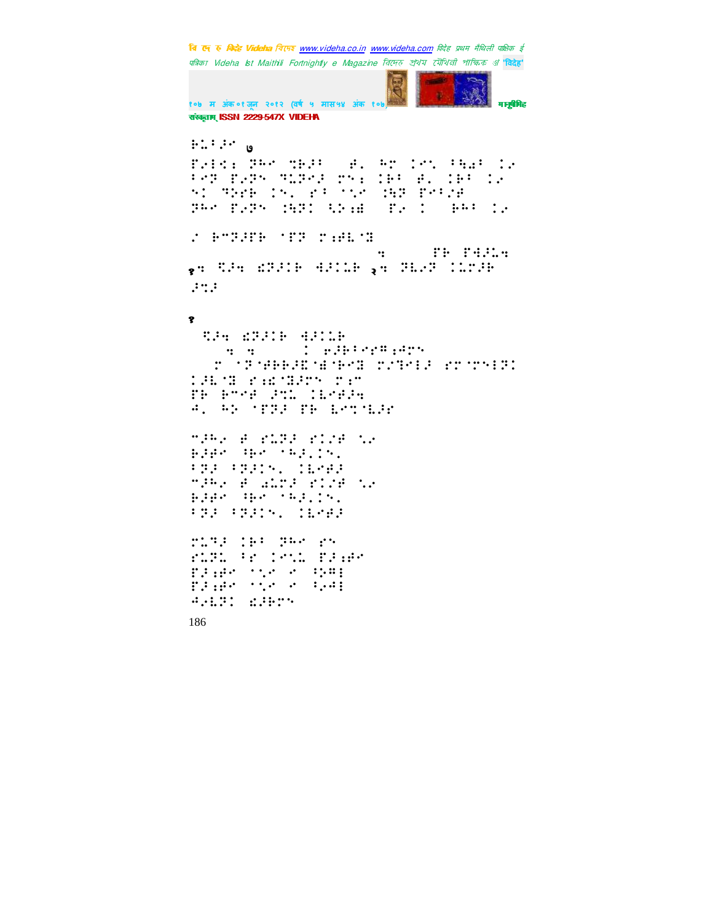⠗⠥⠃⠜⠑ ७

⠏⠂⠇⠊⠆ ⠝⠓⠑ ⠹⠗⠜⠃ ⠀⠛⠄ ⠓⠉ ⠅⠑⠔ ⠃⠱⠡⠃ ⠅⠂
⠃⠑⠝ ⠏⠂⠝⠕ ⠹⠥⠝⠑⠜ ⠉⠔⠆ ⠅⠗⠃ ⠛⠄ ⠅⠗⠃ ⠅⠂
⠕⠅ ⠙⠕⠎⠗ ⠅⠔⠄ ⠎⠃ ⠈⠌⠑ ⠅⠱⠝ ⠏⠑⠃⠌⠛
⠝⠓⠑ ⠏⠂⠝⠕ ⠅⠱⠝⠅ ⠪⠕⠆⠣ ⠀⠏⠂ ⠅ ⠀⠗⠓⠃ ⠅⠂

⠌ ⠗⠉⠝⠜⠏⠗ ⠈⠏⠝ ⠉⠆⠛⠇⠈⠣

⠹ ⠀⠀⠀⠀⠏⠗ ⠏⠻⠜⠥⠹

१⠹ ⠪⠜⠹ ⠫⠝⠜⠅⠗ ⠻⠜⠅⠇⠗ २⠹ ⠝⠇⠂⠝ ⠅⠥⠉⠜⠗
⠜⠹⠜

१

⠪⠜⠹ ⠫⠝⠜⠅⠗ ⠻⠜⠅⠇⠗
⠹ ⠹ ⠀⠀⠀⠅ ⠢⠜⠗⠃⠎⠑⠛⠆⠙⠉⠕
⠉ ⠈⠝⠈⠋⠗⠗⠜⠫⠈⠻⠈⠗⠑⠣ ⠉⠌⠹⠑⠇⠜ ⠎⠉⠈⠉⠕⠇⠝⠅
⠅⠜⠇⠈⠣ ⠎⠆⠫⠈⠣⠜⠉⠕ ⠉⠆⠉
⠏⠗ ⠗⠉⠑⠛ ⠜⠹⠥ ⠅⠇⠑⠋⠜⠹
⠙⠄ ⠓⠕ ⠈⠏⠝⠜ ⠏⠗ ⠇⠑⠹⠈⠇⠜⠑

⠉⠜⠓⠂ ⠛ ⠎⠥⠝⠜ ⠎⠅⠌⠛ ⠈⠌⠂
⠗⠜⠋⠑ ⠓⠗⠑ ⠈⠓⠜⠄⠅⠔⠄
⠃⠝⠜ ⠃⠝⠜⠅⠔⠄ ⠅⠇⠑⠋⠜
⠉⠜⠓⠂ ⠛ ⠡⠥⠉⠜ ⠎⠅⠌⠛ ⠈⠌⠂
⠗⠜⠋⠑ ⠓⠗⠑ ⠈⠓⠜⠄⠅⠔⠄
⠃⠝⠜ ⠃⠝⠜⠅⠔⠄ ⠅⠇⠑⠋⠜

⠉⠥⠹⠜ ⠅⠗⠃ ⠝⠓⠑ ⠎⠔
⠎⠥⠝⠥ ⠃⠎ ⠅⠑⠔⠥ ⠏⠜⠆⠋⠑
⠏⠜⠆⠋⠑ ⠈⠌⠑ ⠑ ⠪⠕⠉⠇
⠏⠜⠆⠋⠑ ⠈⠌⠑ ⠑ ⠪⠂⠙⠇
⠙⠂⠇⠝⠅ ⠫⠜⠗⠉⠔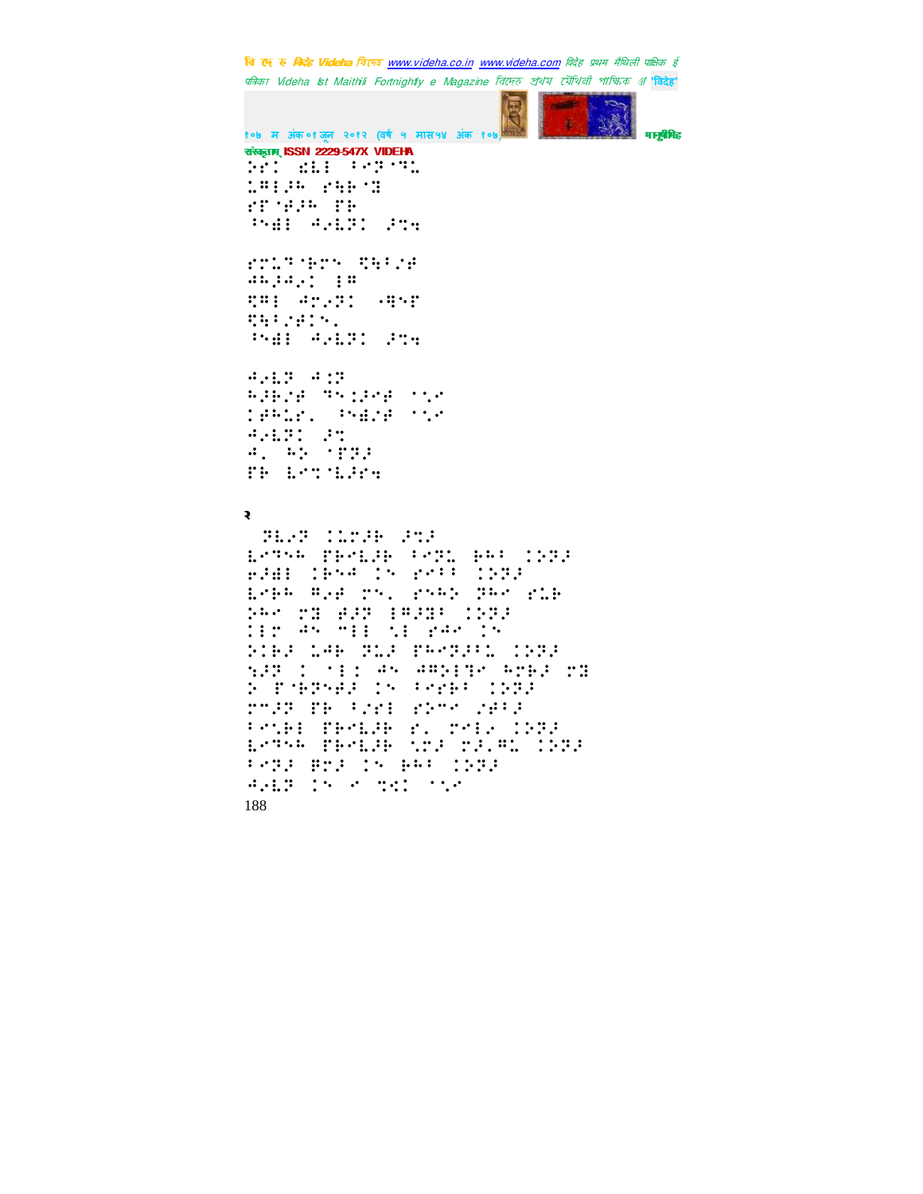⠕⠗⠁⠀⠮⠇⠇⠀⠃⠊⠝⠁⠹⠥
⠥⠛⠇⠚⠓⠀⠗⠳⠗⠈⠝
⠗⠋⠈⠱⠚⠓⠀⠋⠗
⠘⠪⠇⠀⠲⠠⠧⠝⠁⠀⠚⠹⠻

⠗⠉⠥⠹⠈⠗⠉⠪⠀⠻⠳⠃⠌⠱
⠲⠓⠚⠲⠠⠁⠀⠇⠛
⠻⠛⠇⠀⠲⠉⠠⠝⠁⠀⠈⠻⠪⠋
⠻⠳⠃⠌⠱⠁⠪⠄
⠘⠪⠇⠀⠲⠠⠧⠝⠁⠀⠚⠹⠻

⠲⠠⠧⠝⠀⠲⠅⠝
⠓⠚⠗⠌⠱⠀⠹⠪⠅⠚⠱⠀⠈⠡⠉
⠁⠱⠓⠥⠗⠄⠀⠘⠪⠇⠌⠱⠀⠈⠡⠉
⠲⠠⠧⠝⠁⠀⠚⠹
⠲⠄⠀⠓⠕⠀⠈⠋⠝⠚
⠋⠗⠀⠧⠉⠹⠈⠧⠚⠗⠻

२

⠀⠝⠧⠠⠝⠀⠁⠥⠉⠚⠗⠀⠚⠹⠚
⠧⠉⠹⠓⠀⠋⠗⠉⠧⠚⠗⠀⠃⠉⠝⠥⠀⠗⠓⠃⠀⠁⠕⠝⠚
⠢⠚⠿⠇⠀⠁⠗⠪⠲⠀⠁⠪⠀⠗⠉⠃⠃⠀⠁⠕⠝⠚
⠧⠉⠗⠓⠀⠛⠠⠱⠀⠉⠪⠄⠀⠗⠪⠓⠕⠀⠝⠓⠉⠀⠗⠥⠗
⠕⠓⠉⠀⠉⠝⠀⠱⠚⠝⠀⠇⠛⠚⠝⠃⠀⠁⠕⠝⠚
⠁⠇⠉⠀⠲⠪⠀⠑⠇⠇⠀⠡⠇⠀⠗⠲⠉⠀⠁⠪
⠕⠁⠗⠚⠀⠥⠲⠗⠀⠝⠥⠚⠀⠋⠗⠉⠝⠚⠃⠥⠀⠁⠕⠝⠚
⠪⠚⠝⠀⠁⠀⠈⠇⠁⠀⠲⠪⠀⠲⠛⠕⠇⠹⠉⠀⠓⠉⠗⠚⠀⠉⠝
⠕⠀⠋⠈⠗⠝⠪⠱⠚⠀⠁⠪⠀⠃⠉⠗⠗⠃⠀⠁⠕⠝⠚
⠉⠑⠚⠝⠀⠋⠗⠀⠃⠌⠗⠇⠀⠗⠕⠑⠉⠀⠌⠱⠃⠚
⠃⠉⠡⠗⠇⠀⠋⠗⠉⠧⠚⠗⠀⠗⠄⠀⠉⠉⠇⠠⠀⠁⠕⠝⠚
⠧⠉⠹⠓⠀⠋⠗⠉⠧⠚⠗⠀⠡⠉⠚⠀⠉⠚⠄⠛⠥⠀⠁⠕⠝⠚
⠃⠉⠝⠚⠀⠛⠉⠚⠀⠁⠪⠀⠗⠓⠃⠀⠁⠕⠝⠚
⠲⠠⠧⠝⠀⠁⠪⠀⠑⠀⠹⠅⠁⠀⠈⠡⠉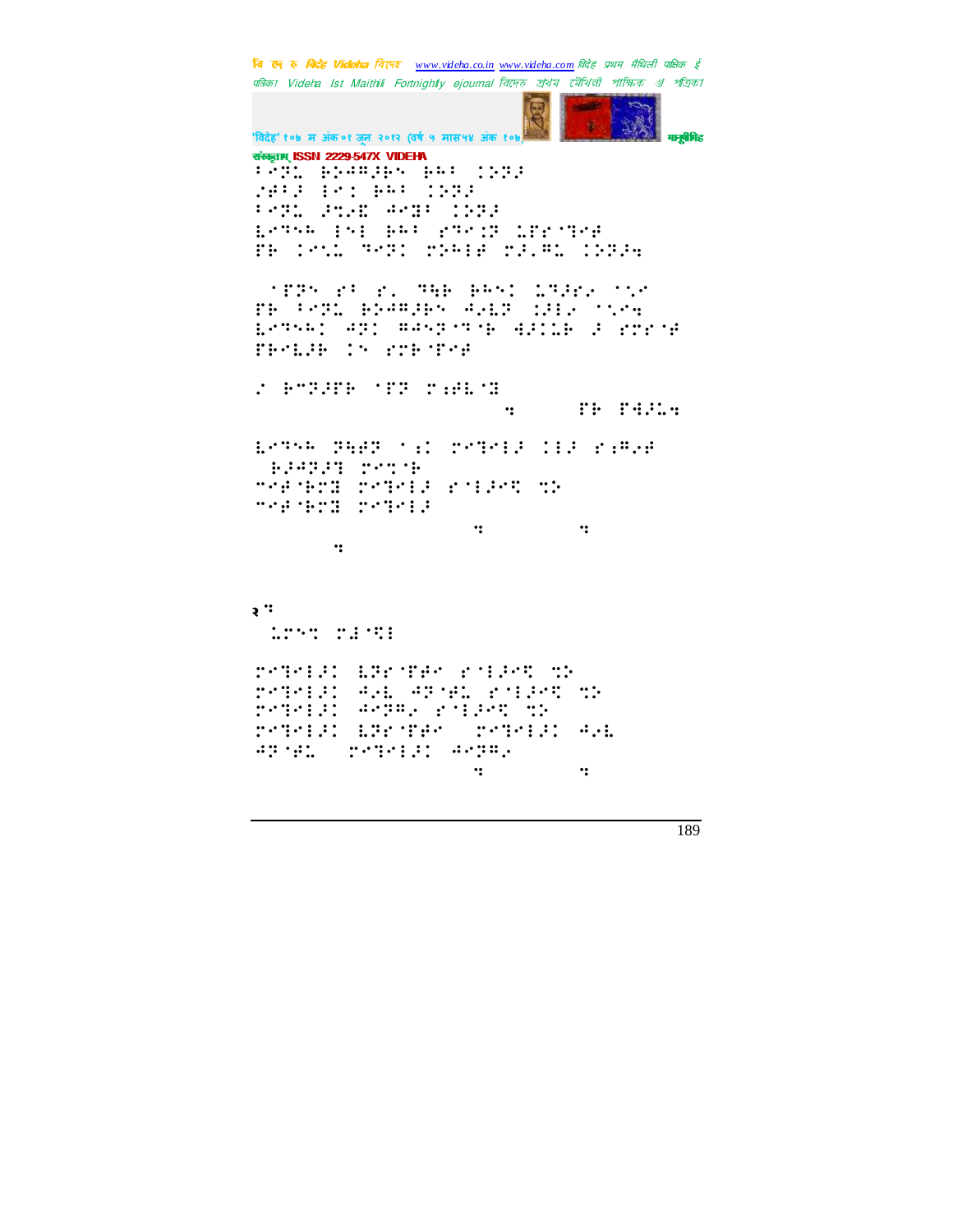२ः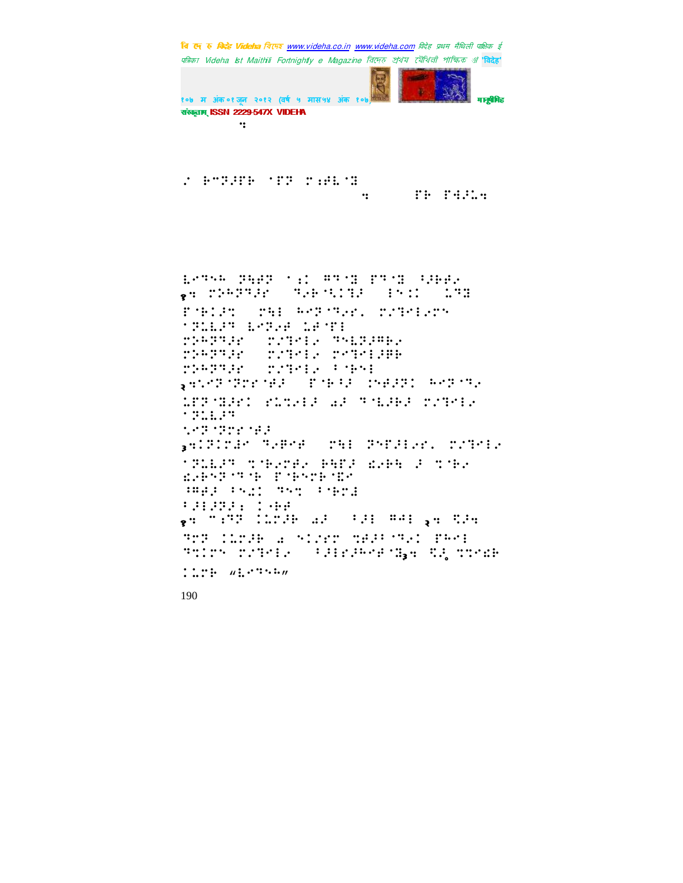⠒

⠼ ⠗⠉⠝⠟⠋⠗ ⠁⠋⠝ ⠍⠂⠯⠇⠈⠻
⠒ ⠋⠗ ⠋⠪⠟⠇⠒

⠇⠑⠹⠢⠗ ⠝⠩⠯⠝ ⠁⠆⠅ ⠿⠹⠈⠻ ⠏⠹⠈⠻ ⠖⠟⠗⠯⠌
१⠒ ⠍⠕⠓⠝⠹⠟⠗ ⠹⠌⠗⠈⠣⠅⠻⠟ ⠖⠢⠅⠅ ⠅⠝⠻
⠏⠈⠗⠅⠟⠹ ⠍⠩⠇ ⠓⠉⠝⠈⠹⠌⠗⠄ ⠍⠌⠹⠉⠇⠌⠉⠢
⠁⠝⠅⠇⠟⠹ ⠇⠉⠝⠌⠯ ⠅⠯⠈⠋⠇
⠍⠕⠓⠝⠹⠟⠗ ⠍⠌⠹⠉⠇⠌ ⠹⠣⠇⠝⠟⠿⠗⠌
⠍⠕⠓⠝⠹⠟⠗ ⠍⠌⠹⠉⠇⠌ ⠍⠉⠹⠉⠇⠟⠿⠗
⠍⠕⠓⠝⠹⠟⠗ ⠍⠌⠹⠉⠇⠌ ⠖⠈⠗⠢⠇
२⠒⠡⠉⠝⠈⠝⠗⠗⠈⠯⠟ ⠏⠈⠗⠖⠟ ⠅⠢⠯⠟⠝⠅ ⠓⠉⠝⠈⠹⠌
⠅⠋⠝⠈⠻⠟⠗⠅ ⠗⠅⠹⠌⠇⠟ ⠔⠟ ⠹⠈⠇⠟⠗⠟ ⠍⠌⠹⠉⠇⠌
⠁⠝⠅⠇⠟⠹
⠡⠉⠝⠈⠝⠗⠗⠈⠯⠟
३⠒⠅⠝⠅⠗⠙⠟⠉ ⠹⠌⠿⠉⠯ ⠍⠩⠇ ⠝⠢⠋⠟⠇⠌⠗⠄ ⠍⠌⠹⠉⠇⠌
⠁⠝⠅⠇⠟⠹ ⠹⠈⠗⠌⠍⠯⠌ ⠗⠩⠋⠟ ⠫⠌⠗⠩ ⠟ ⠹⠈⠗⠌
⠫⠌⠗⠢⠝⠈⠹⠈⠗ ⠏⠈⠗⠢⠍⠗⠈⠻⠉
⠖⠿⠯⠟ ⠖⠢⠆⠅ ⠹⠢⠹ ⠖⠈⠗⠍⠻
⠖⠟⠇⠟⠝⠟⠆ ⠅⠌⠗⠯
१⠒ ⠉⠆⠹⠝ ⠅⠅⠍⠟⠗ ⠔⠟ ⠖⠟⠇ ⠿⠡⠇ २⠒ ⠻⠟⠒
⠹⠍⠝ ⠅⠅⠍⠟⠗ ⠔ ⠢⠅⠌⠗⠹ ⠹⠯⠟⠖⠈⠹⠌⠅ ⠏⠓⠉⠇
⠹⠹⠅⠗⠢ ⠍⠌⠹⠉⠇⠌ ⠖⠟⠇⠗⠟⠓⠉⠯⠈⠻३⠒ ⠻⠟ ⠹⠹⠉⠫⠗
⠅⠅⠍⠗ "⠇⠉⠹⠢⠓"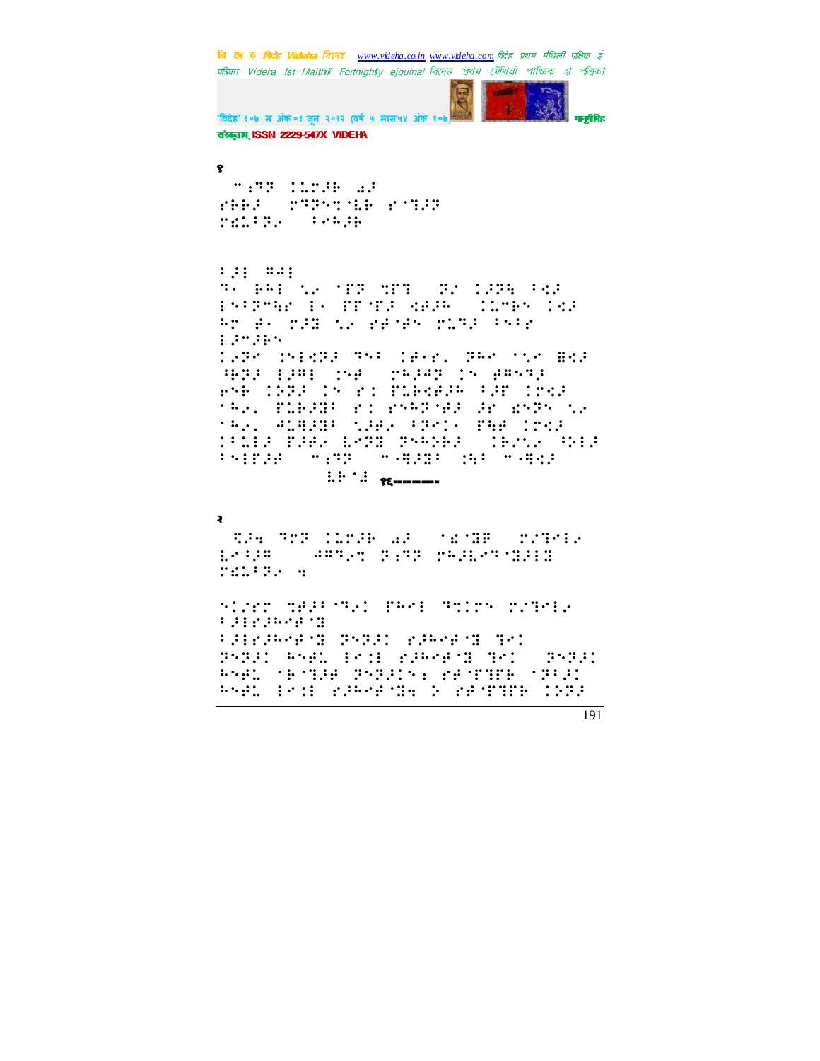१

१६------

२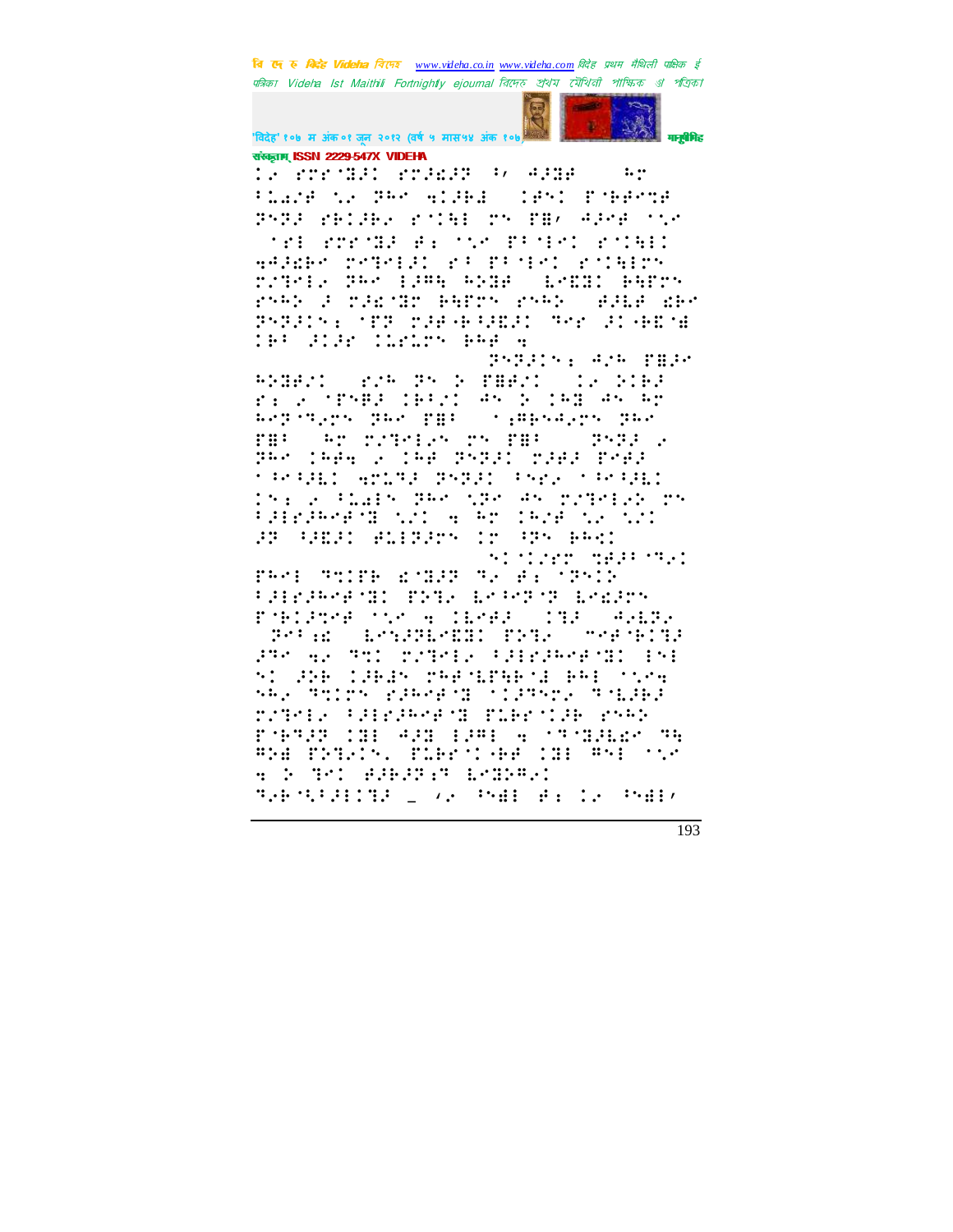संस्कृताम् ISSN 2229-547X VIDEHA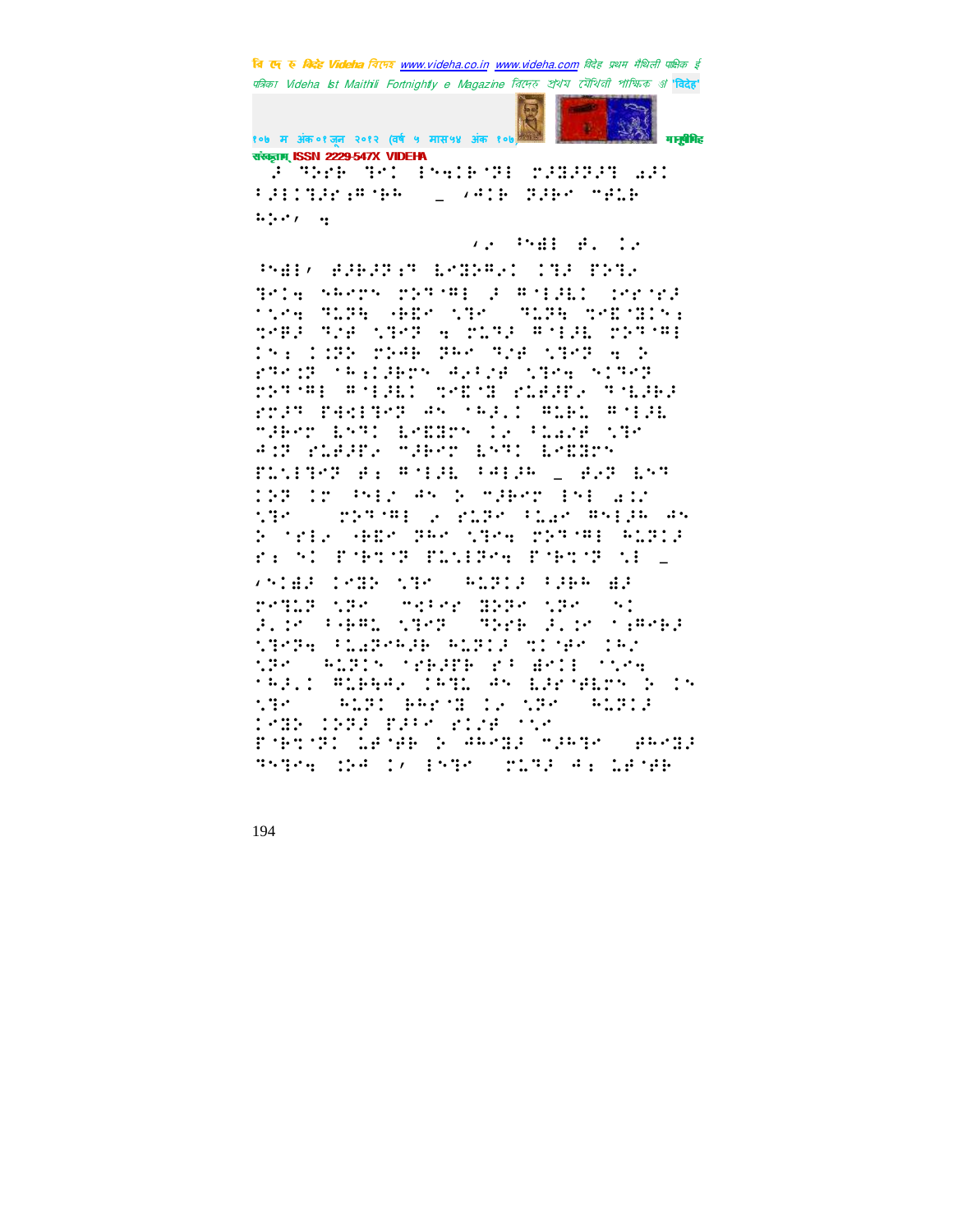ISSN 2229-547X VIDEHA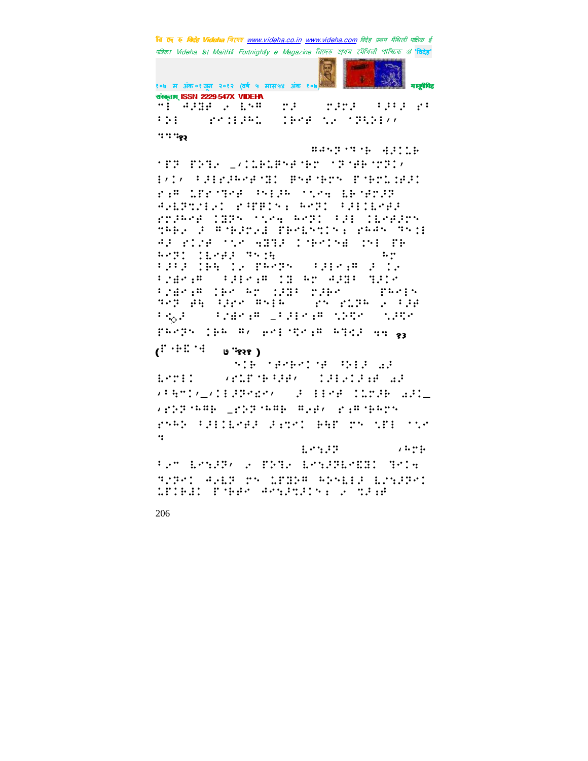"! ⠛⠼⠻⠋ ⠠ ⠇⠑⠍ ⠉⠼ ⠉⠼⠉⠼ ⠃⠼⠃⠼ ⠗⠃ ⠃⠕⠇ ⠗⠑⠒⠇⠼⠓⠤ ⠇⠓⠑⠋ ⠹⠠ ⠁⠝⠪⠕⠇⠄⠄

"""१२

⠍⠛⠑⠝⠁⠝⠃ ⠙⠼⠇⠥⠃

⠁⠏⠝ ⠏⠝⠹⠠ _⠠⠇⠥⠃⠥⠏⠑⠋⠁⠃⠗ ⠁⠝⠁⠋⠃⠁⠗⠝⠇⠄ ⠇⠄⠇⠄ ⠃⠼⠇⠗⠼⠓⠑⠋⠁⠹⠇ ⠏⠑⠋⠁⠃⠗⠝ ⠏⠁⠃⠗⠇⠥⠙⠼⠇ ⠗⠆⠍ ⠥⠋⠗⠁⠹⠑⠋ ⠓⠕⠇⠼⠓ ⠁⠹⠑⠩ ⠇⠃⠁⠋⠗⠼⠝ ⠛⠠⠇⠝⠹⠇⠕⠠ ⠗⠓⠏⠃⠇⠝⠆ ⠓⠑⠝⠇ ⠃⠼⠇⠇⠑⠋⠼ ⠗⠗⠼⠓⠑⠋ ⠇⠹⠝ ⠁⠹⠑⠩ ⠓⠑⠝⠇ ⠃⠼⠇ ⠇⠇⠑⠋⠼⠗⠝ ⠹⠓⠃⠠ ⠼ ⠍⠁⠃⠼⠗⠠⠙ ⠏⠃⠑⠇⠝⠹⠇⠝⠆ ⠗⠓⠛⠝ ⠹⠝⠇⠇ ⠛⠼ ⠗⠇⠠⠋ ⠁⠹⠑ ⠙⠹⠹⠼ ⠇⠁⠃⠑⠇⠝⠙ ⠇⠝⠇ ⠏⠃ ⠓⠑⠝⠇ ⠇⠇⠑⠋⠼ ⠹⠝⠇⠓ ⠓⠗ ⠃⠼⠃⠼ ⠇⠃⠓ ⠇⠠ ⠏⠓⠑⠝⠝ ⠃⠼⠇⠑⠆⠍ ⠼ ⠇⠠ ⠃⠠⠙⠑⠆⠍ ⠃⠼⠇⠑⠆⠍ ⠇⠃ ⠓⠗ ⠛⠼⠹⠃ ⠹⠼⠇⠑ ⠃⠠⠙⠑⠆⠍ ⠇⠃⠑ ⠓⠗ ⠇⠼⠹⠃ ⠗⠼⠓⠑ ⠏⠓⠑⠇⠝ ⠹⠑⠝ ⠙⠓ ⠃⠼⠗⠑ ⠍⠝⠇⠓ ⠗⠝ ⠗⠥⠝⠓ ⠠ ⠃⠼⠋ ⠃⠠⠼ ⠃⠠⠙⠑⠆⠍ _⠃⠼⠇⠑⠆⠍ ⠹⠼⠹⠑ ⠹⠼⠹⠑ ⠏⠓⠑⠝⠝ ⠇⠓⠓ ⠍⠄ ⠗⠑⠇⠁⠹⠑⠆⠍ ⠓⠹⠩⠼ ⠹⠹ १३

(⠏⠃⠭⠁⠹ ७"१२१ )

⠝⠇⠃ ⠁⠋⠑⠃⠑⠇⠁⠋ ⠹⠕⠇⠼ ⠱⠼ ⠇⠑⠗⠇⠇ ⠄⠗⠥⠏⠁⠃⠹⠼⠋⠄ ⠇⠼⠇⠑⠇⠼⠆⠋ ⠱⠼ ⠄⠃⠹⠁⠇⠄_⠄⠇⠇⠼⠝⠑⠙⠑⠄ ⠼ ⠇⠇⠑⠋ ⠇⠥⠗⠼⠓ ⠱⠼⠇_ ⠄⠗⠕⠝⠁⠓⠍⠃ _⠗⠕⠝⠁⠓⠍⠃ ⠍⠠⠋⠄ ⠗⠆⠍⠁⠃⠓⠗⠝ ⠗⠝⠓⠕ ⠃⠼⠇⠇⠑⠋⠼ ⠼⠆⠹⠇ ⠃⠓⠏ ⠗⠝ ⠹⠏⠇ ⠁⠹⠑ "

⠇⠑⠹⠼⠝ ⠄⠓⠗⠃ ⠃⠠⠉ ⠇⠑⠹⠼⠝⠄ ⠠ ⠏⠝⠹⠠ ⠇⠑⠹⠼⠝⠇⠑⠭⠇ ⠹⠑⠇⠹ ⠹⠕⠝⠑⠇ ⠛⠠⠇⠝ ⠗⠝ ⠥⠋⠹⠕⠍ ⠓⠕⠝⠇⠇⠼ ⠇⠑⠹⠼⠝⠑⠇ ⠥⠏⠇⠃⠙⠇ ⠏⠁⠃⠃⠑ ⠛⠑⠹⠼⠹⠼⠇⠝⠆ ⠠ ⠹⠼⠆⠋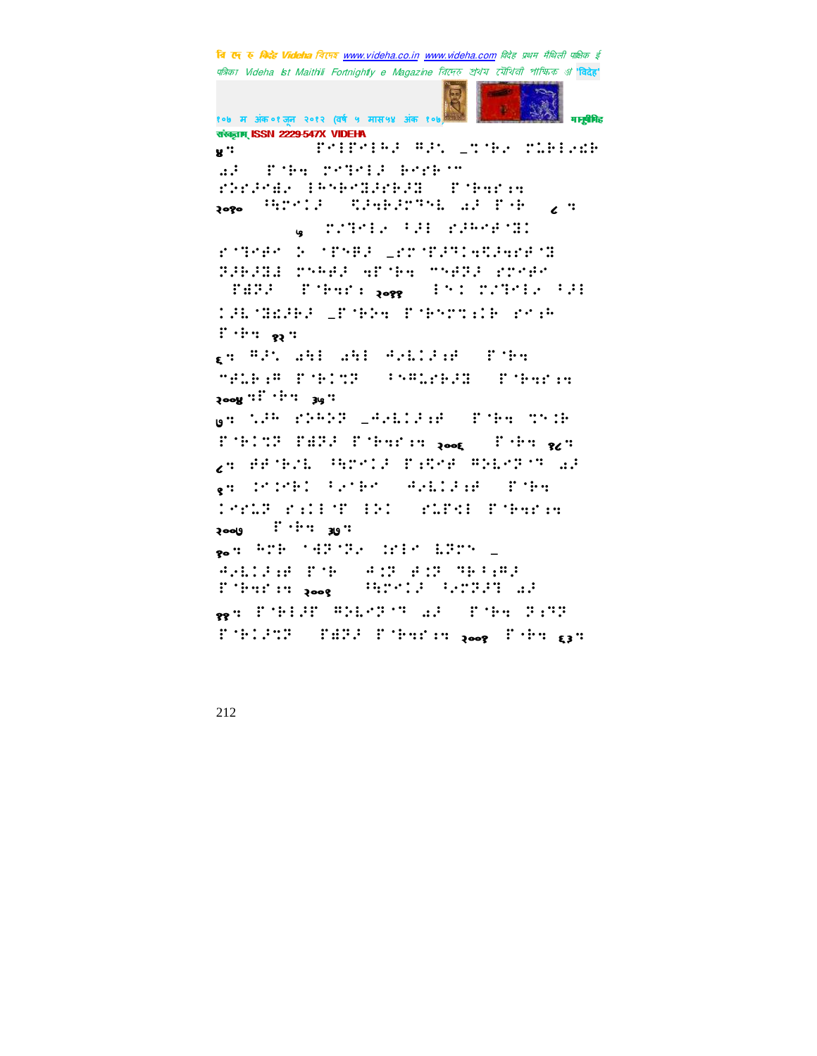४: ⠏⠑⠊⠏⠑⠊⠓⠜ ⠛⠜⠅ ⠤�νɯ⠓⠑ ⠍⠇⠗⠊⠑⠎⠓ ⠁⠜ ⠏⠊⠓⠹ ⠍⠑⠙⠑⠊⠜ ⠓⠑⠗⠓⠉ ⠗⠕⠗⠜⠑⠻⠑ ⠊⠓⠕⠓⠑⠛⠜⠗⠓⠜⠛ ⠏⠊⠓⠹⠗⠱⠹

२०१० ⠓⠣⠑⠊⠜ ⠩⠜⠹⠓⠜⠍⠙⠇ ⠁⠜ ⠏⠊⠓ ८:

५ ⠍⠜⠙⠑⠊⠑ ⠃⠜⠊ ⠗⠜⠓⠑⠋⠊⠛⠊

⠗⠊⠙⠑⠋⠑ ⠕ ⠊⠏⠕⠻⠜ ⠤⠗⠍⠊⠏⠜⠙⠊⠹⠩⠜⠹⠗⠋⠊⠛ ⠝⠜⠓⠜⠛⠊ ⠍⠕⠓⠑⠜ ⠹⠏⠊⠓⠹ ⠉⠕⠻⠝⠜ ⠗⠍⠑⠋⠑ ⠏⠻⠝⠜ ⠏⠊⠓⠹⠗: २०११ ⠊⠕⠊ ⠍⠜⠙⠑⠊⠑ ⠃⠜⠊ ⠊⠜⠇⠊⠛⠎⠜⠓⠜ ⠤⠏⠊⠓⠕⠹ ⠏⠊⠓⠕⠍⠹⠊⠓ ⠗⠑⠱⠓ ⠏⠊⠓⠹ १२:

६: ⠛⠜⠅ ⠁⠹⠊ ⠁⠓⠊ ⠙⠑⠇⠊⠜⠱⠋ ⠏⠊⠓⠹ ⠉⠋⠇⠓⠱⠛ ⠏⠊⠓⠊⠹⠝ ⠃⠕⠛⠇⠗⠓⠜⠛ ⠏⠊⠓⠹⠗⠱⠹

२००४ ⠹⠏⠊⠓⠹ ३५:

७: ⠅⠜⠓ ⠗⠕⠓⠕⠝ ⠤⠙⠑⠇⠊⠜⠱⠋ ⠏⠊⠓⠹ ⠹⠕⠱⠓ ⠏⠊⠓⠊⠹⠝ ⠏⠻⠝⠜ ⠏⠊⠓⠹⠗⠱⠹ २००६ ⠏⠊⠓⠹ १८:

८: ⠋⠋⠊⠓⠑⠇ ⠓⠣⠑⠊⠜ ⠏⠱⠩⠑⠋ ⠛⠕⠇⠑⠝⠙ ⠁⠜

९: ⠊⠑⠊⠑⠓⠊ ⠃⠑⠊⠓⠑ ⠙⠑⠇⠊⠜⠱⠋ ⠏⠊⠓⠹ ⠊⠑⠗⠇⠝ ⠗⠱⠊⠊⠏ ⠊⠕⠊ ⠗⠇⠏⠹⠊ ⠏⠊⠓⠹⠗⠱⠹

२००७ ⠏⠊⠓⠹ ३७:

१०: ⠓⠍⠓ ⠊⠙⠝⠊⠝⠑ ⠊⠗⠊⠑ ⠇⠝⠗⠕ ⠤ ⠙⠑⠇⠊⠜⠱⠋ ⠏⠊⠓ ⠙⠊⠝ ⠋⠊⠝ ⠙⠓⠃⠱⠛⠜ ⠏⠊⠓⠹⠗⠱⠹ २००१ ⠓⠣⠑⠊⠜ ⠃⠑⠍⠝⠜⠙ ⠁⠜

११: ⠏⠊⠓⠊⠜⠏ ⠛⠕⠇⠑⠝⠙ ⠁⠜ ⠏⠊⠓⠹ ⠝⠜⠱⠝ ⠏⠊⠓⠊⠜⠹⠝ ⠏⠻⠝⠜ ⠏⠊⠓⠹⠗⠱⠹ २००१ ⠏⠊⠓⠹ ६३: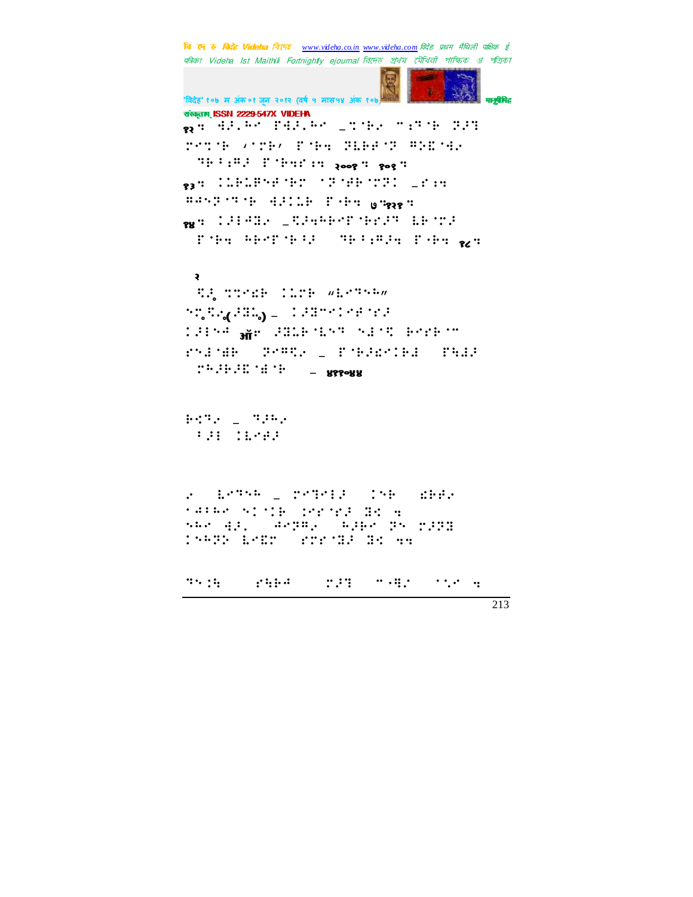१२ ⠅⠺⠼⠇⠓⠊ ⠏⠺⠼⠇⠓⠊ ⠤⠍⠈⠗⠜ ⠉⠩⠹⠈⠗ ⠝⠼⠹
⠍⠊⠍⠈⠗ ⠌⠁⠍⠗⠌ ⠏⠈⠗⠻ ⠝⠇⠗⠚⠈⠝ ⠛⠕⠭⠈⠺⠜
⠀⠹⠗⠆⠩⠛⠼ ⠏⠈⠗⠻⠋⠩⠻ २००१ ⠻ १०६ ⠻
१३ ⠅⠇⠗⠇⠋⠢⠚⠈⠗⠍ ⠈⠝⠈⠚⠗⠈⠍⠝⠅ ⠤⠋⠩⠻
⠛⠙⠢⠝⠈⠹⠈⠗ ⠺⠼⠅⠇⠗ ⠏⠐⠗⠻ ७⠻१२१ ⠻
१४ ⠅⠼⠖⠙⠭⠜ ⠤⠯⠼⠻⠓⠗⠊⠏⠈⠗⠗⠼⠹ ⠇⠗⠈⠍⠼
⠀⠏⠈⠗⠻ ⠓⠗⠊⠏⠈⠗⠆⠼ ⠀⠹⠗⠆⠩⠛⠼⠻ ⠏⠐⠗⠻ १८ ⠻

२

⠯⠼⠄ ⠍⠍⠊⠫⠗ ⠅⠇⠍⠗ "⠇⠊⠹⠢⠓"
⠢⠍⠄⠯⠜⠄(⠼⠭⠄⠄) – ⠅⠼⠭⠉⠊⠅⠊⠚⠈⠗⠼
⠅⠼⠖⠢⠙ ऑ⠊ ⠼⠭⠇⠗⠈⠇⠢⠹ ⠢⠱⠈⠯ ⠗⠊⠗⠗⠈⠉
⠗⠢⠱⠈⠫⠗ ⠀⠝⠊⠛⠯⠜ ⠤ ⠏⠈⠗⠼⠫⠊⠅⠗⠱ ⠀⠏⠻⠱⠼
⠀⠍⠓⠼⠗⠼⠭⠈⠱⠈⠗ ⠀ – ४११०४४

⠗⠊⠹⠜ ⠤ ⠹⠼⠓⠜
⠀⠆⠼⠖ ⠅⠇⠊⠚⠼

⠜ ⠀⠇⠊⠹⠢⠓ ⠤ ⠍⠊⠹⠊⠇⠼ ⠀⠅⠢⠗ ⠀⠫⠗⠚⠜
⠈⠙⠆⠓⠊ ⠢⠅⠈⠅⠗ ⠅⠊⠗⠈⠗⠼ ⠭⠪ ⠻
⠢⠓⠊ ⠺⠼⠄ ⠀⠙⠊⠝⠛⠄ ⠀⠓⠼⠗⠊ ⠝⠢ ⠍⠼⠝⠭
⠅⠢⠓⠝⠕ ⠇⠊⠭⠍ ⠀⠗⠍⠗⠈⠭⠼ ⠭⠪ ⠻⠻

⠹⠢⠅⠻ ⠀⠀⠗⠻⠗⠙ ⠀⠀⠍⠼⠹ ⠀⠉⠐⠻⠜ ⠀⠈⠌⠊ ⠻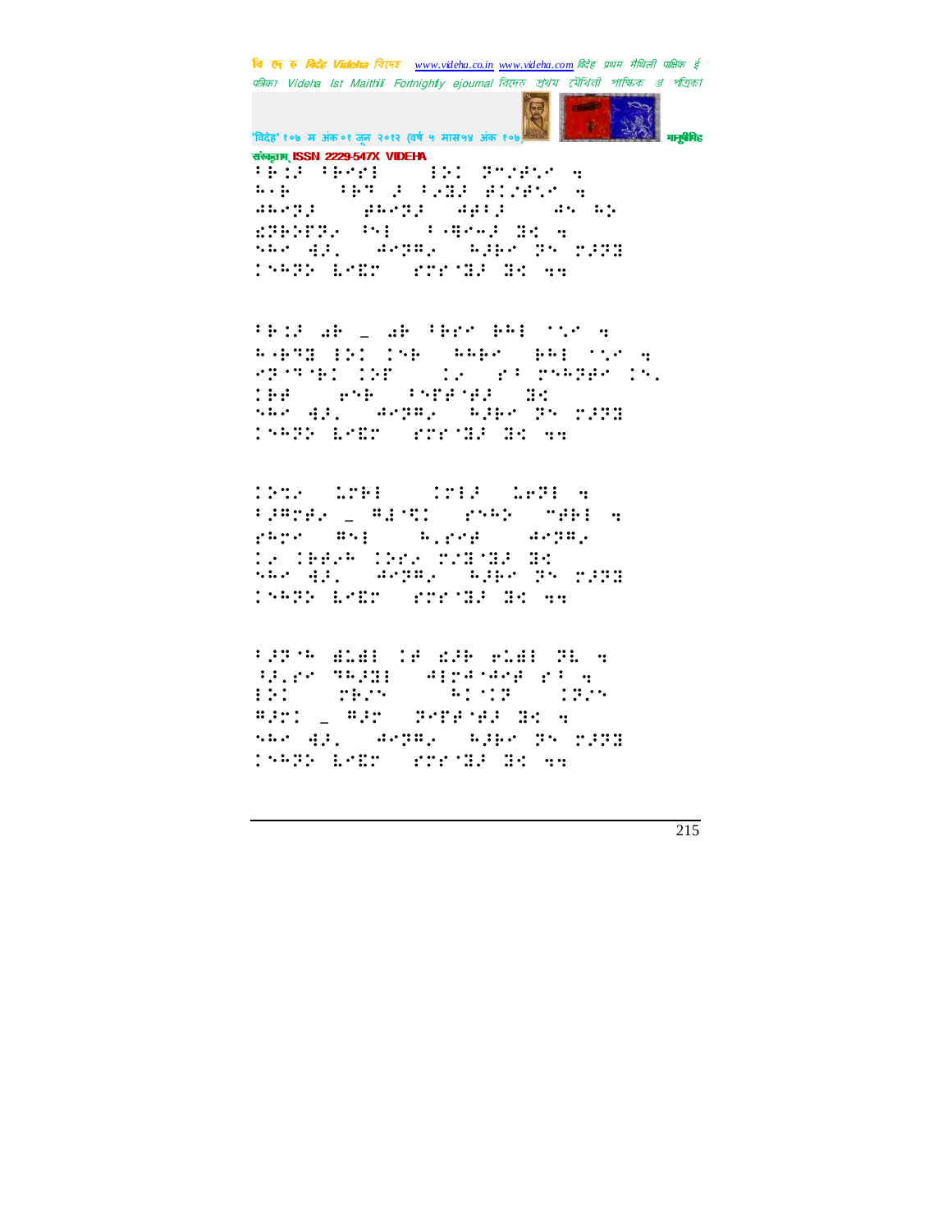संस्कृताम् ISSN 2229-547X VIDEHA

⠋⠗⠊⠻⠀⠋⠗⠑⠗⠇⠀⠀⠀⠇⠕⠀⠝⠉⠌⠗⠑⠀⠹
⠓⠂⠗⠀⠀⠀⠋⠗⠝⠀⠚⠀⠋⠔⠻⠀⠛⠊⠌⠗⠑⠀⠹
⠙⠓⠑⠝⠚⠀⠀⠀⠛⠓⠑⠝⠚⠀⠀⠙⠛⠇⠚⠀⠀⠀⠙⠑⠀⠓⠕
⠫⠝⠗⠕⠏⠝⠔⠀⠑⠇⠀⠀⠋⠂⠻⠑⠉⠚⠀⠝⠹⠀⠹
⠑⠓⠑⠀⠙⠚⠂⠀⠀⠙⠑⠝⠻⠔⠀⠀⠓⠚⠗⠑⠀⠝⠑⠀⠉⠚⠝⠹
⠉⠑⠓⠝⠕⠀⠧⠑⠫⠗⠀⠀⠗⠉⠗⠈⠹⠚⠀⠝⠹⠀⠹⠹

⠋⠗⠊⠻⠀⠡⠗⠀⠤⠀⠡⠗⠀⠋⠗⠗⠑⠀⠗⠓⠇⠀⠈⠌⠑⠀⠹
⠓⠂⠗⠝⠹⠀⠇⠕⠊⠀⠉⠑⠗⠀⠀⠓⠓⠗⠑⠀⠀⠗⠓⠇⠀⠈⠌⠑⠀⠹
⠑⠝⠈⠝⠈⠗⠊⠀⠉⠕⠋⠀⠀⠀⠊⠔⠀⠀⠗⠋⠀⠉⠑⠓⠝⠛⠑⠀⠉⠑⠂
⠉⠗⠛⠀⠀⠀⠑⠝⠗⠀⠀⠋⠝⠋⠛⠈⠛⠚⠀⠀⠝⠹
⠑⠓⠑⠀⠙⠚⠂⠀⠀⠙⠑⠝⠻⠔⠀⠀⠓⠚⠗⠑⠀⠝⠑⠀⠉⠚⠝⠹
⠉⠑⠓⠝⠕⠀⠧⠑⠫⠗⠀⠀⠗⠉⠗⠈⠹⠚⠀⠝⠹⠀⠹⠹

⠉⠕⠹⠔⠀⠀⠡⠉⠗⠇⠀⠀⠀⠉⠉⠇⠚⠀⠀⠡⠑⠝⠇⠀⠹
⠋⠚⠻⠉⠛⠔⠀⠤⠀⠻⠙⠈⠹⠊⠀⠀⠗⠑⠓⠕⠀⠀⠈⠛⠗⠇⠀⠹
⠗⠓⠉⠑⠀⠀⠻⠑⠇⠀⠀⠀⠓⠂⠗⠑⠛⠀⠀⠀⠙⠑⠝⠻⠔
⠊⠔⠀⠉⠗⠛⠔⠓⠀⠉⠕⠗⠔⠀⠉⠌⠹⠈⠹⠚⠀⠝⠹
⠑⠓⠑⠀⠙⠚⠂⠀⠀⠙⠑⠝⠻⠔⠀⠀⠓⠚⠗⠑⠀⠝⠑⠀⠉⠚⠝⠹
⠉⠑⠓⠝⠕⠀⠧⠑⠫⠗⠀⠀⠗⠉⠗⠈⠹⠚⠀⠝⠹⠀⠹⠹

⠋⠚⠝⠈⠓⠀⠙⠡⠙⠇⠀⠉⠛⠀⠫⠚⠗⠀⠑⠡⠙⠇⠀⠝⠇⠀⠹
⠋⠚⠂⠗⠑⠀⠹⠓⠚⠝⠇⠀⠀⠙⠇⠗⠙⠈⠙⠑⠛⠀⠗⠋⠀⠹
⠇⠕⠊⠀⠀⠀⠀⠉⠗⠔⠑⠀⠀⠀⠀⠀⠓⠊⠈⠊⠝⠀⠀⠀⠉⠝⠌⠑
⠻⠚⠉⠊⠀⠤⠀⠻⠚⠉⠀⠀⠝⠑⠋⠛⠈⠛⠚⠀⠝⠹⠀⠹
⠑⠓⠑⠀⠙⠚⠂⠀⠀⠙⠑⠝⠻⠔⠀⠀⠓⠚⠗⠑⠀⠝⠑⠀⠉⠚⠝⠹
⠉⠑⠓⠝⠕⠀⠧⠑⠫⠗⠀⠀⠗⠉⠗⠈⠹⠚⠀⠝⠹⠀⠹⠹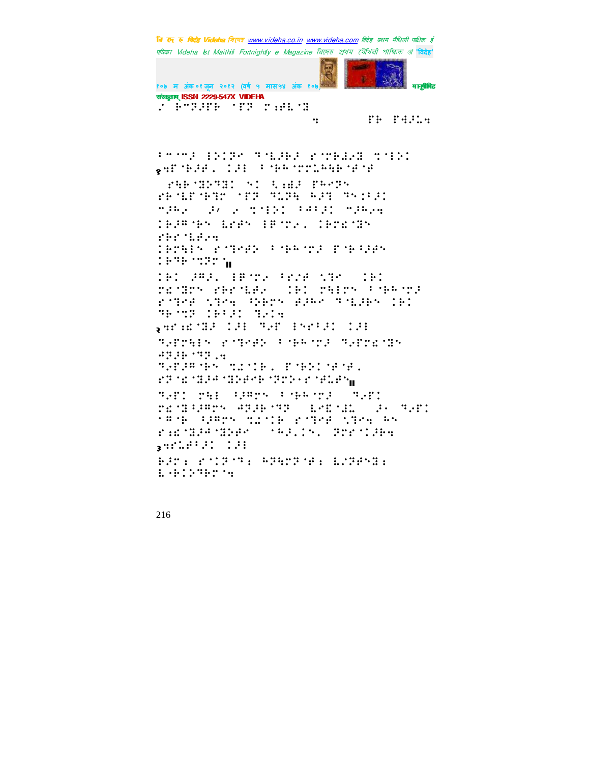ॅ!⠗⠉⠝⠙⠗⠃!⠁⠝⠀⠍⠅⠑⠇⠁

⠲!!!!!!!!!!!!!!!!!!!!⠍⠗!⠋⠳⠜⠇⠲

⠁⠉⠁⠉⠜!⠃⠕⠊⠝⠉!⠙⠈⠧⠚⠗⠚!⠎⠈⠍⠗⠱⠢⠝!⠍⠈⠃⠕⠊!

१⠲⠋⠈⠗⠚⠋⠂!⠊⠚⠃!⠁⠈⠗⠅⠈⠍⠍⠇⠅⠓⠗⠈⠋⠈⠋!

!⠎⠓⠗⠈⠝⠕⠙⠝⠊!⠪⠊!⠪⠆⠱⠜!⠏⠅⠉⠝⠪!

⠎⠗⠈⠇⠋⠈⠗⠙⠍!⠈⠏⠝!⠙⠥⠝⠓!⠓⠚⠹!⠙⠪⠊⠁⠜⠊!

⠉⠚⠅⠢!!⠜⠴!⠢!⠍⠈⠃⠕⠊!⠁⠂⠁⠜⠊!⠉⠚⠅⠢⠲!

⠊⠗⠚⠩⠈⠗⠪!⠇⠎⠋⠪!⠃⠋⠈⠍⠢⠂!⠊⠗⠍⠫⠈⠝⠪!

⠎⠗⠗⠈⠇⠋⠢⠲!

⠊⠗⠍⠓⠃⠪!⠎⠈⠙⠉⠋⠕!⠁⠈⠗⠅⠈⠍⠜!⠏⠈⠗⠂⠚⠋⠪!

⠊⠗⠙⠗⠈⠍⠝⠍⠈॥

⠊⠗⠊!⠚⠩⠜⠂!⠃⠋⠈⠍⠢!⠁⠎⠜⠋!⠹⠙⠉!!⠊⠗⠊!

⠍⠫⠈⠝⠍⠪!⠎⠗⠗⠈⠇⠋⠢!!⠊⠗⠊!⠍⠓⠃⠍⠪!⠁⠈⠗⠅⠈⠍⠜!

⠎⠈⠙⠉⠋!⠹⠙⠉⠲!⠂⠕⠗⠍⠪!⠿⠚⠅⠉!⠙⠈⠧⠚⠗⠪!⠊⠗⠊!

⠙⠗⠈⠍⠏!⠊⠗⠂⠜⠊!⠙⠢⠊⠲!

२⠲⠋⠆⠫⠈⠝⠜!⠊⠚⠃!⠙⠢⠋!⠃⠝⠋⠂⠜⠊!⠊⠚⠃!

⠙⠢⠏⠍⠓⠃⠪!⠎⠈⠙⠉⠋⠕!⠁⠈⠗⠅⠈⠍⠜!⠙⠢⠏⠍⠫⠈⠝⠪!

⠚⠏⠚⠗⠈⠙⠏⠢⠲!

⠙⠢⠋⠚⠩⠈⠗⠪!⠍⠡⠈⠊⠗⠂!⠏⠈⠗⠕⠊⠈⠋⠈⠋⠂!

⠎⠏⠈⠫⠈⠝⠚⠋⠈⠝⠕⠋⠉⠈⠗⠈⠏⠕⠁⠎⠈⠋⠇⠋⠪॥

⠙⠢⠋⠊!⠍⠓⠃!⠂⠚⠩⠍⠪!⠁⠈⠗⠅⠈⠍⠜!!⠙⠢⠋⠊!

⠍⠫⠈⠝⠂⠚⠩⠍⠪!⠚⠏⠚⠗⠈⠙⠏!!⠇⠑⠫⠈⠩⠇!!⠜⠁!⠙⠢⠋⠊!

⠈⠩⠈⠗!⠂⠚⠩⠍⠪!⠍⠡⠈⠊⠗!⠎⠈⠙⠉⠋!⠹⠙⠉⠲!⠓⠪!

⠎⠆⠫⠈⠝⠚⠋⠈⠝⠕⠋⠉!!⠈⠅⠚⠂⠊⠪⠂!⠏⠍⠍⠈⠊⠚⠗⠲!

३⠲⠋⠇⠋⠂⠜⠊!⠊⠚⠃!

⠗⠚⠍⠆!⠎⠈⠊⠏⠈⠙⠆!⠓⠏⠓⠍⠏⠈⠋⠆!⠇⠴⠏⠋⠪⠝⠆!

⠇⠈⠗⠊⠕⠙⠗⠍⠈⠲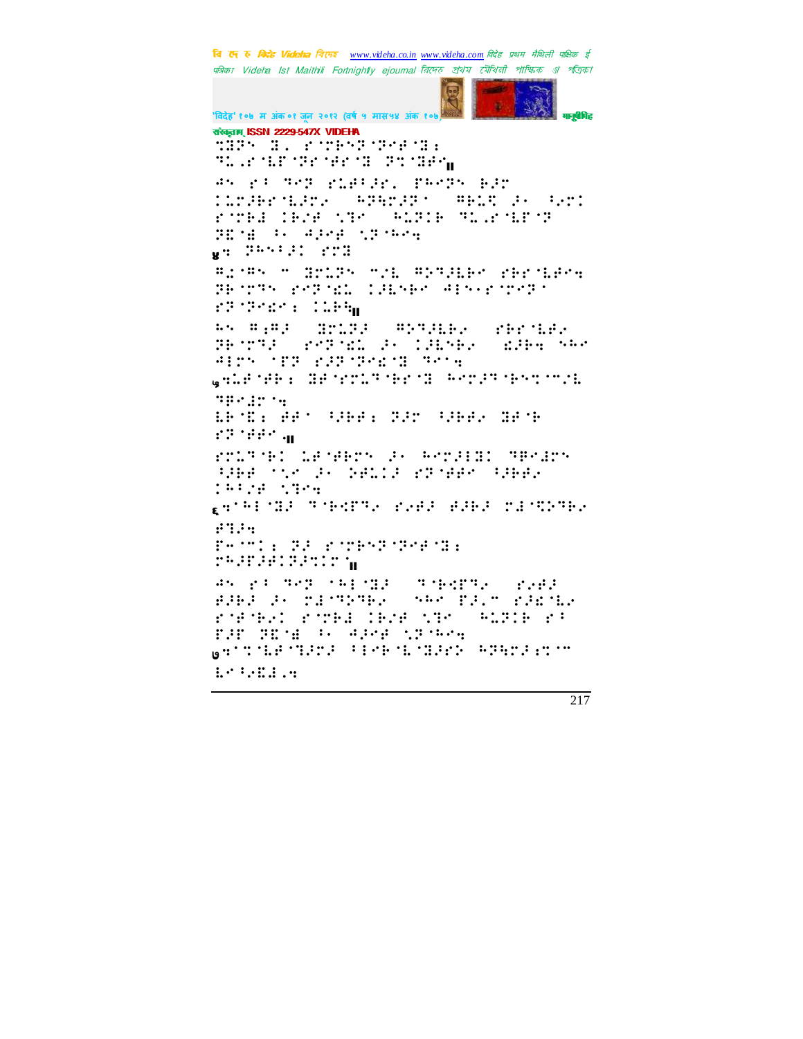संस्कृताम् ISSN 2229-547X VIDEHA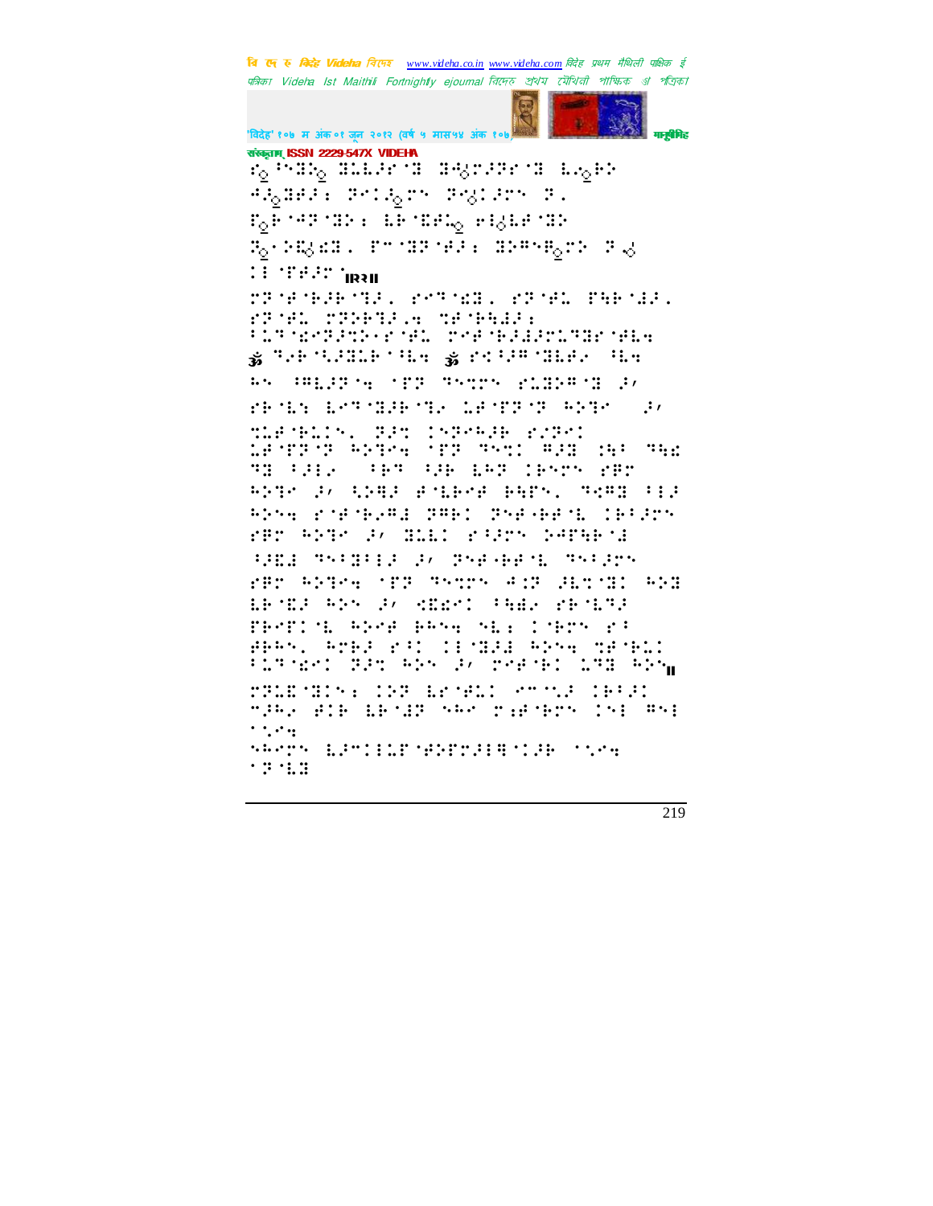संस्कृताम् ISSN 2229-547X VIDEHA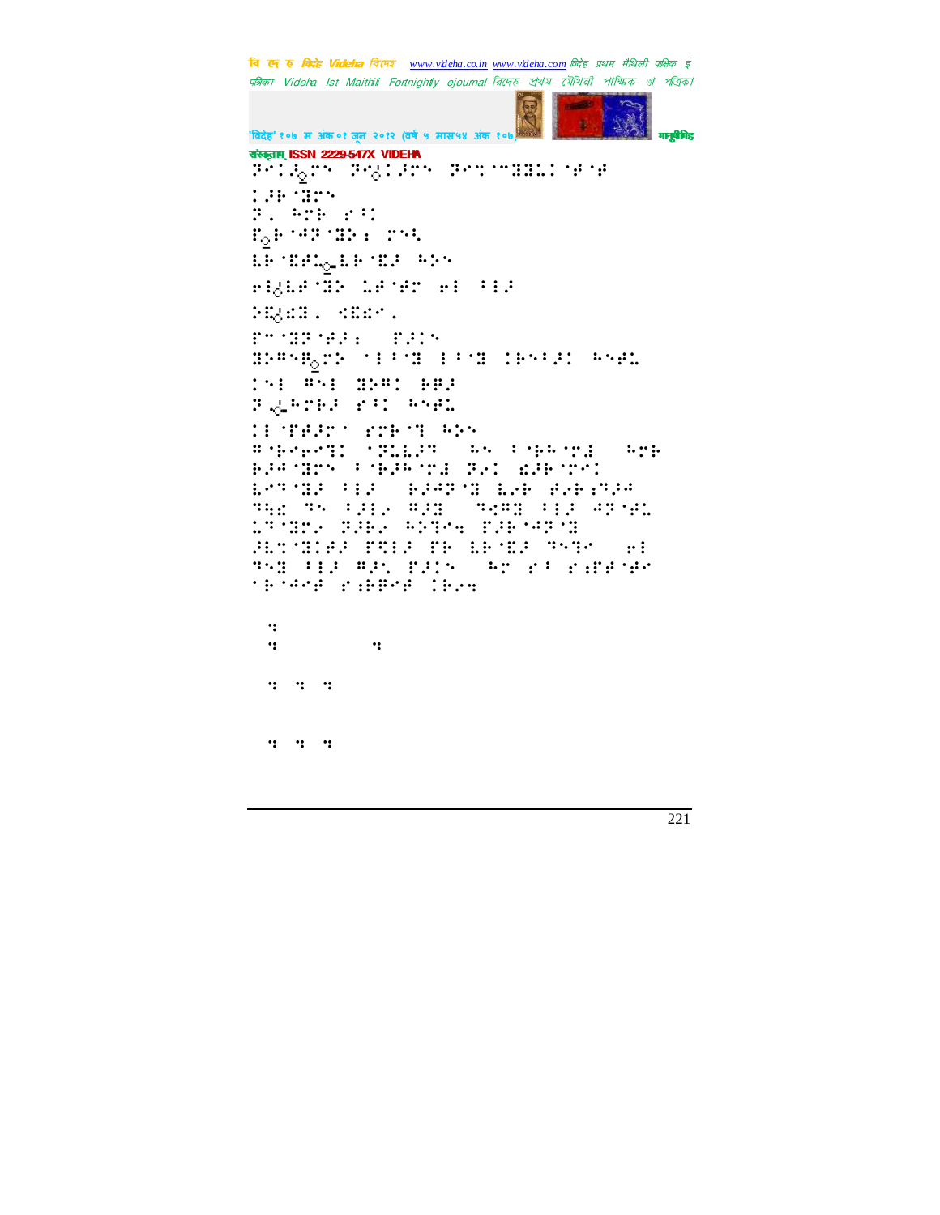ঀ৊⠀ঀ৊⠀ঀ৊⠀ঀ৊⠀ঀ৊

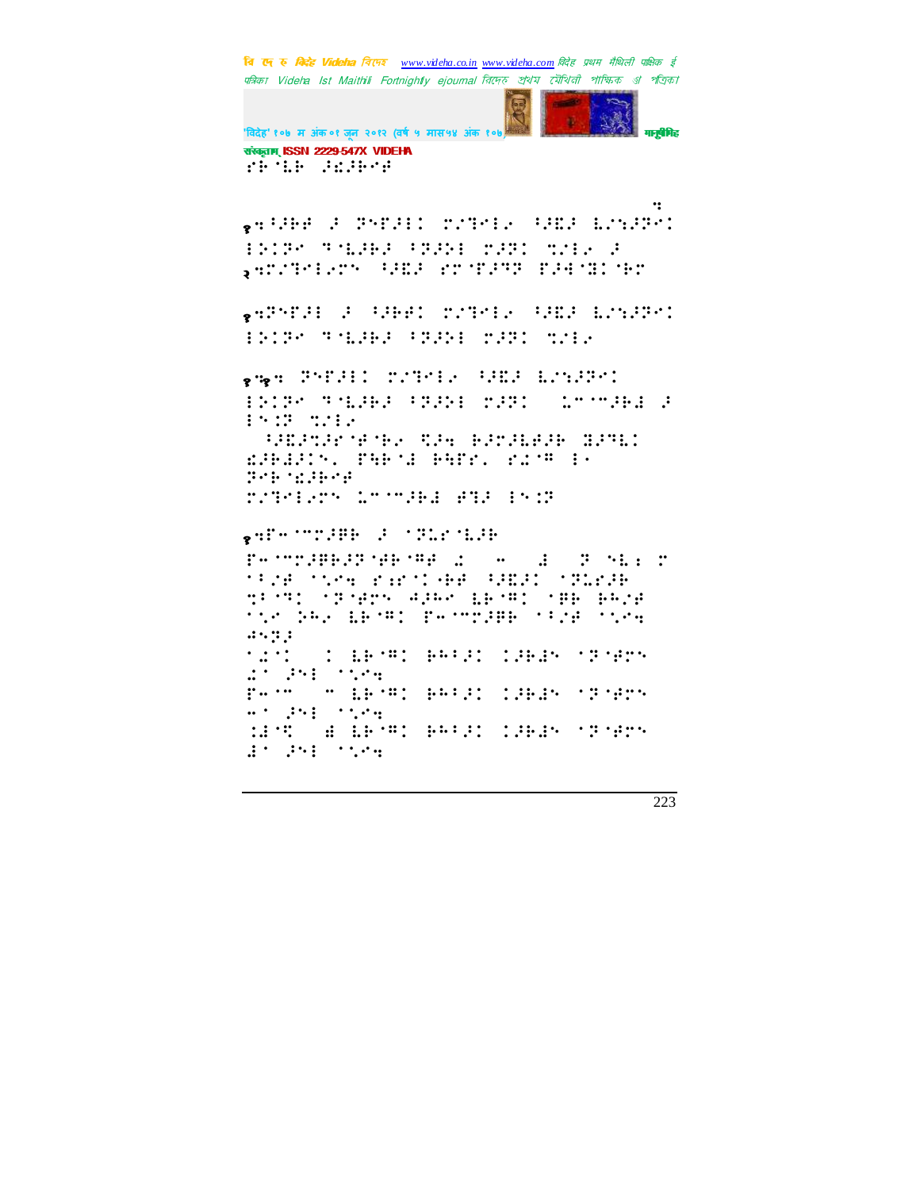संस्कृताम् ISSN 2229-547X VIDEHA

⠗⠓⠈⠇⠓ ⠼⠩⠼⠓⠊⠚

⠆

१⠆⠳⠼⠓⠋ ⠼ ⠻⠝⠏⠼⠇ ⠍⠌⠹⠊⠇⠎ ⠳⠼⠫⠼ ⠇⠌⠱⠼⠻⠊
⠇⠕⠉⠻⠊ ⠹⠈⠇⠼⠓⠼ ⠳⠻⠼⠕⠇ ⠍⠼⠻⠉ ⠹⠌⠇⠎ ⠼
२⠆⠍⠌⠹⠊⠇⠎⠗⠝ ⠳⠼⠫⠼ ⠑⠗⠈⠏⠼⠹⠻ ⠏⠼⠙⠈⠽⠉⠈⠓⠗

१⠆⠻⠝⠏⠼⠇ ⠼ ⠳⠼⠓⠋⠉ ⠍⠌⠹⠊⠇⠎ ⠳⠼⠫⠼ ⠇⠌⠱⠼⠻⠊
⠇⠕⠉⠻⠊ ⠹⠈⠇⠼⠓⠼ ⠳⠻⠼⠕⠇ ⠍⠼⠻⠉ ⠹⠌⠇⠎

१⠦१⠆ ⠻⠝⠏⠼⠇⠉ ⠍⠌⠹⠊⠇⠎ ⠳⠼⠫⠼ ⠇⠌⠱⠼⠻⠊
⠇⠕⠉⠻⠊ ⠹⠈⠇⠼⠓⠼ ⠳⠻⠼⠕⠇ ⠍⠼⠻⠉ ⠥⠉⠈⠉⠍⠼⠓⠙ ⠼
⠇⠝⠉⠻ ⠹⠌⠇⠎
⠳⠼⠫⠼⠹⠼⠗⠈⠋⠈⠓⠎ ⠩⠼⠆ ⠓⠼⠗⠼⠇⠋⠼⠓ ⠽⠼⠹⠇⠉
⠫⠼⠓⠙⠼⠉⠝⠂ ⠏⠻⠓⠈⠙ ⠓⠻⠏⠗⠂ ⠗⠩⠈⠛ ⠇⠊
⠻⠊⠓⠈⠫⠼⠓⠊⠋
⠍⠌⠹⠊⠇⠎⠗⠝ ⠥⠉⠈⠉⠍⠼⠓⠙ ⠋⠹⠼ ⠇⠝⠉⠻

१⠆⠏⠤⠈⠉⠍⠼⠓⠓ ⠼ ⠈⠻⠇⠗⠈⠇⠼⠓
⠏⠤⠈⠉⠍⠼⠓⠓⠼⠻⠈⠋⠓⠈⠛⠋ ⠩ ⠤ ⠙ ⠻ ⠝⠇⠆ ⠍
⠈⠳⠌⠋ ⠈⠣⠎⠹ ⠗⠆⠗⠈⠊⠈⠓⠋ ⠳⠼⠫⠼⠉ ⠈⠻⠇⠗⠼⠓
⠹⠳⠈⠹⠉ ⠈⠻⠈⠋⠗⠝ ⠙⠼⠓⠊ ⠇⠓⠈⠛⠉ ⠈⠋⠓ ⠓⠓⠌⠋
⠈⠣⠊ ⠕⠓⠂ ⠇⠓⠈⠛⠉ ⠏⠤⠈⠉⠍⠼⠓⠓ ⠈⠳⠌⠋ ⠈⠣⠎⠹
⠙⠝⠽⠼
⠈⠩⠈⠉ ⠉ ⠇⠓⠈⠛⠉ ⠓⠓⠳⠼⠉ ⠉⠼⠓⠙⠝ ⠈⠻⠈⠋⠗⠝
⠩⠈ ⠼⠝⠇ ⠈⠣⠎⠹
⠏⠤⠈⠉ ⠉ ⠇⠓⠈⠛⠉ ⠓⠓⠳⠼⠉ ⠉⠼⠓⠙⠝ ⠈⠻⠈⠋⠗⠝
⠤⠈ ⠼⠝⠇ ⠈⠣⠎⠹
⠩⠙⠈⠻ ⠙ ⠇⠓⠈⠛⠉ ⠓⠓⠳⠼⠉ ⠉⠼⠓⠙⠝ ⠈⠻⠈⠋⠗⠝
⠙⠈ ⠼⠝⠇ ⠈⠣⠎⠹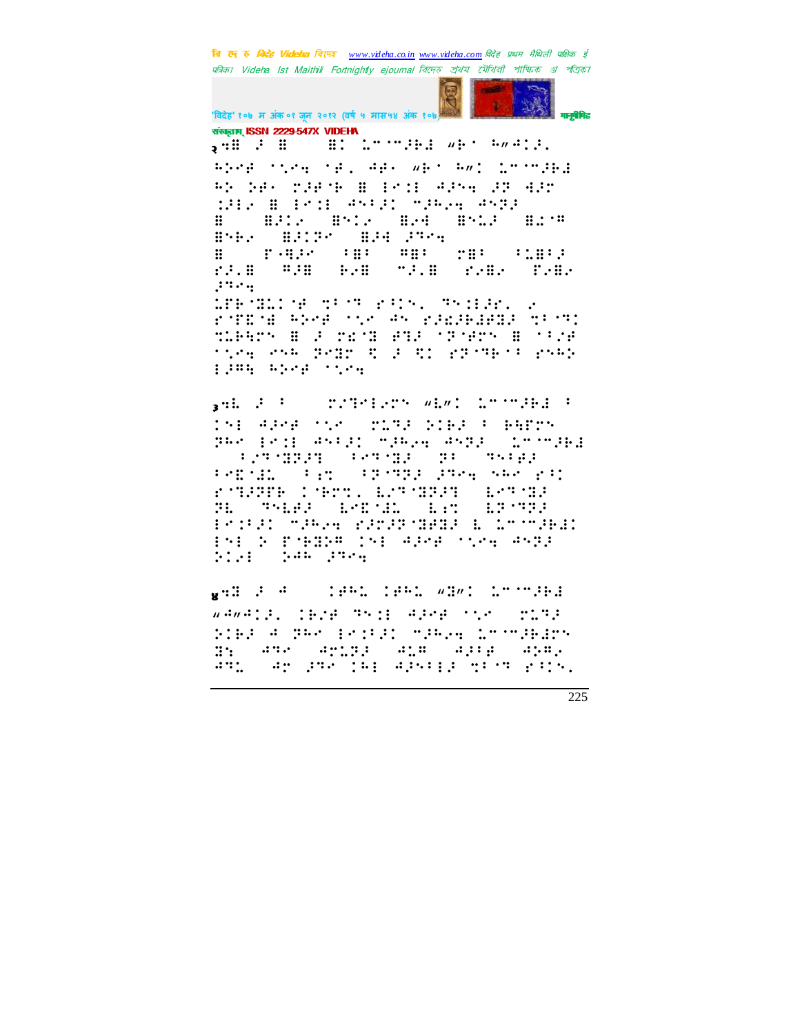२ ⠐⠿ ⠆ ⠿ ⠿⠅ ⠨⠉⠈⠉⠝⠆⠗⠇ ⠐⠗⠈ ⠓⠐⠂⠙⠅⠆⠂

⠓⠕⠢⠋ ⠈⠣⠢⠹ ⠈⠋⠂ ⠙⠋⠂ ⠐⠗⠈ ⠓⠐⠅ ⠨⠉⠈⠉⠝⠆⠗⠇ ⠓⠕ ⠕⠋⠂ ⠍⠆⠋⠈⠗ ⠿ ⠇⠢⠅⠇ ⠙⠆⠝⠹ ⠆⠝ ⠙⠆⠉ ⠅⠆⠇⠂ ⠿ ⠇⠢⠅⠇ ⠙⠎⠃⠆⠅ ⠉⠆⠓⠂⠹ ⠙⠎⠝⠆ ⠿ ⠿⠆⠅⠂ ⠿⠎⠅⠂ ⠿⠂⠙ ⠿⠎⠥⠆ ⠿⠅⠈⠍ ⠿⠎⠗⠂ ⠿⠆⠅⠕⠢ ⠿⠆⠙ ⠆⠹⠢⠹ ⠿ ⠗⠈⠻⠆⠢ ⠃⠿⠃ ⠍⠿⠃ ⠍⠿⠃ ⠃⠥⠿⠃⠆ ⠗⠆⠂⠿ ⠍⠆⠿ ⠗⠂⠿ ⠉⠆⠂⠿ ⠗⠂⠿⠂ ⠗⠂⠿⠂ ⠆⠹⠢⠹

⠥⠋⠗⠈⠿⠅⠈⠋ ⠹⠃⠈⠹ ⠗⠃⠅⠢⠂ ⠹⠎⠅⠇⠆⠗⠂ ⠂ ⠗⠈⠋⠿⠈⠿ ⠓⠕⠢⠋ ⠈⠣⠢ ⠙⠎ ⠗⠆⠿⠆⠗⠇⠋⠿⠆ ⠹⠃⠈⠹⠅ ⠹⠥⠗⠹⠉⠎ ⠿ ⠆ ⠍⠿⠈⠿ ⠙⠹⠆ ⠈⠝⠈⠋⠉⠎ ⠿ ⠈⠃⠆⠋ ⠈⠣⠢⠹ ⠢⠎⠓ ⠝⠢⠿⠉ ⠎ ⠆ ⠎⠅ ⠗⠝⠈⠹⠗⠈⠃ ⠗⠎⠓⠕ ⠇⠆⠻⠹ ⠓⠕⠢⠋ ⠈⠣⠢⠹

३ ⠐⠇ ⠆ ⠃ ⠍⠂⠹⠢⠇⠂⠉⠎ ⠐⠇⠐⠅ ⠨⠉⠈⠉⠝⠆⠗⠇ ⠃ ⠅⠎⠇ ⠙⠆⠢⠋ ⠈⠣⠢ ⠍⠥⠹⠆ ⠕⠅⠗⠆ ⠃ ⠗⠻⠋⠉⠎ ⠏⠓⠢ ⠇⠢⠅⠇ ⠙⠎⠃⠆⠅ ⠉⠆⠓⠂⠹ ⠙⠎⠝⠆ ⠨⠉⠈⠉⠝⠆⠗⠇ ⠃⠂⠹⠈⠿⠆⠹ ⠃⠢⠹⠈⠿⠆ ⠝⠃ ⠹⠎⠃⠗⠆ ⠃⠢⠿⠈⠿⠥ ⠃⠆⠉ ⠃⠝⠈⠹⠆ ⠆⠹⠢⠹ ⠎⠓⠢ ⠗⠃⠅ ⠗⠈⠹⠆⠝⠋⠗ ⠅⠈⠗⠍⠹⠂ ⠇⠂⠹⠈⠿⠆⠹ ⠇⠢⠹⠈⠿⠆ ⠝⠇ ⠹⠎⠇⠋⠆ ⠇⠢⠿⠈⠿⠥ ⠇⠆⠉ ⠇⠝⠈⠹⠆ ⠇⠢⠅⠃⠆⠅ ⠉⠆⠓⠂⠹ ⠗⠆⠍⠆⠝⠈⠿⠋⠿⠆ ⠇ ⠨⠉⠈⠉⠝⠆⠗⠇⠅ ⠇⠎⠇ ⠕ ⠗⠈⠗⠿⠕⠍ ⠅⠎⠇ ⠙⠆⠢⠋ ⠈⠣⠢⠹ ⠙⠎⠝⠆ ⠕⠅⠂⠇ ⠕⠙⠓ ⠆⠹⠢⠹

४ ⠐⠿ ⠆ ⠙ ⠅⠋⠓⠥ ⠅⠋⠓⠥ ⠐⠿⠐⠅ ⠨⠉⠈⠉⠝⠆⠗⠇ ⠐⠙⠐⠙⠅⠆⠂ ⠅⠗⠂⠋ ⠹⠎⠅⠇ ⠙⠆⠢⠋ ⠈⠣⠢ ⠍⠥⠹⠆ ⠕⠅⠗⠆ ⠙ ⠏⠓⠢ ⠇⠢⠅⠃⠆⠅ ⠉⠆⠓⠂⠹ ⠨⠉⠈⠉⠝⠆⠗⠇⠉⠎ ⠿⠹ ⠙⠹⠢ ⠙⠉⠥⠝⠆ ⠙⠥⠍ ⠙⠆⠃⠋ ⠙⠕⠍⠂ ⠙⠹⠥ ⠙⠉ ⠆⠹⠢ ⠅⠓⠇ ⠙⠆⠎⠃⠇⠆ ⠹⠃⠈⠹ ⠗⠃⠅⠢⠂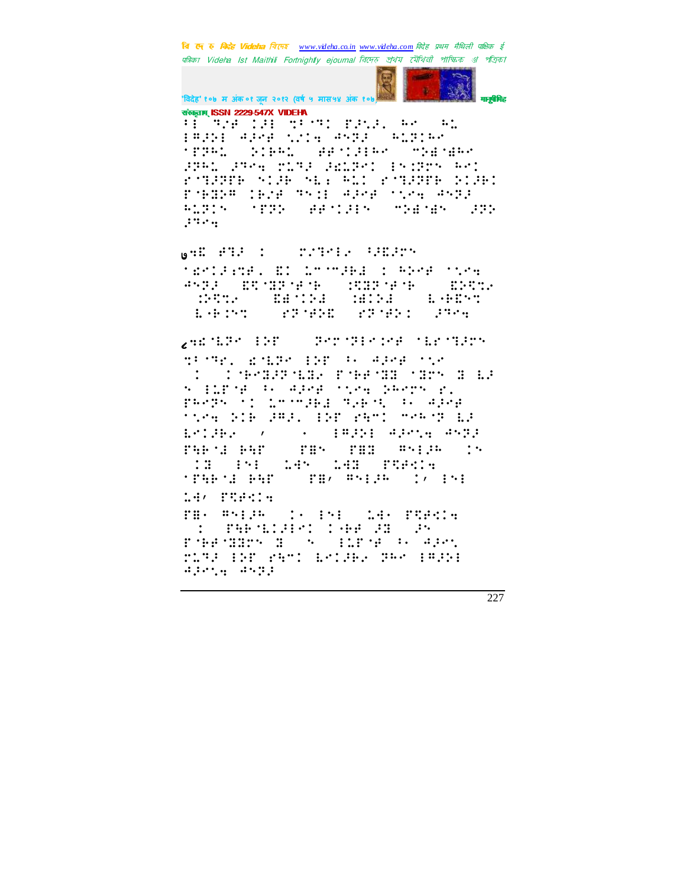संस्कृताम् ISSN 2229-547X VIDEHA

⠃⠇⠀⠹⠌⠋⠀⠨⠜⠇⠀⠹⠂⠈⠹⠅⠀⠗⠜⠣⠜⠄⠀⠓⠊⠀⠀⠓⠨
⠇⠛⠜⠕⠇⠀⠚⠜⠊⠋⠀⠡⠌⠅⠪⠀⠚⠝⠻⠜⠀⠀⠓⠨⠻⠅⠓⠊
⠈⠗⠻⠓⠨⠀⠀⠕⠅⠗⠓⠨⠀⠀⠋⠋⠈⠅⠜⠇⠓⠊⠀⠀⠉⠕⠙⠈⠙⠓⠊

⠜⠻⠓⠨⠀⠜⠹⠊⠪⠀⠍⠨⠻⠜⠀⠜⠫⠨⠻⠊⠅⠀⠇⠎⠅⠻⠗⠎⠀⠓⠊⠅

⠗⠈⠹⠜⠻⠗⠗⠀⠎⠅⠜⠗⠀⠎⠱⠆⠀⠓⠨⠅⠀⠗⠈⠹⠜⠻⠗⠗⠀⠕⠅⠜⠗⠅
⠏⠈⠗⠙⠕⠛⠀⠅⠗⠌⠋⠀⠹⠎⠅⠇⠀⠚⠜⠊⠋⠀⠈⠡⠊⠪⠀⠚⠝⠻⠜
⠓⠨⠻⠅⠎⠀⠀⠈⠗⠻⠕⠀⠀⠋⠋⠈⠅⠜⠇⠎⠀⠀⠉⠕⠙⠈⠙⠎⠀⠀⠜⠻⠕
⠜⠹⠊⠪

७⠪⠫⠀⠋⠹⠜⠀⠅⠀⠀⠀⠍⠌⠹⠊⠇⠊⠀⠸⠜⠫⠜⠻⠎

⠈⠫⠊⠅⠜⠆⠹⠋⠄⠀⠫⠅⠀⠨⠉⠈⠉⠜⠗⠙⠀⠅⠀⠓⠕⠊⠋⠀⠈⠡⠊⠪
⠚⠝⠻⠜⠀⠀⠫⠻⠈⠹⠻⠈⠋⠈⠗⠀⠀⠅⠻⠻⠈⠋⠈⠗⠀⠀⠀⠫⠕⠻⠨⠊
⠀⠅⠕⠻⠹⠊⠀⠀⠀⠫⠙⠈⠅⠕⠙⠀⠀⠅⠙⠅⠕⠙⠀⠀⠀⠇⠈⠗⠫⠎⠅
⠀⠇⠈⠗⠅⠎⠅⠀⠀⠀⠗⠻⠈⠋⠕⠫⠀⠀⠗⠻⠈⠋⠕⠅⠀⠀⠜⠹⠊⠪

८⠪⠫⠈⠇⠻⠊⠀⠇⠕⠋⠀⠀⠀⠀⠻⠊⠉⠈⠻⠇⠊⠅⠊⠋⠀⠈⠇⠊⠈⠹⠜⠻⠎

⠹⠂⠈⠹⠋⠄⠀⠫⠈⠇⠻⠊⠀⠇⠕⠋⠀⠂⠄⠀⠚⠜⠊⠋⠀⠈⠡⠊
⠀⠅⠀⠀⠅⠈⠗⠊⠹⠜⠻⠈⠇⠹⠊⠀⠏⠈⠗⠋⠈⠹⠹⠀⠈⠹⠻⠎⠀⠹⠀⠇⠜
⠎⠀⠇⠨⠏⠈⠋⠀⠂⠄⠀⠚⠜⠊⠋⠀⠈⠡⠊⠪⠀⠕⠓⠊⠻⠎⠀⠗⠄
⠏⠓⠊⠻⠎⠀⠈⠅⠀⠨⠉⠈⠉⠜⠗⠙⠀⠹⠌⠗⠈⠪⠀⠂⠄⠀⠚⠜⠊⠋
⠈⠡⠊⠪⠀⠕⠅⠗⠀⠜⠛⠜⠄⠀⠇⠕⠋⠀⠗⠱⠉⠅⠀⠉⠊⠓⠈⠻⠀⠇⠜
⠇⠊⠅⠜⠗⠊⠀⠀⠠⠀⠀⠀⠀⠄⠀⠀⠇⠛⠜⠕⠇⠀⠚⠜⠊⠡⠪⠀⠚⠝⠻⠜
⠏⠱⠗⠈⠙⠀⠗⠱⠋⠀⠀⠀⠏⠙⠎⠀⠀⠏⠙⠹⠀⠀⠛⠎⠇⠜⠓⠀⠀⠅⠎
⠀⠅⠹⠀⠀⠇⠎⠇⠀⠀⠨⠙⠎⠀⠀⠨⠙⠹⠀⠀⠏⠻⠋⠊⠅⠪
⠈⠏⠱⠗⠈⠙⠀⠗⠱⠋⠀⠀⠀⠏⠙⠠⠀⠛⠎⠇⠜⠓⠀⠀⠅⠠⠀⠇⠎⠇
⠨⠙⠠⠀⠏⠻⠋⠊⠅⠪

⠏⠙⠄⠀⠛⠎⠇⠜⠓⠀⠀⠅⠄⠀⠇⠎⠇⠀⠀⠨⠙⠄⠀⠏⠻⠋⠊⠅⠪
⠀⠅⠀⠀⠏⠱⠗⠈⠇⠅⠜⠇⠊⠅⠀⠅⠈⠗⠋⠀⠜⠹⠀⠀⠜⠎
⠏⠈⠗⠋⠈⠹⠹⠻⠎⠀⠹⠀⠀⠎⠀⠀⠇⠨⠏⠈⠋⠀⠂⠄⠀⠚⠜⠊⠡
⠍⠨⠻⠜⠀⠇⠕⠋⠀⠗⠱⠉⠅⠀⠇⠊⠅⠜⠗⠊⠀⠻⠓⠊⠀⠇⠛⠜⠕⠇
⠚⠜⠊⠡⠪⠀⠚⠝⠻⠜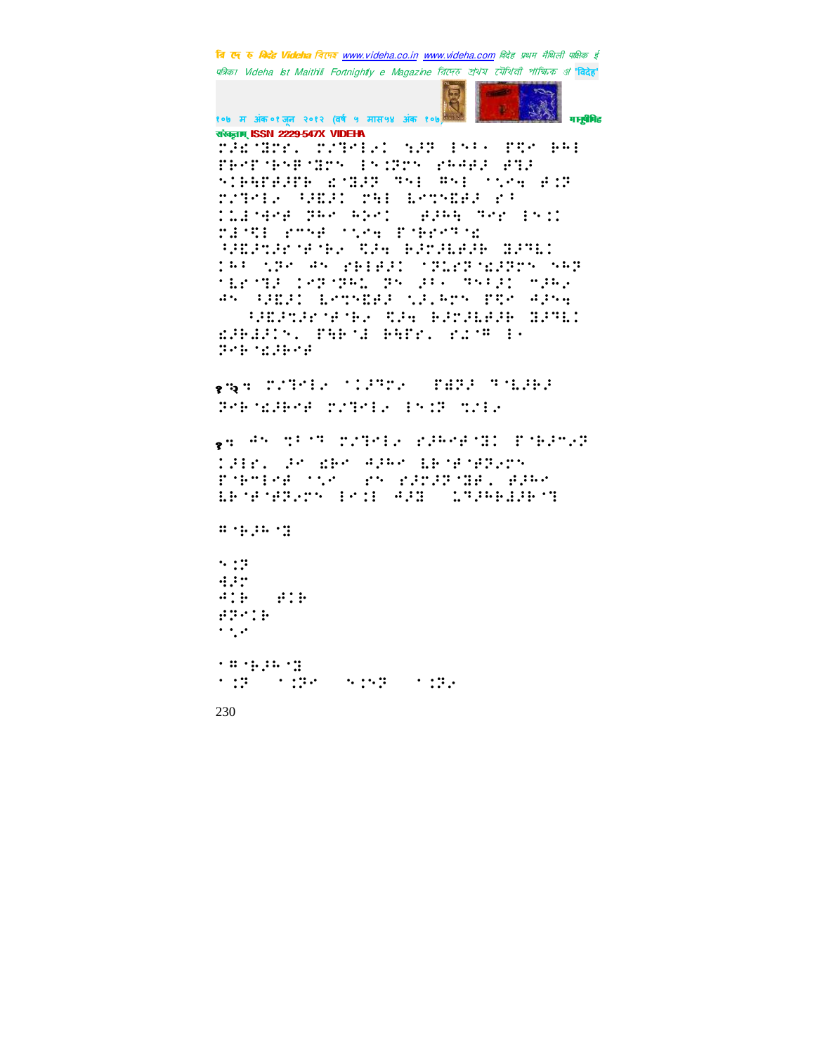⠏⠼⠎⠈⠹⠗�QUOTE

१.२: ⠍⠌⠑⠊⠇⠢ ⠁⠇⠼⠑⠗⠢ ⠋⠩⠝⠼ ⠑⠈⠇⠼⠗⠼

१: ⠲⠝ ⠎⠃⠈⠑ ⠍⠌⠑⠊⠇⠢ ⠎⠼⠓⠊⠋⠈⠹

⠯⠈⠗⠼⠓⠈⠹

⠝⠡⠝
⠩⠼⠍
⠲⠡⠗ ⠋⠡⠗
⠋⠝⠊⠡⠗
⠁⠂⠢

⠁⠯⠈⠗⠼⠓⠈⠹
⠁⠡⠝ ⠁⠡⠝⠊ ⠝⠡⠊⠝ ⠁⠡⠝⠢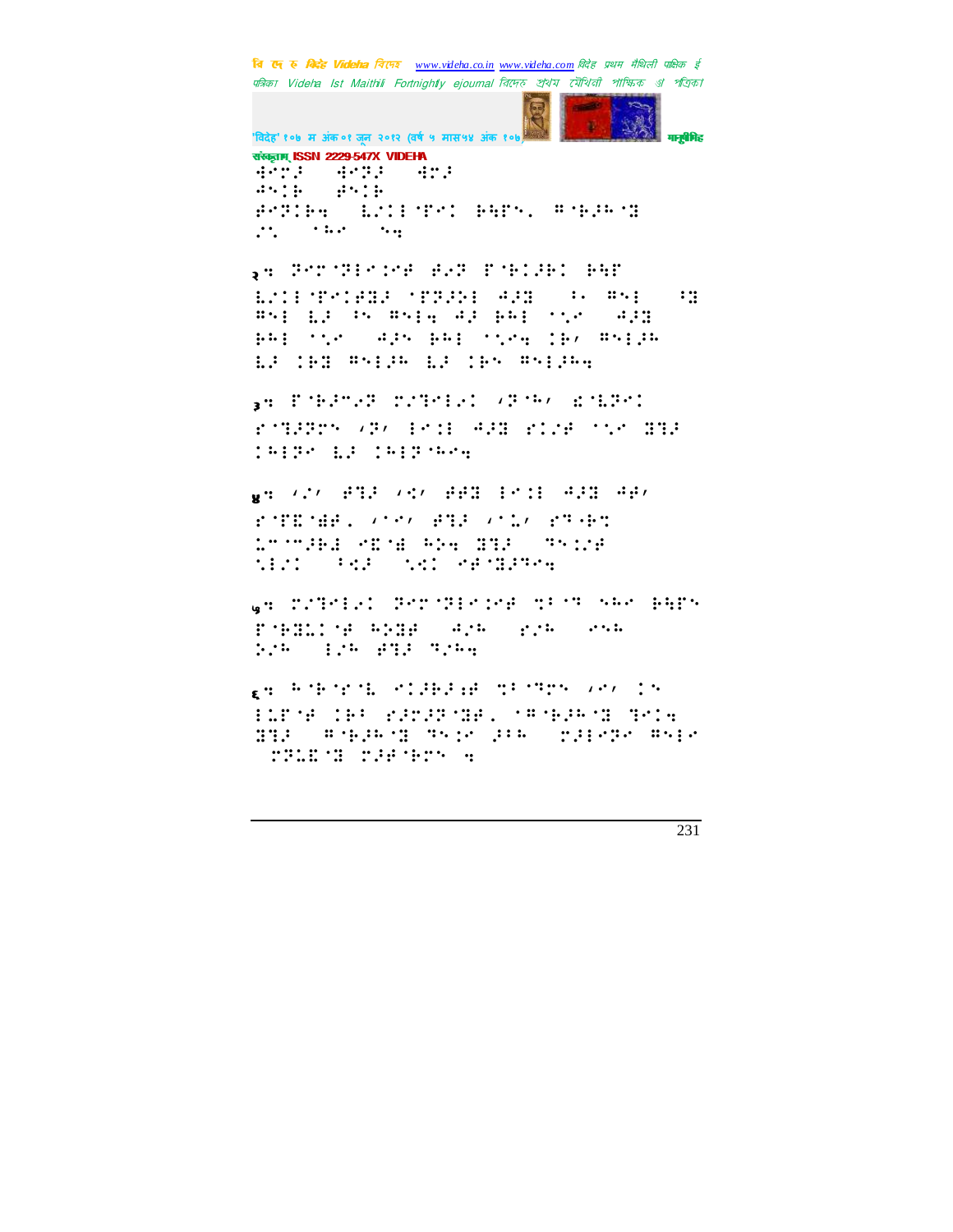संस्कृताम् ISSN 2229-547X VIDEHA

⠻⠉⠍⠜⠀⠻⠉⠝⠜⠀⠻⠍⠜
⠼⠑⠅⠗⠀⠿⠑⠅⠗
⠿⠉⠝⠅⠗⠹⠀⠇⠌⠅⠇⠈⠋⠉⠅⠀⠗⠻⠋⠑⠂⠀⠛⠈⠗⠜⠓⠈⠻
⠌⠑⠀⠈⠓⠉⠀⠑⠹

२⠹ ⠝⠉⠍⠈⠝⠇⠉⠅⠉⠋⠀⠿⠊⠝⠀⠋⠈⠗⠅⠜⠗⠅⠀⠗⠻⠋
⠇⠌⠅⠇⠈⠋⠉⠅⠿⠻⠜⠀⠈⠋⠝⠜⠗⠇⠀⠙⠜⠻⠀⠀⠂⠐⠀⠛⠑⠇⠀⠀⠂⠻
⠛⠑⠇⠀⠇⠜⠀⠂⠑⠀⠛⠑⠇⠹⠀⠙⠜⠀⠗⠓⠇⠀⠈⠌⠉⠀⠀⠙⠜⠻
⠗⠓⠇⠀⠈⠌⠉⠀⠀⠙⠜⠑⠀⠗⠓⠇⠀⠈⠌⠉⠹⠀⠅⠗⠌⠀⠛⠑⠇⠜⠓
⠇⠜⠀⠅⠗⠻⠀⠛⠑⠇⠜⠓⠀⠇⠜⠀⠅⠗⠑⠀⠛⠑⠇⠜⠓⠹

३⠹ ⠋⠈⠗⠜⠉⠊⠝⠀⠍⠌⠹⠉⠇⠊⠅⠀⠌⠝⠈⠓⠌⠀⠎⠈⠇⠝⠉⠅
⠋⠈⠹⠜⠝⠉⠑⠀⠌⠝⠌⠀⠇⠉⠅⠇⠀⠙⠜⠻⠀⠋⠅⠌⠋⠀⠈⠌⠉⠀⠻⠹⠜
⠅⠓⠇⠝⠉⠀⠇⠜⠀⠅⠓⠇⠝⠈⠓⠉⠹

४⠹ ⠌⠌⠌⠀⠿⠹⠜⠀⠌⠪⠌⠀⠿⠿⠻⠀⠇⠉⠅⠇⠀⠙⠜⠻⠀⠙⠿⠌
⠋⠈⠋⠮⠈⠻⠿⠂⠀⠌⠈⠉⠌⠀⠿⠹⠜⠀⠌⠈⠥⠌⠀⠋⠹⠈⠗⠹
⠥⠉⠈⠉⠜⠗⠇⠀⠉⠮⠈⠻⠀⠓⠕⠹⠀⠻⠹⠜⠀⠀⠹⠑⠅⠌⠋
⠹⠇⠌⠅⠀⠀⠂⠪⠜⠀⠀⠹⠪⠅⠀⠉⠋⠈⠻⠜⠹⠉⠹

५⠹ ⠍⠌⠹⠉⠇⠊⠅⠀⠝⠉⠍⠈⠝⠇⠉⠅⠉⠋⠀⠹⠂⠈⠹⠀⠑⠓⠉⠀⠗⠻⠋⠑
⠋⠈⠗⠻⠥⠅⠈⠋⠀⠓⠕⠻⠋⠀⠀⠙⠌⠓⠀⠀⠋⠌⠓⠀⠀⠉⠑⠓
⠕⠌⠓⠀⠀⠇⠌⠓⠀⠿⠹⠜⠀⠹⠌⠓⠹

६⠹ ⠓⠈⠗⠈⠋⠈⠇⠀⠉⠅⠜⠗⠜⠀⠹⠂⠈⠹⠉⠑⠀⠌⠉⠌⠀⠅⠑
⠇⠥⠋⠈⠋⠀⠅⠗⠂⠀⠋⠜⠍⠜⠝⠈⠻⠿⠂⠀⠈⠛⠈⠗⠜⠓⠈⠻⠀⠹⠉⠅⠹
⠻⠹⠜⠀⠀⠛⠈⠗⠜⠓⠈⠻⠀⠹⠑⠅⠉⠀⠜⠂⠓⠀⠀⠍⠜⠇⠉⠝⠉⠀⠛⠑⠇⠉
⠀⠍⠝⠥⠮⠈⠻⠀⠍⠜⠋⠈⠗⠍⠑⠀⠹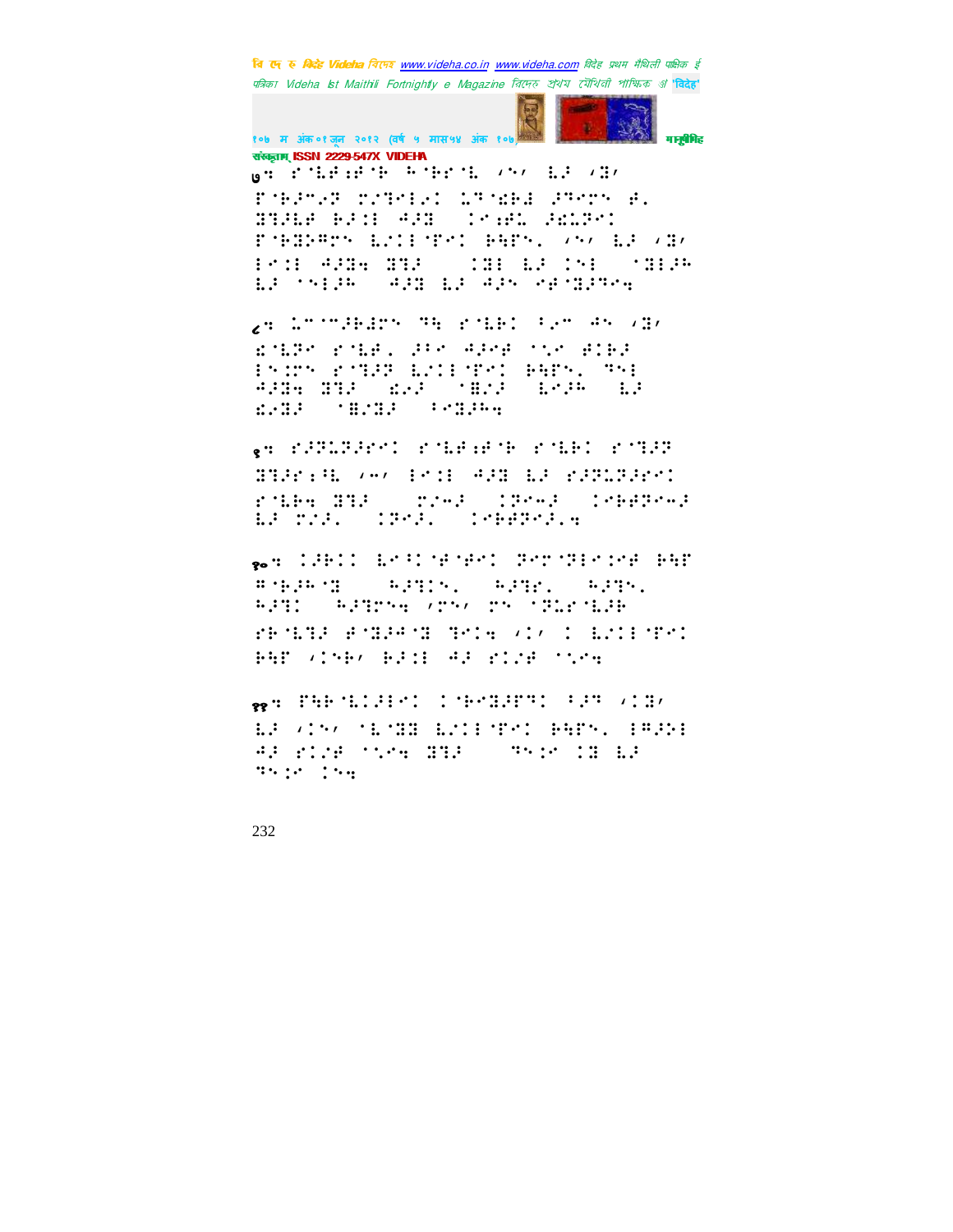७: ⠗⠨⠇⠋⠒⠋⠨⠷ ⠓⠨⠷⠗⠨⠇ ⠐⠝⠐ ⠇⠼ ⠐⠿⠐
⠗⠨⠷⠼⠉⠜⠽ ⠍⠌⠹⠑⠇⠌⠅ ⠹⠽⠨⠩⠷⠸ ⠼⠹⠑⠗⠝ ⠋⠄
⠿⠹⠼⠇⠋ ⠷⠼⠅⠸ ⠙⠼⠿ ⠅⠑⠒⠋⠹ ⠼⠩⠹⠽⠑⠅
⠗⠨⠷⠿⠷⠻⠗⠝ ⠇⠌⠅⠸⠨⠗⠑⠅ ⠷⠻⠗⠝⠄ ⠐⠝⠐ ⠇⠼ ⠐⠿⠐
⠸⠑⠅⠸ ⠙⠼⠿⠲ ⠿⠹⠼ ⠅⠿⠸ ⠇⠼ ⠅⠝⠸ ⠨⠿⠸⠼⠓
⠇⠼ ⠨⠝⠸⠼⠓ ⠙⠼⠿ ⠇⠼ ⠙⠼⠝ ⠑⠋⠨⠿⠼⠹⠑⠲

८: ⠹⠉⠨⠉⠼⠷⠿⠗⠝ ⠹⠓ ⠗⠨⠇⠷⠅ ⠃⠌⠉ ⠙⠝ ⠐⠿⠐
⠩⠨⠇⠽⠑ ⠗⠨⠇⠋⠄ ⠼⠃⠑ ⠙⠼⠑⠋ ⠨⠌⠑ ⠋⠅⠷⠼
⠸⠝⠅⠗⠝ ⠗⠨⠹⠼⠽ ⠇⠌⠅⠸⠨⠗⠑⠅ ⠷⠻⠗⠝⠄ ⠹⠝⠸
⠙⠼⠿⠲ ⠿⠹⠼ ⠩⠌⠼ ⠨⠿⠌⠼ ⠇⠑⠼⠓ ⠇⠼
⠩⠌⠿⠼ ⠨⠿⠌⠿⠼ ⠃⠑⠿⠼⠓⠲

९: ⠗⠼⠹⠹⠽⠼⠗⠑⠅ ⠗⠨⠇⠋⠒⠋⠨⠷ ⠗⠨⠇⠷⠅ ⠗⠨⠹⠼⠽
⠿⠹⠼⠗⠆⠓⠇ ⠐⠤⠐ ⠸⠑⠅⠸ ⠙⠼⠿ ⠇⠼ ⠗⠼⠹⠹⠽⠼⠗⠑⠅
⠗⠨⠇⠷⠲ ⠿⠹⠼ ⠍⠌⠤⠼ ⠅⠹⠑⠤⠼ ⠅⠑⠷⠋⠽⠑⠤⠼
⠇⠼ ⠍⠌⠼⠄ ⠅⠹⠑⠼⠄ ⠅⠑⠷⠋⠽⠑⠼⠄⠲

१०: ⠅⠼⠷⠅⠅ ⠇⠑⠃⠅⠨⠋⠨⠷⠑⠅ ⠹⠑⠗⠨⠹⠸⠑⠅⠑⠋ ⠷⠻⠗
⠿⠨⠷⠼⠓⠨⠿ ⠓⠼⠹⠅⠝⠄ ⠓⠼⠹⠗⠄ ⠓⠼⠹⠝⠄
⠓⠼⠹⠅ ⠓⠼⠹⠗⠝⠲ ⠐⠗⠝⠐ ⠗⠝ ⠨⠹⠥⠗⠨⠇⠼⠷
⠗⠷⠨⠇⠹⠼ ⠋⠨⠿⠼⠙⠨⠿ ⠹⠑⠅⠲ ⠐⠅⠐ ⠅ ⠇⠌⠅⠸⠨⠗⠑⠅
⠷⠻⠗ ⠐⠅⠝⠷⠐ ⠷⠼⠅⠸ ⠙⠼ ⠗⠅⠌⠋ ⠨⠌⠑⠲

११: ⠗⠻⠷⠨⠇⠅⠼⠸⠑⠅ ⠅⠨⠷⠑⠿⠼⠗⠹⠅ ⠃⠼⠹ ⠐⠅⠿⠐
⠇⠼ ⠐⠅⠝⠐ ⠨⠇⠨⠿⠿ ⠇⠌⠅⠸⠨⠗⠑⠅ ⠷⠻⠗⠝⠄ ⠸⠻⠼⠕⠸
⠙⠼ ⠗⠅⠌⠋ ⠨⠌⠑⠲ ⠿⠹⠼ ⠹⠝⠅⠑ ⠅⠿ ⠇⠼
⠹⠝⠅⠑ ⠅⠝⠲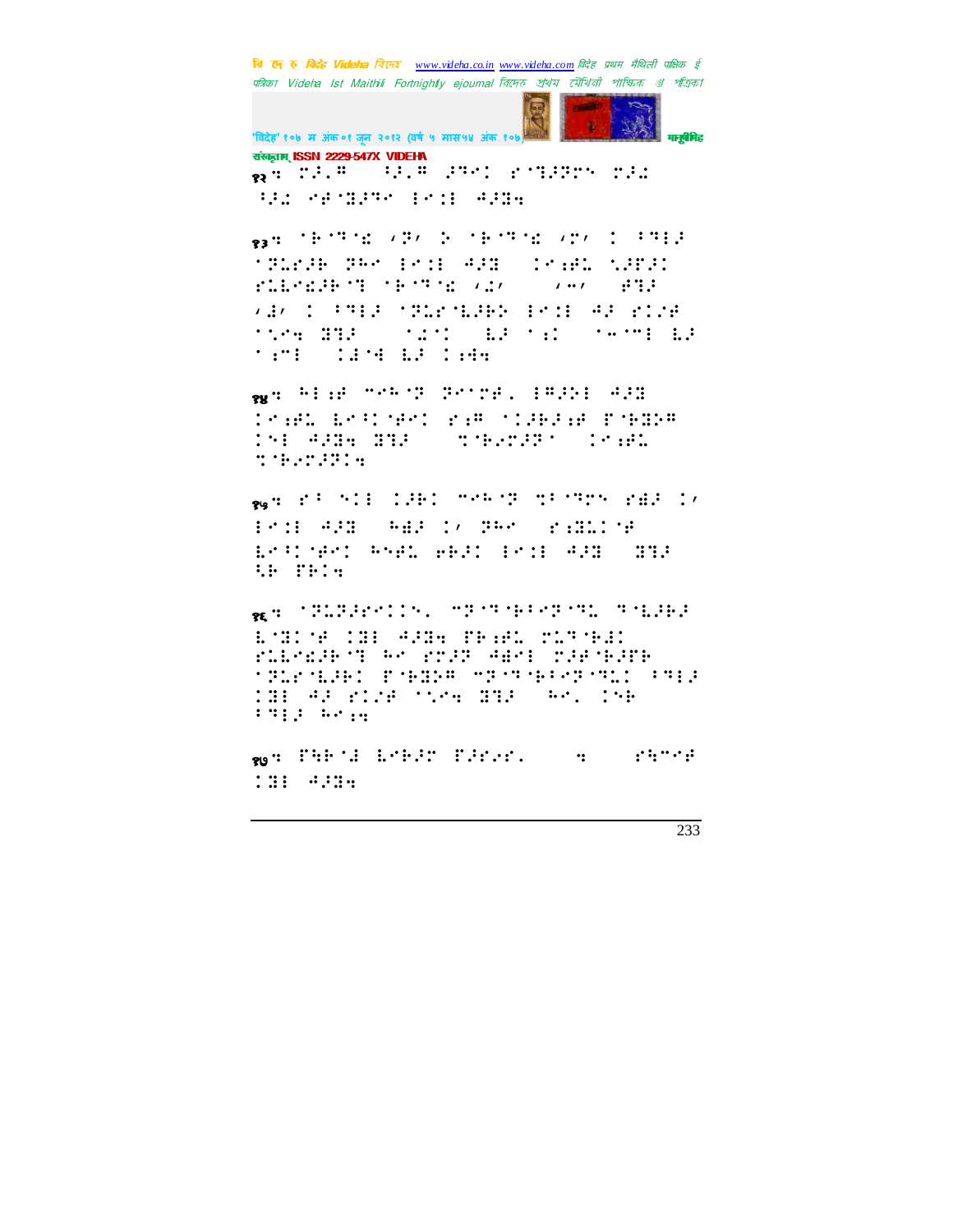संस्कृताम् ISSN 2229-547X VIDEHA

१२ ⠍⠌⠂⠣ ⠳⠌⠂⠣ ⠌⠹⠉ ⠗⠈⠹⠌⠝⠝ ⠍⠌⠩ ⠳⠌⠩ ⠎⠋⠈⠹⠌⠹⠉ ⠇⠉⠲⠇ ⠲⠌⠹⠒

१३ ⠈⠗⠈⠹⠈⠪ ⠠⠝⠠ ⠕ ⠈⠗⠈⠹⠈⠪ ⠠⠍⠠ ⠁ ⠖⠹⠇⠌ ⠈⠝⠥⠗⠌⠗ ⠝⠓⠉ ⠇⠉⠲⠇ ⠲⠌⠹ ⠁⠉⠱⠋⠥ ⠎⠌⠝⠌⠁ ⠗⠥⠥⠉⠪⠌⠗⠈⠹ ⠈⠗⠈⠹⠈⠪ ⠠⠩⠠ ⠠⠤⠠ ⠋⠹⠌ ⠠⠩⠠ ⠁ ⠖⠹⠇⠌ ⠈⠝⠥⠗⠈⠥⠌⠕ ⠇⠉⠲⠇ ⠲⠌ ⠗⠁⠌⠋ ⠈⠎⠉⠒ ⠹⠹⠌ ⠈⠩⠉⠁ ⠥⠌ ⠈⠱⠁ ⠈⠤⠈⠍⠇ ⠥⠌ ⠈⠱⠍⠇ ⠁⠩⠈⠫ ⠥⠌ ⠁⠱⠫⠒

१४ ⠓⠇⠱⠋ ⠍⠉⠓⠈⠝ ⠝⠉⠈⠍⠋⠂ ⠇⠣⠌⠕⠇ ⠲⠌⠹ ⠁⠉⠱⠋⠥ ⠥⠉⠖⠁⠈⠋⠉⠁ ⠗⠱⠣ ⠈⠁⠌⠗⠌⠱⠋ ⠏⠈⠗⠹⠕⠣ ⠁⠎⠇ ⠲⠌⠹⠒ ⠹⠹⠌ ⠹⠈⠗⠌⠍⠌⠝⠈ ⠁⠉⠱⠋⠥ ⠹⠈⠗⠌⠍⠌⠝⠁⠒

१५ ⠗⠖ ⠎⠁⠇ ⠁⠌⠗⠁ ⠍⠉⠓⠈⠝ ⠹⠖⠈⠹⠍⠝ ⠗⠫⠌ ⠁⠠ ⠇⠉⠲⠇ ⠲⠌⠹ ⠓⠫⠌ ⠁⠠ ⠝⠓⠉ ⠗⠱⠹⠥⠁⠈⠋ ⠥⠉⠖⠁⠈⠋⠉⠁ ⠓⠎⠋⠥ ⠋⠗⠌⠁ ⠇⠉⠲⠇ ⠲⠌⠹ ⠹⠹⠌ ⠳⠗ ⠏⠗⠁⠒

१६ ⠈⠝⠥⠝⠌⠋⠉⠁⠁⠎⠂ ⠍⠝⠈⠹⠈⠗⠖⠉⠝⠈⠹⠥ ⠹⠈⠥⠌⠗⠌ ⠥⠈⠹⠁⠈⠋ ⠁⠹⠇ ⠲⠌⠹⠒ ⠏⠗⠱⠋⠥ ⠍⠥⠹⠈⠗⠩⠁ ⠗⠥⠥⠉⠪⠌⠗⠈⠹ ⠓⠉ ⠗⠍⠌⠝ ⠲⠫⠉⠇ ⠍⠌⠋⠈⠗⠌⠏⠗ ⠈⠝⠥⠗⠈⠥⠌⠗⠁ ⠏⠈⠗⠹⠕⠣ ⠍⠝⠈⠹⠈⠗⠖⠉⠝⠈⠹⠥⠁ ⠖⠹⠇⠌ ⠁⠹⠇ ⠲⠌ ⠗⠁⠌⠋ ⠈⠎⠉⠒ ⠹⠹⠌ ⠓⠉⠂ ⠁⠎⠗ ⠖⠹⠇⠌ ⠓⠉⠱⠒

१७ ⠏⠳⠗⠈⠩ ⠥⠉⠗⠌⠍ ⠏⠌⠗⠉⠗⠂ ⠒ ⠗⠳⠍⠉⠋ ⠁⠹⠇ ⠲⠌⠹⠒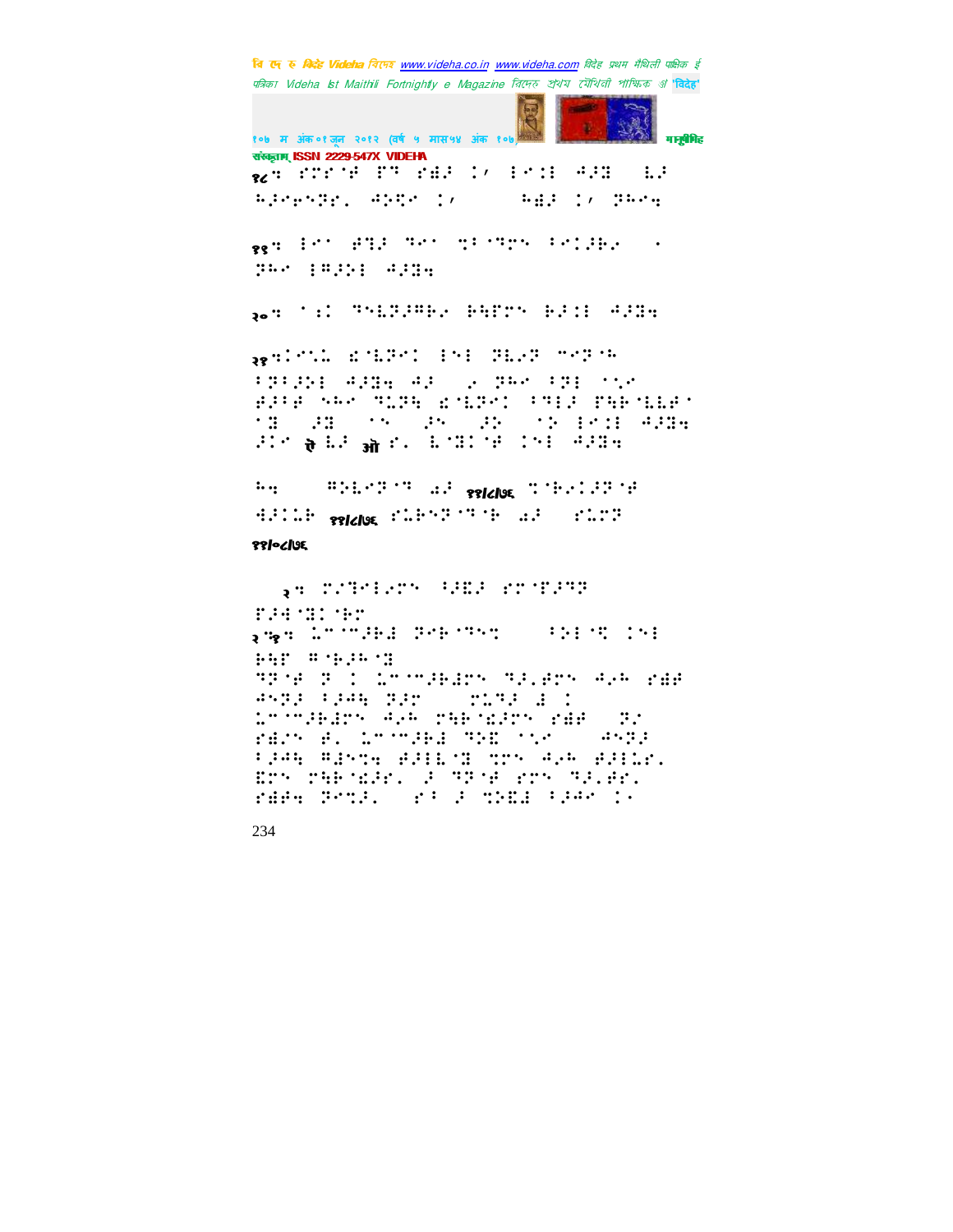१८: ⠋⠗⠗⠊⠋ ⠋⠹ ⠗⠷⠼ ⠅⠂ ⠇⠊⠒⠇ ⠚⠼⠿ ⠇⠼ ⠓⠼⠑⠝⠝⠗⠄ ⠚⠕⠻⠊ ⠅⠂ ⠓⠷⠼ ⠅⠂ ⠝⠓⠊⠆

१९: ⠇⠊⠁ ⠋⠹⠼ ⠹⠊⠁ ⠻⠁⠈⠹⠗⠝ ⠁⠊⠅⠼⠓⠑ ⠄ ⠝⠓⠊ ⠇⠛⠼⠕⠇ ⠚⠼⠿⠆

२०: ⠁⠱⠅ ⠹⠝⠇⠝⠼⠛⠓⠑ ⠓⠹⠋⠗⠝ ⠓⠼⠒⠇ ⠚⠼⠿⠆

२१:⠅⠊⠝⠄ ⠫⠈⠇⠝⠊⠅ ⠇⠝⠇ ⠝⠇⠑⠝ ⠊⠊⠝⠈⠓ ⠁⠝⠁⠼⠕⠇ ⠚⠼⠿⠆ ⠚⠼ ⠑ ⠝⠓⠊ ⠁⠝⠇ ⠁⠝⠊ ⠋⠼⠁⠋ ⠝⠓⠊ ⠹⠇⠝⠻ ⠫⠈⠇⠝⠊⠅ ⠁⠹⠇⠼ ⠗⠻⠓⠈⠇⠇⠋⠁ ⠈⠿ ⠼⠿ ⠁⠝ ⠼⠝ ⠼⠕ ⠁⠕ ⠇⠊⠒⠇ ⠚⠼⠿⠆ ⠼⠊ ऐ ⠇⠼ ओ ⠗⠄ ⠇⠈⠿⠅⠈⠋ ⠅⠝⠇ ⠚⠼⠿⠆

⠓⠆ ⠛⠕⠇⠊⠝⠈⠹ ⠩⠼ ११/८/७६ ⠹⠈⠓⠑⠅⠼⠝⠈⠋ ⠙⠼⠅⠩⠓ ११/८/७६ ⠗⠇⠓⠝⠝⠈⠹⠈⠓ ⠩⠼ ⠗⠇⠗⠝

११/०८/७६

२: ⠗⠌⠹⠊⠇⠑⠗⠝ ⠁⠼⠿⠼ ⠗⠗⠈⠋⠼⠹⠝ ⠋⠼⠙⠈⠿⠅⠈⠓⠗

२'१: ⠇⠉⠈⠉⠼⠓⠙ ⠝⠊⠓⠈⠹⠝⠻ ⠁⠕⠇⠈⠻ ⠅⠝⠇ ⠓⠹⠋ ⠛⠈⠓⠼⠓⠈⠿ ⠹⠝⠈⠋ ⠝ ⠅ ⠇⠉⠈⠉⠼⠓⠙⠗⠝ ⠹⠼⠄⠋⠗⠝ ⠚⠑⠓ ⠗⠷⠋ ⠚⠝⠝⠼ ⠁⠼⠚⠹ ⠝⠼⠗ ⠗⠇⠹⠼ ⠙ ⠅ ⠇⠉⠈⠉⠼⠓⠙⠗⠝ ⠚⠑⠓ ⠗⠹⠓⠈⠫⠼⠗⠝ ⠗⠷⠋ ⠝⠼ ⠗⠷⠑⠝ ⠋⠄ ⠇⠉⠈⠉⠼⠓⠙ ⠹⠕⠿ ⠁⠝⠊ ⠚⠝⠝⠼ ⠁⠼⠚⠹ ⠛⠙⠝⠻⠆ ⠋⠼⠇⠇⠈⠿ ⠻⠗⠝ ⠚⠑⠓ ⠋⠼⠇⠇⠗⠄ ⠿⠗⠝ ⠗⠹⠓⠈⠫⠼⠗⠄ ⠼ ⠹⠝⠈⠋ ⠗⠗⠝ ⠹⠼⠄⠋⠗⠄ ⠗⠷⠋⠆ ⠝⠊⠻⠼⠄ ⠗⠁ ⠼ ⠻⠕⠿⠙ ⠁⠼⠚⠊ ⠅⠑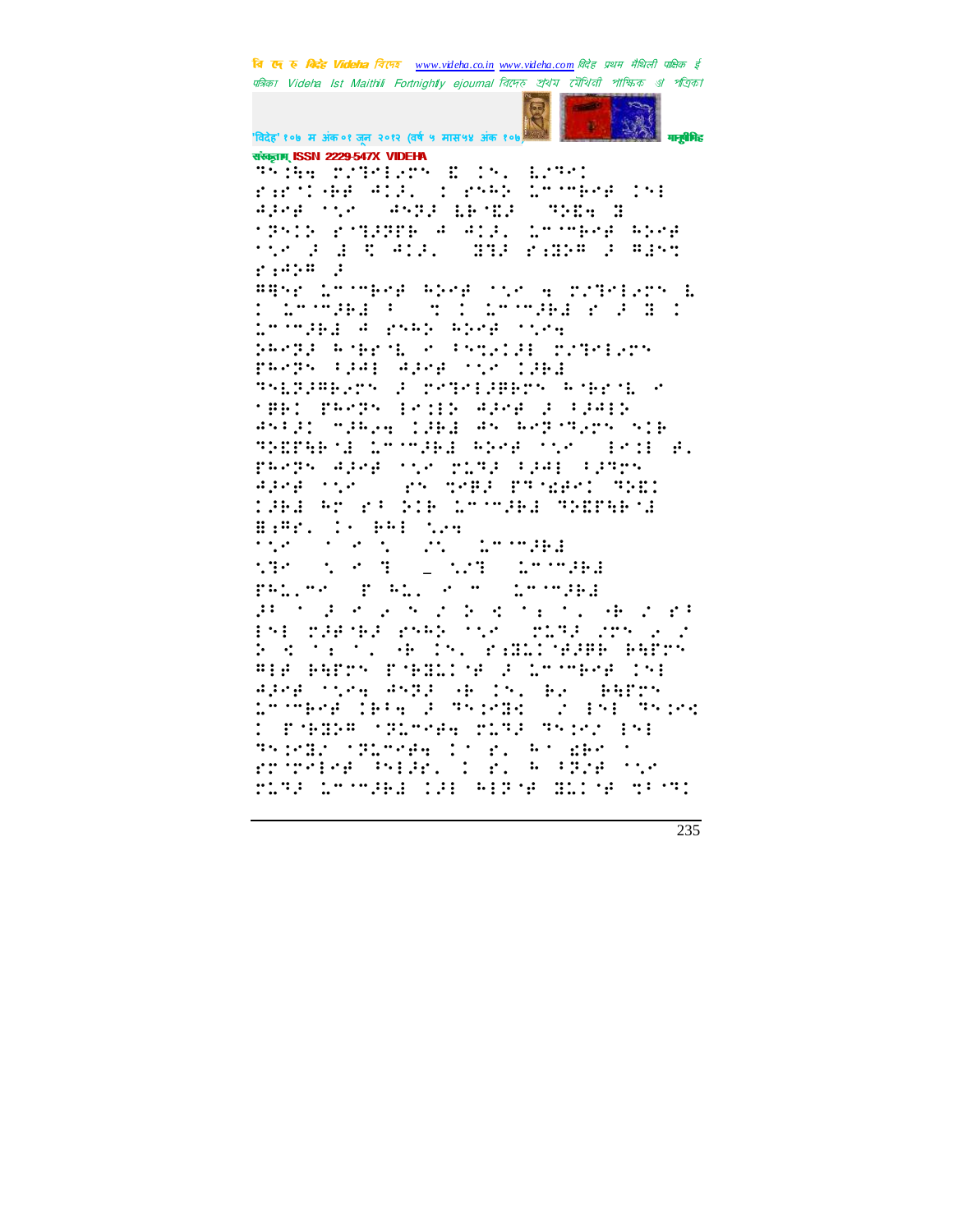संस्कृताम् ISSN 2229-547X VIDEHA

⠹⠅⠪⠓⠂⠀⠗⠴⠹⠑⠇⠢⠝⠀�OE⠀⠉⠅⠄⠀⠇⠴⠹⠑⠅

⠗⠐⠗⠁⠅⠂⠐⠋⠀⠙⠅⠚⠄⠀⠅⠀⠗⠎⠓⠕⠀⠥⠉⠁⠉⠃⠑⠋⠀⠅⠎⠇

⠙⠚⠑⠋⠀⠁⠎⠑⠀⠀⠙⠎⠝⠚⠀⠇⠃⠁⠇⠚⠀⠀⠹⠕⠪⠣⠀⠿

⠁⠝⠎⠅⠕⠀⠗⠁⠇⠚⠝⠋⠃⠀⠙⠀⠙⠅⠚⠄⠀⠥⠉⠁⠉⠃⠑⠋⠀⠓⠕⠑⠋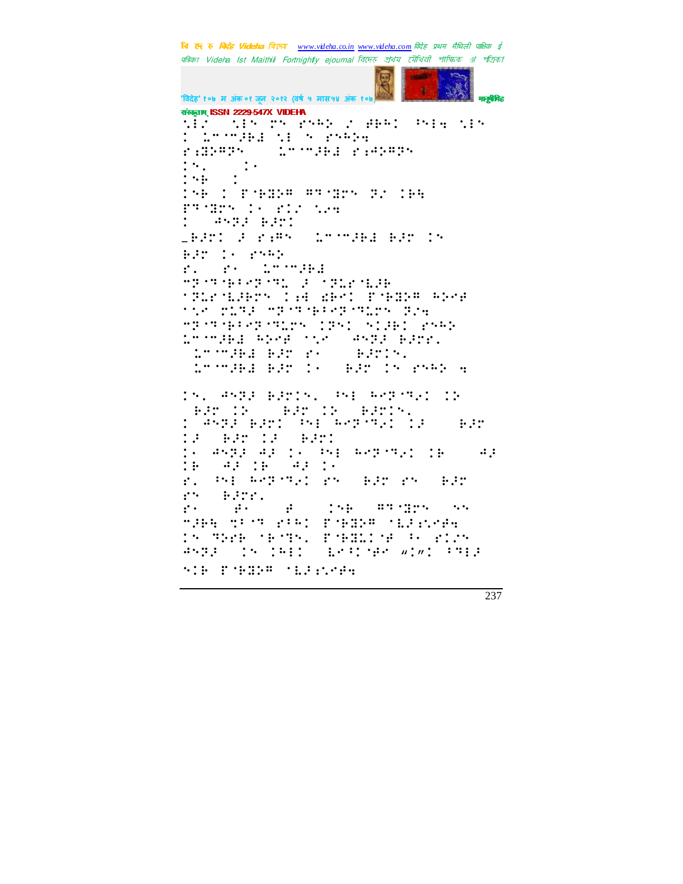संस्कृताम् ISSN 2229-547X VIDEHA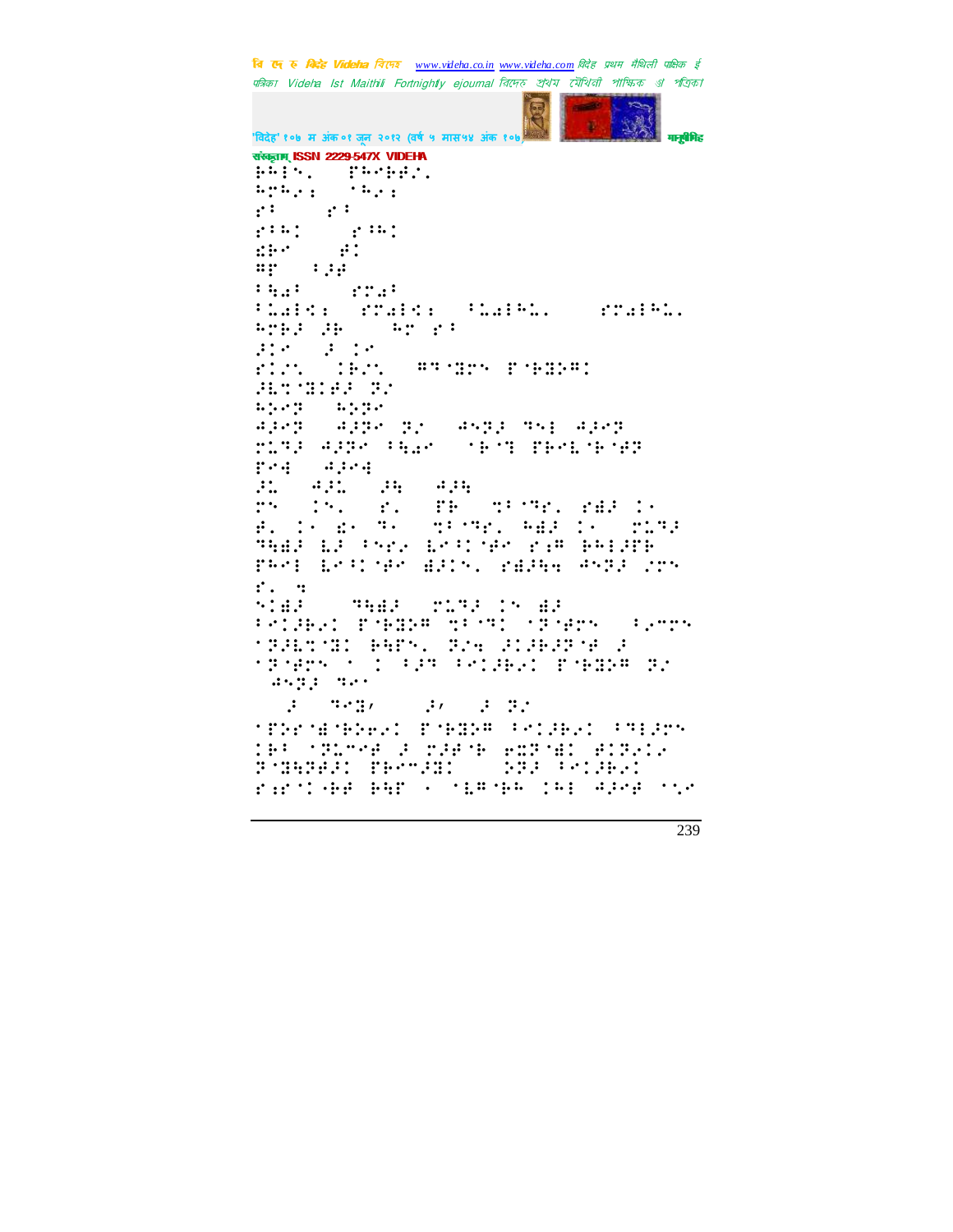संस्कृताम् ISSN 2229-547X VIDEHA

⠗⠓⠊⠎⠄ ⠀⠏⠓⠑⠗⠗⠎⠄
⠓⠗⠓⠢⠆ ⠀⠈⠓⠢⠆
⠎⠁ ⠀⠀⠎⠁
⠎⠁⠓⠁ ⠀⠀⠎⠁⠓⠁
⠫⠗⠉ ⠀⠀⠗⠁
⠻⠏ ⠀⠁⠚⠗
⠁⠹⠁⠁ ⠀⠀⠎⠗⠁⠁
⠁⠇⠁⠊⠉⠆ ⠀⠎⠗⠁⠊⠉⠆ ⠀⠁⠇⠁⠊⠓⠇⠄ ⠀⠀⠀⠎⠗⠁⠊⠓⠇⠄
⠓⠗⠗⠚ ⠚⠗ ⠀⠀⠓⠗ ⠎⠁
⠚⠊⠉ ⠀⠚ ⠊⠉
⠎⠊⠌⠎ ⠀⠊⠗⠌⠎ ⠀⠻⠹⠈⠻⠗⠝ ⠏⠈⠗⠻⠕⠻⠁
⠚⠇⠹⠈⠻⠊⠗⠚ ⠝⠌
⠓⠕⠉⠝ ⠀⠓⠕⠝⠉
⠙⠚⠉⠝ ⠀⠙⠚⠝⠉ ⠝⠌ ⠀⠙⠎⠝⠚ ⠹⠎⠊ ⠙⠚⠉⠝
⠗⠇⠹⠚ ⠙⠚⠝⠉ ⠁⠹⠁⠉ ⠀⠈⠗⠈⠹ ⠏⠗⠉⠇⠈⠗⠈⠗⠝
⠏⠉⠙ ⠀⠙⠚⠉⠙
⠚⠇ ⠀⠙⠚⠇ ⠀⠚⠹ ⠀⠙⠚⠹
⠗⠎ ⠀⠊⠎⠄ ⠀⠎⠄ ⠀⠏⠗ ⠀⠹⠁⠈⠹⠗⠄ ⠎⠻⠚ ⠊⠉
⠗⠄ ⠊⠉ ⠫⠉ ⠹⠉ ⠀⠹⠁⠈⠹⠗⠄ ⠓⠻⠚ ⠊⠉ ⠀⠗⠇⠹⠚
⠹⠹⠻⠚ ⠇⠚ ⠁⠝⠗⠢ ⠇⠉⠁⠊⠈⠗⠉ ⠎⠔⠻ ⠗⠓⠊⠚⠗⠗
⠏⠓⠉⠊ ⠇⠉⠁⠊⠈⠗⠉ ⠻⠚⠊⠎⠄ ⠎⠻⠚⠹⠹ ⠙⠎⠝⠚ ⠊⠗⠎
⠎⠄ ⠹
⠎⠊⠻⠚ ⠀⠀⠹⠹⠻⠚ ⠀⠗⠇⠹⠚ ⠊⠎ ⠻⠚
⠁⠉⠊⠚⠗⠢⠊ ⠏⠈⠗⠻⠕⠻ ⠹⠁⠈⠹⠊ ⠈⠝⠈⠗⠝ ⠀⠁⠢⠉⠗⠎
⠈⠝⠚⠇⠹⠈⠻⠊ ⠗⠹⠏⠎⠄ ⠝⠌⠹ ⠚⠊⠚⠗⠚⠝⠈⠗ ⠚
⠈⠝⠈⠗⠝ ⠁ ⠊ ⠁⠚⠹ ⠁⠉⠊⠚⠗⠢⠊ ⠏⠈⠗⠻⠕⠻ ⠝⠌
⠀⠙⠎⠝⠚ ⠹⠉⠁

⠀⠀⠚ ⠀⠹⠉⠻⠂ ⠀⠀⠚⠂ ⠀⠚ ⠝⠌
⠈⠏⠕⠗⠈⠻⠈⠗⠕⠢⠊ ⠏⠈⠗⠻⠕⠻ ⠁⠉⠊⠚⠗⠢⠊ ⠁⠹⠊⠚⠗⠎
⠊⠗⠁ ⠈⠝⠇⠉⠈⠗ ⠚ ⠗⠚⠗⠈⠗ ⠗⠭⠝⠈⠻⠊ ⠗⠊⠝⠢⠊⠉
⠝⠈⠻⠹⠝⠗⠚⠊ ⠏⠗⠉⠉⠚⠻⠊ ⠀⠀⠕⠝⠚ ⠁⠉⠊⠚⠗⠢⠊
⠎⠔⠗⠈⠊⠈⠗⠗ ⠗⠹⠏ ⠄ ⠈⠇⠻⠈⠗⠓ ⠊⠓⠊ ⠙⠚⠉⠗ ⠈⠌⠉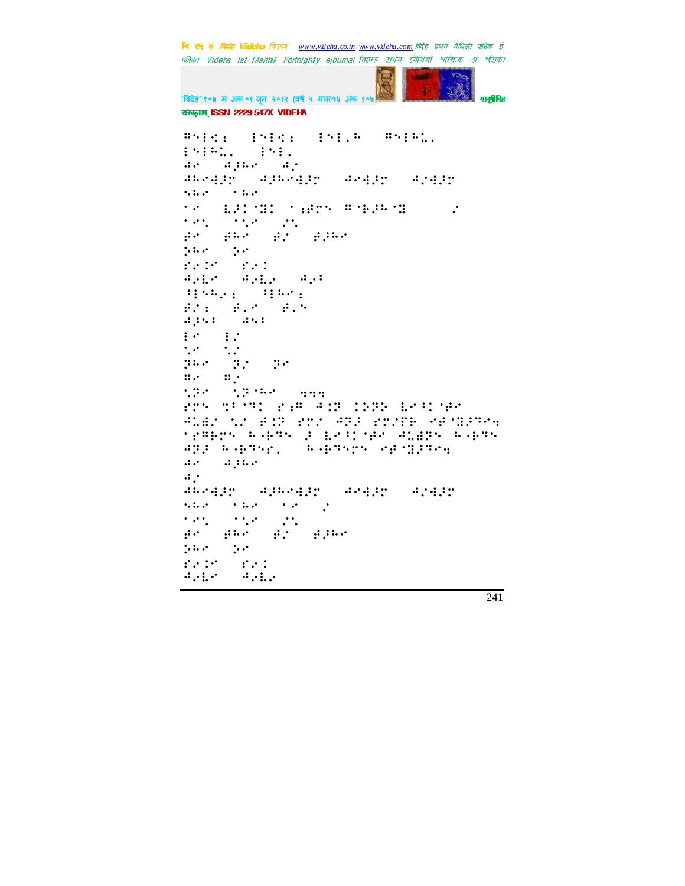संस्कृताम् ISSN 2229-547X VIDEHA

⠛⠝⠇⠣⠆⠀⠇⠝⠇⠣⠆⠀⠇⠝⠇⠄⠓⠀⠛⠝⠇⠓⠥⠄
⠇⠝⠇⠓⠥⠄⠀⠇⠝⠇⠄
⠙⠑⠀⠙⠖⠓⠑⠀⠙⠴
⠙⠓⠑⠙⠖⠞⠀⠙⠖⠓⠑⠙⠖⠞⠀⠙⠑⠙⠖⠞⠀⠙⠴⠙⠖⠞
⠱⠓⠑⠀⠁⠓⠑
⠁⠑⠀⠥⠖⠅⠈⠝⠅⠀⠁⠆⠯⠗⠝⠀⠛⠈⠗⠖⠓⠈⠝⠀⠴
⠁⠑⠱⠀⠁⠁⠴⠑⠀⠴⠱
⠯⠑⠀⠯⠓⠑⠀⠯⠴⠀⠯⠖⠓⠑
⠵⠓⠑⠀⠵⠑
⠋⠴⠅⠑⠀⠋⠴⠅
⠙⠴⠥⠑⠀⠙⠴⠥⠄⠀⠙⠴⠃
⠃⠇⠱⠓⠴⠆⠀⠃⠇⠓⠑⠆
⠯⠴⠆⠀⠯⠄⠑⠀⠯⠄⠝
⠙⠖⠱⠃⠀⠙⠱⠃
⠇⠑⠀⠇⠴
⠱⠑⠀⠱⠴
⠝⠓⠑⠀⠝⠴⠀⠝⠑
⠛⠑⠀⠛⠴
⠱⠝⠑⠀⠱⠝⠈⠓⠑⠀⠹⠹⠹
⠋⠗⠝⠀⠹⠃⠈⠝⠅⠀⠋⠆⠛⠀⠙⠅⠝⠀⠅⠅⠝⠝⠀⠥⠑⠃⠅⠈⠯⠑
⠙⠥⠯⠴⠀⠱⠴⠀⠯⠅⠝⠀⠋⠗⠴⠀⠙⠝⠖⠀⠋⠗⠴⠗⠓⠀⠑⠯⠈⠝⠖⠝⠑⠹
⠁⠆⠛⠓⠗⠝⠀⠓⠐⠗⠝⠝⠀⠖⠀⠥⠑⠃⠅⠈⠯⠑⠀⠙⠥⠯⠝⠝⠀⠓⠐⠗⠝⠝
⠙⠝⠖⠀⠓⠐⠗⠝⠝⠗⠄⠀⠓⠐⠗⠝⠝⠗⠝⠀⠑⠯⠈⠝⠖⠝⠑⠹
⠙⠑⠀⠙⠖⠓⠑
⠙⠴
⠙⠓⠑⠙⠖⠞⠀⠙⠖⠓⠑⠙⠖⠞⠀⠙⠑⠙⠖⠞⠀⠙⠴⠙⠖⠞
⠱⠓⠑⠀⠁⠓⠑⠀⠁⠑⠀⠴
⠁⠑⠱⠀⠁⠁⠴⠑⠀⠴⠱
⠯⠑⠀⠯⠓⠑⠀⠯⠴⠀⠯⠖⠓⠑
⠵⠓⠑⠀⠵⠑
⠋⠴⠅⠑⠀⠋⠴⠅
⠙⠴⠥⠑⠀⠙⠴⠥⠄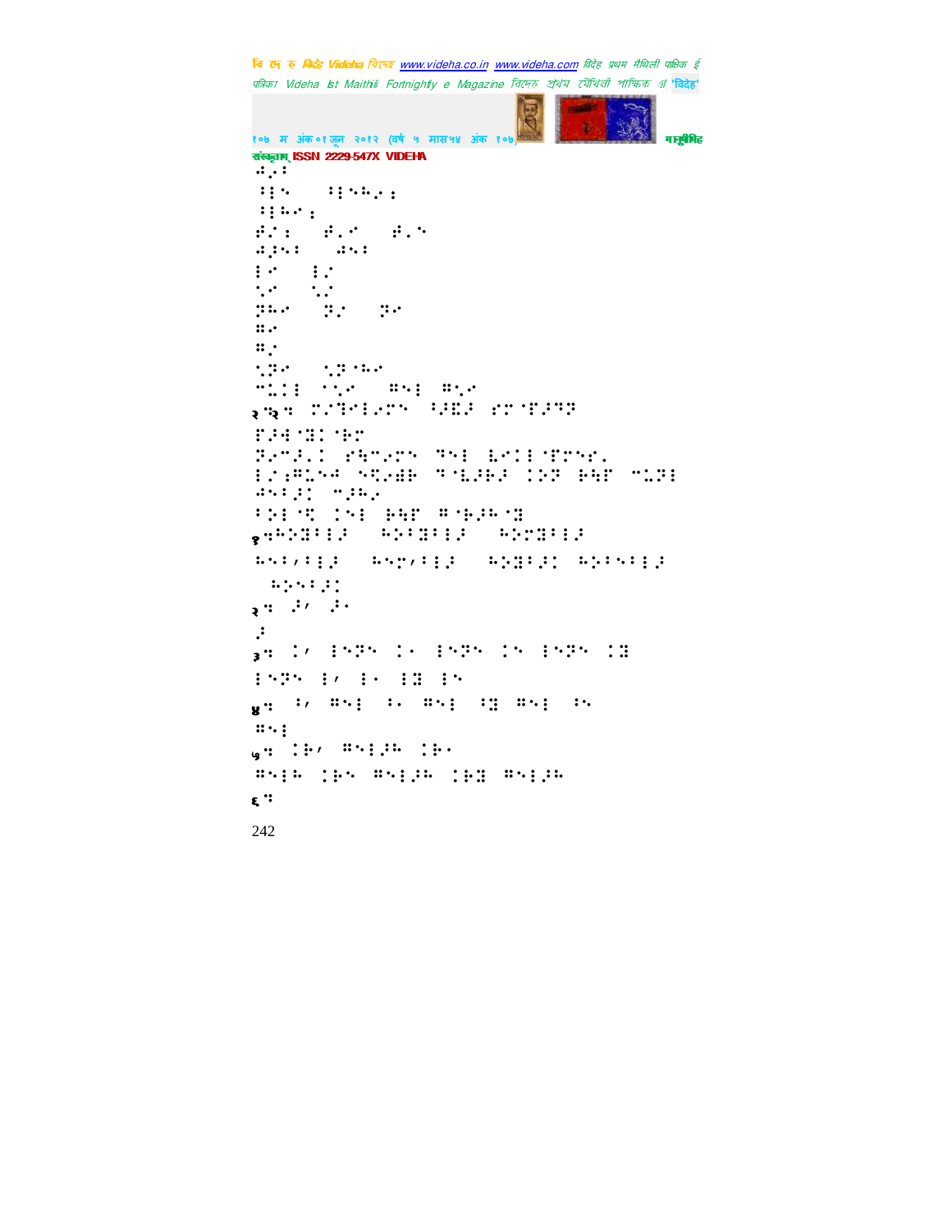⠿⠂⠅
⠃⠇⠑⠀⠀⠃⠇⠑⠓⠂⠆
⠃⠇⠓⠊⠆
⠗⠊⠆⠀⠀⠗⠄⠊⠀⠀⠗⠄⠑
⠿⠕⠑⠅⠀⠀⠿⠑⠅
⠇⠊⠀⠀⠇⠊
⠑⠊⠀⠀⠑⠊
⠝⠓⠊⠀⠀⠝⠊⠀⠀⠝⠊
⠛⠊
⠛⠊
⠑⠝⠊⠀⠀⠑⠝⠑⠓⠊
⠉⠒⠇⠀⠑⠑⠊⠀⠀⠛⠑⠇⠀⠛⠑⠊

२.२ः ⠒⠊⠋⠊⠇⠊⠉⠑⠀⠑⠕⠻⠕⠀⠎⠉⠑⠋⠕⠋⠝
⠋⠕⠙⠑⠛⠅⠑⠗⠉
⠝⠊⠉⠕⠄⠅⠀⠎⠓⠉⠊⠉⠑⠀⠙⠑⠇⠀⠇⠊⠅⠇⠑⠋⠉⠑⠎⠄
⠇⠊⠆⠛⠒⠑⠙⠀⠑⠟⠊⠻⠗⠀⠙⠑⠧⠕⠗⠕⠀⠅⠕⠝⠀⠗⠓⠋⠀⠉⠒⠝⠇
⠿⠑⠃⠕⠅⠀⠉⠕⠓⠊
⠃⠕⠇⠑⠟⠀⠅⠑⠇⠀⠗⠓⠋⠀⠛⠑⠗⠕⠓⠑⠛

१ः⠓⠕⠛⠃⠇⠕⠀⠀⠓⠕⠃⠛⠃⠇⠕⠀⠀⠓⠕⠉⠛⠃⠇⠕
⠓⠑⠃⠌⠃⠇⠕⠀⠀⠓⠑⠉⠌⠃⠇⠕⠀⠀⠓⠕⠛⠃⠕⠅⠀⠓⠕⠃⠑⠃⠇⠕
⠀⠓⠕⠑⠃⠕⠅

२ः ⠕⠌⠀⠕⠄
⠕

३ः ⠅⠌⠀⠇⠑⠝⠑⠀⠅⠄⠀⠇⠑⠝⠑⠀⠅⠑⠀⠇⠑⠝⠑⠀⠅⠛
⠇⠑⠝⠑⠀⠇⠌⠀⠇⠄⠀⠇⠛⠀⠇⠑

४ः ⠃⠌⠀⠛⠑⠇⠀⠃⠄⠀⠛⠑⠇⠀⠃⠛⠀⠛⠑⠇⠀⠃⠑
⠛⠑⠇

५ः ⠅⠗⠌⠀⠛⠑⠇⠕⠓⠀⠅⠗⠄
⠛⠑⠇⠓⠀⠅⠗⠑⠀⠛⠑⠇⠕⠓⠀⠅⠗⠛⠀⠛⠑⠇⠕⠓

६ः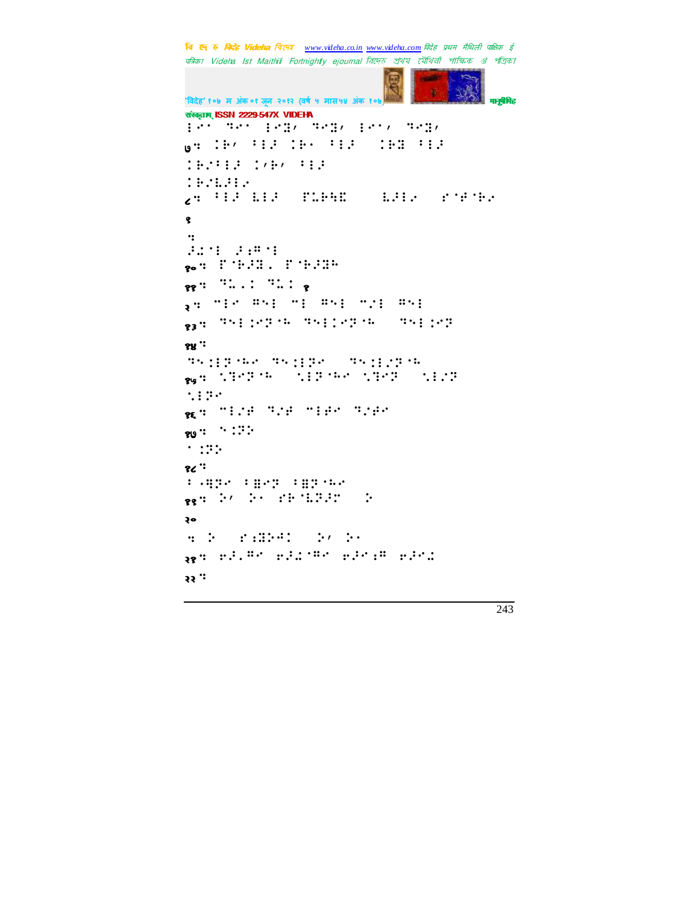⠇⠊⠁ ⠙⠊⠁ ⠇⠊⠹⠂ ⠙⠊⠹⠂ ⠇⠊⠁⠂ ⠙⠊⠹⠂

७⠒ ⠄⠓⠂ ⠁⠇⠗ ⠄⠓⠁ ⠁⠇⠗ ⠄⠓⠹ ⠁⠇⠗

⠄⠓⠌⠁⠇⠗ ⠄⠂⠓⠂ ⠁⠇⠗

⠄⠓⠌⠇⠗⠇⠊

८⠒ ⠁⠇⠗ ⠇⠇⠗ ⠏⠥⠓⠻⠭ ⠇⠗⠇⠊ ⠎⠈⠋⠈⠓⠊

९

⠒

⠗⠤⠈⠇ ⠗⠪⠈⠇

१०⠒ ⠏⠈⠓⠗⠹⠄ ⠏⠈⠓⠗⠹⠓

११⠒ ⠙⠥⠄⠅ ⠙⠥⠅ १

२⠒ ⠉⠇⠊ ⠝⠑⠇ ⠉⠇ ⠝⠑⠇ ⠉⠌⠇ ⠝⠑⠇

१३⠒ ⠙⠑⠇⠅⠊⠻⠈⠓ ⠙⠑⠇⠅⠊⠻⠈⠓ ⠙⠑⠇⠅⠊⠻

१४⠒

⠙⠑⠅⠇⠻⠈⠓⠊ ⠙⠑⠅⠇⠻⠊ ⠙⠑⠅⠇⠌⠻⠈⠓

१५⠒ ⠑⠽⠊⠻⠈⠓ ⠑⠇⠻⠈⠓⠊ ⠑⠽⠊⠻ ⠑⠇⠌⠻

⠑⠇⠻⠊

१६⠒ ⠉⠇⠌⠋ ⠙⠌⠋ ⠉⠇⠋⠊ ⠙⠌⠋⠊

१७⠒ ⠈⠅⠻⠕

⠁⠅⠻⠕

१८⠒

⠃⠨⠻⠊ ⠃⠿⠊⠻ ⠃⠿⠻⠈⠓⠊

१९⠒ ⠕⠂ ⠕⠁ ⠎⠓⠈⠇⠻⠗⠉ ⠕

२०

⠒ ⠕ ⠎⠪⠕⠩⠅ ⠕⠂ ⠕⠁

२१⠒ ⠜⠗⠄⠝⠊ ⠜⠗⠤⠈⠝⠊ ⠜⠗⠊⠪ ⠜⠗⠊⠤

२२⠒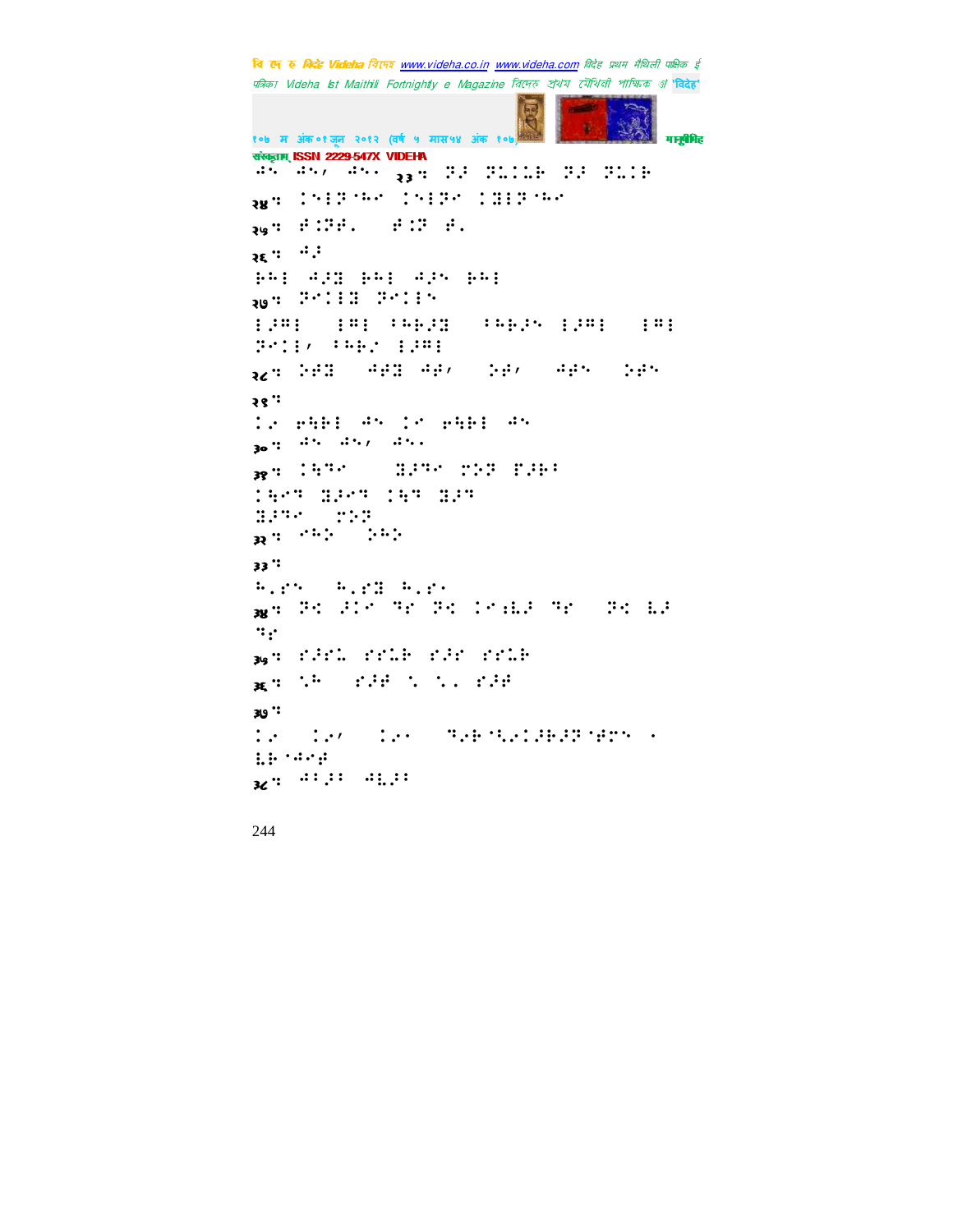⠐⠝ ⠐⠝⠂ ⠐⠝⠄ २३ ⠅ ⠝⠌ ⠝⠥⠁⠥⠗ ⠝⠌ ⠝⠥⠁⠗

२४ ⠅ ⠁⠑⠇⠝⠈⠓⠊ ⠁⠑⠇⠝⠊ ⠁⠻⠇⠝⠈⠓⠊

२५ ⠅ ⠋⠁⠝⠋⠄ ⠋⠁⠝ ⠋⠄

२६ ⠅ ⠐⠌

⠗⠓⠇ ⠐⠌⠻ ⠗⠓⠇ ⠐⠌⠑ ⠗⠓⠇

२७ ⠅ ⠝⠊⠁⠇⠻ ⠝⠊⠁⠇⠑

⠇⠌⠍⠇ ⠇⠍⠇ ⠁⠓⠗⠌⠻ ⠁⠓⠗⠌⠑ ⠇⠌⠍⠇ ⠇⠍⠇
⠝⠊⠁⠇⠂ ⠁⠓⠗⠔ ⠇⠌⠍⠇

२८ ⠅ ⠕⠋⠻ ⠐⠋⠻ ⠐⠋⠂ ⠕⠋⠂ ⠐⠋⠑ ⠕⠋⠑

२९ ⠅

⠁⠔ ⠢⠳⠗⠇ ⠐⠑ ⠁⠊ ⠢⠳⠗⠇ ⠐⠑

३० ⠅ ⠐⠑ ⠐⠑⠂ ⠐⠑⠄

३१ ⠅ ⠁⠳⠙⠊ ⠻⠌⠙⠊ ⠛⠕⠝ ⠏⠌⠗⠁

⠁⠳⠊⠙ ⠻⠌⠊⠙ ⠁⠳⠙ ⠻⠌⠙
⠻⠌⠙⠊ ⠛⠕⠝

३२ ⠅ ⠊⠓⠕ ⠕⠓⠕

३३ ⠅

⠓⠄⠛⠑ ⠓⠄⠛⠻ ⠓⠄⠛⠊

३४ ⠅ ⠝⠱ ⠌⠁⠊ ⠙⠛ ⠝⠱ ⠁⠊⠮⠌ ⠙⠛ ⠝⠱ ⠣⠌
⠙⠛

३५ ⠅ ⠛⠌⠛⠥ ⠛⠛⠥⠗ ⠛⠌⠛ ⠛⠛⠥⠗

३६ ⠅ ⠡⠓ ⠛⠌⠋ ⠡ ⠡⠄ ⠛⠌⠋

३७ ⠅

⠁⠔ ⠁⠔⠂ ⠁⠔⠄ ⠙⠔⠗⠡⠔⠁⠌⠗⠌⠝⠈⠋⠛⠑ ⠄
⠣⠗⠈⠐⠊⠋

३८ ⠅ ⠐⠁⠌⠁ ⠐⠣⠌⠁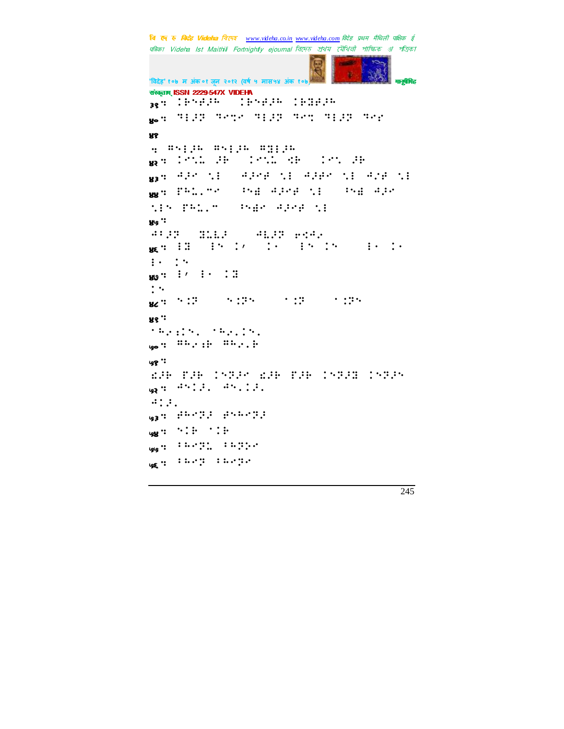३९: ⠀⠨⠗⠑⠚⠜⠓⠀⠀⠨⠗⠑⠚⠜⠓⠀⠨⠗⠿⠚⠜⠓

४०: ⠹⠇⠜⠝⠀⠹⠢⠹⠊⠀⠹⠇⠜⠝⠀⠹⠢⠹⠀⠹⠇⠜⠝⠀⠹⠢⠊

४१

: ⠣⠑⠇⠜⠓⠀⠣⠑⠇⠜⠓⠀⠣⠿⠇⠜⠓

४२: ⠨⠢⠡⠄⠀⠜⠗⠀⠀⠨⠢⠡⠄⠀⠩⠗⠀⠀⠨⠢⠡⠀⠜⠗

४३: ⠙⠜⠊⠀⠡⠇⠀⠀⠙⠜⠊⠋⠀⠡⠇⠀⠙⠜⠋⠊⠀⠡⠇⠀⠙⠌⠋⠀⠡⠇

४४: ⠏⠓⠄⠄⠐⠊⠀⠀⠅⠑⠫⠀⠙⠜⠊⠋⠀⠡⠇⠀⠀⠅⠑⠫⠀⠙⠜⠊⠀⠡⠇⠑⠀⠏⠓⠄⠄⠐⠀⠀⠅⠑⠫⠊⠀⠙⠜⠊⠋⠀⠡⠇

४५:

⠙⠃⠜⠝⠀⠀⠿⠄⠇⠄⠜⠀⠀⠀⠙⠇⠄⠜⠝⠀⠑⠩⠙⠊

४६: ⠇⠿⠀⠀⠇⠑⠀⠨⠌⠀⠀⠨⠂⠀⠀⠇⠑⠀⠨⠑⠀⠀⠀⠇⠂⠀⠨⠂⠀⠇⠂⠀⠨⠑

४७: ⠇⠌⠀⠇⠂⠀⠨⠿⠀⠨⠑

४८: ⠑⠨⠝⠀⠀⠀⠑⠨⠝⠑⠀⠀⠀⠁⠨⠝⠀⠀⠀⠁⠨⠝⠑

४९:

⠁⠓⠊⠆⠨⠑⠄⠀⠁⠓⠊⠄⠨⠑⠄

५०: ⠣⠓⠊⠆⠗⠀⠣⠓⠊⠄⠗

५१:

⠫⠜⠗⠀⠏⠜⠗⠀⠨⠑⠝⠜⠊⠀⠫⠜⠗⠀⠏⠜⠗⠀⠨⠑⠝⠜⠿⠀⠨⠑⠝⠜⠑

५२: ⠙⠑⠨⠜⠄⠀⠙⠑⠄⠨⠜⠄⠀⠙⠨⠜⠄

५३: ⠋⠓⠢⠝⠜⠀⠋⠑⠓⠢⠝⠜

५४: ⠑⠨⠗⠀⠁⠨⠗

५५: ⠃⠓⠢⠝⠄⠀⠃⠓⠝⠕⠊

५६: ⠃⠓⠢⠝⠀⠃⠓⠢⠝⠊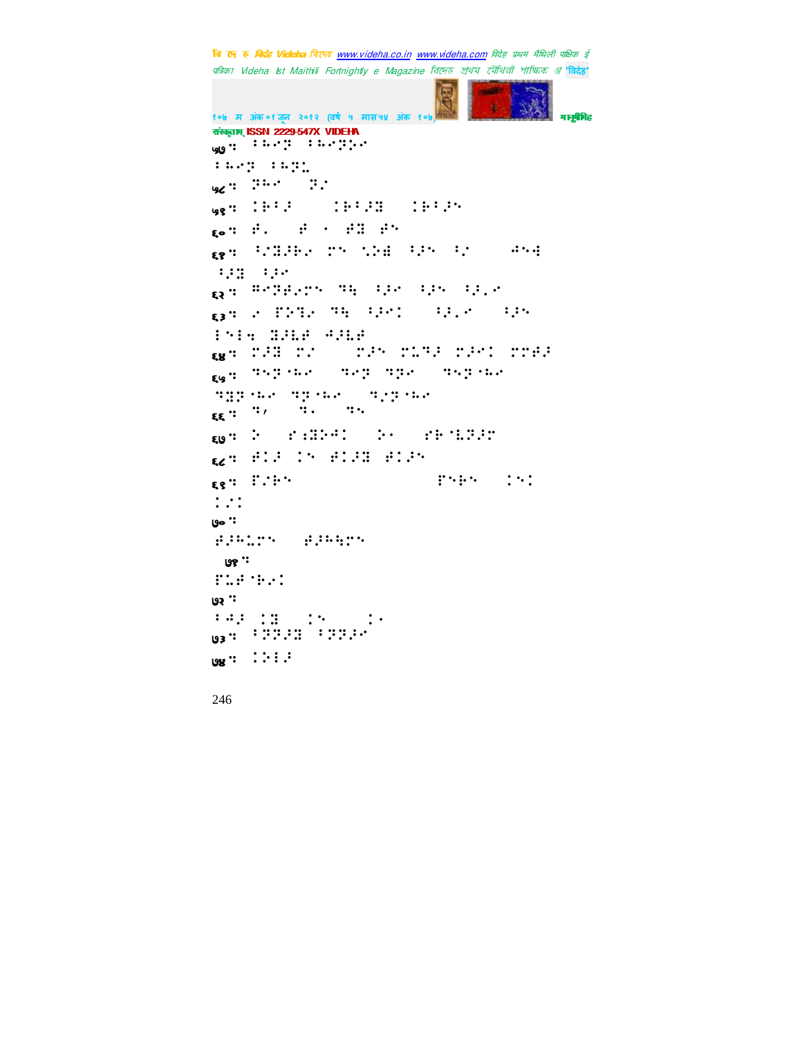५७ः ⠇⠓⠑⠽ ⠇⠓⠑⠽⠕⠑

⠇⠓⠑⠽ ⠇⠓⠽⠥

५८ः ⠽⠓⠑ ⠽⠂

५९ः ⠅⠗⠃⠚ ⠅⠗⠃⠚⠿ ⠅⠗⠃⠚⠑

६०ः �ATI ⠁ ⠂ ⠁⠿ ⠁⠑

६१ः ⠃⠊⠿⠚⠗⠑ ⠍⠑ ⠎⠕⠾ ⠃⠚⠑ ⠃⠂ ⠙⠑⠹

⠃⠚⠿ ⠃⠚⠑

६२ः ⠻⠑⠽⠁⠑⠍⠑ ⠹⠓ ⠃⠚⠑ ⠃⠚⠑ ⠃⠚⠂⠑

६३ः ⠑ ⠏⠕⠹⠑ ⠹⠓ ⠃⠚⠑⠅ ⠃⠚⠂⠑ ⠃⠚⠑

⠇⠑⠇⠓ ⠿⠚⠧⠁ ⠙⠚⠧⠁

६४ः ⠍⠚⠿ ⠍⠂ ⠍⠚⠑ ⠍⠥⠹⠚ ⠍⠚⠑⠅ ⠍⠍⠁⠚

६५ः ⠹⠑⠽⠈⠓⠑ ⠹⠑⠽ ⠹⠽⠑ ⠹⠑⠽⠈⠓⠑

⠹⠿⠽⠈⠓⠑ ⠹⠽⠈⠓⠑ ⠹⠂⠽⠈⠓⠑

६६ः ⠹⠌ ⠹⠂ ⠹⠑

६७ः ⠕ ⠍⠰⠿⠕⠙⠅ ⠕⠂ ⠍⠗⠈⠥⠽⠚⠍

६८ः ⠁⠅⠚ ⠅⠑ ⠁⠅⠚⠿ ⠁⠅⠚⠑

६९ः ⠏⠂⠗⠑ ⠏⠑⠗⠑ ⠅⠑⠅

⠅⠂⠅

७०ः

⠁⠚⠓⠥⠍⠑ ⠁⠚⠓⠓⠍⠑

७१ः

⠏⠥⠁⠈⠗⠑⠅

७२ः

⠇⠙⠚ ⠅⠿ ⠅⠑ ⠅⠂

७३ः ⠃⠽⠽⠚⠿ ⠃⠽⠽⠚⠑

७४ः ⠅⠕⠇⠚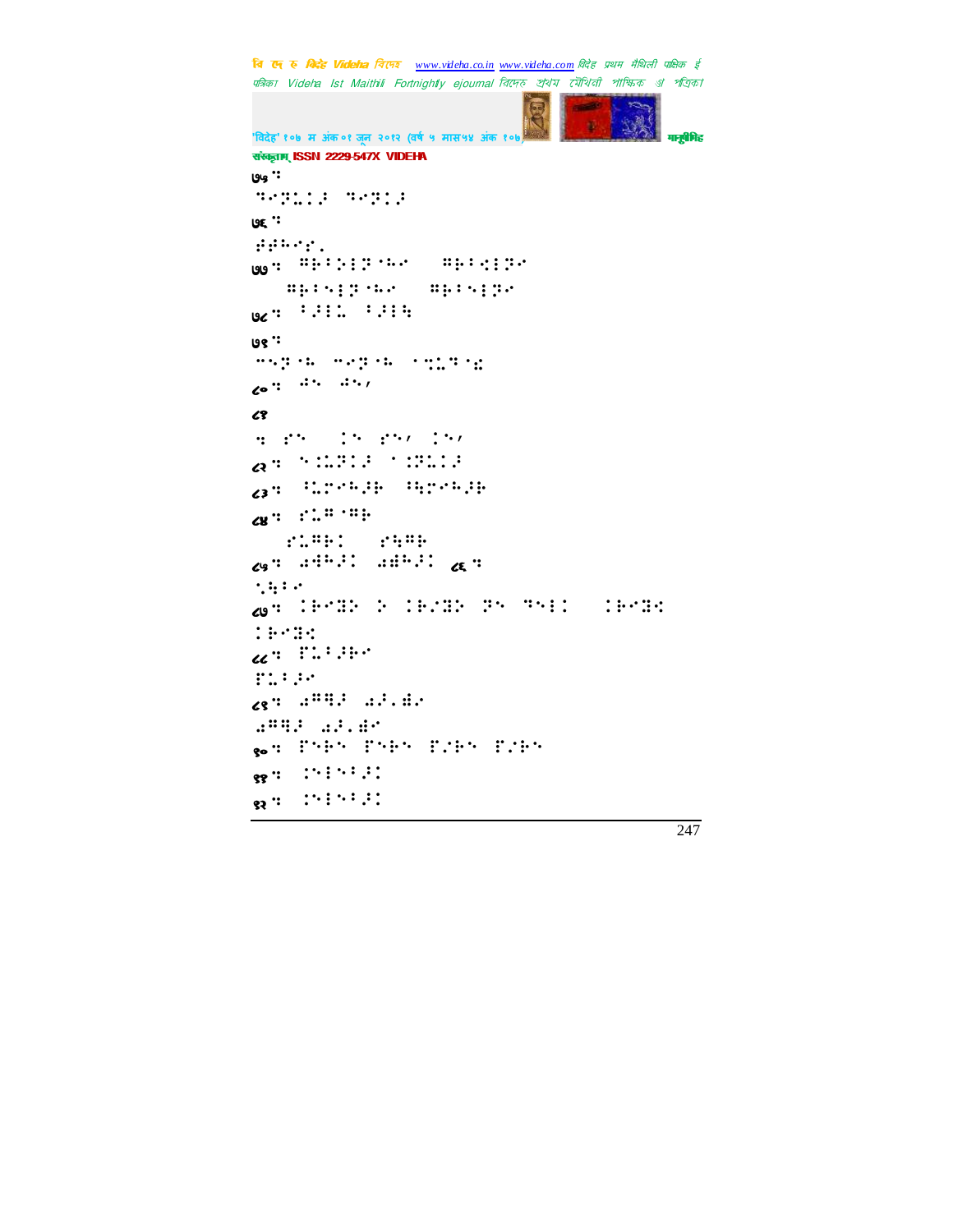७५ ::

⠙⠊⠝⠥⠁⠼ ⠙⠊⠝⠁⠼

७६ ::

⠯⠯⠓⠊⠎⠄

७७ :: ⠠⠗⠃⠕⠇⠝⠐⠓⠊ ⠠⠗⠃⠪⠇⠝⠊

⠠⠗⠃⠑⠇⠝⠐⠓⠊ ⠠⠗⠃⠑⠇⠝⠊

७८ :: ⠃⠼⠇⠥ ⠃⠼⠇⠹

७९ ::

⠉⠑⠝⠐⠓ ⠉⠊⠝⠐⠓ ⠐⠝⠥⠙⠐⠩

८० :: ⠻⠑ ⠻⠑⠂

८१

:: ⠎⠑ ⠇⠑ ⠎⠑⠂ ⠇⠑⠂

८२ :: ⠑⠇⠥⠝⠇⠼ ⠐⠇⠝⠥⠇⠼

८३ :: ⠃⠥⠗⠊⠓⠼⠗ ⠃⠹⠗⠊⠓⠼⠗

८४ :: ⠎⠥⠍⠐⠍⠗

⠎⠥⠍⠗⠇ ⠎⠹⠍⠗

८५ :: ⠫⠓⠼⠇ ⠫⠓⠼⠇ ८६ ::

⠡⠹⠃⠊

८७ :: ⠇⠗⠊⠻⠕ ⠕ ⠇⠗⠌⠻⠕ ⠝⠑ ⠙⠑⠇⠇ ⠇⠗⠊⠻⠪

⠇⠗⠊⠻⠪

८८ :: ⠏⠥⠃⠼⠗⠊

⠏⠥⠃⠼⠊

८९ :: ⠫⠍⠹⠼ ⠫⠼⠄⠻⠊

⠫⠍⠹⠼ ⠫⠼⠄⠻⠊

९० :: ⠏⠑⠗⠑ ⠏⠑⠗⠑ ⠏⠌⠗⠑ ⠏⠌⠗⠑

९१ :: ⠇⠑⠇⠑⠃⠼⠇

९२ :: ⠇⠑⠇⠑⠃⠼⠇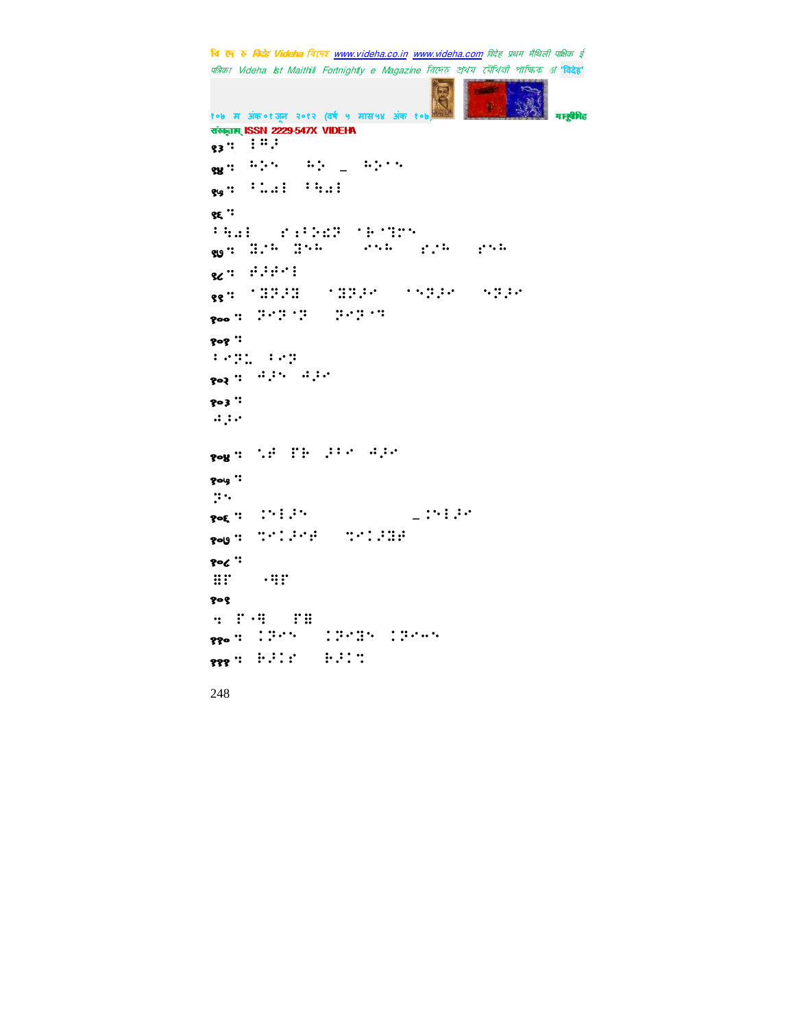९३ : ⠇⠝⠜

९४ : ⠓⠵⠑ ⠓⠵ _ ⠓⠵⠑⠑

९५ : ⠃⠨⠡⠇ ⠃⠩⠡⠇

९६ :

⠃⠩⠡⠇ ⠎⠔⠃⠵⠩⠝ ⠁⠗⠁⠟⠝⠑

९७ : ⠻⠊⠓ ⠻⠑⠓ ⠢⠑⠓ ⠎⠊⠓ ⠎⠑⠓

९८ : ⠗⠜⠗⠢⠇

९९ : ⠁⠻⠝⠜⠻ ⠁⠻⠝⠜⠢ ⠁⠑⠝⠜⠢ ⠑⠝⠜⠢

१०० : ⠝⠢⠝⠁⠝ ⠝⠢⠝⠁⠙

१०१ :

⠃⠢⠝⠨ ⠃⠢⠝

१०२ : ⠙⠜⠑ ⠙⠜⠢

१०३ :

⠙⠜⠢

१०४ : ⠑⠗ ⠟⠗ ⠜⠃⠢ ⠙⠜⠢

१०५ :

⠝⠑

१०६ : ⠨⠑⠇⠜⠑ _⠨⠑⠇⠜⠢

१०७ : ⠙⠢⠨⠜⠢⠗ ⠙⠢⠨⠜⠻⠗

१०८ :

⠿⠟ ⠠⠻⠟

१०९

⠒ ⠟⠠⠻ ⠟⠿

११० : ⠨⠝⠢⠑ ⠨⠝⠢⠻⠑ ⠨⠝⠢⠤⠑

१११ : ⠗⠜⠨⠎ ⠗⠜⠨⠙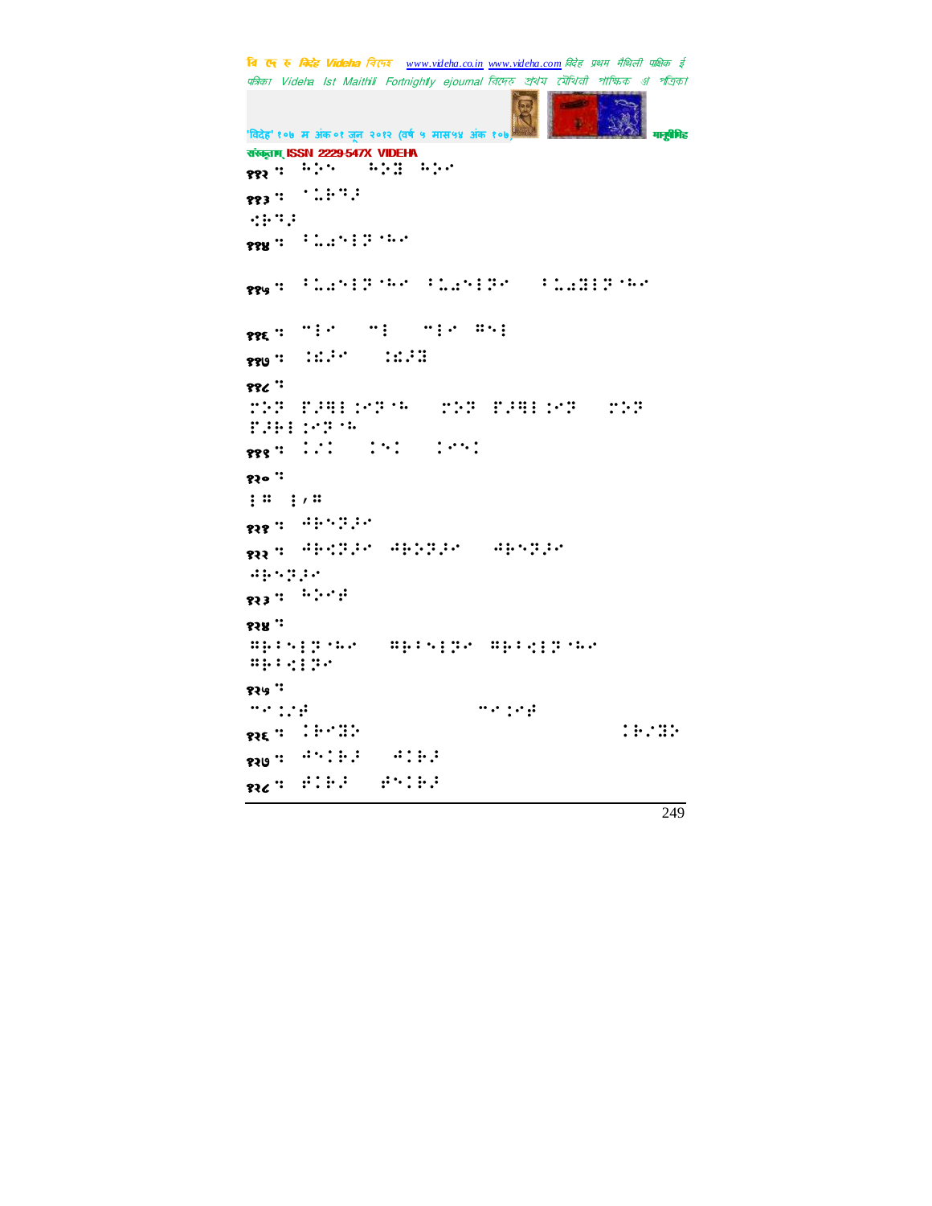संस्कृताम् ISSN 2229-547X VIDEHA

११२ ः

११३ ः

११४ ः

११५ ः

११६ ः

११७ ः

११८ ः

११९ ः

१२० ः

१२१ ः

१२२ ः

१२३ ः

१२४ ः

१२५ ः

१२६ ः

१२७ ः

१२८ ः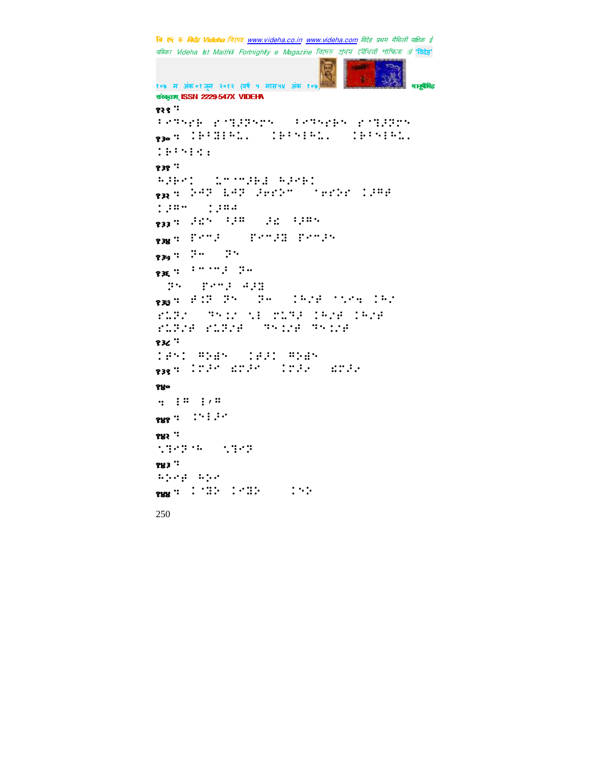१२९ ः

१३० ः

१३१ ः

१३२ ः

१३३ ः

१३४ ः

१३५ ः

१३६ ः

१३७ ः

१३८ ः

१३९ ः

१४०

१४१ ः

१४२ ः

१४३ ः

१४४ ः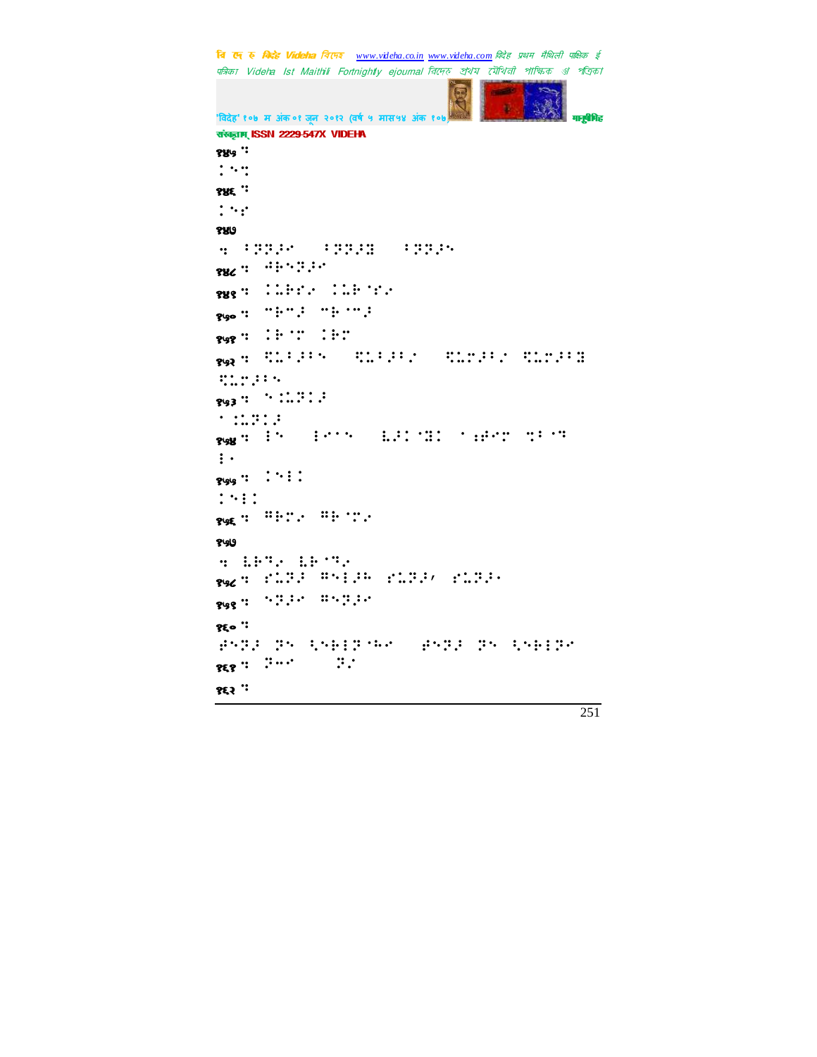१४५ ⠒

⠨⠢⠒

१४६ ⠒

⠨⠢⠎

१४७

⠒ ⠈⠝⠝�, ⠈⠝⠝⠻ ⠈⠝⠝⠢

१४८ ⠒ ⠰⠗⠢⠝⠵

१४९ ⠒ ⠨⠥⠗⠎⠪ ⠨⠥⠗⠈⠎⠪

१५० ⠒ ⠉⠗⠉⠚ ⠉⠗⠈⠉⠚

१५१ ⠒ ⠨⠗⠈⠉ ⠨⠗⠉

१५२ ⠒ ⠹⠥⠈⠚⠈⠢ ⠹⠥⠈⠚⠈⠪ ⠹⠥⠉⠚⠈⠪ ⠹⠥⠉⠚⠈⠻

⠹⠥⠉⠚⠈⠢

१५३ ⠒ ⠢⠨⠥⠝⠨⠚

⠄⠨⠥⠝⠨⠚

१५४ ⠒ ⠸⠢ ⠸⠊⠄⠢ ⠧⠚⠨⠈⠻⠨ ⠄⠰⠋⠉ ⠒⠈⠈⠒

⠸⠄

१५५ ⠒ ⠨⠢⠸⠨

⠨⠢⠸⠨

१५६ ⠒ ⠛⠗⠉⠪ ⠛⠗⠈⠉⠪

१५७

⠒ ⠧⠗⠉⠪ ⠧⠗⠈⠉⠪

१५८ ⠒ ⠎⠥⠝⠚ ⠛⠢⠸⠚⠓ ⠎⠥⠝⠚⠂ ⠎⠥⠝⠚⠄

१५९ ⠒ ⠢⠝⠚⠊ ⠛⠢⠝⠚⠊

१६० ⠒

⠱⠢⠝⠚ ⠝⠢ ⠹⠢⠗⠸⠝⠈⠓⠊ ⠱⠢⠝⠚ ⠝⠢ ⠹⠢⠗⠸⠝⠊

१६१ ⠒ ⠝⠤⠊ ⠝⠪

१६२ ⠒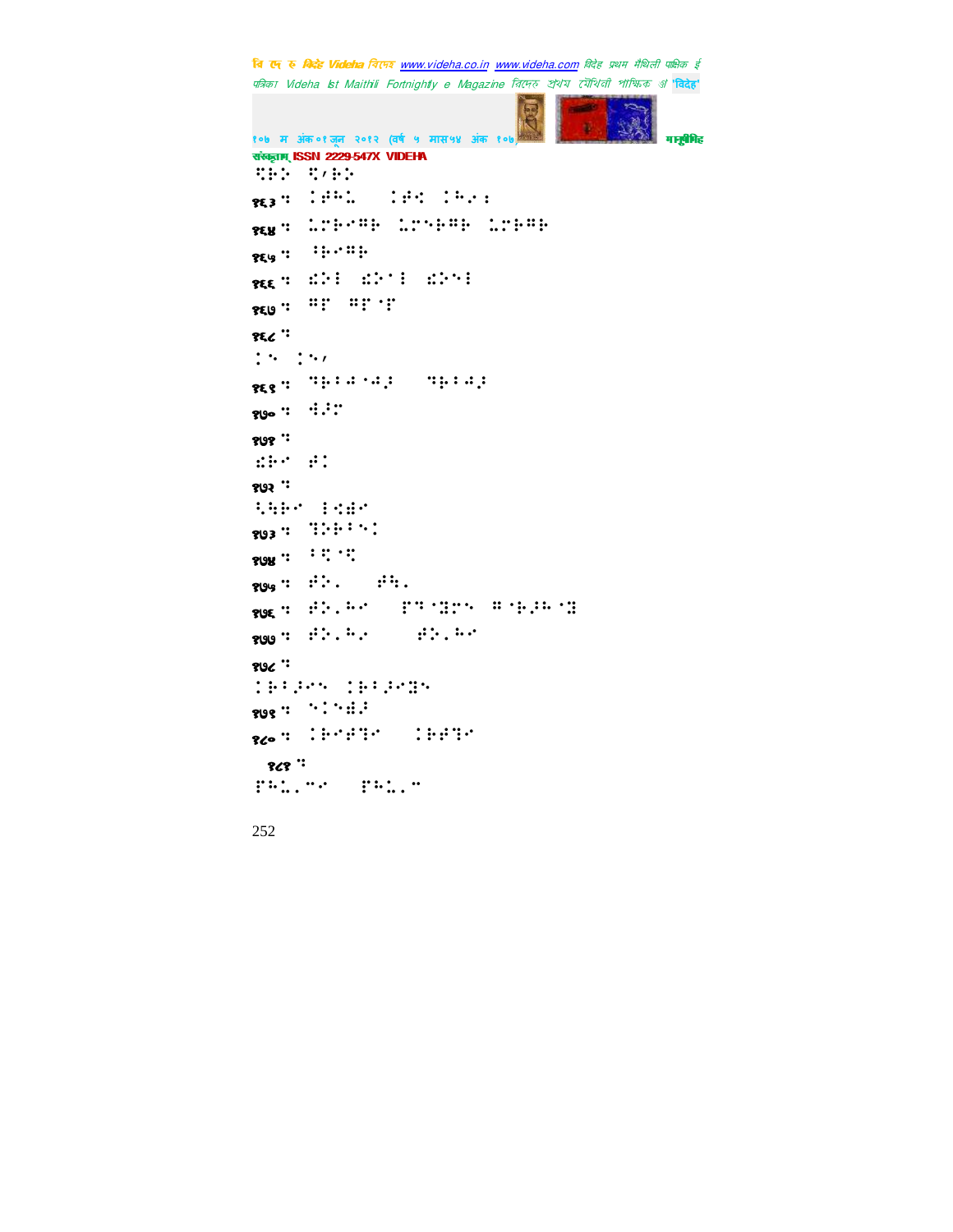⠻⠗⠕ ⠻⠂⠗⠕

१६३ ⠒ ⠅⠞⠓⠩ ⠅⠞⠩ ⠅⠓⠎⠆

१६४ ⠒ ⠩⠗⠗⠔⠗ ⠩⠗⠑⠗⠔⠗ ⠩⠗⠗⠔⠗

१६५ ⠒ ⠃⠗⠔⠗

१६६ ⠒ ⠫⠕⠇ ⠫⠕⠂⠇ ⠫⠕⠑⠇

१६७ ⠒ ⠛⠏ ⠛⠏⠂⠏

१६८ ⠒

⠅⠑ ⠅⠑⠂

१६९ ⠒ ⠹⠗⠇⠺⠂⠺⠜ ⠹⠗⠇⠺⠜

१७० ⠒ ⠻⠜⠏

१७१ ⠒

⠫⠗⠂ ⠞⠅

१७२ ⠒

⠣⠹⠗⠂ ⠇⠩⠻⠂

१७३ ⠒ ⠻⠕⠗⠃⠑⠅

१७४ ⠒ ⠃⠻⠂⠻

१७५ ⠒ ⠞⠕⠄ ⠞⠹⠄

१७६ ⠒ ⠞⠕⠄⠓⠂ ⠏⠹⠂⠻⠏⠑ ⠛⠂⠗⠜⠓⠂⠻

१७७ ⠒ ⠞⠕⠄⠓⠄ ⠞⠕⠄⠓⠂

१७८ ⠒

⠅⠗⠃⠜⠑ ⠅⠗⠃⠜⠻⠑

१७९ ⠒ ⠑⠅⠑⠻⠜

१८० ⠒ ⠅⠗⠂⠞⠻⠂ ⠅⠗⠞⠻⠂

१८१ ⠒

⠏⠓⠩⠄⠉⠂ ⠏⠓⠩⠄⠉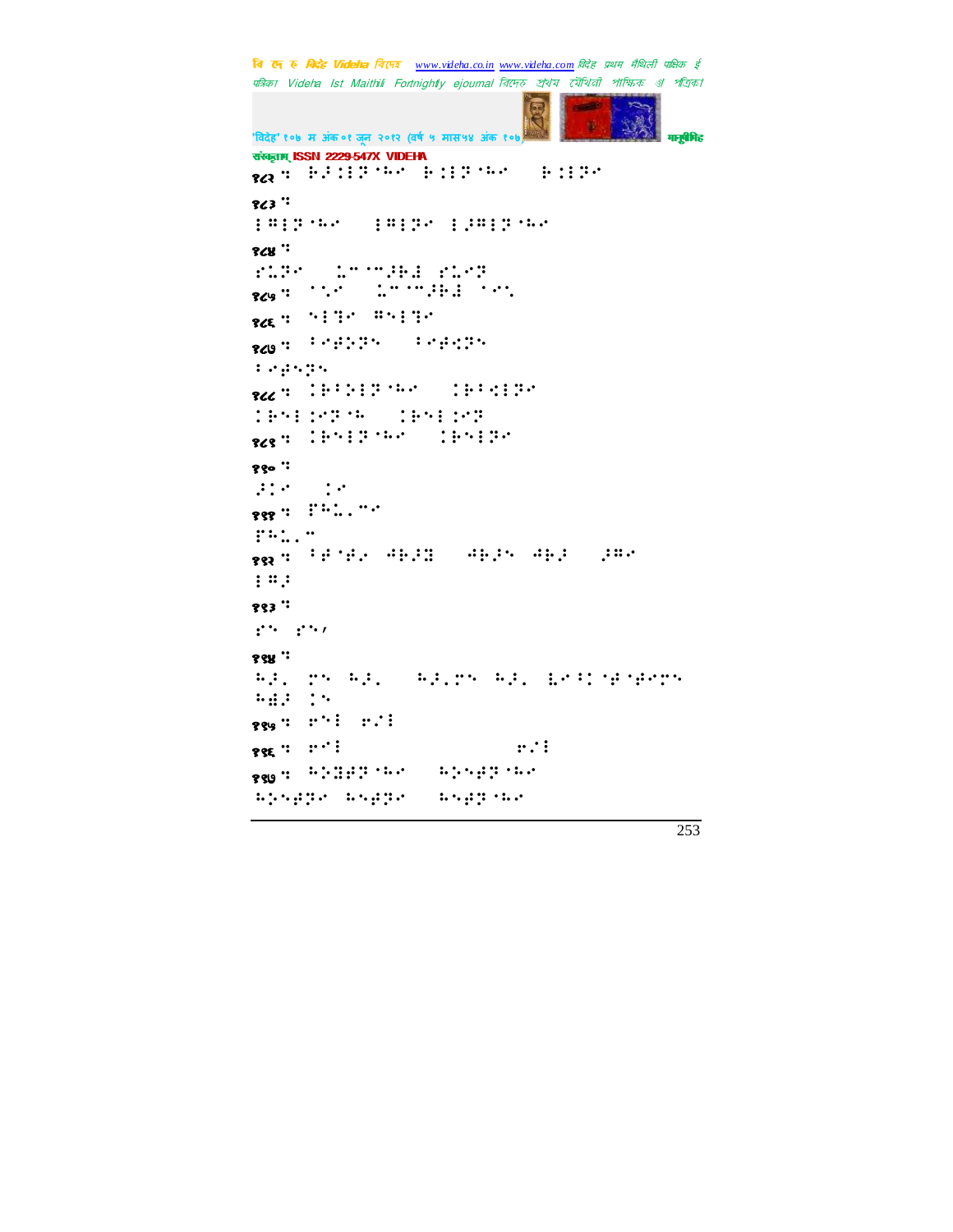१८२ ः ⠗⠼⠖⠇⠝⠂⠓⠊ ⠗⠖⠇⠝⠂⠓⠊ ⠗⠖⠇⠝⠊

१८३ ः

⠇⠭⠇⠝⠂⠓⠊ ⠇⠭⠇⠝⠊ ⠇⠼⠭⠇⠝⠂⠓⠊

१८४ ः

⠎⠥⠝⠊ ⠥⠉⠂⠉⠼⠗⠿ ⠎⠥⠊⠝

१८५ ः ⠂⠣⠊ ⠥⠉⠂⠉⠼⠗⠿ ⠂⠊⠣

१८६ ः ⠑⠇⠻⠊ ⠭⠑⠇⠻⠊

१८७ ः ⠆⠊⠗⠕⠝⠌ ⠆⠊⠗⠱⠝⠌

⠆⠊⠗⠑⠝⠌

१८८ ः ⠖⠗⠆⠕⠇⠝⠂⠓⠊ ⠖⠗⠆⠪⠇⠝⠊

⠖⠗⠑⠇⠖⠊⠝⠂⠓ ⠖⠗⠑⠇⠖⠊⠝

१८९ ः ⠖⠗⠑⠇⠝⠂⠓⠊ ⠖⠗⠑⠇⠝⠊

१९० ः

⠼⠖⠊ ⠖⠊

१९१ ः ⠏⠓⠥⠄⠉⠊

⠏⠓⠥⠄⠉

१९२ ः ⠆⠗⠂⠗⠄ ⠲⠗⠼⠿ ⠲⠗⠼⠌ ⠲⠗⠼ ⠼⠭⠊

⠇⠭⠼

१९३ ः

⠎⠌ ⠎⠌⠠

१९४ ः

⠓⠼⠄ ⠍⠌ ⠓⠼⠄ ⠓⠼⠄⠍⠌ ⠓⠼⠄ ⠧⠊⠆⠖⠂⠗⠂⠗⠊⠍⠌

⠓⠻⠼ ⠖⠌

१९५ ः ⠗⠌⠇ ⠗⠼⠇

१९६ ः ⠗⠊⠇ ⠗⠼⠇

१९७ ः ⠓⠕⠿⠗⠝⠂⠓⠊ ⠓⠕⠑⠗⠝⠂⠓⠊

⠓⠕⠑⠗⠝⠊ ⠓⠑⠗⠝⠊ ⠓⠑⠗⠝⠂⠓⠊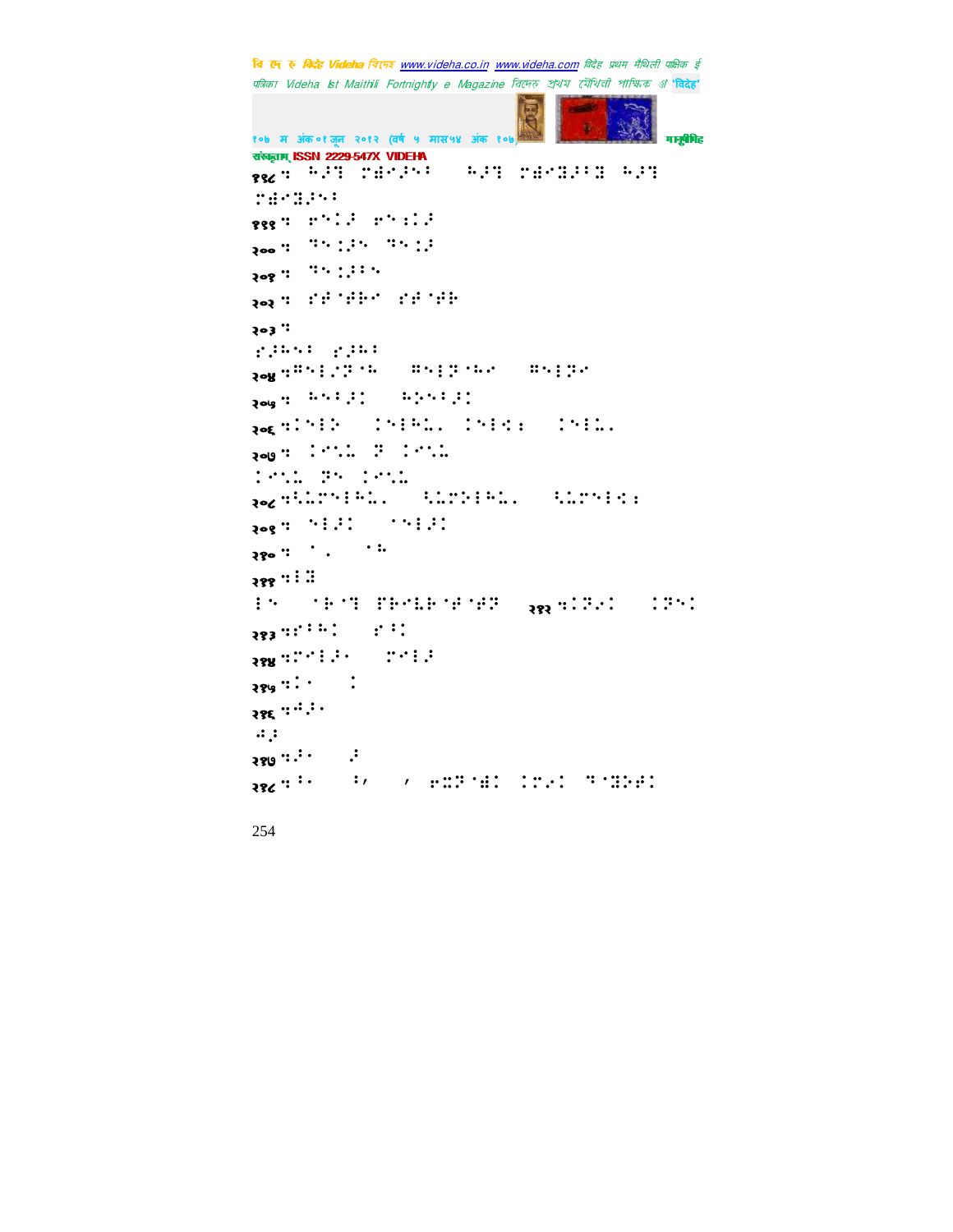१९८ ः ⠓⠜⠙ ⠍⠫⠊⠜⠑⠁ ⠓⠜⠙ ⠍⠫⠊�InInternalServerError⠁⠛ ⠓⠜⠙ ⠍⠫⠊⠛⠜⠑⠁

१९९ ः ⠗⠑⠅⠜ ⠗⠑⠆⠅⠜

२०० ः ⠙⠑⠆⠜⠑ ⠙⠑⠆⠜

२०१ ः ⠙⠑⠆⠜⠁⠑

२०२ ः ⠎⠾⠈⠾⠗⠊ ⠎⠾⠈⠾⠗

२०३ ः

⠎⠜⠓⠑⠁ ⠎⠜⠓⠁

२०४ ः⠓⠑⠇⠜⠝⠈⠓ ⠓⠑⠇⠝⠈⠓⠊ ⠓⠑⠇⠝⠊

२०५ ः ⠓⠑⠁⠜⠅ ⠓⠕⠑⠁⠜⠅

२०६ ः⠅⠑⠇⠕ ⠅⠑⠇⠓⠄⠄ ⠅⠑⠇⠪⠆ ⠅⠑⠇⠄⠄

२०७ ः ⠅⠊⠡⠄ ⠝ ⠅⠊⠡⠄

⠅⠊⠡⠄ ⠝⠑ ⠅⠊⠡⠄

२०८ ः⠩⠄⠍⠑⠇⠓⠄⠄ ⠩⠄⠍⠕⠇⠓⠄⠄ ⠩⠄⠍⠑⠇⠪⠆

२०९ ः ⠑⠇⠜⠅ ⠊⠑⠇⠜⠅

२१० ः ⠈⠄ ⠈⠡

२११ ः⠇⠛

⠇⠑ ⠈⠗⠈⠙ ⠋⠗⠊⠇⠗⠈⠾⠈⠾⠝ २१२ ः⠅⠝⠜⠅ ⠅⠝⠑⠅

२१३ ः⠎⠁⠓⠅ ⠗⠁⠅

२१४ ः⠍⠊⠇⠜⠄ ⠍⠊⠇⠜

२१५ ः⠅⠄ ⠅

२१६ ः⠲⠜⠄

⠲⠜

२१७ ः⠜⠄ ⠜

२१८ ः⠁⠄ ⠁⠂ ⠂ ⠗⠭⠝⠈⠫⠅ ⠅⠍⠜⠅ ⠙⠈⠛⠕⠾⠅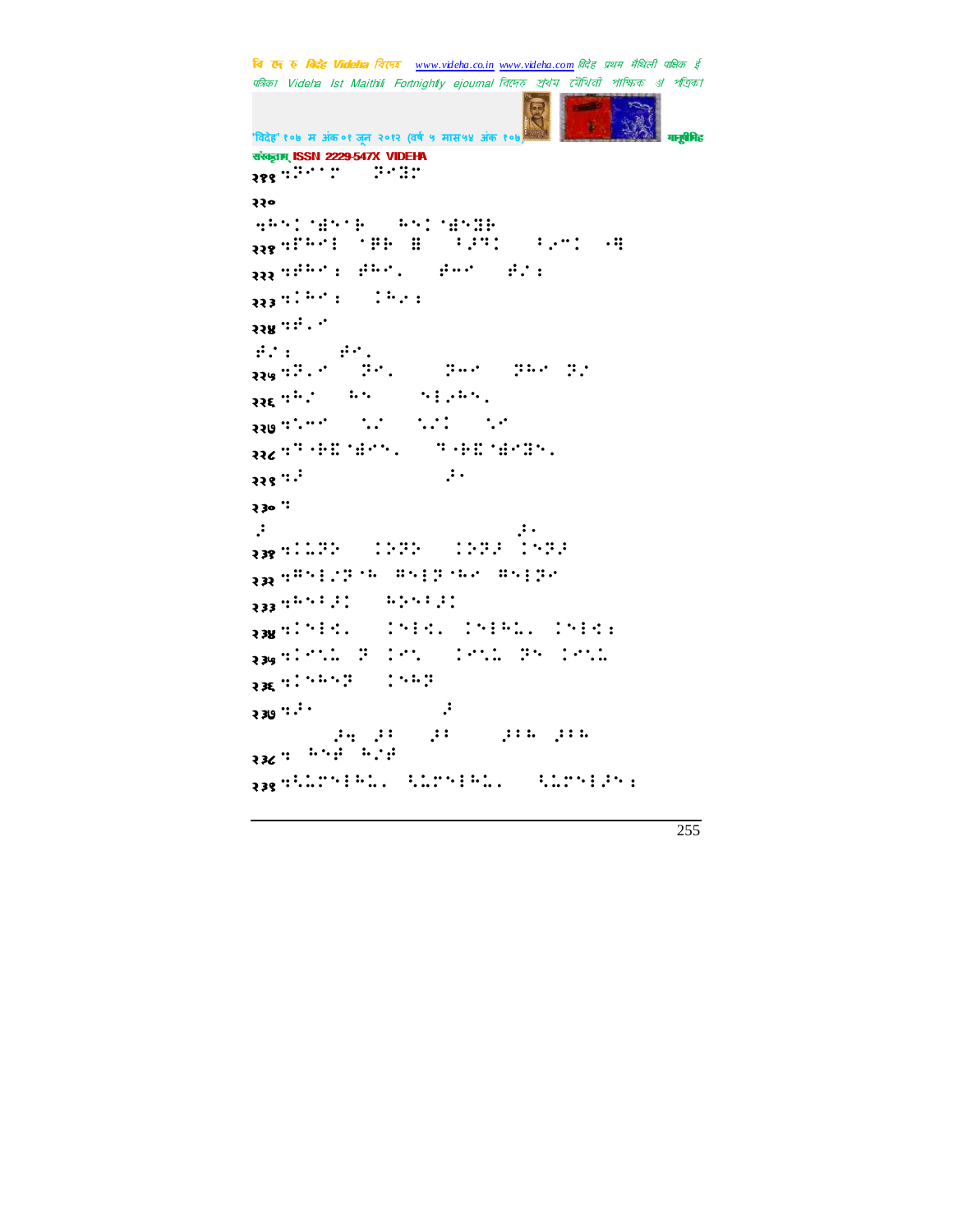२१९

२२०

२२१

२२२

२२३

२२४

२२५

२२६

२२७

२२८

२२९

२३०

२३१

२३२

२३३

२३४

२३५

२३६

२३७

२३८

२३९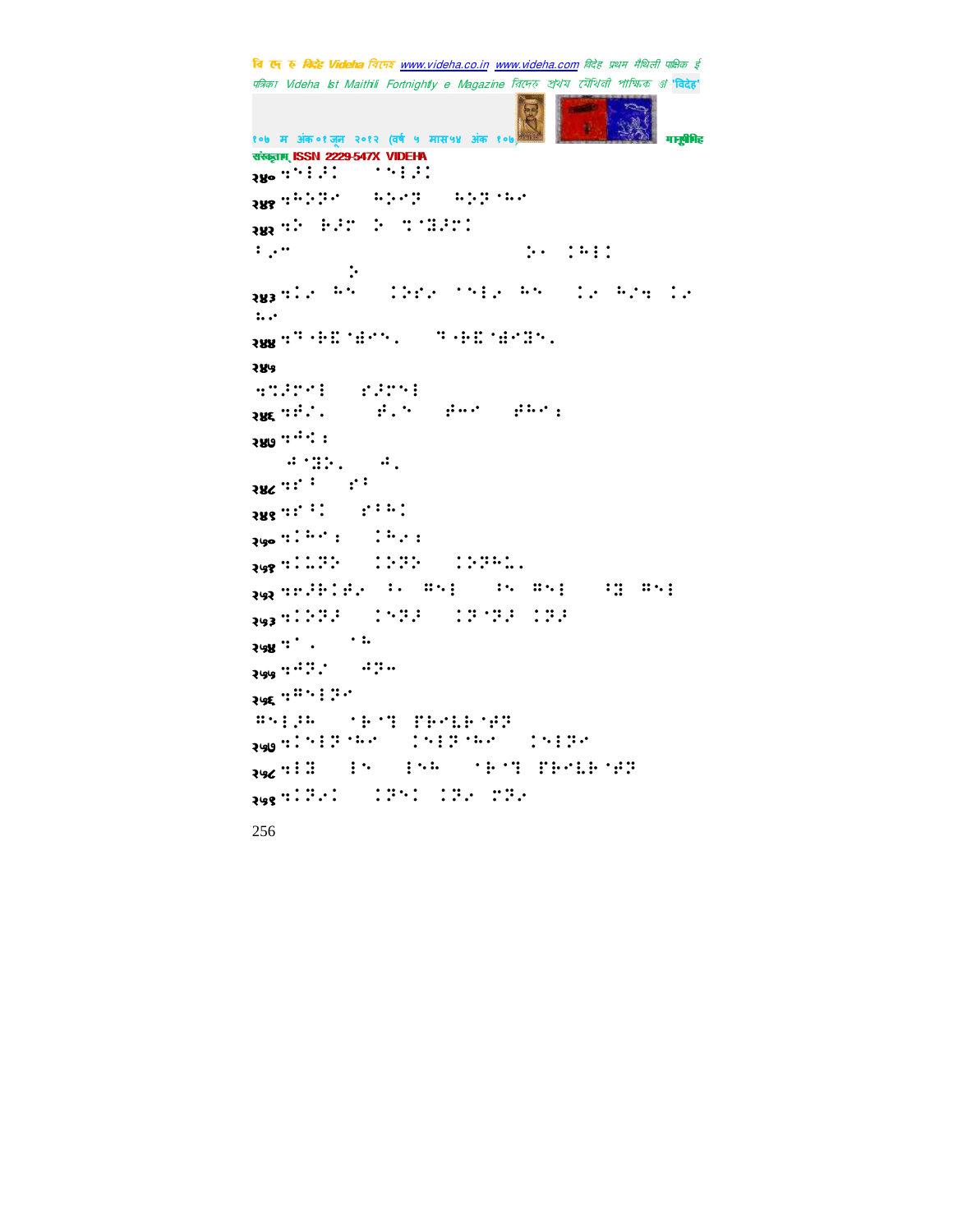संस्कृताम्‌ ISSN 2229-547X VIDEHA

२४० ⠻⠑⠇⠜⠅ ⠀⠀⠁⠑⠇⠜⠅

२४१ ⠻⠓⠕⠝⠊ ⠀⠀⠓⠕⠊⠝ ⠀⠀⠓⠕⠝⠈⠓⠊

२४२ ⠻⠕ ⠗⠜⠍ ⠕ ⠹⠈⠿⠜⠍⠅

⠇⠠⠉ ⠀⠀⠀⠀⠀⠀⠀⠀⠀⠀⠀⠀⠀⠀⠀⠀⠀⠀⠀⠀⠀⠀⠕⠄ ⠅⠓⠇⠅ ⠀⠀⠀⠀⠀⠀⠀⠀⠕

२४३ ⠻⠅⠊ ⠓⠑ ⠀⠀⠅⠕⠎⠊ ⠁⠑⠇⠊ ⠓⠑ ⠀⠀⠅⠊ ⠓⠌⠹ ⠅⠊ ⠡⠊

२४४ ⠻⠙⠐⠗⠿⠈⠫⠊⠑⠄ ⠀⠀⠙⠐⠗⠿⠈⠫⠊⠿⠑⠄

२४५

⠐⠹⠜⠍⠊⠇ ⠀⠀⠎⠜⠍⠑⠇

२४६ ⠻⠻⠌⠄ ⠀⠀⠀⠀⠻⠄⠑ ⠀⠀⠻⠉⠊ ⠀⠀⠻⠓⠊⠆

२४७ ⠻⠻⠅⠆

⠀⠀⠻⠈⠿⠕⠄ ⠀⠀⠻⠄

२४८ ⠻⠎⠁ ⠀⠀⠎⠁

२४९ ⠻⠎⠁⠅ ⠀⠀⠎⠁⠓⠅

२५० ⠻⠅⠓⠊⠆ ⠀⠀⠅⠓⠊⠆

२५१ ⠻⠅⠡⠝⠕ ⠀⠀⠅⠕⠝⠕ ⠀⠀⠅⠕⠝⠓⠡⠄

२५२ ⠻⠗⠜⠗⠅⠻⠊ ⠁⠄ ⠍⠑⠇ ⠀⠀⠁⠑ ⠍⠑⠇ ⠀⠀⠁⠿ ⠍⠑⠇

२५३ ⠻⠅⠕⠝⠜ ⠀⠀⠅⠑⠝⠜ ⠀⠀⠅⠝⠈⠝⠜ ⠅⠝⠜

२५४ ⠻⠁⠄ ⠀⠀⠁⠓

२५५ ⠻⠻⠝⠊ ⠀⠀⠻⠝⠉

२५६ ⠻⠍⠑⠇⠝⠊

⠍⠑⠇⠜⠓ ⠀⠀⠈⠗⠈⠙ ⠏⠗⠊⠡⠗⠈⠻⠝

२५७ ⠻⠅⠑⠇⠝⠈⠓⠊ ⠀⠀⠅⠑⠇⠝⠈⠓⠊ ⠀⠀⠅⠑⠇⠝⠊

२५८ ⠻⠇⠿ ⠀⠀⠇⠑ ⠀⠀⠇⠑⠓ ⠀⠀⠈⠗⠈⠙ ⠏⠗⠊⠡⠗⠈⠻⠝

२५९ ⠻⠅⠝⠊⠅ ⠀⠀⠅⠝⠑⠅ ⠅⠝⠊ ⠍⠝⠊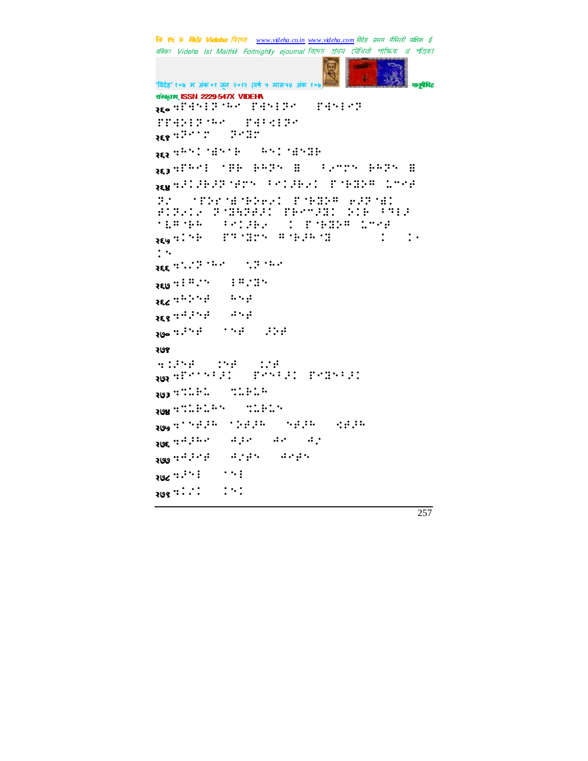२६०

२६१

२६२

२६३

२६४

२६५

२६६

२६७

२६८

२६९

२७०

२७१

२७२

२७३

२७४

२७५

२७६

२७७

२७८

२७९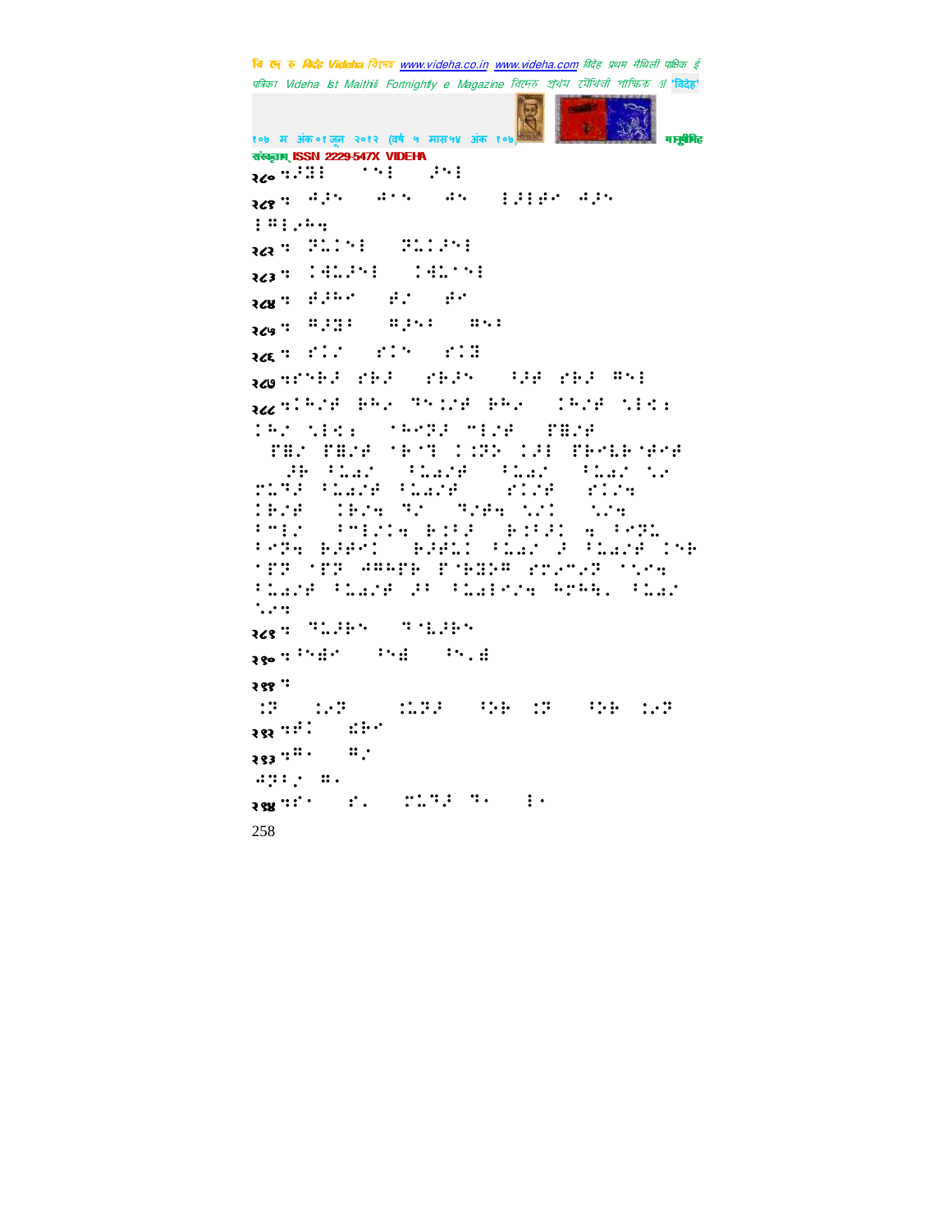संस्कृताम् ISSN 2229-547X VIDEHA

२८० ⠹⠼⠿⠇ ⠀⠀⠁⠝⠇ ⠀⠀⠼⠝⠇

२८१ ⠹ ⠙⠼⠝ ⠀⠀⠙⠁⠝ ⠀⠀⠙⠝ ⠀⠀⠇⠼⠇⠋⠁ ⠙⠼⠝ ⠇⠛⠇⠔⠓⠹

२८२ ⠹ ⠝⠥⠅⠁⠇ ⠀⠀⠝⠥⠅⠼⠝⠇

२८३ ⠹ ⠅⠙⠥⠼⠝⠇ ⠀⠀⠅⠙⠥⠁⠝⠇

२८४ ⠹ ⠋⠼⠓⠁ ⠀⠀⠋⠔ ⠀⠀⠋⠁

२८५ ⠹ ⠛⠼⠿⠃ ⠀⠀⠛⠼⠝⠃ ⠀⠀⠛⠝⠃

२८६ ⠹ ⠋⠅⠔ ⠀⠀⠋⠅⠝ ⠀⠀⠋⠅⠿

२८७ ⠹⠋⠁⠗⠼ ⠋⠗⠼ ⠀⠀⠋⠗⠼⠝ ⠀⠀⠃⠼⠋ ⠋⠗⠼ ⠛⠝⠇

२८८ ⠹⠅⠓⠔⠋ ⠗⠓⠔ ⠝⠝⠅⠔⠋ ⠗⠓⠔ ⠀⠀⠅⠓⠔⠋ ⠣⠇⠩⠆ ⠅⠓⠔ ⠣⠇⠩⠆ ⠀⠀⠁⠓⠝⠼ ⠍⠇⠔⠋ ⠀⠀⠏⠛⠔⠋ ⠀⠀⠏⠛⠔ ⠏⠛⠔⠋ ⠁⠗⠁⠝ ⠅⠅⠝⠝ ⠅⠼⠇ ⠏⠗⠁⠇⠗⠁⠋⠁⠋ ⠀⠀⠼⠗ ⠃⠥⠁⠔ ⠀⠀⠃⠥⠁⠔⠋ ⠀⠀⠃⠥⠁⠔ ⠀⠀⠃⠥⠁⠔ ⠣⠔ ⠍⠥⠝⠼ ⠃⠥⠁⠔⠋ ⠃⠥⠁⠔⠋ ⠀⠀⠋⠅⠔⠋ ⠀⠀⠋⠅⠔⠹ ⠅⠗⠔⠋ ⠀⠀⠅⠗⠔⠹ ⠝⠔ ⠀⠀⠝⠔⠋⠹ ⠣⠔⠅ ⠀⠀⠣⠔⠹ ⠃⠍⠇⠔ ⠀⠀⠃⠍⠇⠔⠅⠹ ⠗⠅⠃⠼ ⠀⠀⠗⠅⠃⠼⠅ ⠹ ⠃⠁⠝⠥ ⠃⠁⠝⠹ ⠗⠼⠋⠁⠅ ⠀⠀⠗⠼⠋⠥⠅ ⠃⠥⠁⠔ ⠼ ⠃⠥⠁⠔⠋ ⠅⠝⠗ ⠁⠏⠝ ⠁⠏⠝ ⠙⠛⠓⠏⠗ ⠏⠁⠗⠿⠝⠛ ⠋⠍⠔⠍⠔⠝ ⠁⠣⠔⠹ ⠃⠥⠁⠔⠋ ⠃⠥⠁⠔⠋ ⠼⠃ ⠃⠥⠁⠇⠁⠔⠹ ⠓⠍⠓⠹⠂ ⠃⠥⠁⠔ ⠣⠔⠹

२८९ ⠹ ⠝⠥⠼⠗⠝ ⠀⠀⠝⠁⠥⠼⠗⠝

२९० ⠹⠃⠝⠿⠁ ⠀⠀⠃⠝⠿ ⠀⠀⠃⠝⠂⠿

२९१ ⠹ ⠅⠝ ⠀⠀⠅⠔⠝ ⠀⠀⠅⠥⠝⠼ ⠀⠀⠃⠕⠗ ⠅⠝ ⠀⠀⠃⠕⠗ ⠅⠔⠝

२९२ ⠹⠋⠅ ⠀⠀⠱⠗⠁

२९३ ⠹⠛⠂ ⠀⠀⠛⠔ ⠙⠝⠇⠔ ⠛⠂

२९४ ⠹⠋⠂ ⠀⠀⠋⠂ ⠀⠀⠍⠥⠝⠼ ⠝⠂ ⠀⠀⠇⠂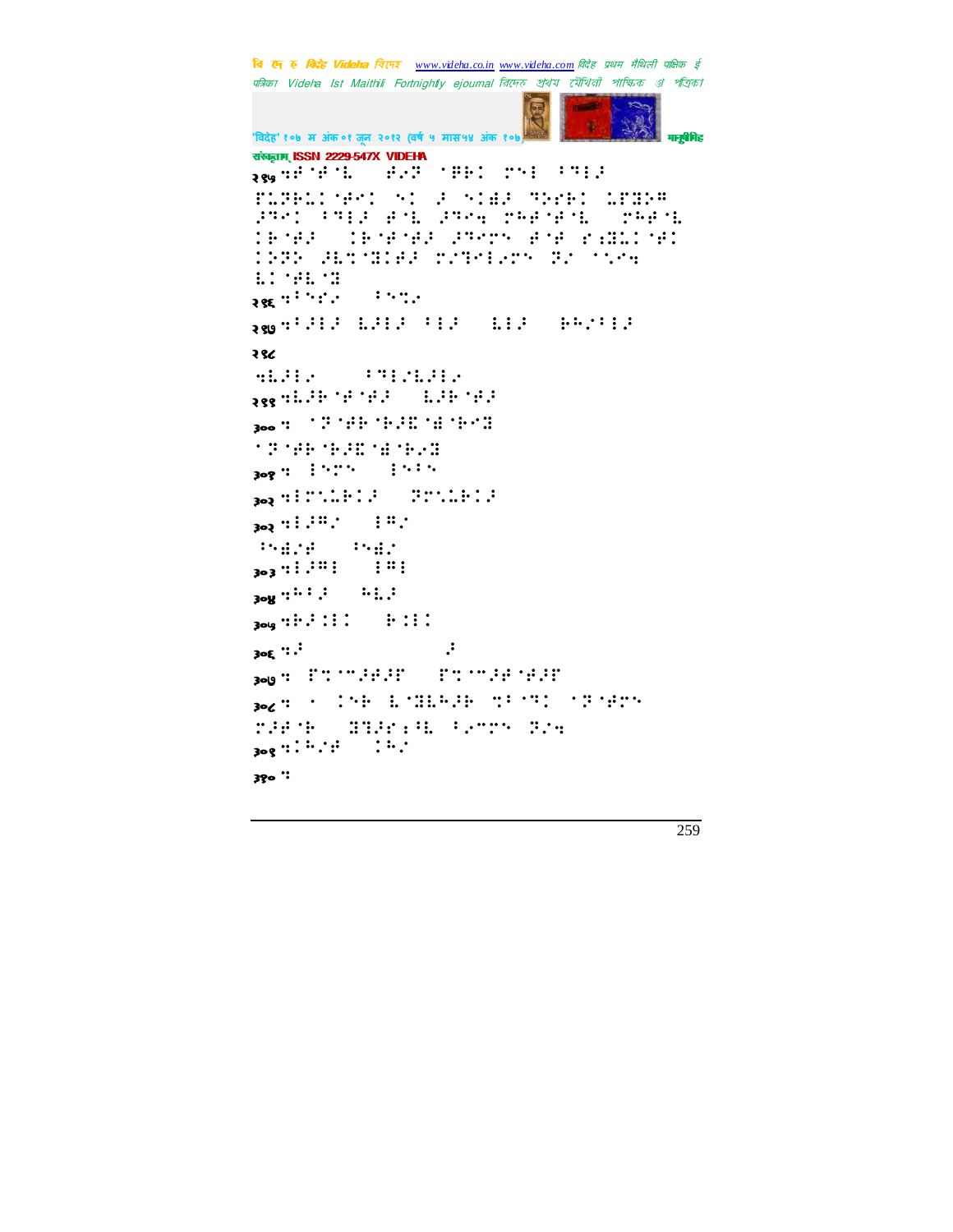संस्कृताम् ISSN 2229-547X VIDEHA

२९५ ⠹⠋⠈⠋⠈⠇ ⠀⠋⠴⠝ ⠈⠿⠗⠅ ⠍⠑⠇ ⠁⠻⠇⠎
⠋⠥⠝⠗⠥⠅⠈⠋⠉⠅ ⠑⠅ ⠚ ⠑⠅⠫⠚ ⠻⠕⠗⠗⠅ ⠥⠋⠻⠕⠛
⠚⠻⠉⠅ ⠁⠻⠇⠚ ⠋⠈⠇ ⠚⠻⠉⠹ ⠍⠓⠋⠈⠋⠈⠇ ⠀⠍⠓⠋⠈⠇
⠅⠗⠈⠋⠚ ⠀⠅⠗⠈⠋⠈⠋⠚ ⠚⠻⠉⠍⠝ ⠋⠈⠋ ⠗⠆⠻⠥⠅⠈⠋⠅
⠅⠕⠝⠕ ⠚⠇⠹⠻⠅⠋⠚ ⠍⠌⠻⠉⠇⠴⠍⠝ ⠝⠌ ⠁⠑⠴⠹
⠇⠅⠈⠋⠇⠈⠻

२९६ ⠹⠁⠑⠗⠴ ⠀⠁⠑⠹⠴

२९७ ⠹⠁⠚⠇⠚ ⠇⠚⠇⠚ ⠁⠇⠚ ⠀⠇⠇⠚ ⠀⠗⠓⠌⠁⠇⠚

२९८
⠹⠇⠚⠇⠴ ⠀⠀⠁⠻⠇⠌⠇⠚⠇⠴

२९९ ⠹⠇⠚⠗⠈⠋⠈⠋⠚ ⠀⠇⠚⠗⠈⠋⠚

३०० ⠹ ⠈⠝⠈⠋⠗⠈⠗⠚⠿⠈⠫⠈⠗⠉⠻
⠈⠝⠈⠋⠗⠈⠗⠚⠿⠈⠫⠈⠗⠴⠻

३०१ ⠹ ⠇⠑⠍⠑ ⠀⠇⠑⠁⠑

३०२ ⠹⠇⠍⠑⠥⠗⠅⠚ ⠀⠝⠍⠑⠥⠗⠅⠚

३०३ ⠹⠇⠚⠛⠌ ⠀⠇⠛⠌
⠁⠑⠫⠌⠋ ⠀⠁⠑⠫⠌

३०३ ⠹⠇⠚⠛⠇ ⠀⠇⠛⠇

३०४ ⠹⠓⠁⠚ ⠀⠓⠇⠚

३०५ ⠹⠗⠚⠅⠇⠅ ⠀⠗⠅⠇⠅

३०६ ⠹⠚ ⠀⠀⠀⠀⠀⠀⠀⠀⠚

३०७ ⠹ ⠋⠹⠉⠚⠋⠚⠋ ⠀⠋⠹⠉⠚⠋⠈⠋⠚⠋

३०८ ⠹ ⠄ ⠅⠑⠗ ⠇⠈⠻⠇⠓⠚⠗ ⠹⠁⠈⠻⠅ ⠈⠝⠈⠋⠍⠑
⠍⠚⠋⠈⠗ ⠀⠻⠇⠚⠗⠆⠁⠇ ⠁⠴⠍⠑ ⠝⠌⠹

३०९ ⠹⠅⠓⠌⠋ ⠀⠅⠓⠌

३१० ⠹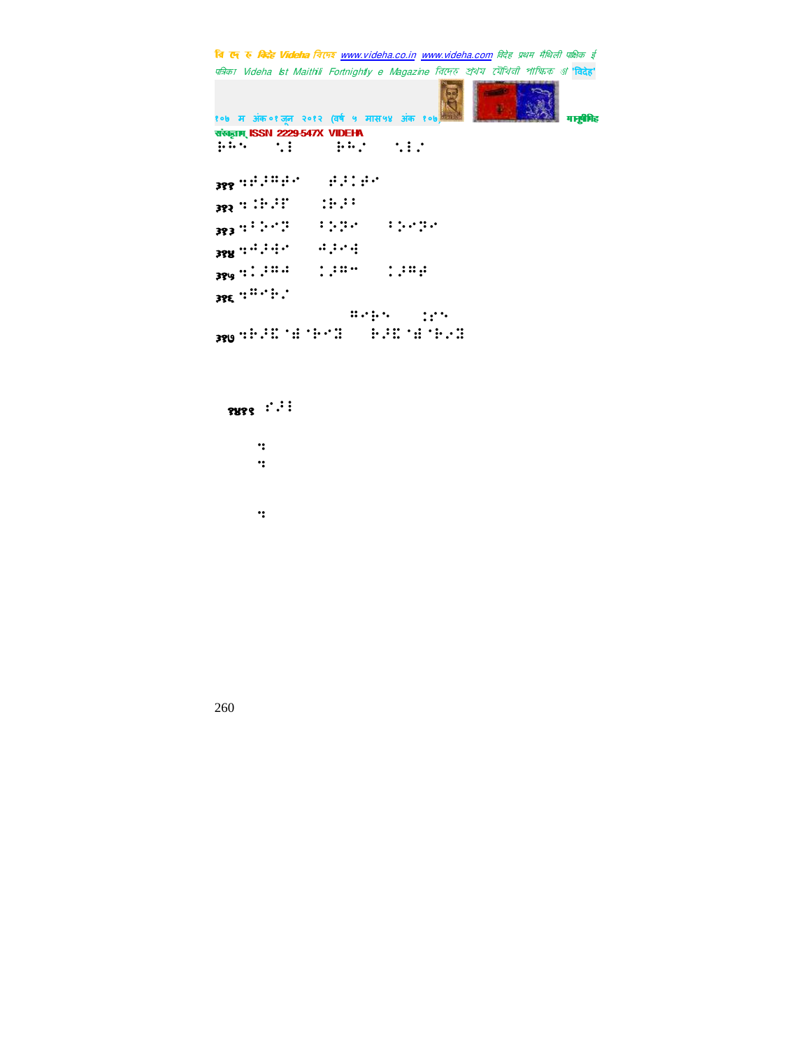⠗⠓⠑ ⠑⠇ ⠗⠓⠗ ⠑⠇⠗

३११ ⠣⠫⠼⠍⠫⠊ ⠫⠼⠇⠫⠊

३१२ ⠣⠚⠗⠼⠟ ⠚⠗⠼⠁

३१३ ⠣⠃⠇⠊⠝ ⠃⠇⠝⠊ ⠃⠇⠊⠝⠊

३१४ ⠣⠢⠼⠫⠊ ⠢⠼⠊⠫

३१५ ⠣⠇⠼⠍⠢ ⠇⠼⠍⠉ ⠇⠼⠍⠫

३१६ ⠣⠍⠊⠗⠇
⠍⠊⠗⠑ ⠇⠫⠑

३१७ ⠣⠗⠼⠻⠈⠮⠈⠗⠊⠻ ⠗⠼⠻⠈⠮⠈⠗⠇⠻

१४११ ⠋⠼⠃

⠣
⠣

⠣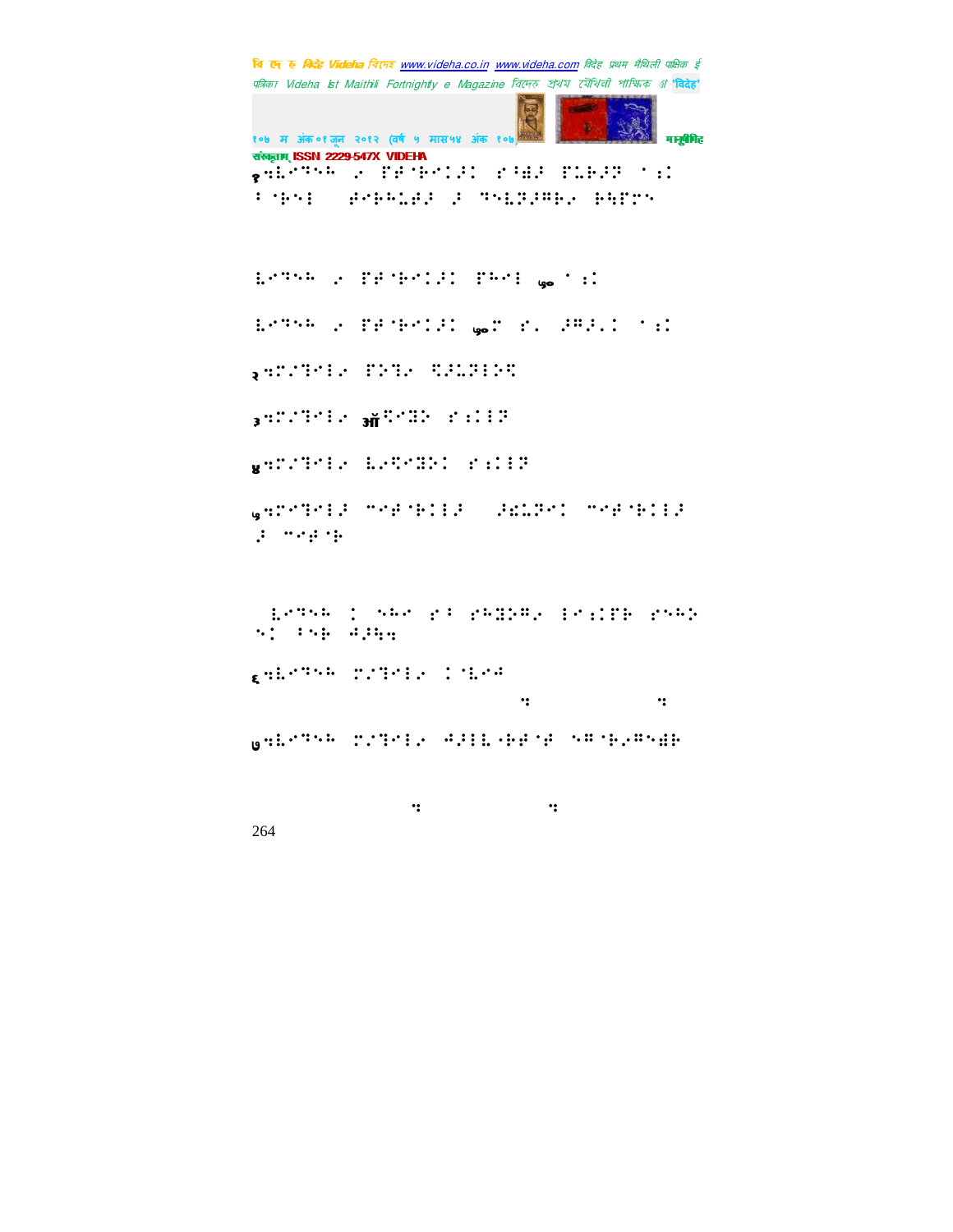१.

२.

३. ऑ

४.

५.

६.

७.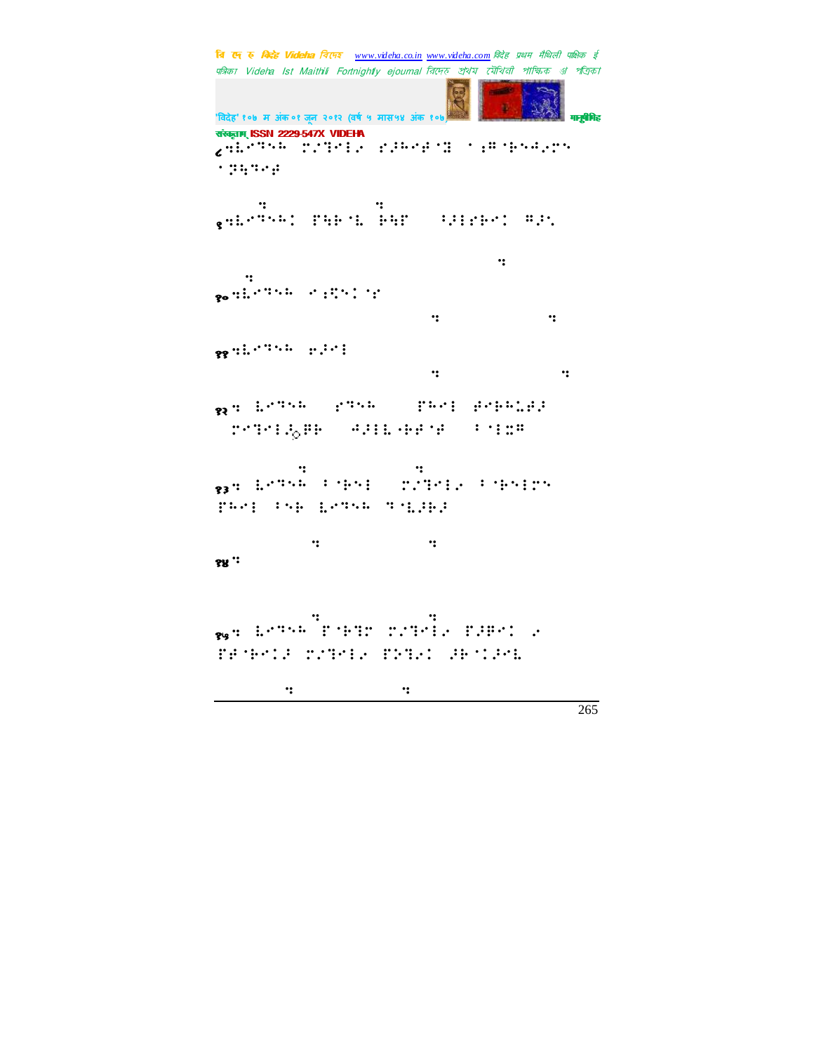८

९

१०

११

१२

१३

१४

१५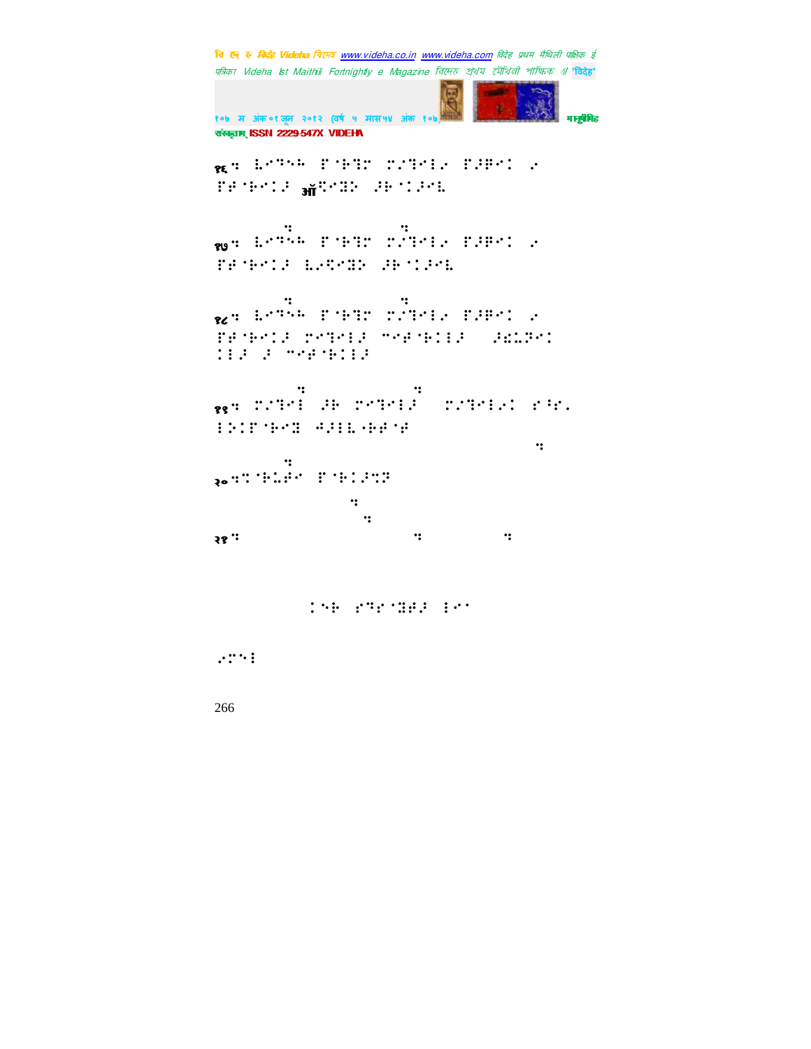१६: ⠇⠊⠙⠑⠓ ⠏⠁⠗⠝ ⠍⠡⠝⠊⠇⠡ ⠏⠕⠟⠊⠅ ⠡ ⠏⠗⠁⠗⠊⠅⠇⠕ ऑ⠝⠊⠽⠵ ⠕⠗⠁⠅⠕⠊⠇

१७: ⠇⠊⠙⠑⠓ ⠏⠁⠗⠝ ⠍⠡⠝⠊⠇⠡ ⠏⠕⠟⠊⠅ ⠡ ⠏⠗⠁⠗⠊⠅⠇⠕ ⠇⠡⠻⠊⠽⠵ ⠕⠗⠁⠅⠕⠊⠇

१८: ⠇⠊⠙⠑⠓ ⠏⠁⠗⠝ ⠍⠡⠝⠊⠇⠡ ⠏⠕⠟⠊⠅ ⠡ ⠏⠗⠁⠗⠊⠅⠇⠕ ⠍⠊⠝⠊⠇⠕ ⠉⠊⠗⠁⠗⠅⠇⠇⠕ ⠕⠱⠩⠟⠊⠅ ⠅⠇⠕ ⠕ ⠉⠊⠗⠁⠗⠅⠇⠇⠕

१९: ⠍⠡⠝⠊⠇ ⠕⠗ ⠍⠊⠝⠊⠇⠕ ⠍⠡⠝⠊⠇⠡⠅ ⠗⠘⠗⠄ ⠇⠕⠅⠏⠁⠗⠊⠵ ⠲⠕⠇⠇⠠⠗⠗⠁⠗

२०: ⠅⠁⠗⠩⠗⠊ ⠏⠁⠗⠅⠕⠝⠏

२१:

⠅⠊⠗ ⠗⠙⠗⠁⠵⠗⠕ ⠇⠊⠁

⠡⠍⠊⠇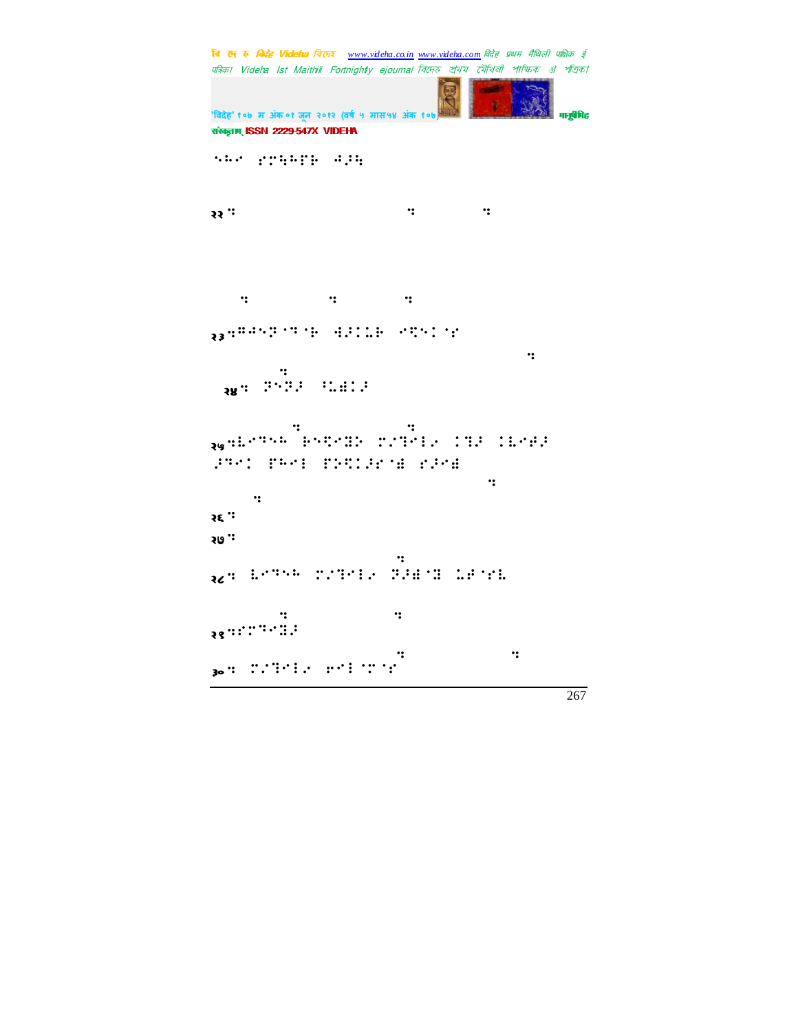⠑⠓⠊ ⠎⠞⠓⠗⠏ ⠺⠚⠓

२२ ⠒ ⠒ ⠒

⠒ ⠒ ⠒

२३ ⠒⠛⠫⠑⠝⠊⠙⠊⠗ ⠫⠚⠇⠥⠗ ⠊⠻⠑⠇⠊⠎

⠒

⠒

२४ ⠒ ⠝⠑⠝⠚ ⠙⠥⠯⠇⠚

⠒ ⠒

२५ ⠒⠣⠊⠙⠑⠓ ⠗⠑⠻⠊⠻⠕ ⠎⠜⠙⠊⠇⠌ ⠇⠙⠚ ⠇⠣⠊⠋⠚
⠚⠙⠊⠇ ⠏⠓⠊⠇ ⠏⠕⠻⠇⠚⠎⠊⠯ ⠎⠚⠊⠯

⠒

⠒

२६ ⠒

२७ ⠒

⠒

२८ ⠒ ⠣⠊⠙⠑⠓ ⠎⠜⠙⠊⠇⠌ ⠝⠚⠯⠊⠻ ⠥⠋⠊⠎⠣

⠒ ⠒

२९ ⠒⠎⠙⠊⠻⠚

⠒ ⠒

३० ⠒ ⠎⠜⠙⠊⠇⠌ ⠏⠊⠇⠊⠎⠊⠎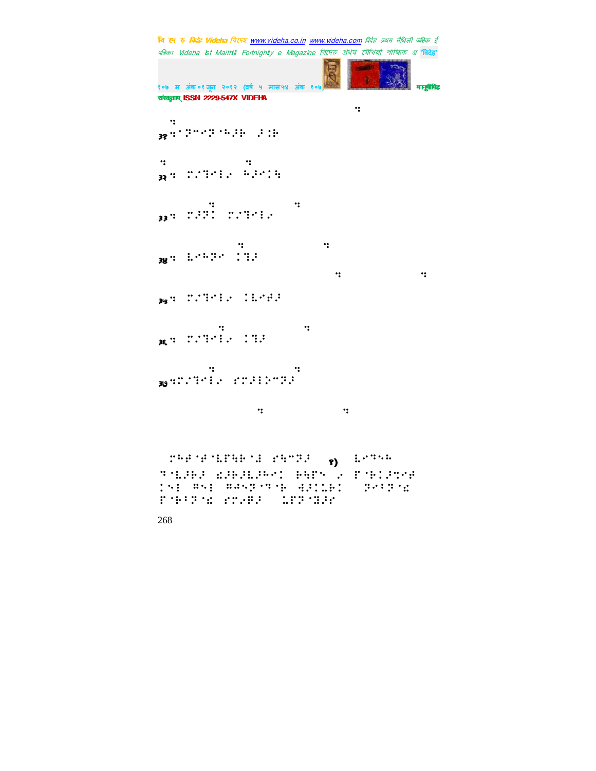३१

३२

३३

३४

३५

३६

३७

१)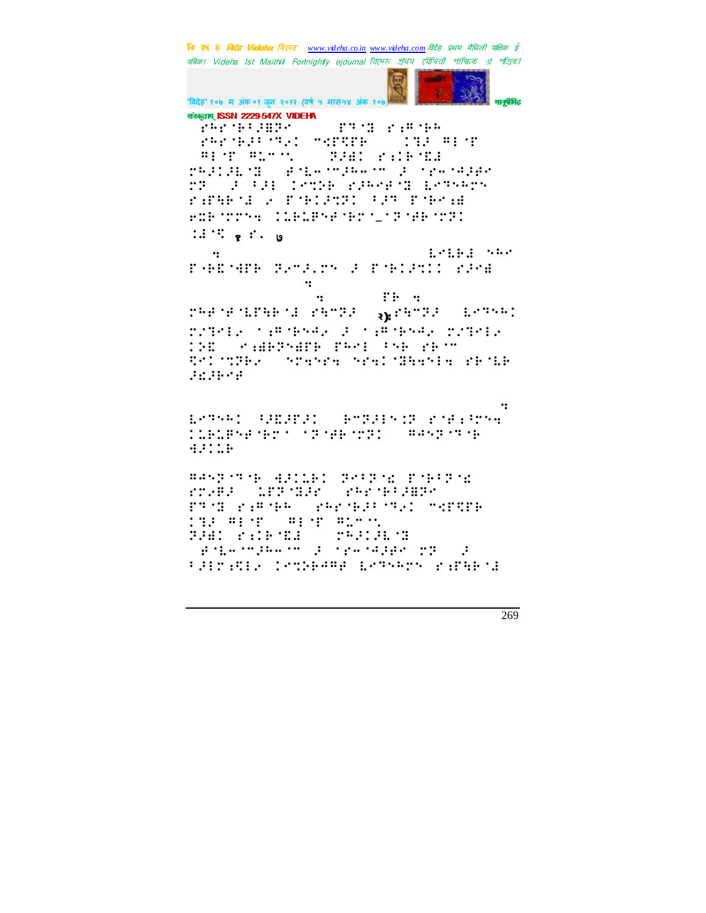संस्कृताम् ISSN 2229-547X VIDEHA

⠀⠗⠓⠗⠨⠃⠪⠚⠻⠗⠀⠀⠀⠀⠀⠏⠹⠨⠽⠀⠗�. ⠀

⠗⠓⠗⠨⠃⠪⠀⠀⠀⠀⠀⠀⠀⠀⠀⠀⠀⠀⠀⠀⠀⠀⠀⠀⠀⠀

⠿⠀⠀⠀

२)

269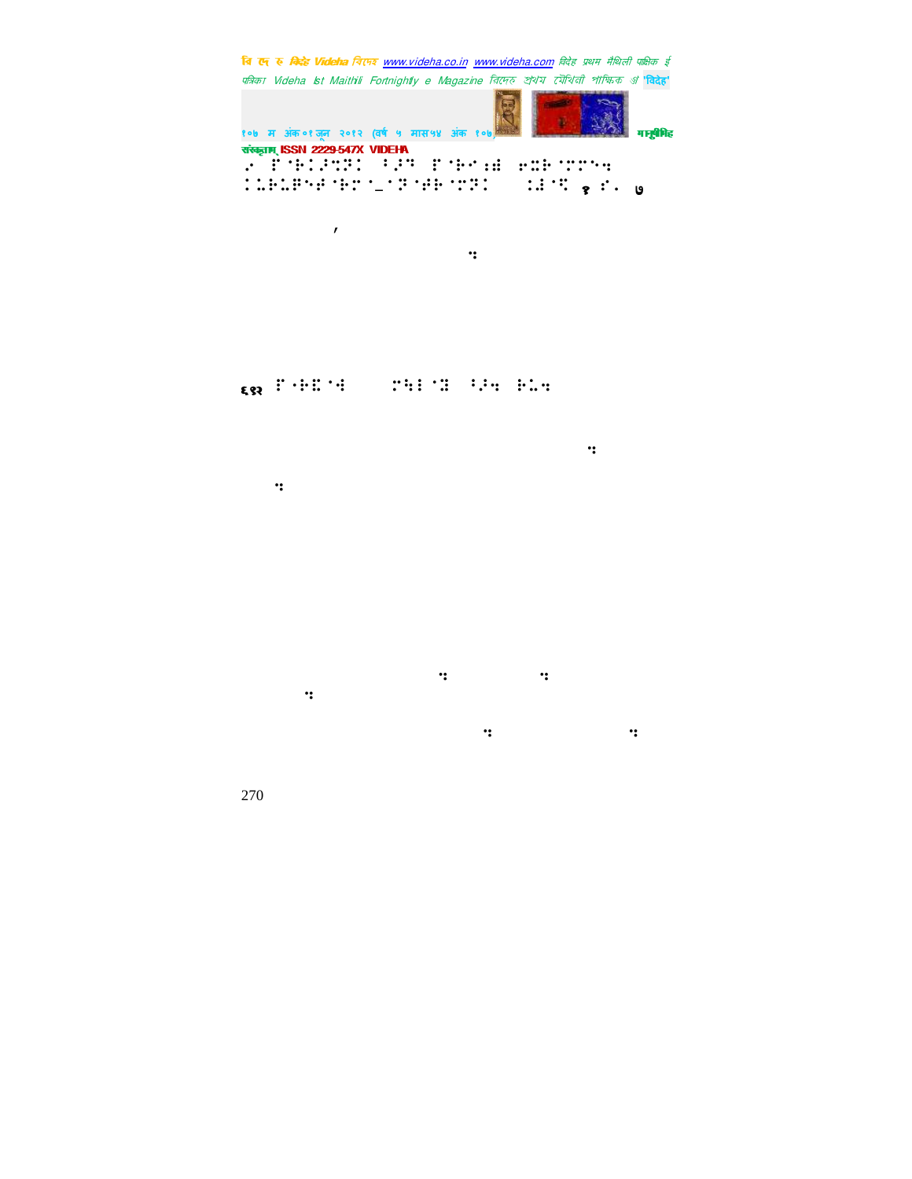⠠⠂ ⠏⠐⠗⠅⠜⠩⠝⠅ ⠁⠜⠩ ⠏⠐⠗⠄⠯⠯ ⠗⠭⠗⠐⠝⠏⠑⠹
⠅⠥⠗⠥⠿⠱⠜⠐⠗⠉⠐⠤⠐⠝⠐⠻⠐⠝⠝⠅ ⠅⠯⠐⠝ १ ⠎⠂ ७

,

⠹

६१२ ⠏⠐⠗⠭⠐⠳ ⠍⠱⠇⠐⠭ ⠅⠜⠹ ⠗⠥⠹

⠹

⠹

⠹ ⠹
⠹

⠹ ⠹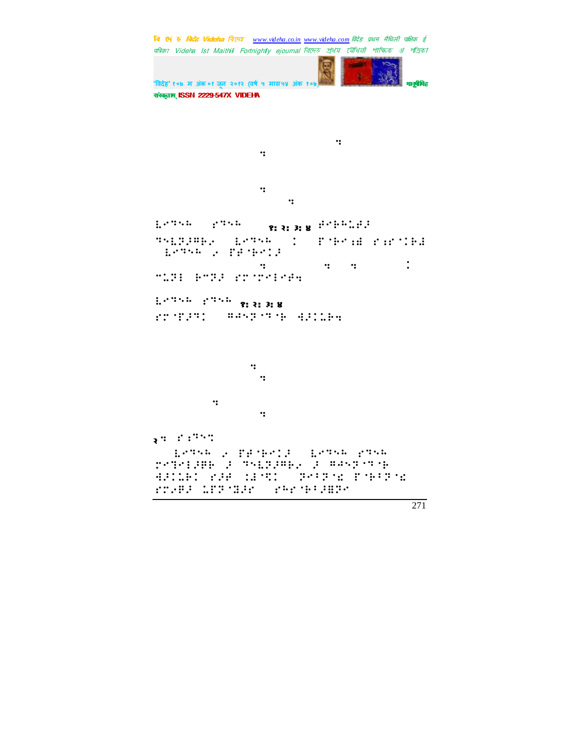⠀⠀⠀⠀⠀⠀⠀⠀⠀⠀⠀⠀⠀⠀⠀⠀⠀⠀⠀⠀⠀⠀⠀⠀⠀⠀⠀⠀⠀⠀⠀⠀⠀⠀⠀⠀⠀⠀⠀⠀⠒

⠀⠀⠀⠀⠀⠀⠀⠀⠀⠀⠀⠀⠀⠀⠀⠀⠀⠀⠀⠀⠀⠀⠀⠀⠀⠀⠒

⠀⠀⠀⠀⠀⠀⠀⠀⠀⠀⠀⠀⠀⠀⠀⠀⠀⠀⠀⠀⠀⠀⠀⠀⠀⠀⠒

⠀⠀⠀⠀⠀⠀⠀⠀⠀⠀⠀⠀⠀⠀⠀⠀⠀⠀⠀⠀⠀⠀⠀⠀⠀⠀⠀⠀⠀⠀⠒

⠧⠊⠙⠑⠓⠀⠀⠀⠎⠙⠑⠓⠀⠀⠀⠀१: २: ३: ४ ⠞⠊⠗⠓⠥⠞⠜

⠙⠑⠧⠝⠜⠻⠗⠊⠀⠀⠧⠊⠙⠑⠓⠀⠀⠀⠅⠀⠀⠀⠋⠈⠗⠊⠒⠮⠀⠎⠒⠎⠈⠅⠗⠮

⠀⠧⠊⠙⠑⠓⠀⠌⠀⠋⠮⠈⠗⠊⠅⠜

⠀⠀⠀⠀⠀⠀⠀⠀⠀⠀⠀⠀⠀⠀⠀⠀⠀⠀⠀⠀⠀⠀⠒⠀⠀⠀⠀⠀⠀⠀⠀⠒⠀⠀⠒⠀⠀⠀⠀⠀⠀⠀⠀⠀⠀⠅

⠉⠥⠝⠇⠀⠗⠉⠝⠜⠀⠎⠍⠈⠍⠊⠇⠊⠮⠲

⠧⠊⠙⠑⠓⠀⠎⠙⠑⠓ १: २: ३: ४

⠎⠍⠈⠋⠜⠙⠅⠀⠀⠀⠿⠢⠑⠝⠈⠙⠈⠗⠀⠫⠜⠅⠥⠗⠲

⠀⠀⠀⠀⠀⠀⠀⠀⠀⠀⠀⠀⠀⠀⠀⠀⠀⠀⠀⠀⠀⠀⠀⠒

⠀⠀⠀⠀⠀⠀⠀⠀⠀⠀⠀⠀⠀⠀⠀⠀⠀⠀⠀⠀⠀⠀⠀⠀⠒

⠀⠀⠀⠀⠀⠀⠀⠀⠀⠀⠀⠀⠀⠀⠀⠀⠀⠀⠒

⠀⠀⠀⠀⠀⠀⠀⠀⠀⠀⠀⠀⠀⠀⠀⠀⠀⠀⠀⠀⠀⠀⠀⠀⠒

२⠒ ⠎⠒⠙⠑⠉

⠀⠀⠧⠊⠙⠑⠓⠀⠌⠀⠋⠮⠈⠗⠊⠅⠜⠀⠀⠧⠊⠙⠑⠓⠀⠎⠙⠑⠓

⠍⠊⠙⠊⠇⠜⠻⠗⠀⠜⠀⠙⠑⠧⠝⠜⠻⠗⠊⠀⠜⠀⠿⠢⠑⠝⠈⠙⠈⠗

⠫⠜⠅⠥⠗⠅⠀⠎⠜⠮⠀⠅⠮⠈⠉⠅⠀⠀⠝⠊⠃⠝⠈⠮⠀⠋⠈⠗⠃⠝⠈⠮

⠎⠍⠌⠿⠜⠀⠥⠋⠝⠈⠫⠜⠊⠀⠀⠎⠓⠊⠈⠗⠃⠜⠿⠝⠊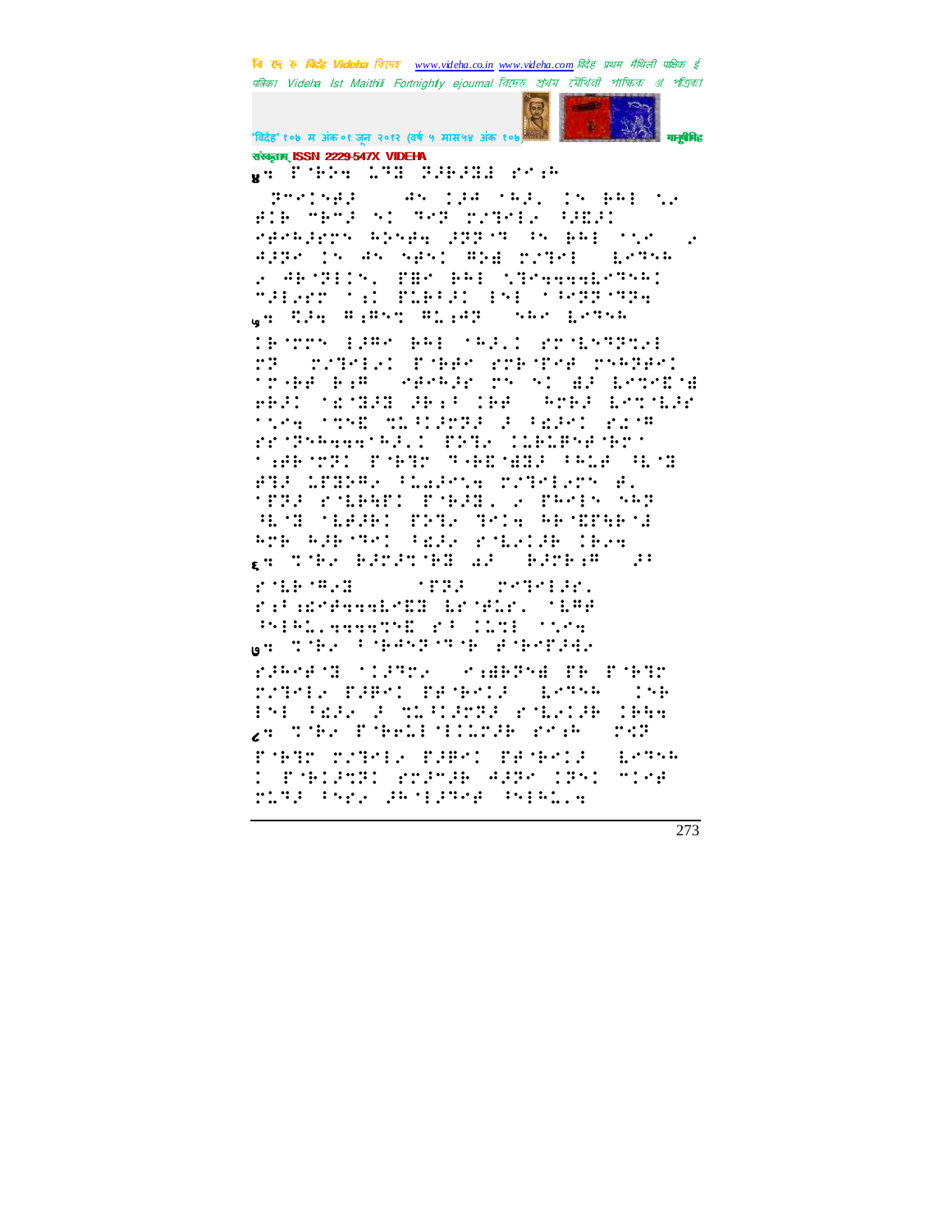संस्कृताम् ISSN 2229-547X VIDEHA

४. ⠏⠁⠗⠞⠽ ⠀⠇⠊⠝⠑ ⠀⠞⠗⠁⠝⠎⠇⠁⠞⠊⠕⠝

५. ...

६. ...

७. ...

८. ...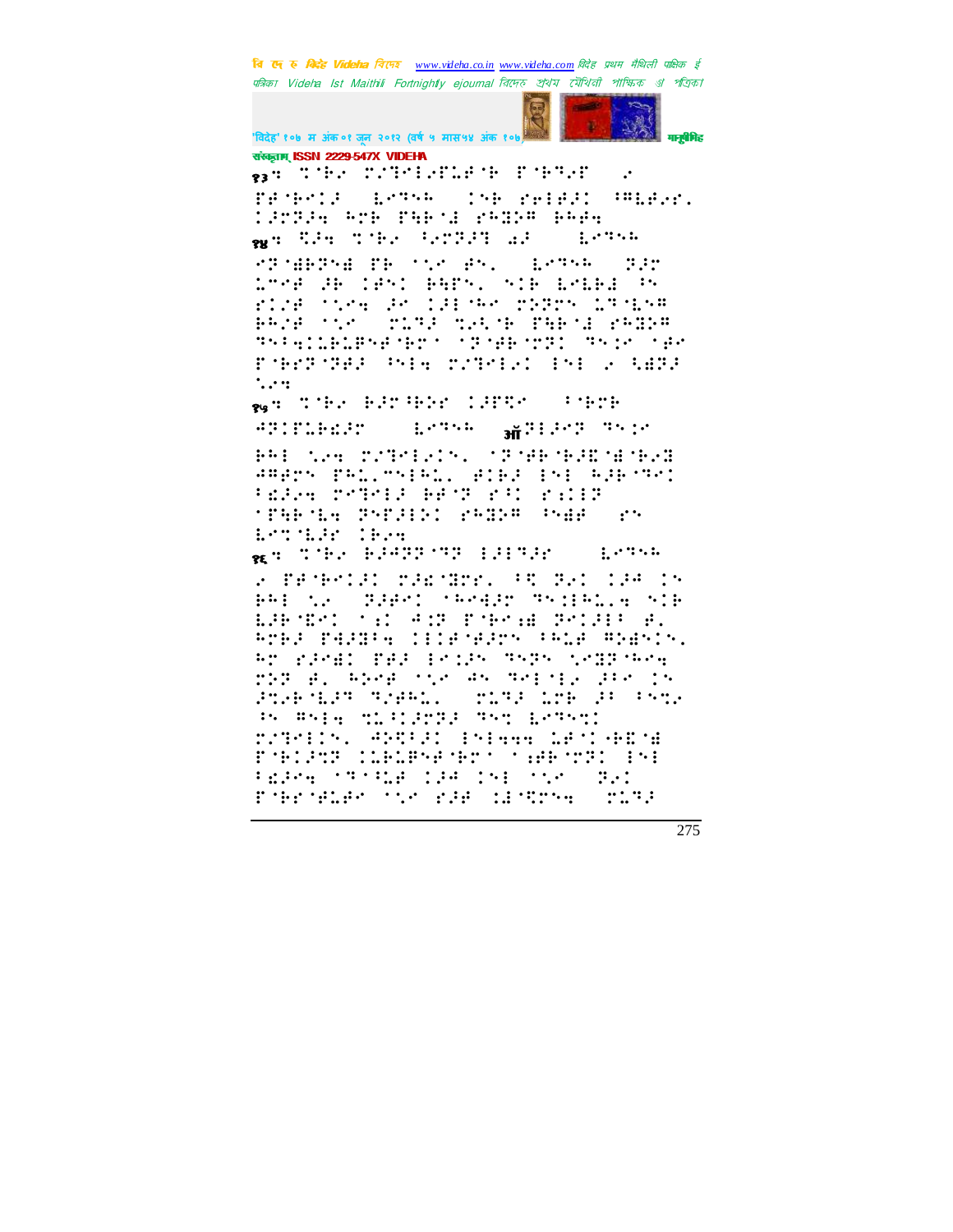१३ : ⠀⠉⠱⠂⠀⠗⠜⠙⠑⠇⠂⠋⠇⠋⠱⠀⠋⠱⠙⠂⠋⠀⠀⠂

१४ : ...

१५ : ...

१६ : ...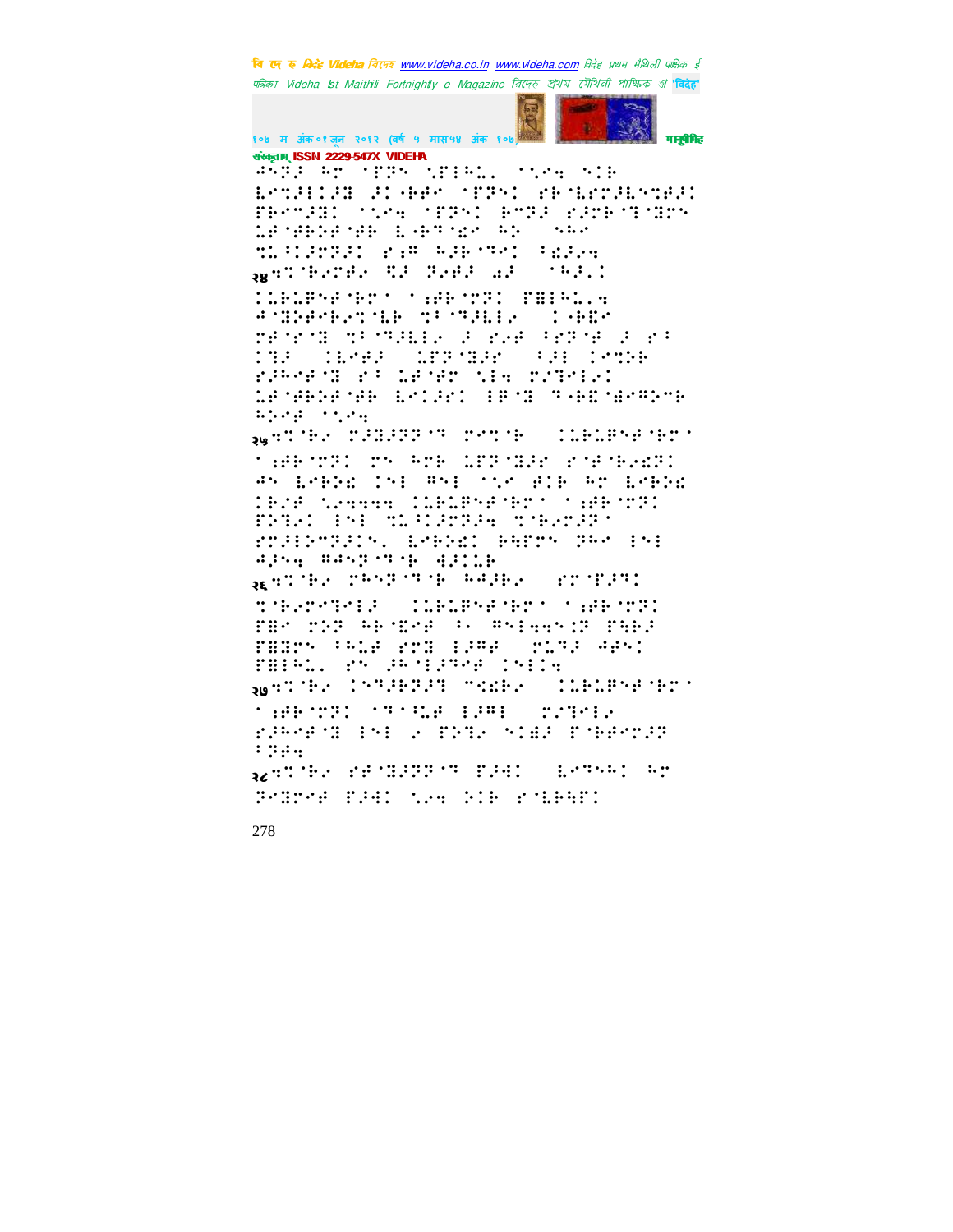संस्कृताम् ISSN 2229-547X VIDEHA

२४

२५

२६

२७

२८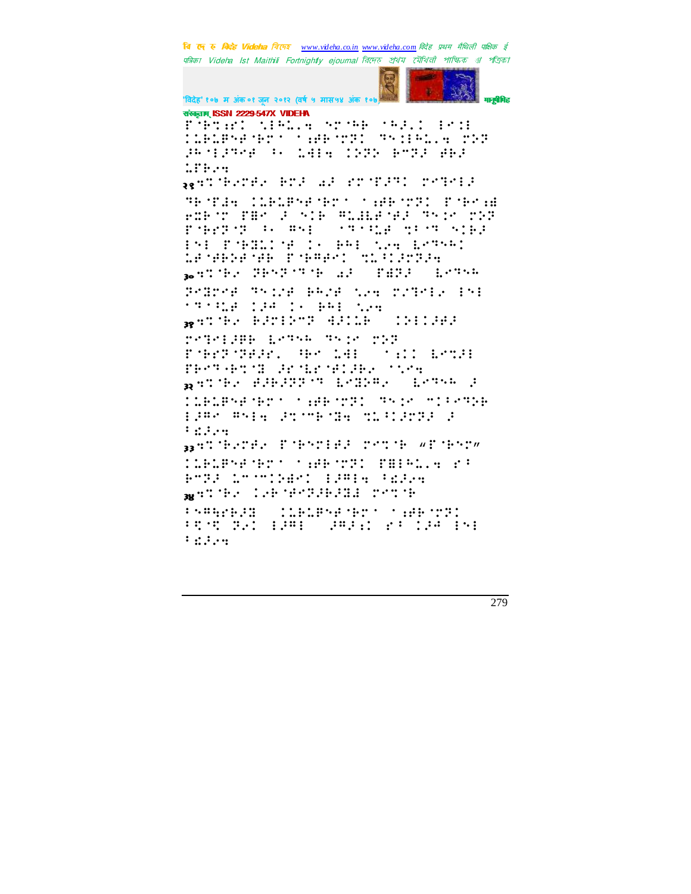संस्कृताम् ISSN 2229-547X VIDEHA

⠋⠈⠗⠉⠎⠗⠅ ⠑⠇⠓⠇⠂⠹ ⠝⠗⠈⠓⠗ ⠈⠓⠜⠂⠅ ⠇⠊⠅⠇ ⠅⠇⠗⠇⠏⠝⠋⠈⠗⠗⠁ ⠁⠎⠋⠗⠈⠗⠝⠅ ⠹⠝⠅⠇⠓⠇⠂⠹ ⠗⠕⠝ ⠜⠓⠈⠇⠜⠹⠋ ⠓⠂ ⠇⠺⠇⠹ ⠅⠕⠝⠕ ⠗⠍⠝⠜ ⠯⠗⠜ ⠇⠋⠗⠔⠹

२९⠹⠉⠈⠗⠔⠗⠯⠔ ⠗⠉⠜ ⠡⠜ ⠎⠗⠈⠋⠜⠹⠅ ⠗⠑⠹⠑⠇⠜ ⠹⠓⠈⠋⠚⠹ ⠅⠇⠗⠇⠏⠝⠋⠈⠗⠗⠁ ⠁⠎⠋⠗⠈⠗⠝⠅ ⠋⠈⠗⠑⠎⠫ ⠗⠭⠗⠈⠗ ⠋⠯⠑ ⠜ ⠝⠅⠗ ⠩⠇⠺⠇⠋⠈⠋⠜ ⠹⠝⠅⠑ ⠗⠕⠝ ⠋⠈⠗⠗⠝⠈⠝ ⠓⠂ ⠩⠝⠇ ⠁⠹⠁⠩⠇⠋ ⠹⠩⠁⠹ ⠝⠅⠗⠜ ⠇⠝⠇ ⠋⠈⠗⠭⠇⠅⠈⠋ ⠅⠂ ⠗⠩⠇ ⠎⠑⠹ ⠇⠑⠹⠝⠓⠅ ⠇⠋⠈⠋⠗⠕⠋⠈⠋⠗ ⠋⠈⠗⠩⠋⠑⠅ ⠹⠇⠩⠅⠜⠗⠝⠜⠹

३०⠹⠉⠈⠗⠔ ⠝⠗⠝⠝⠈⠹⠈⠗ ⠡⠜ ⠋⠫⠝⠜ ⠇⠑⠹⠝⠓ ⠝⠭⠗⠑⠋ ⠹⠝⠅⠎⠋ ⠗⠓⠎⠋ ⠎⠔⠹ ⠗⠎⠹⠑⠇⠔ ⠇⠝⠇ ⠁⠹⠁⠩⠇⠋ ⠅⠚⠋ ⠅⠂ ⠗⠩⠇ ⠎⠔⠹

३१⠹⠉⠈⠗⠔ ⠗⠜⠗⠇⠕⠍⠝ ⠙⠜⠅⠇⠗ ⠅⠝⠇⠇⠜⠋⠜ ⠗⠑⠹⠑⠇⠜⠗⠗ ⠇⠑⠹⠝⠓ ⠹⠝⠅⠑ ⠗⠕⠝ ⠋⠈⠗⠗⠝⠈⠝⠋⠜⠗⠂ ⠩⠗⠑ ⠇⠺⠇ ⠁⠎⠅⠅ ⠇⠑⠉⠜⠇ ⠋⠗⠑⠹⠈⠗⠉⠈⠭ ⠜⠗⠈⠇⠗⠈⠋⠇⠜⠗⠔ ⠁⠎⠑⠹

३२⠹⠉⠈⠗⠔ ⠋⠜⠗⠜⠝⠝⠈⠹ ⠇⠑⠭⠕⠩⠂ ⠇⠑⠹⠝⠓ ⠜ ⠅⠇⠗⠇⠏⠝⠋⠈⠗⠗⠁ ⠁⠎⠋⠗⠈⠗⠝⠅ ⠹⠝⠅⠑ ⠍⠅⠩⠑⠹⠕⠗ ⠇⠜⠩⠑ ⠩⠝⠇⠹ ⠜⠉⠈⠍⠗⠈⠭⠹ ⠹⠇⠩⠅⠜⠗⠝⠜ ⠜ ⠩⠫⠜⠔⠹

३३⠹⠉⠈⠗⠔⠗⠯⠔ ⠋⠈⠗⠝⠗⠇⠋⠜ ⠗⠑⠹⠈⠗ “⠋⠈⠗⠝⠗” ⠅⠇⠗⠇⠏⠝⠋⠈⠗⠗⠁ ⠁⠎⠋⠗⠈⠗⠝⠅ ⠋⠭⠇⠓⠇⠂⠹ ⠎⠩ ⠗⠍⠝⠜ ⠇⠍⠈⠍⠅⠕⠫⠑⠅ ⠇⠜⠩⠇⠹ ⠩⠫⠜⠔⠹

३४⠹⠉⠈⠗⠔ ⠅⠔⠗⠈⠋⠑⠝⠜⠗⠜⠭⠜ ⠗⠑⠹⠈⠗ ⠩⠝⠩⠹⠎⠗⠜⠭ ⠅⠇⠗⠇⠏⠝⠋⠈⠗⠗⠁ ⠁⠎⠋⠗⠈⠗⠝⠅ ⠩⠹⠈⠹ ⠝⠔⠅ ⠇⠜⠩⠇ ⠜⠩⠜⠎⠅ ⠎⠩ ⠅⠚⠋ ⠇⠝⠇ ⠩⠫⠜⠔⠹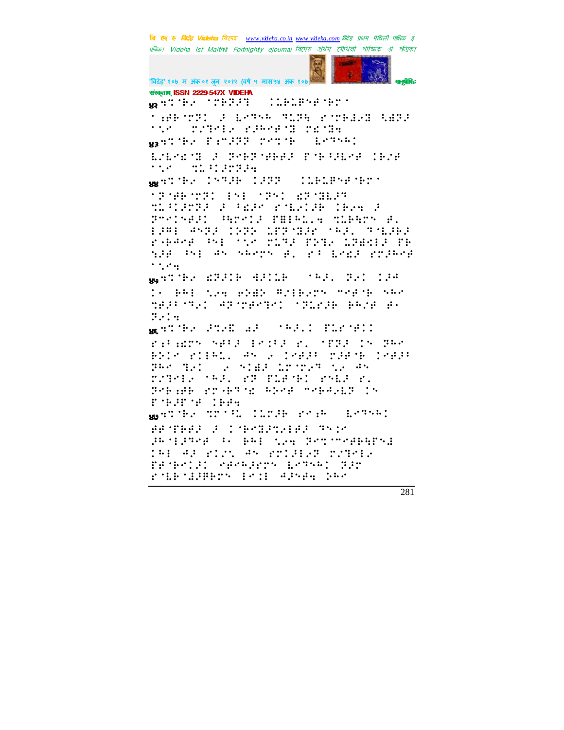संस्कृताम् ISSN 2229-547X VIDEHA

४२ ⠝⠍⠈⠓⠊ ⠈⠍⠗⠝⠚⠝ ⠀⠉⠇⠗⠇⠟⠑⠋⠈⠗⠍⠁

⠁⠩⠋⠗⠈⠍⠝⠅ ⠚ ⠇⠑⠙⠓⠓ ⠹⠇⠝⠹ ⠗⠈⠍⠗⠚⠊⠝ ⠳⠩⠝⠚ ⠁⠡⠑ ⠀⠍⠎⠙⠑⠇⠊ ⠗⠚⠓⠑⠋⠈⠝ ⠍⠣⠈⠝⠹

४३ ⠝⠍⠈⠓⠊ ⠋⠒⠍⠚⠝⠝ ⠍⠑⠍⠈⠗ ⠀⠇⠑⠙⠓⠓⠅

⠇⠎⠇⠑⠣⠈⠝ ⠚ ⠝⠑⠗⠝⠈⠋⠗⠗⠚ ⠋⠈⠗⠘⠚⠇⠑⠋ ⠅⠗⠎⠋ ⠁⠡⠑ ⠀⠹⠇⠘⠅⠚⠍⠝⠚⠹

४४ ⠝⠍⠈⠓⠊ ⠅⠑⠙⠚⠗ ⠅⠚⠝⠝ ⠀⠉⠇⠗⠇⠟⠑⠋⠈⠗⠍⠁

⠁⠝⠈⠋⠗⠈⠍⠝⠅ ⠌⠑⠇ ⠁⠝⠑⠅ ⠫⠝⠈⠝⠇⠚⠙ ⠹⠇⠘⠅⠚⠍⠝⠚ ⠚ ⠘⠣⠚⠑ ⠗⠈⠇⠑⠅⠚⠗ ⠅⠗⠊⠹ ⠚ ⠝⠑⠑⠅⠑⠋⠚⠅ ⠻⠗⠑⠅⠚ ⠋⠻⠌⠓⠇⠨⠹ ⠹⠇⠗⠻⠗⠑ ⠋⠨ ⠌⠚⠻⠌ ⠙⠑⠝⠚ ⠅⠝⠝ ⠇⠋⠝⠈⠝⠚⠑ ⠁⠓⠚⠨ ⠙⠈⠇⠚⠗⠚ ⠗⠈⠗⠙⠑⠋ ⠻⠑⠌ ⠁⠡⠑ ⠍⠇⠙⠚ ⠋⠝⠹⠊ ⠇⠝⠻⠣⠌⠚ ⠋⠗ ⠡⠚⠗ ⠻⠑⠌ ⠙⠑ ⠑⠓⠑⠗⠑ ⠋⠨ ⠗⠘ ⠇⠑⠣⠚ ⠗⠍⠚⠓⠑⠋ ⠁⠡⠑⠹

४५ ⠝⠍⠈⠓⠊ ⠫⠝⠚⠅⠗ ⠻⠚⠅⠇⠗ ⠀⠁⠓⠚⠨ ⠝⠊⠅ ⠅⠚⠙

⠅⠂ ⠗⠓⠌ ⠡⠑⠹ ⠑⠝⠻⠕ ⠻⠎⠌⠗⠊⠍⠑ ⠉⠑⠋⠈⠗ ⠑⠓⠑ ⠹⠋⠚⠘⠈⠝⠊⠅ ⠙⠝⠈⠍⠋⠑⠝⠊⠅ ⠁⠝⠇⠑⠚⠗ ⠗⠓⠎⠋ ⠋⠂ ⠝⠊⠅⠹

४६ ⠝⠍⠈⠓⠊ ⠚⠹⠊⠪ ⠩⠚ ⠀⠁⠓⠚⠨⠅ ⠋⠇⠗⠈⠋⠅⠅

⠗⠒⠘⠩⠣⠍⠝ ⠑⠋⠘⠚ ⠌⠑⠅⠚ ⠗⠨ ⠈⠋⠝⠚ ⠅⠑ ⠝⠓⠑ ⠗⠝⠅⠑ ⠗⠅⠌⠓⠇⠨ ⠙⠑ ⠊ ⠅⠑⠋⠚⠘ ⠍⠚⠋⠈⠗ ⠅⠑⠋⠚⠘ ⠝⠓⠑ ⠝⠊⠅ ⠀⠊ ⠑⠅⠩⠚ ⠇⠍⠈⠍⠎⠙ ⠡⠊ ⠙⠑ ⠍⠎⠙⠑⠇⠊ ⠁⠓⠚⠨ ⠗⠝ ⠋⠇⠗⠈⠗⠅ ⠗⠑⠇⠚ ⠗⠨ ⠝⠑⠗⠒⠩⠗ ⠗⠍⠈⠗⠙⠈⠣ ⠓⠕⠑⠋ ⠉⠑⠗⠓⠊⠇⠝ ⠅⠑ ⠋⠈⠗⠚⠋⠈⠋ ⠅⠗⠋⠹

४७ ⠝⠍⠈⠓⠊ ⠹⠍⠁⠘⠇ ⠅⠇⠍⠚⠗ ⠗⠑⠒⠓ ⠀⠇⠑⠙⠓⠓⠅

⠋⠋⠈⠋⠗⠗⠚ ⠚ ⠅⠈⠗⠑⠝⠚⠹⠊⠇⠗⠚ ⠙⠑⠅⠍ ⠚⠓⠈⠇⠚⠙⠑⠋ ⠘⠂ ⠗⠓⠇ ⠡⠑⠹ ⠝⠑⠹⠈⠉⠑⠋⠗⠻⠋⠑⠌ ⠅⠓⠇ ⠻⠚ ⠗⠅⠡⠅ ⠻⠑ ⠗⠍⠅⠚⠇⠊⠝ ⠍⠎⠙⠑⠇⠊ ⠋⠋⠈⠗⠑⠅⠚⠅ ⠑⠋⠑⠓⠚⠗⠍⠝ ⠇⠑⠙⠓⠓⠅ ⠝⠚⠍ ⠗⠈⠇⠗⠈⠣⠚⠋⠗⠍⠝ ⠌⠑⠅⠌ ⠻⠚⠝⠑⠹ ⠅⠓⠑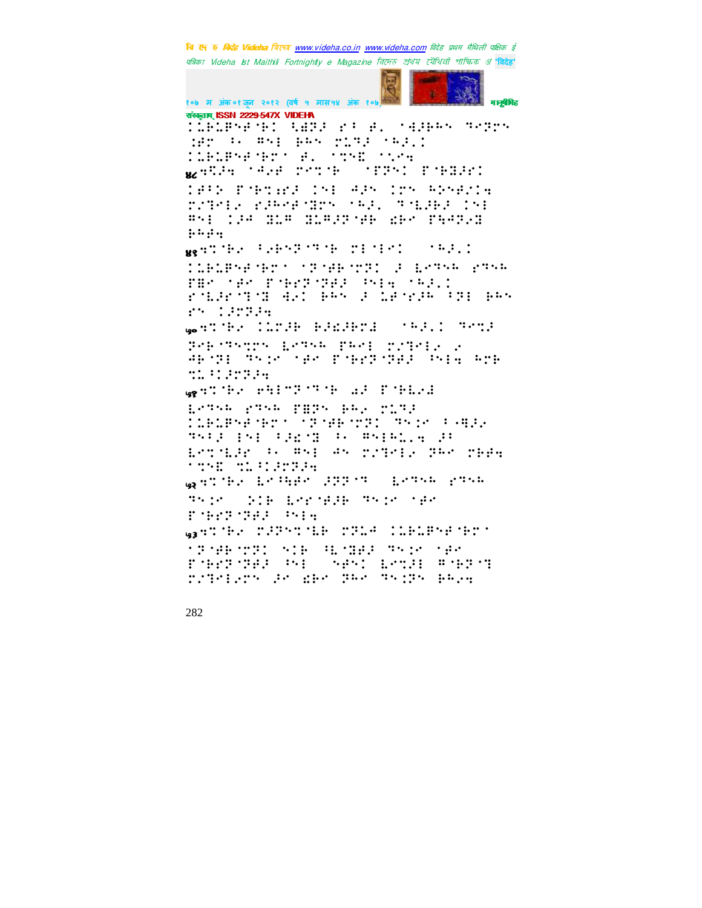⠀⠀⠀⠀⠀⠀⠀⠀⠀⠀⠀⠀⠀⠀⠀⠀⠀⠀⠀⠀⠀⠀⠀⠀⠀⠀⠀⠀⠀⠀⠀⠀⠀⠀

⠅⠇⠃⠇⠏⠝⠋⠊⠃⠅⠀⠩⠙⠗⠚⠀⠗⠁⠀⠋⠂⠀⠈⠙⠚⠃⠓⠝⠀⠞⠑⠗⠗⠝
⠨⠋⠗⠀⠁⠂⠀⠣⠝⠇⠀⠃⠓⠝⠀⠍⠥⠞⠚⠀⠈⠓⠚⠂⠅
⠅⠇⠃⠇⠏⠝⠋⠊⠃⠗⠁⠀⠋⠂⠀⠈⠞⠝⠿⠀⠈⠝⠂⠝⠲

४८⠎⠩⠚⠲⠀⠈⠙⠚⠋⠀⠗⠑⠞⠊⠃⠀⠀⠈⠏⠗⠝⠅⠀⠏⠊⠃⠻⠚⠗⠅
⠅⠋⠁⠕⠀⠏⠊⠃⠞⠰⠗⠚⠀⠅⠝⠇⠀⠙⠚⠝⠀⠅⠗⠝⠀⠓⠕⠝⠋⠌⠅⠲
⠍⠌⠞⠑⠇⠢⠀⠗⠚⠓⠑⠋⠊⠻⠗⠝⠀⠈⠓⠚⠂⠀⠞⠊⠇⠚⠃⠚⠀⠅⠝⠇
⠣⠝⠇⠀⠅⠚⠙⠀⠻⠥⠣⠀⠻⠥⠣⠚⠗⠊⠋⠃⠀⠫⠃⠑⠀⠏⠳⠙⠞⠢⠻
⠃⠓⠋⠲

४९⠎⠞⠊⠃⠢⠀⠁⠢⠃⠝⠗⠊⠞⠊⠃⠀⠍⠇⠊⠇⠑⠅⠀⠀⠈⠓⠚⠂⠅
⠅⠇⠃⠇⠏⠝⠋⠊⠃⠗⠁⠀⠈⠗⠊⠋⠃⠊⠗⠗⠅⠀⠚⠀⠇⠑⠞⠝⠓⠀⠗⠞⠝⠓
⠏⠻⠑⠀⠈⠋⠑⠀⠏⠊⠃⠗⠗⠊⠗⠋⠚⠀⠁⠝⠇⠲⠀⠈⠓⠚⠂⠅
⠗⠊⠇⠚⠗⠊⠞⠊⠻⠀⠙⠢⠅⠀⠃⠓⠝⠀⠚⠀⠥⠃⠊⠗⠚⠓⠀⠁⠗⠇⠀⠃⠓⠝
⠗⠝⠀⠅⠚⠗⠗⠚⠲

५०⠎⠞⠊⠃⠢⠀⠅⠥⠗⠚⠃⠀⠓⠚⠫⠚⠃⠗⠙⠀⠀⠈⠓⠚⠂⠅⠀⠞⠑⠞⠚
⠗⠑⠃⠊⠞⠑⠞⠗⠝⠀⠇⠑⠞⠝⠓⠀⠏⠓⠑⠇⠀⠍⠌⠞⠑⠇⠢⠀⠢
⠙⠃⠊⠗⠇⠀⠞⠝⠅⠑⠀⠈⠋⠑⠀⠏⠊⠃⠗⠗⠊⠗⠋⠚⠀⠁⠝⠇⠲⠀⠓⠝⠃
⠞⠥⠁⠅⠚⠗⠗⠚⠲

५१⠎⠞⠊⠃⠢⠀⠑⠳⠇⠉⠗⠊⠞⠊⠃⠀⠔⠚⠀⠏⠊⠃⠇⠢⠙
⠇⠑⠞⠝⠓⠀⠗⠞⠝⠓⠀⠏⠻⠗⠝⠀⠃⠓⠢⠀⠍⠥⠞⠚
⠅⠇⠃⠇⠏⠝⠋⠊⠃⠗⠁⠀⠈⠗⠊⠋⠃⠊⠗⠗⠅⠀⠞⠝⠅⠑⠀⠁⠊⠳⠚⠢
⠞⠝⠁⠚⠀⠃⠝⠇⠀⠁⠚⠫⠊⠻⠀⠁⠂⠀⠣⠝⠇⠃⠥⠂⠲⠀⠚⠁
⠇⠑⠞⠊⠇⠚⠗⠀⠁⠂⠀⠣⠝⠇⠀⠙⠝⠀⠍⠌⠞⠑⠇⠢⠀⠗⠓⠑⠀⠍⠃⠋⠲
⠈⠞⠝⠿⠀⠞⠥⠁⠅⠚⠗⠗⠚⠲

५२⠎⠞⠊⠃⠢⠀⠇⠑⠁⠳⠋⠑⠀⠚⠗⠗⠊⠞⠀⠀⠇⠑⠞⠝⠓⠀⠗⠞⠝⠓
⠞⠝⠅⠑⠀⠀⠕⠅⠃⠀⠇⠗⠗⠊⠋⠚⠃⠀⠞⠝⠅⠑⠀⠈⠋⠑
⠏⠊⠃⠗⠗⠊⠗⠋⠚⠀⠁⠝⠇⠲

५३⠎⠞⠊⠃⠢⠀⠍⠌⠗⠝⠞⠊⠇⠃⠀⠍⠞⠥⠙⠀⠅⠇⠃⠇⠏⠝⠋⠊⠃⠗⠁
⠈⠗⠊⠋⠃⠊⠗⠗⠅⠀⠝⠅⠃⠀⠳⠇⠊⠻⠋⠚⠀⠞⠝⠅⠑⠀⠈⠋⠑
⠏⠊⠃⠗⠗⠊⠗⠋⠚⠀⠁⠝⠇⠀⠀⠝⠋⠝⠅⠀⠇⠑⠞⠚⠇⠀⠣⠊⠃⠗⠊⠞
⠍⠌⠞⠑⠇⠢⠗⠝⠀⠚⠑⠀⠫⠃⠑⠀⠗⠓⠑⠀⠞⠝⠅⠗⠝⠀⠃⠓⠢⠲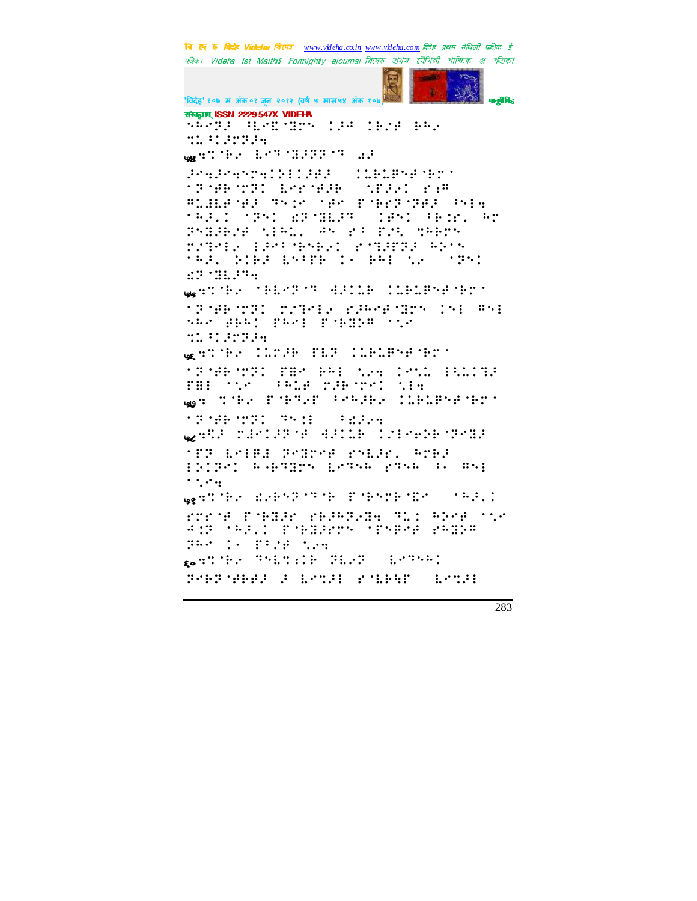संस्कृताम् ISSN 2229-547X VIDEHA

७४

७५

७६

७७

७८

७९

८०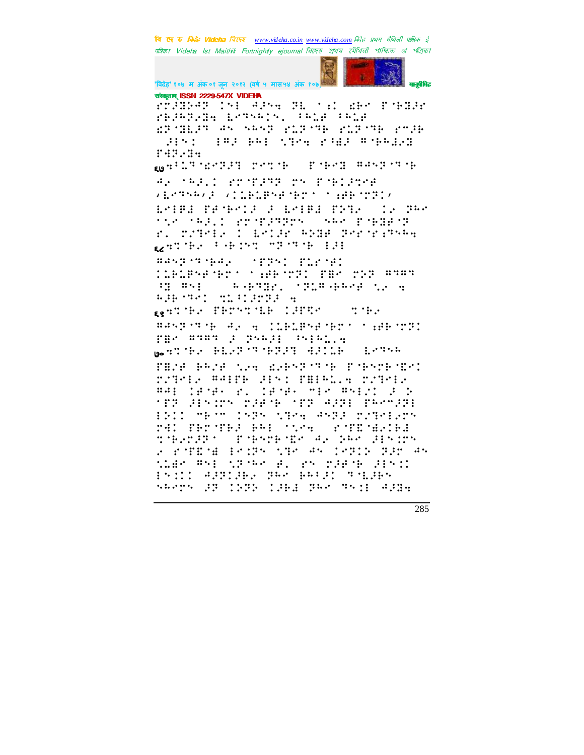संस्कृताम् ISSN 2229-547X VIDEHA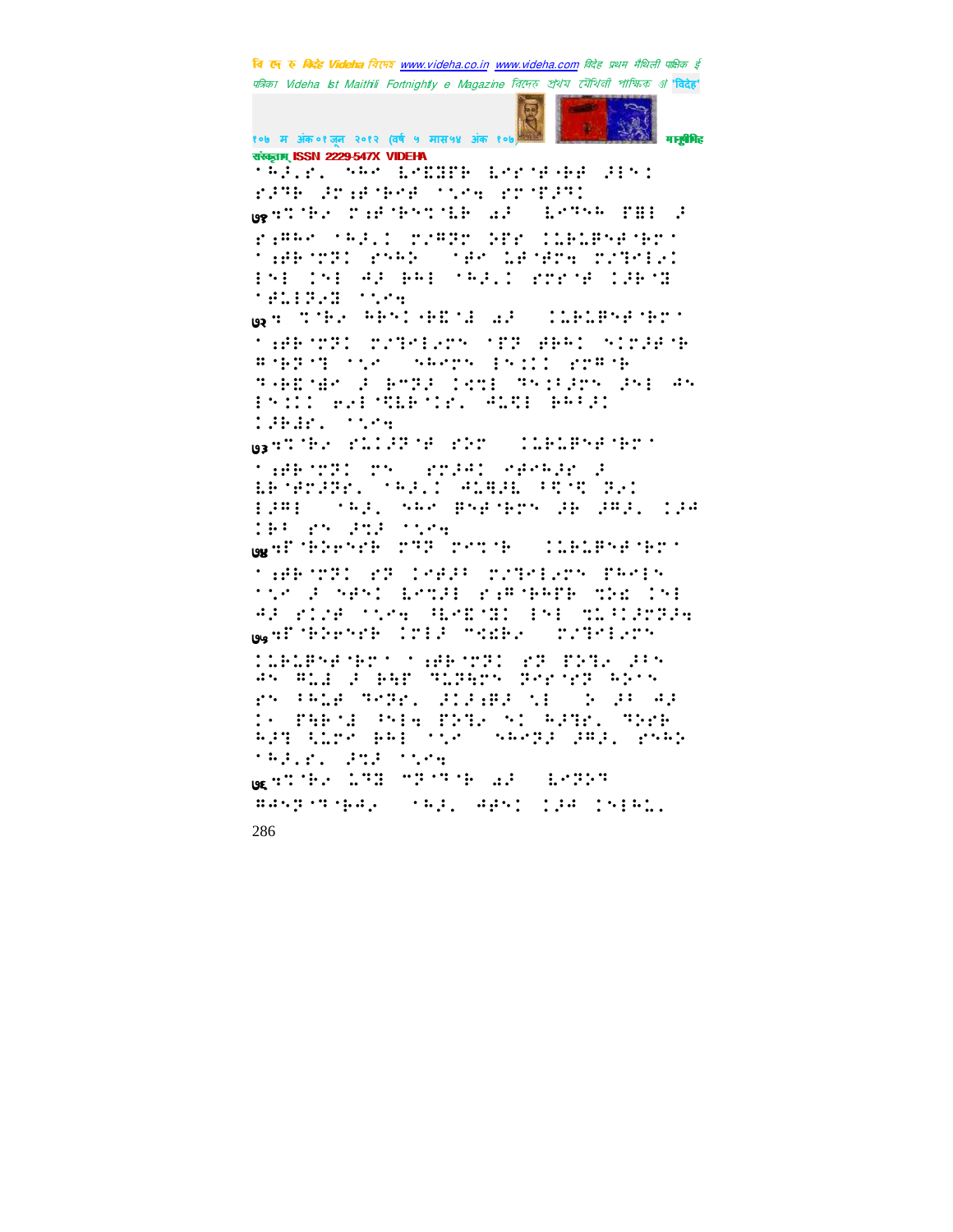विदेह Videha বিদেহ www.videha.co.in www.videha.com विदेह प्रथम मैथिली पाक्षिक ई पत्रिका Videha Ist Maithili Fortnightly e Magazine বিদেহ প্রথম মৈথিলী পাক্ষিক ঞ 'विदेह' १०७ म अंक ०१ जून २०१२ (वर्ष ५ मास५४ अंक १०७) मानुषीमिह संस्कृताम् ISSN 2229-547X VIDEHA

⠁⠓⠜⠇⠗⠄ ⠱⠓⠉ ⠇⠑⠫⠻⠋⠗ ⠇⠑⠗⠈⠋⠐⠗⠋ ⠜⠃⠝⠁ ⠗⠜⠹⠗ ⠜⠗⠰⠋⠈⠗⠑⠋ ⠁⠡⠑⠹ ⠗⠗⠈⠋⠜⠹⠁

७४ ⠹⠉⠈⠗⠢ ⠉⠰⠋⠈⠗⠝⠉⠈⠇⠗ ⠔⠜ ⠇⠑⠹⠓ ⠋⠻⠇ ⠜ ⠗⠰⠻⠓⠉ ⠁⠓⠜⠇⠁ ⠉⠌⠻⠗ ⠝⠋⠗ ⠁⠇⠗⠇⠻⠝⠋⠈⠗⠉⠁ ⠁⠰⠋⠗⠈⠉⠹⠁ ⠗⠝⠓⠕ ⠈⠋⠉ ⠇⠋⠈⠋⠗⠹ ⠉⠌⠹⠑⠇⠢⠁ ⠃⠝⠇ ⠁⠝⠇ ⠙⠜ ⠗⠓⠇ ⠁⠓⠜⠇⠁ ⠗⠗⠗⠈⠋ ⠁⠜⠗⠈⠻ ⠈⠋⠇⠃⠹⠢⠻ ⠁⠡⠑⠹

७५ ⠹ ⠉⠈⠗⠢ ⠓⠗⠝⠁⠐⠗⠫⠈⠜ ⠔⠜ ⠁⠇⠗⠇⠻⠝⠋⠈⠗⠉⠁ ⠁⠰⠋⠗⠈⠉⠹⠁ ⠉⠌⠹⠑⠇⠢⠉⠝ ⠈⠋⠹ ⠋⠗⠓⠁ ⠝⠁⠉⠜⠋⠈⠗ ⠻⠐⠗⠹⠈⠹ ⠁⠡⠑ ⠱⠓⠑⠉⠝ ⠃⠝⠒⠁ ⠗⠉⠻⠈⠗ ⠹⠐⠗⠫⠈⠻⠑ ⠜ ⠗⠉⠹⠜ ⠁⠑⠹⠇ ⠹⠝⠁⠃⠜⠗⠝ ⠜⠝⠇ ⠙⠝ ⠃⠝⠒⠁ ⠗⠢⠇⠈⠻⠇⠗⠈⠁⠗⠄ ⠙⠇⠻⠇ ⠗⠓⠃⠜⠁ ⠁⠜⠗⠚⠗⠄ ⠁⠡⠑⠹

७३ ⠹⠉⠈⠗⠢ ⠗⠇⠁⠜⠹⠈⠋ ⠗⠕⠗ ⠁⠇⠗⠇⠻⠝⠋⠈⠗⠉⠁ ⠁⠰⠋⠗⠈⠉⠹⠁ ⠗⠝ ⠗⠉⠜⠙⠁ ⠎⠋⠑⠓⠜⠗ ⠜ ⠇⠗⠈⠋⠗⠜⠹⠗⠄ ⠁⠓⠜⠇⠁ ⠙⠇⠻⠜⠇ ⠃⠹⠈⠹ ⠹⠢⠁ ⠃⠜⠻⠇ ⠁⠓⠜⠄ ⠱⠓⠉ ⠻⠝⠋⠈⠗⠉⠝ ⠜⠗ ⠜⠻⠜⠄ ⠁⠜⠙ ⠁⠗⠃ ⠗⠝ ⠜⠹⠜ ⠁⠡⠑⠹

७४ ⠹⠋⠈⠗⠕⠑⠝⠑⠗ ⠗⠹⠹ ⠗⠑⠉⠈⠗ ⠁⠇⠗⠇⠻⠝⠋⠈⠗⠉⠁ ⠁⠰⠋⠗⠈⠉⠹⠁ ⠗⠹ ⠁⠑⠋⠜⠃ ⠉⠌⠹⠑⠇⠢⠉⠝ ⠋⠓⠑⠇⠝ ⠁⠡⠑ ⠜ ⠝⠋⠝⠁ ⠇⠑⠹⠜⠇ ⠗⠰⠻⠈⠗⠓⠋⠗ ⠹⠕⠫ ⠁⠝⠇ ⠙⠜ ⠗⠁⠇⠋ ⠁⠡⠑⠹ ⠫⠑⠫⠈⠻⠁ ⠃⠝⠇ ⠹⠇⠃⠁⠜⠹⠜⠹

७५ ⠹⠋⠈⠗⠕⠑⠝⠑⠗ ⠁⠗⠇⠜ ⠉⠹⠫⠗⠢ ⠉⠌⠹⠑⠇⠢⠉⠝ ⠁⠇⠗⠇⠻⠝⠋⠈⠗⠉⠁ ⠁⠰⠋⠗⠈⠉⠹⠁ ⠗⠹ ⠋⠕⠹⠢ ⠜⠃⠝ ⠙⠝ ⠻⠇⠚ ⠜ ⠗⠓⠗ ⠹⠇⠹⠓⠉⠝ ⠹⠑⠗⠈⠗⠹ ⠓⠕⠉⠝ ⠗⠝ ⠃⠓⠇⠋ ⠹⠑⠹⠗⠄ ⠜⠁⠜⠰⠻⠜ ⠹⠇ ⠕ ⠜⠃ ⠙⠜ ⠁⠉ ⠋⠓⠗⠈⠚ ⠜⠝⠇⠹ ⠋⠕⠹⠢ ⠝⠁ ⠓⠜⠹⠗⠄ ⠹⠕⠗⠗ ⠓⠜⠹ ⠹⠇⠗⠉ ⠗⠓⠇ ⠁⠡⠑ ⠱⠓⠑⠹⠜ ⠜⠻⠜⠄ ⠗⠝⠓⠕ ⠁⠓⠜⠇⠗⠄ ⠜⠹⠜ ⠁⠡⠑⠹

७६ ⠹⠉⠈⠗⠢ ⠇⠹⠻ ⠉⠹⠈⠹⠈⠗ ⠔⠜ ⠇⠑⠹⠕⠹ ⠻⠙⠝⠹⠈⠹⠈⠗⠙⠢ ⠁⠓⠜⠄ ⠙⠋⠝⠁ ⠁⠜⠙ ⠁⠝⠃⠓⠇⠄